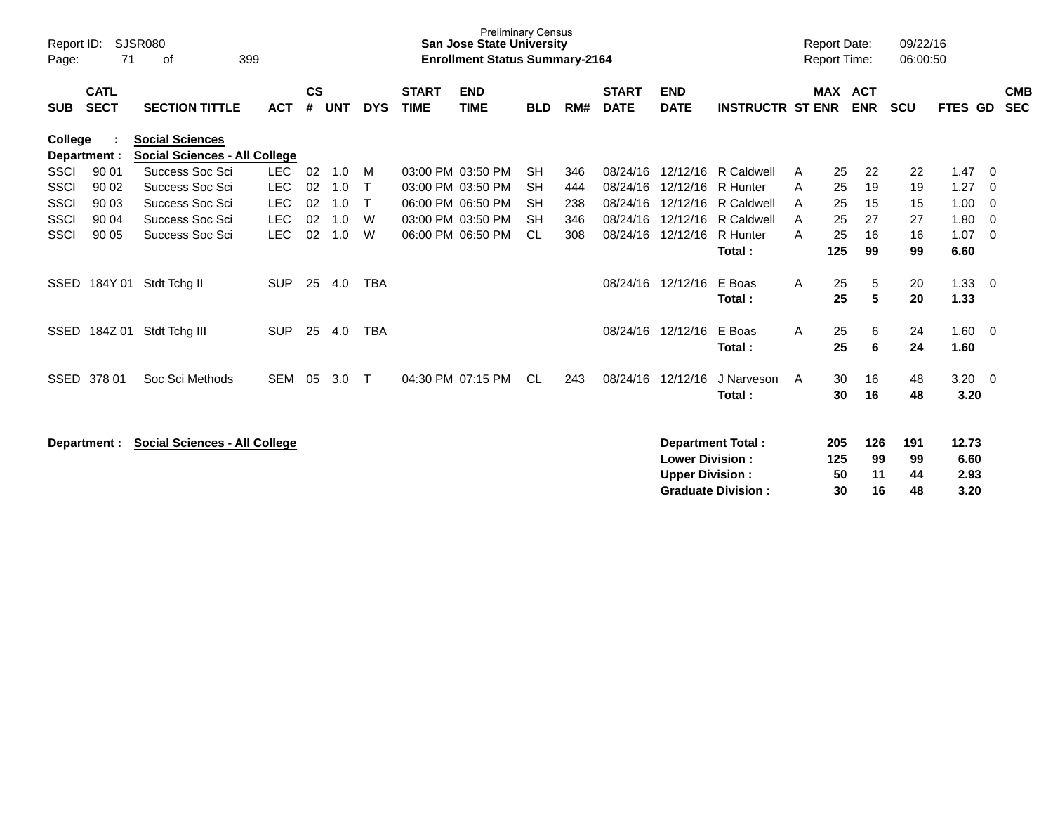Preliminary Census
**San Jose State University**
**Enrollment Status Summary-2164**

Report ID: SJSR080
Report Date: 09/22/16
Report Time: 06:00:50

**College : Social Sciences**
**Department : Social Sciences - All College**

| SUB | CATL SECT | SECTION TITTLE | ACT | CS # | UNT | DYS | START TIME | END TIME | BLD | RM# | START DATE | END DATE | INSTRUCTR | ST | MAX ENR | ACT ENR | SCU | FTES | GD | CMB SEC |
|---|---|---|---|---|---|---|---|---|---|---|---|---|---|---|---|---|---|---|---|---|
| SSCI | 90 01 | Success Soc Sci | LEC | 02 | 1.0 | M | 03:00 PM | 03:50 PM | SH | 346 | 08/24/16 | 12/12/16 | R Caldwell | A | 25 | 22 | 22 | 1.47 | 0 | |
| SSCI | 90 02 | Success Soc Sci | LEC | 02 | 1.0 | T | 03:00 PM | 03:50 PM | SH | 444 | 08/24/16 | 12/12/16 | R Hunter | A | 25 | 19 | 19 | 1.27 | 0 | |
| SSCI | 90 03 | Success Soc Sci | LEC | 02 | 1.0 | T | 06:00 PM | 06:50 PM | SH | 238 | 08/24/16 | 12/12/16 | R Caldwell | A | 25 | 15 | 15 | 1.00 | 0 | |
| SSCI | 90 04 | Success Soc Sci | LEC | 02 | 1.0 | W | 03:00 PM | 03:50 PM | SH | 346 | 08/24/16 | 12/12/16 | R Caldwell | A | 25 | 27 | 27 | 1.80 | 0 | |
| SSCI | 90 05 | Success Soc Sci | LEC | 02 | 1.0 | W | 06:00 PM | 06:50 PM | CL | 308 | 08/24/16 | 12/12/16 | R Hunter | A | 25 | 16 | 16 | 1.07 | 0 | |
| | | | | | | | | | | | | | **Total :** | | **125** | **99** | **99** | **6.60** | | |
| SSED | 184Y 01 | Stdt Tchg II | SUP | 25 | 4.0 | TBA | | | | | 08/24/16 | 12/12/16 | E Boas | A | 25 | 5 | 20 | 1.33 | 0 | |
| | | | | | | | | | | | | | **Total :** | | **25** | **5** | **20** | **1.33** | | |
| SSED | 184Z 01 | Stdt Tchg III | SUP | 25 | 4.0 | TBA | | | | | 08/24/16 | 12/12/16 | E Boas | A | 25 | 6 | 24 | 1.60 | 0 | |
| | | | | | | | | | | | | | **Total :** | | **25** | **6** | **24** | **1.60** | | |
| SSED | 378 01 | Soc Sci Methods | SEM | 05 | 3.0 | T | 04:30 PM | 07:15 PM | CL | 243 | 08/24/16 | 12/12/16 | J Narveson | A | 30 | 16 | 48 | 3.20 | 0 | |
| | | | | | | | | | | | | | **Total :** | | **30** | **16** | **48** | **3.20** | | |

**Department : Social Sciences - All College**

| | MAX ENR | ACT ENR | SCU | FTES |
|---|---|---|---|---|
| **Department Total :** | **205** | **126** | **191** | **12.73** |
| **Lower Division :** | **125** | **99** | **99** | **6.60** |
| **Upper Division :** | **50** | **11** | **44** | **2.93** |
| **Graduate Division :** | **30** | **16** | **48** | **3.20** |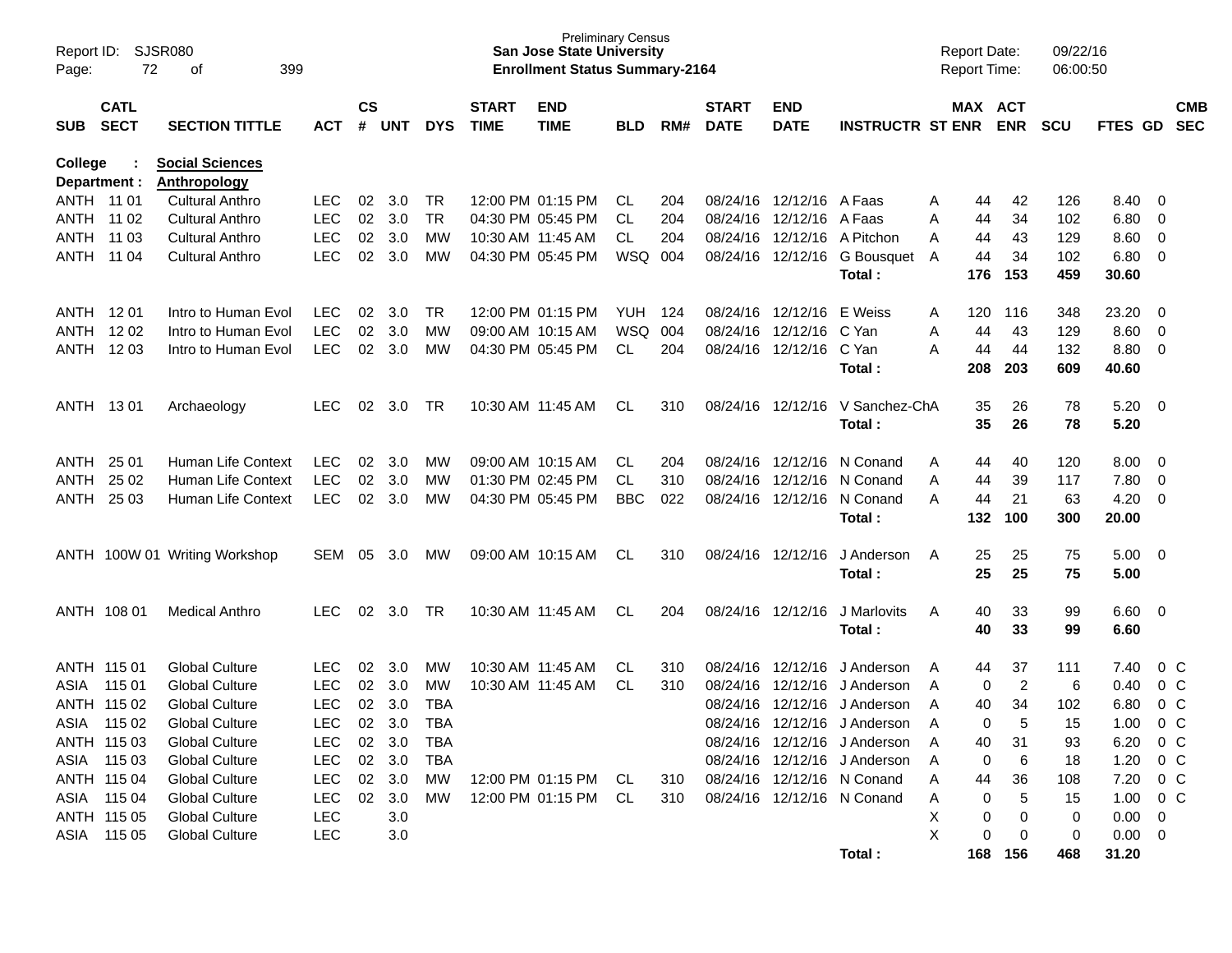Preliminary Census
**San Jose State University**
**Enrollment Status Summary-2164**

Report ID: SJSR080
Page: 72 of 399

Report Date: 09/22/16
Report Time: 06:00:50

**College : Social Sciences**
**Department : Anthropology**

| SUB | CATL SECT | SECTION TITTLE | ACT | CS # | UNT | DYS | START TIME | END TIME | BLD | RM# | START DATE | END DATE | INSTRUCTR | ST | MAX ENR | ACT ENR | SCU | FTES | GD | CMB SEC |
|---|---|---|---|---|---|---|---|---|---|---|---|---|---|---|---|---|---|---|---|---|
| ANTH | 11 01 | Cultural Anthro | LEC | 02 | 3.0 | TR | 12:00 PM | 01:15 PM | CL | 204 | 08/24/16 | 12/12/16 | A Faas | A | 44 | 42 | 126 | 8.40 | 0 | |
| ANTH | 11 02 | Cultural Anthro | LEC | 02 | 3.0 | TR | 04:30 PM | 05:45 PM | CL | 204 | 08/24/16 | 12/12/16 | A Faas | A | 44 | 34 | 102 | 6.80 | 0 | |
| ANTH | 11 03 | Cultural Anthro | LEC | 02 | 3.0 | MW | 10:30 AM | 11:45 AM | CL | 204 | 08/24/16 | 12/12/16 | A Pitchon | A | 44 | 43 | 129 | 8.60 | 0 | |
| ANTH | 11 04 | Cultural Anthro | LEC | 02 | 3.0 | MW | 04:30 PM | 05:45 PM | WSQ | 004 | 08/24/16 | 12/12/16 | G Bousquet | A | 44 | 34 | 102 | 6.80 | 0 | |
| | | | | | | | | | | | | | **Total :** | | **176** | **153** | **459** | **30.60** | | |
| ANTH | 12 01 | Intro to Human Evol | LEC | 02 | 3.0 | TR | 12:00 PM | 01:15 PM | YUH | 124 | 08/24/16 | 12/12/16 | E Weiss | A | 120 | 116 | 348 | 23.20 | 0 | |
| ANTH | 12 02 | Intro to Human Evol | LEC | 02 | 3.0 | MW | 09:00 AM | 10:15 AM | WSQ | 004 | 08/24/16 | 12/12/16 | C Yan | A | 44 | 43 | 129 | 8.60 | 0 | |
| ANTH | 12 03 | Intro to Human Evol | LEC | 02 | 3.0 | MW | 04:30 PM | 05:45 PM | CL | 204 | 08/24/16 | 12/12/16 | C Yan | A | 44 | 44 | 132 | 8.80 | 0 | |
| | | | | | | | | | | | | | **Total :** | | **208** | **203** | **609** | **40.60** | | |
| ANTH | 13 01 | Archaeology | LEC | 02 | 3.0 | TR | 10:30 AM | 11:45 AM | CL | 310 | 08/24/16 | 12/12/16 | V Sanchez-Ch | A | 35 | 26 | 78 | 5.20 | 0 | |
| | | | | | | | | | | | | | **Total :** | | **35** | **26** | **78** | **5.20** | | |
| ANTH | 25 01 | Human Life Context | LEC | 02 | 3.0 | MW | 09:00 AM | 10:15 AM | CL | 204 | 08/24/16 | 12/12/16 | N Conand | A | 44 | 40 | 120 | 8.00 | 0 | |
| ANTH | 25 02 | Human Life Context | LEC | 02 | 3.0 | MW | 01:30 PM | 02:45 PM | CL | 310 | 08/24/16 | 12/12/16 | N Conand | A | 44 | 39 | 117 | 7.80 | 0 | |
| ANTH | 25 03 | Human Life Context | LEC | 02 | 3.0 | MW | 04:30 PM | 05:45 PM | BBC | 022 | 08/24/16 | 12/12/16 | N Conand | A | 44 | 21 | 63 | 4.20 | 0 | |
| | | | | | | | | | | | | | **Total :** | | **132** | **100** | **300** | **20.00** | | |
| ANTH | 100W 01 | Writing Workshop | SEM | 05 | 3.0 | MW | 09:00 AM | 10:15 AM | CL | 310 | 08/24/16 | 12/12/16 | J Anderson | A | 25 | 25 | 75 | 5.00 | 0 | |
| | | | | | | | | | | | | | **Total :** | | **25** | **25** | **75** | **5.00** | | |
| ANTH | 108 01 | Medical Anthro | LEC | 02 | 3.0 | TR | 10:30 AM | 11:45 AM | CL | 204 | 08/24/16 | 12/12/16 | J Marlovits | A | 40 | 33 | 99 | 6.60 | 0 | |
| | | | | | | | | | | | | | **Total :** | | **40** | **33** | **99** | **6.60** | | |
| ANTH | 115 01 | Global Culture | LEC | 02 | 3.0 | MW | 10:30 AM | 11:45 AM | CL | 310 | 08/24/16 | 12/12/16 | J Anderson | A | 44 | 37 | 111 | 7.40 | 0 | C |
| ASIA | 115 01 | Global Culture | LEC | 02 | 3.0 | MW | 10:30 AM | 11:45 AM | CL | 310 | 08/24/16 | 12/12/16 | J Anderson | A | 0 | 2 | 6 | 0.40 | 0 | C |
| ANTH | 115 02 | Global Culture | LEC | 02 | 3.0 | TBA | | | | | 08/24/16 | 12/12/16 | J Anderson | A | 40 | 34 | 102 | 6.80 | 0 | C |
| ASIA | 115 02 | Global Culture | LEC | 02 | 3.0 | TBA | | | | | 08/24/16 | 12/12/16 | J Anderson | A | 0 | 5 | 15 | 1.00 | 0 | C |
| ANTH | 115 03 | Global Culture | LEC | 02 | 3.0 | TBA | | | | | 08/24/16 | 12/12/16 | J Anderson | A | 40 | 31 | 93 | 6.20 | 0 | C |
| ASIA | 115 03 | Global Culture | LEC | 02 | 3.0 | TBA | | | | | 08/24/16 | 12/12/16 | J Anderson | A | 0 | 6 | 18 | 1.20 | 0 | C |
| ANTH | 115 04 | Global Culture | LEC | 02 | 3.0 | MW | 12:00 PM | 01:15 PM | CL | 310 | 08/24/16 | 12/12/16 | N Conand | A | 44 | 36 | 108 | 7.20 | 0 | C |
| ASIA | 115 04 | Global Culture | LEC | 02 | 3.0 | MW | 12:00 PM | 01:15 PM | CL | 310 | 08/24/16 | 12/12/16 | N Conand | A | 0 | 5 | 15 | 1.00 | 0 | C |
| ANTH | 115 05 | Global Culture | LEC | | 3.0 | | | | | | | | | X | 0 | 0 | 0 | 0.00 | 0 | |
| ASIA | 115 05 | Global Culture | LEC | | 3.0 | | | | | | | | | X | 0 | 0 | 0 | 0.00 | 0 | |
| | | | | | | | | | | | | | **Total :** | | **168** | **156** | **468** | **31.20** | | |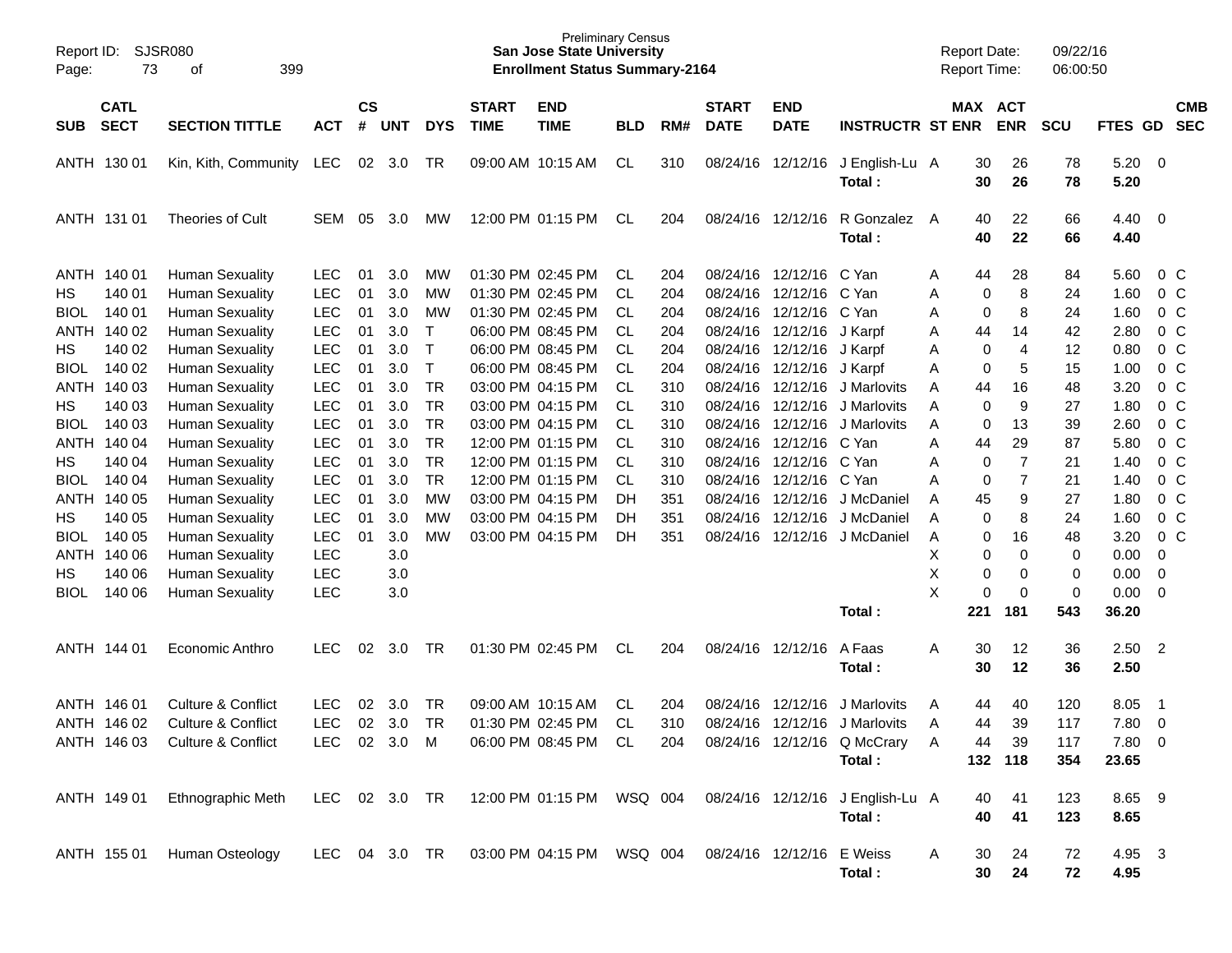Preliminary Census
**San Jose State University**
**Enrollment Status Summary-2164**

Report ID: SJSR080
Report Date: 09/22/16
Report Time: 06:00:50

| SUB | CATL SECT | SECTION TITTLE | ACT | CS # | UNT | DYS | START TIME | END TIME | BLD | RM# | START DATE | END DATE | INSTRUCTR | ST | MAX ENR | ACT ENR | SCU | FTES | GD | CMB SEC |
|---|---|---|---|---|---|---|---|---|---|---|---|---|---|---|---|---|---|---|---|---|
| ANTH | 130 01 | Kin, Kith, Community | LEC | 02 | 3.0 | TR | 09:00 AM | 10:15 AM | CL | 310 | 08/24/16 | 12/12/16 | J English-Lu | A | 30 | 26 | 78 | 5.20 | 0 | |
| | | | | | | | | | | | | | **Total :** | | **30** | **26** | **78** | **5.20** | | |
| ANTH | 131 01 | Theories of Cult | SEM | 05 | 3.0 | MW | 12:00 PM | 01:15 PM | CL | 204 | 08/24/16 | 12/12/16 | R Gonzalez | A | 40 | 22 | 66 | 4.40 | 0 | |
| | | | | | | | | | | | | | **Total :** | | **40** | **22** | **66** | **4.40** | | |
| ANTH | 140 01 | Human Sexuality | LEC | 01 | 3.0 | MW | 01:30 PM | 02:45 PM | CL | 204 | 08/24/16 | 12/12/16 | C Yan | A | 44 | 28 | 84 | 5.60 | 0 | C |
| HS | 140 01 | Human Sexuality | LEC | 01 | 3.0 | MW | 01:30 PM | 02:45 PM | CL | 204 | 08/24/16 | 12/12/16 | C Yan | A | 0 | 8 | 24 | 1.60 | 0 | C |
| BIOL | 140 01 | Human Sexuality | LEC | 01 | 3.0 | MW | 01:30 PM | 02:45 PM | CL | 204 | 08/24/16 | 12/12/16 | C Yan | A | 0 | 8 | 24 | 1.60 | 0 | C |
| ANTH | 140 02 | Human Sexuality | LEC | 01 | 3.0 | T | 06:00 PM | 08:45 PM | CL | 204 | 08/24/16 | 12/12/16 | J Karpf | A | 44 | 14 | 42 | 2.80 | 0 | C |
| HS | 140 02 | Human Sexuality | LEC | 01 | 3.0 | T | 06:00 PM | 08:45 PM | CL | 204 | 08/24/16 | 12/12/16 | J Karpf | A | 0 | 4 | 12 | 0.80 | 0 | C |
| BIOL | 140 02 | Human Sexuality | LEC | 01 | 3.0 | T | 06:00 PM | 08:45 PM | CL | 204 | 08/24/16 | 12/12/16 | J Karpf | A | 0 | 5 | 15 | 1.00 | 0 | C |
| ANTH | 140 03 | Human Sexuality | LEC | 01 | 3.0 | TR | 03:00 PM | 04:15 PM | CL | 310 | 08/24/16 | 12/12/16 | J Marlovits | A | 44 | 16 | 48 | 3.20 | 0 | C |
| HS | 140 03 | Human Sexuality | LEC | 01 | 3.0 | TR | 03:00 PM | 04:15 PM | CL | 310 | 08/24/16 | 12/12/16 | J Marlovits | A | 0 | 9 | 27 | 1.80 | 0 | C |
| BIOL | 140 03 | Human Sexuality | LEC | 01 | 3.0 | TR | 03:00 PM | 04:15 PM | CL | 310 | 08/24/16 | 12/12/16 | J Marlovits | A | 0 | 13 | 39 | 2.60 | 0 | C |
| ANTH | 140 04 | Human Sexuality | LEC | 01 | 3.0 | TR | 12:00 PM | 01:15 PM | CL | 310 | 08/24/16 | 12/12/16 | C Yan | A | 44 | 29 | 87 | 5.80 | 0 | C |
| HS | 140 04 | Human Sexuality | LEC | 01 | 3.0 | TR | 12:00 PM | 01:15 PM | CL | 310 | 08/24/16 | 12/12/16 | C Yan | A | 0 | 7 | 21 | 1.40 | 0 | C |
| BIOL | 140 04 | Human Sexuality | LEC | 01 | 3.0 | TR | 12:00 PM | 01:15 PM | CL | 310 | 08/24/16 | 12/12/16 | C Yan | A | 0 | 7 | 21 | 1.40 | 0 | C |
| ANTH | 140 05 | Human Sexuality | LEC | 01 | 3.0 | MW | 03:00 PM | 04:15 PM | DH | 351 | 08/24/16 | 12/12/16 | J McDaniel | A | 45 | 9 | 27 | 1.80 | 0 | C |
| HS | 140 05 | Human Sexuality | LEC | 01 | 3.0 | MW | 03:00 PM | 04:15 PM | DH | 351 | 08/24/16 | 12/12/16 | J McDaniel | A | 0 | 8 | 24 | 1.60 | 0 | C |
| BIOL | 140 05 | Human Sexuality | LEC | 01 | 3.0 | MW | 03:00 PM | 04:15 PM | DH | 351 | 08/24/16 | 12/12/16 | J McDaniel | A | 0 | 16 | 48 | 3.20 | 0 | C |
| ANTH | 140 06 | Human Sexuality | LEC | | 3.0 | | | | | | | | | X | 0 | 0 | 0 | 0.00 | 0 | |
| HS | 140 06 | Human Sexuality | LEC | | 3.0 | | | | | | | | | X | 0 | 0 | 0 | 0.00 | 0 | |
| BIOL | 140 06 | Human Sexuality | LEC | | 3.0 | | | | | | | | | X | 0 | 0 | 0 | 0.00 | 0 | |
| | | | | | | | | | | | | | **Total :** | | **221** | **181** | **543** | **36.20** | | |
| ANTH | 144 01 | Economic Anthro | LEC | 02 | 3.0 | TR | 01:30 PM | 02:45 PM | CL | 204 | 08/24/16 | 12/12/16 | A Faas | A | 30 | 12 | 36 | 2.50 | 2 | |
| | | | | | | | | | | | | | **Total :** | | **30** | **12** | **36** | **2.50** | | |
| ANTH | 146 01 | Culture & Conflict | LEC | 02 | 3.0 | TR | 09:00 AM | 10:15 AM | CL | 204 | 08/24/16 | 12/12/16 | J Marlovits | A | 44 | 40 | 120 | 8.05 | 1 | |
| ANTH | 146 02 | Culture & Conflict | LEC | 02 | 3.0 | TR | 01:30 PM | 02:45 PM | CL | 310 | 08/24/16 | 12/12/16 | J Marlovits | A | 44 | 39 | 117 | 7.80 | 0 | |
| ANTH | 146 03 | Culture & Conflict | LEC | 02 | 3.0 | M | 06:00 PM | 08:45 PM | CL | 204 | 08/24/16 | 12/12/16 | Q McCrary | A | 44 | 39 | 117 | 7.80 | 0 | |
| | | | | | | | | | | | | | **Total :** | | **132** | **118** | **354** | **23.65** | | |
| ANTH | 149 01 | Ethnographic Meth | LEC | 02 | 3.0 | TR | 12:00 PM | 01:15 PM | WSQ | 004 | 08/24/16 | 12/12/16 | J English-Lu | A | 40 | 41 | 123 | 8.65 | 9 | |
| | | | | | | | | | | | | | **Total :** | | **40** | **41** | **123** | **8.65** | | |
| ANTH | 155 01 | Human Osteology | LEC | 04 | 3.0 | TR | 03:00 PM | 04:15 PM | WSQ | 004 | 08/24/16 | 12/12/16 | E Weiss | A | 30 | 24 | 72 | 4.95 | 3 | |
| | | | | | | | | | | | | | **Total :** | | **30** | **24** | **72** | **4.95** | | |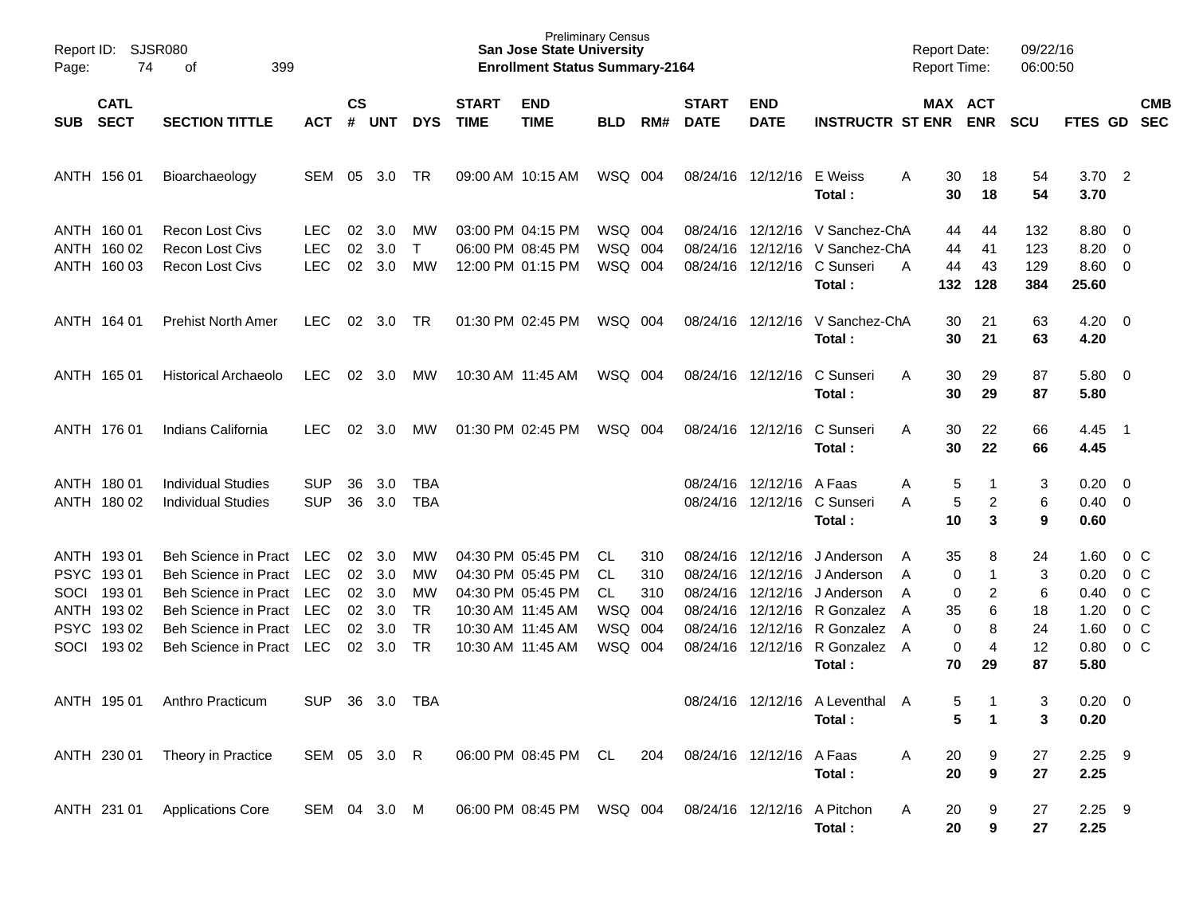Preliminary Census
**San Jose State University**
**Enrollment Status Summary-2164**

Report ID: SJSR080
Report Date: 09/22/16
Report Time: 06:00:50

| SUB | CATL SECT | SECTION TITTLE | ACT | CS # | UNT | DYS | START TIME | END TIME | BLD | RM# | START DATE | END DATE | INSTRUCTR | ST | MAX ENR | ACT ENR | SCU | FTES | GD | CMB SEC |
|---|---|---|---|---|---|---|---|---|---|---|---|---|---|---|---|---|---|---|---|---|
| ANTH | 156 01 | Bioarchaeology | SEM | 05 | 3.0 | TR | 09:00 AM | 10:15 AM | WSQ | 004 | 08/24/16 | 12/12/16 | E Weiss | A | 30 | 18 | 54 | 3.70 | 2 | |
| | | | | | | | | | | | | | **Total :** | | **30** | **18** | **54** | **3.70** | | |
| ANTH | 160 01 | Recon Lost Civs | LEC | 02 | 3.0 | MW | 03:00 PM | 04:15 PM | WSQ | 004 | 08/24/16 | 12/12/16 | V Sanchez-Ch | A | 44 | 44 | 132 | 8.80 | 0 | |
| ANTH | 160 02 | Recon Lost Civs | LEC | 02 | 3.0 | T | 06:00 PM | 08:45 PM | WSQ | 004 | 08/24/16 | 12/12/16 | V Sanchez-Ch | A | 44 | 41 | 123 | 8.20 | 0 | |
| ANTH | 160 03 | Recon Lost Civs | LEC | 02 | 3.0 | MW | 12:00 PM | 01:15 PM | WSQ | 004 | 08/24/16 | 12/12/16 | C Sunseri | A | 44 | 43 | 129 | 8.60 | 0 | |
| | | | | | | | | | | | | | **Total :** | | **132** | **128** | **384** | **25.60** | | |
| ANTH | 164 01 | Prehist North Amer | LEC | 02 | 3.0 | TR | 01:30 PM | 02:45 PM | WSQ | 004 | 08/24/16 | 12/12/16 | V Sanchez-Ch | A | 30 | 21 | 63 | 4.20 | 0 | |
| | | | | | | | | | | | | | **Total :** | | **30** | **21** | **63** | **4.20** | | |
| ANTH | 165 01 | Historical Archaeolo | LEC | 02 | 3.0 | MW | 10:30 AM | 11:45 AM | WSQ | 004 | 08/24/16 | 12/12/16 | C Sunseri | A | 30 | 29 | 87 | 5.80 | 0 | |
| | | | | | | | | | | | | | **Total :** | | **30** | **29** | **87** | **5.80** | | |
| ANTH | 176 01 | Indians California | LEC | 02 | 3.0 | MW | 01:30 PM | 02:45 PM | WSQ | 004 | 08/24/16 | 12/12/16 | C Sunseri | A | 30 | 22 | 66 | 4.45 | 1 | |
| | | | | | | | | | | | | | **Total :** | | **30** | **22** | **66** | **4.45** | | |
| ANTH | 180 01 | Individual Studies | SUP | 36 | 3.0 | TBA | | | | | 08/24/16 | 12/12/16 | A Faas | A | 5 | 1 | 3 | 0.20 | 0 | |
| ANTH | 180 02 | Individual Studies | SUP | 36 | 3.0 | TBA | | | | | 08/24/16 | 12/12/16 | C Sunseri | A | 5 | 2 | 6 | 0.40 | 0 | |
| | | | | | | | | | | | | | **Total :** | | **10** | **3** | **9** | **0.60** | | |
| ANTH | 193 01 | Beh Science in Pract | LEC | 02 | 3.0 | MW | 04:30 PM | 05:45 PM | CL | 310 | 08/24/16 | 12/12/16 | J Anderson | A | 35 | 8 | 24 | 1.60 | 0 | C |
| PSYC | 193 01 | Beh Science in Pract | LEC | 02 | 3.0 | MW | 04:30 PM | 05:45 PM | CL | 310 | 08/24/16 | 12/12/16 | J Anderson | A | 0 | 1 | 3 | 0.20 | 0 | C |
| SOCI | 193 01 | Beh Science in Pract | LEC | 02 | 3.0 | MW | 04:30 PM | 05:45 PM | CL | 310 | 08/24/16 | 12/12/16 | J Anderson | A | 0 | 2 | 6 | 0.40 | 0 | C |
| ANTH | 193 02 | Beh Science in Pract | LEC | 02 | 3.0 | TR | 10:30 AM | 11:45 AM | WSQ | 004 | 08/24/16 | 12/12/16 | R Gonzalez | A | 35 | 6 | 18 | 1.20 | 0 | C |
| PSYC | 193 02 | Beh Science in Pract | LEC | 02 | 3.0 | TR | 10:30 AM | 11:45 AM | WSQ | 004 | 08/24/16 | 12/12/16 | R Gonzalez | A | 0 | 8 | 24 | 1.60 | 0 | C |
| SOCI | 193 02 | Beh Science in Pract | LEC | 02 | 3.0 | TR | 10:30 AM | 11:45 AM | WSQ | 004 | 08/24/16 | 12/12/16 | R Gonzalez | A | 0 | 4 | 12 | 0.80 | 0 | C |
| | | | | | | | | | | | | | **Total :** | | **70** | **29** | **87** | **5.80** | | |
| ANTH | 195 01 | Anthro Practicum | SUP | 36 | 3.0 | TBA | | | | | 08/24/16 | 12/12/16 | A Leventhal | A | 5 | 1 | 3 | 0.20 | 0 | |
| | | | | | | | | | | | | | **Total :** | | **5** | **1** | **3** | **0.20** | | |
| ANTH | 230 01 | Theory in Practice | SEM | 05 | 3.0 | R | 06:00 PM | 08:45 PM | CL | 204 | 08/24/16 | 12/12/16 | A Faas | A | 20 | 9 | 27 | 2.25 | 9 | |
| | | | | | | | | | | | | | **Total :** | | **20** | **9** | **27** | **2.25** | | |
| ANTH | 231 01 | Applications Core | SEM | 04 | 3.0 | M | 06:00 PM | 08:45 PM | WSQ | 004 | 08/24/16 | 12/12/16 | A Pitchon | A | 20 | 9 | 27 | 2.25 | 9 | |
| | | | | | | | | | | | | | **Total :** | | **20** | **9** | **27** | **2.25** | | |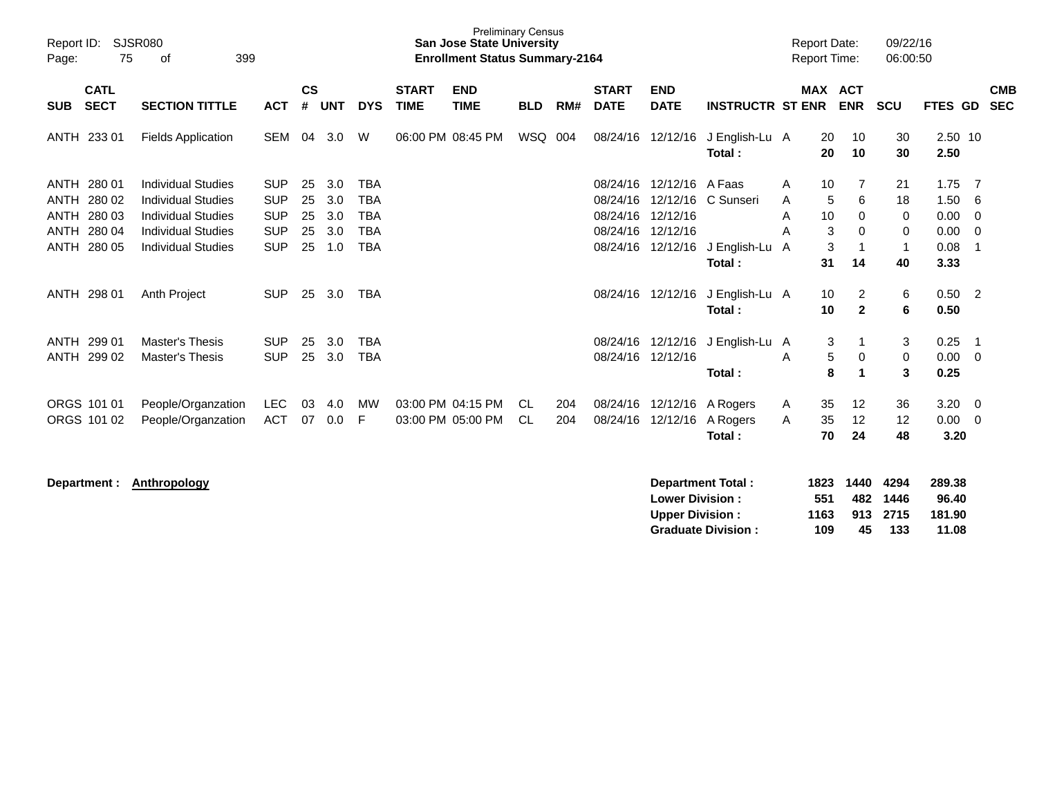Report ID: SJSR080
Page: 75 of 399

Preliminary Census
**San Jose State University**
**Enrollment Status Summary-2164**

Report Date: 09/22/16
Report Time: 06:00:50

| SUB | CATL SECT | SECTION TITTLE | ACT | CS # | UNT | DYS | START TIME | END TIME | BLD | RM# | START DATE | END DATE | INSTRUCTR | ST | MAX ENR | ACT ENR | SCU | FTES | GD | CMB SEC |
|---|---|---|---|---|---|---|---|---|---|---|---|---|---|---|---|---|---|---|---|---|
| ANTH | 233 01 | Fields Application | SEM | 04 | 3.0 | W | 06:00 PM | 08:45 PM | WSQ | 004 | 08/24/16 | 12/12/16 | J English-Lu | A | 20 | 10 | 30 | 2.50 | 10 | |
| | | | | | | | | | | | | | **Total :** | | **20** | **10** | **30** | **2.50** | | |
| ANTH | 280 01 | Individual Studies | SUP | 25 | 3.0 | TBA | | | | | 08/24/16 | 12/12/16 | A Faas | A | 10 | 7 | 21 | 1.75 | 7 | |
| ANTH | 280 02 | Individual Studies | SUP | 25 | 3.0 | TBA | | | | | 08/24/16 | 12/12/16 | C Sunseri | A | 5 | 6 | 18 | 1.50 | 6 | |
| ANTH | 280 03 | Individual Studies | SUP | 25 | 3.0 | TBA | | | | | 08/24/16 | 12/12/16 | | A | 10 | 0 | 0 | 0.00 | 0 | |
| ANTH | 280 04 | Individual Studies | SUP | 25 | 3.0 | TBA | | | | | 08/24/16 | 12/12/16 | | A | 3 | 0 | 0 | 0.00 | 0 | |
| ANTH | 280 05 | Individual Studies | SUP | 25 | 1.0 | TBA | | | | | 08/24/16 | 12/12/16 | J English-Lu | A | 3 | 1 | 1 | 0.08 | 1 | |
| | | | | | | | | | | | | | **Total :** | | **31** | **14** | **40** | **3.33** | | |
| ANTH | 298 01 | Anth Project | SUP | 25 | 3.0 | TBA | | | | | 08/24/16 | 12/12/16 | J English-Lu | A | 10 | 2 | 6 | 0.50 | 2 | |
| | | | | | | | | | | | | | **Total :** | | **10** | **2** | **6** | **0.50** | | |
| ANTH | 299 01 | Master's Thesis | SUP | 25 | 3.0 | TBA | | | | | 08/24/16 | 12/12/16 | J English-Lu | A | 3 | 1 | 3 | 0.25 | 1 | |
| ANTH | 299 02 | Master's Thesis | SUP | 25 | 3.0 | TBA | | | | | 08/24/16 | 12/12/16 | | A | 5 | 0 | 0 | 0.00 | 0 | |
| | | | | | | | | | | | | | **Total :** | | **8** | **1** | **3** | **0.25** | | |
| ORGS | 101 01 | People/Organzation | LEC | 03 | 4.0 | MW | 03:00 PM | 04:15 PM | CL | 204 | 08/24/16 | 12/12/16 | A Rogers | A | 35 | 12 | 36 | 3.20 | 0 | |
| ORGS | 101 02 | People/Organzation | ACT | 07 | 0.0 | F | 03:00 PM | 05:00 PM | CL | 204 | 08/24/16 | 12/12/16 | A Rogers | A | 35 | 12 | 12 | 0.00 | 0 | |
| | | | | | | | | | | | | | **Total :** | | **70** | **24** | **48** | **3.20** | | |

**Department :** **Anthropology**

| | MAX ENR | ACT ENR | SCU | FTES |
|---|---|---|---|---|
| **Department Total :** | **1823** | **1440** | **4294** | **289.38** |
| **Lower Division :** | **551** | **482** | **1446** | **96.40** |
| **Upper Division :** | **1163** | **913** | **2715** | **181.90** |
| **Graduate Division :** | **109** | **45** | **133** | **11.08** |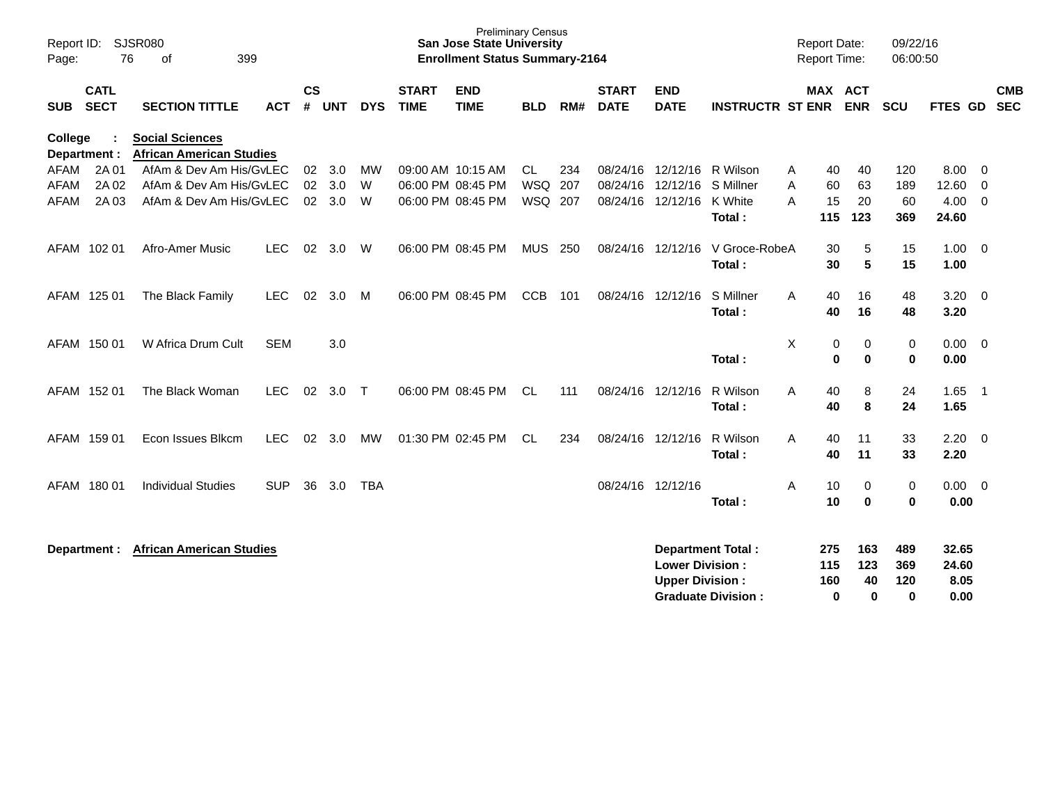Report ID: SJSR080

**Preliminary Census**
**San Jose State University**
**Enrollment Status Summary-2164**

Report Date: 09/22/16
Report Time: 06:00:50

**College : Social Sciences**
**Department : African American Studies**

| SUB | CATL SECT | SECTION TITTLE | ACT | CS # | UNT | DYS | START TIME | END TIME | BLD | RM# | START DATE | END DATE | INSTRUCTR | ST | MAX ENR | ACT ENR | SCU | FTES | GD | CMB SEC |
|---|---|---|---|---|---|---|---|---|---|---|---|---|---|---|---|---|---|---|---|---|
| AFAM | 2A 01 | AfAm & Dev Am His/Gv | LEC | 02 | 3.0 | MW | 09:00 AM | 10:15 AM | CL | 234 | 08/24/16 | 12/12/16 | R Wilson | A | 40 | 40 | 120 | 8.00 | 0 | |
| AFAM | 2A 02 | AfAm & Dev Am His/Gv | LEC | 02 | 3.0 | W | 06:00 PM | 08:45 PM | WSQ | 207 | 08/24/16 | 12/12/16 | S Millner | A | 60 | 63 | 189 | 12.60 | 0 | |
| AFAM | 2A 03 | AfAm & Dev Am His/Gv | LEC | 02 | 3.0 | W | 06:00 PM | 08:45 PM | WSQ | 207 | 08/24/16 | 12/12/16 | K White | A | 15 | 20 | 60 | 4.00 | 0 | |
| | | | | | | | | | | | | | **Total :** | | **115** | **123** | **369** | **24.60** | | |
| AFAM | 102 01 | Afro-Amer Music | LEC | 02 | 3.0 | W | 06:00 PM | 08:45 PM | MUS | 250 | 08/24/16 | 12/12/16 | V Groce-Robe | A | 30 | 5 | 15 | 1.00 | 0 | |
| | | | | | | | | | | | | | **Total :** | | **30** | **5** | **15** | **1.00** | | |
| AFAM | 125 01 | The Black Family | LEC | 02 | 3.0 | M | 06:00 PM | 08:45 PM | CCB | 101 | 08/24/16 | 12/12/16 | S Millner | A | 40 | 16 | 48 | 3.20 | 0 | |
| | | | | | | | | | | | | | **Total :** | | **40** | **16** | **48** | **3.20** | | |
| AFAM | 150 01 | W Africa Drum Cult | SEM | | 3.0 | | | | | | | | | X | 0 | 0 | 0 | 0.00 | 0 | |
| | | | | | | | | | | | | | **Total :** | | **0** | **0** | **0** | **0.00** | | |
| AFAM | 152 01 | The Black Woman | LEC | 02 | 3.0 | T | 06:00 PM | 08:45 PM | CL | 111 | 08/24/16 | 12/12/16 | R Wilson | A | 40 | 8 | 24 | 1.65 | 1 | |
| | | | | | | | | | | | | | **Total :** | | **40** | **8** | **24** | **1.65** | | |
| AFAM | 159 01 | Econ Issues Blkcm | LEC | 02 | 3.0 | MW | 01:30 PM | 02:45 PM | CL | 234 | 08/24/16 | 12/12/16 | R Wilson | A | 40 | 11 | 33 | 2.20 | 0 | |
| | | | | | | | | | | | | | **Total :** | | **40** | **11** | **33** | **2.20** | | |
| AFAM | 180 01 | Individual Studies | SUP | 36 | 3.0 | TBA | | | | | 08/24/16 | 12/12/16 | | A | 10 | 0 | 0 | 0.00 | 0 | |
| | | | | | | | | | | | | | **Total :** | | **10** | **0** | **0** | **0.00** | | |

**Department : African American Studies**

| | MAX ENR | ACT ENR | SCU | FTES |
|---|---|---|---|---|
| **Department Total :** | **275** | **163** | **489** | **32.65** |
| **Lower Division :** | **115** | **123** | **369** | **24.60** |
| **Upper Division :** | **160** | **40** | **120** | **8.05** |
| **Graduate Division :** | **0** | **0** | **0** | **0.00** |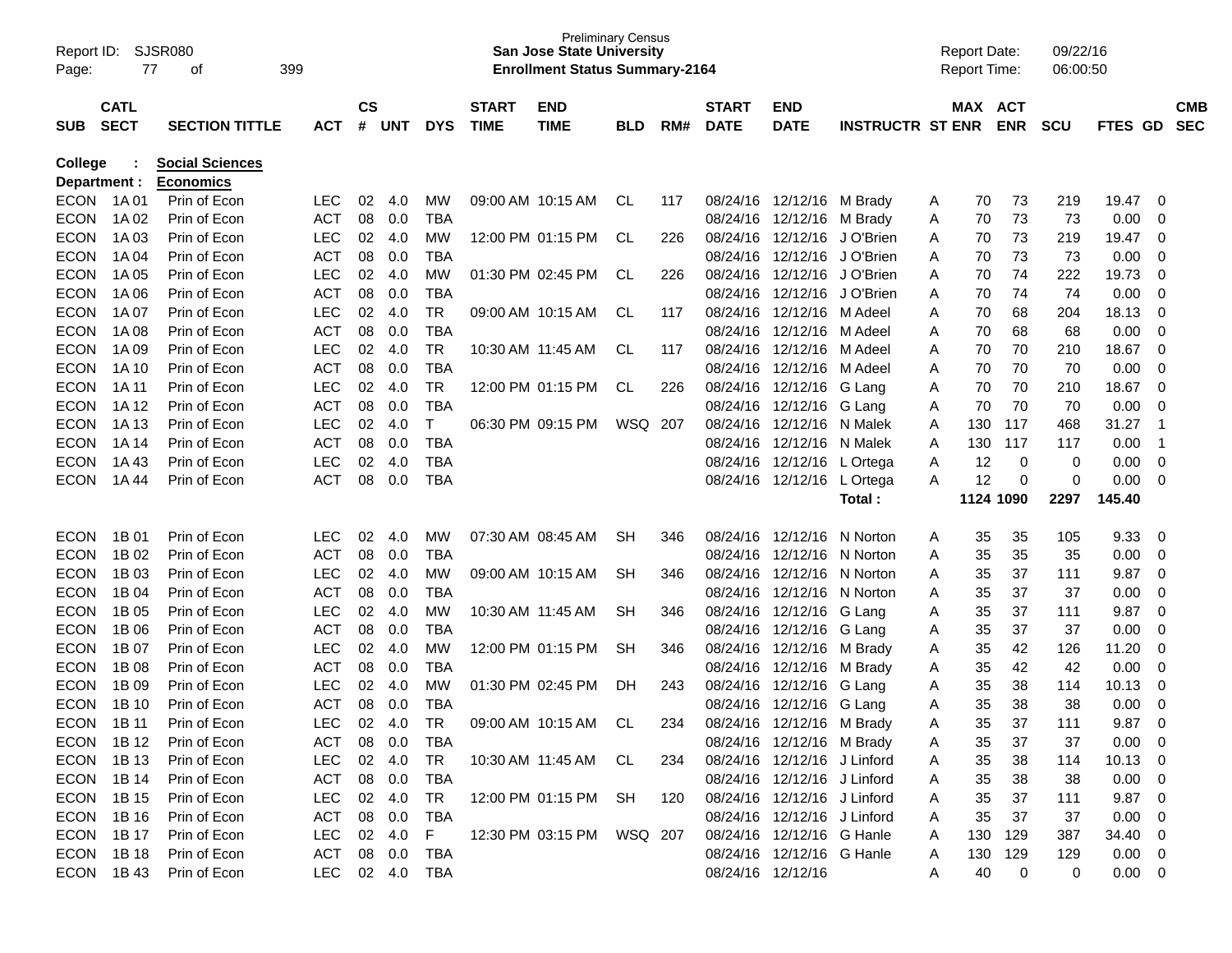Preliminary Census
**San Jose State University**
**Enrollment Status Summary-2164**

Report ID: SJSR080
Report Date: 09/22/16
Report Time: 06:00:50

**College : Social Sciences**
**Department : Economics**

| SUB | CATL SECT | SECTION TITTLE | ACT | CS # | UNT | DYS | START TIME | END TIME | BLD | RM# | START DATE | END DATE | INSTRUCTR | ST | MAX ENR | ACT ENR | SCU | FTES | GD | CMB SEC |
|---|---|---|---|---|---|---|---|---|---|---|---|---|---|---|---|---|---|---|---|---|
| ECON | 1A 01 | Prin of Econ | LEC | 02 | 4.0 | MW | 09:00 AM | 10:15 AM | CL | 117 | 08/24/16 | 12/12/16 | M Brady | A | 70 | 73 | 219 | 19.47 | 0 | |
| ECON | 1A 02 | Prin of Econ | ACT | 08 | 0.0 | TBA | | | | | 08/24/16 | 12/12/16 | M Brady | A | 70 | 73 | 73 | 0.00 | 0 | |
| ECON | 1A 03 | Prin of Econ | LEC | 02 | 4.0 | MW | 12:00 PM | 01:15 PM | CL | 226 | 08/24/16 | 12/12/16 | J O'Brien | A | 70 | 73 | 219 | 19.47 | 0 | |
| ECON | 1A 04 | Prin of Econ | ACT | 08 | 0.0 | TBA | | | | | 08/24/16 | 12/12/16 | J O'Brien | A | 70 | 73 | 73 | 0.00 | 0 | |
| ECON | 1A 05 | Prin of Econ | LEC | 02 | 4.0 | MW | 01:30 PM | 02:45 PM | CL | 226 | 08/24/16 | 12/12/16 | J O'Brien | A | 70 | 74 | 222 | 19.73 | 0 | |
| ECON | 1A 06 | Prin of Econ | ACT | 08 | 0.0 | TBA | | | | | 08/24/16 | 12/12/16 | J O'Brien | A | 70 | 74 | 74 | 0.00 | 0 | |
| ECON | 1A 07 | Prin of Econ | LEC | 02 | 4.0 | TR | 09:00 AM | 10:15 AM | CL | 117 | 08/24/16 | 12/12/16 | M Adeel | A | 70 | 68 | 204 | 18.13 | 0 | |
| ECON | 1A 08 | Prin of Econ | ACT | 08 | 0.0 | TBA | | | | | 08/24/16 | 12/12/16 | M Adeel | A | 70 | 68 | 68 | 0.00 | 0 | |
| ECON | 1A 09 | Prin of Econ | LEC | 02 | 4.0 | TR | 10:30 AM | 11:45 AM | CL | 117 | 08/24/16 | 12/12/16 | M Adeel | A | 70 | 70 | 210 | 18.67 | 0 | |
| ECON | 1A 10 | Prin of Econ | ACT | 08 | 0.0 | TBA | | | | | 08/24/16 | 12/12/16 | M Adeel | A | 70 | 70 | 70 | 0.00 | 0 | |
| ECON | 1A 11 | Prin of Econ | LEC | 02 | 4.0 | TR | 12:00 PM | 01:15 PM | CL | 226 | 08/24/16 | 12/12/16 | G Lang | A | 70 | 70 | 210 | 18.67 | 0 | |
| ECON | 1A 12 | Prin of Econ | ACT | 08 | 0.0 | TBA | | | | | 08/24/16 | 12/12/16 | G Lang | A | 70 | 70 | 70 | 0.00 | 0 | |
| ECON | 1A 13 | Prin of Econ | LEC | 02 | 4.0 | T | 06:30 PM | 09:15 PM | WSQ | 207 | 08/24/16 | 12/12/16 | N Malek | A | 130 | 117 | 468 | 31.27 | 1 | |
| ECON | 1A 14 | Prin of Econ | ACT | 08 | 0.0 | TBA | | | | | 08/24/16 | 12/12/16 | N Malek | A | 130 | 117 | 117 | 0.00 | 1 | |
| ECON | 1A 43 | Prin of Econ | LEC | 02 | 4.0 | TBA | | | | | 08/24/16 | 12/12/16 | L Ortega | A | 12 | 0 | 0 | 0.00 | 0 | |
| ECON | 1A 44 | Prin of Econ | ACT | 08 | 0.0 | TBA | | | | | 08/24/16 | 12/12/16 | L Ortega | A | 12 | 0 | 0 | 0.00 | 0 | |
| | | | | | | | | | | | | | **Total :** | | **1124** | **1090** | **2297** | **145.40** | | |
| ECON | 1B 01 | Prin of Econ | LEC | 02 | 4.0 | MW | 07:30 AM | 08:45 AM | SH | 346 | 08/24/16 | 12/12/16 | N Norton | A | 35 | 35 | 105 | 9.33 | 0 | |
| ECON | 1B 02 | Prin of Econ | ACT | 08 | 0.0 | TBA | | | | | 08/24/16 | 12/12/16 | N Norton | A | 35 | 35 | 35 | 0.00 | 0 | |
| ECON | 1B 03 | Prin of Econ | LEC | 02 | 4.0 | MW | 09:00 AM | 10:15 AM | SH | 346 | 08/24/16 | 12/12/16 | N Norton | A | 35 | 37 | 111 | 9.87 | 0 | |
| ECON | 1B 04 | Prin of Econ | ACT | 08 | 0.0 | TBA | | | | | 08/24/16 | 12/12/16 | N Norton | A | 35 | 37 | 37 | 0.00 | 0 | |
| ECON | 1B 05 | Prin of Econ | LEC | 02 | 4.0 | MW | 10:30 AM | 11:45 AM | SH | 346 | 08/24/16 | 12/12/16 | G Lang | A | 35 | 37 | 111 | 9.87 | 0 | |
| ECON | 1B 06 | Prin of Econ | ACT | 08 | 0.0 | TBA | | | | | 08/24/16 | 12/12/16 | G Lang | A | 35 | 37 | 37 | 0.00 | 0 | |
| ECON | 1B 07 | Prin of Econ | LEC | 02 | 4.0 | MW | 12:00 PM | 01:15 PM | SH | 346 | 08/24/16 | 12/12/16 | M Brady | A | 35 | 42 | 126 | 11.20 | 0 | |
| ECON | 1B 08 | Prin of Econ | ACT | 08 | 0.0 | TBA | | | | | 08/24/16 | 12/12/16 | M Brady | A | 35 | 42 | 42 | 0.00 | 0 | |
| ECON | 1B 09 | Prin of Econ | LEC | 02 | 4.0 | MW | 01:30 PM | 02:45 PM | DH | 243 | 08/24/16 | 12/12/16 | G Lang | A | 35 | 38 | 114 | 10.13 | 0 | |
| ECON | 1B 10 | Prin of Econ | ACT | 08 | 0.0 | TBA | | | | | 08/24/16 | 12/12/16 | G Lang | A | 35 | 38 | 38 | 0.00 | 0 | |
| ECON | 1B 11 | Prin of Econ | LEC | 02 | 4.0 | TR | 09:00 AM | 10:15 AM | CL | 234 | 08/24/16 | 12/12/16 | M Brady | A | 35 | 37 | 111 | 9.87 | 0 | |
| ECON | 1B 12 | Prin of Econ | ACT | 08 | 0.0 | TBA | | | | | 08/24/16 | 12/12/16 | M Brady | A | 35 | 37 | 37 | 0.00 | 0 | |
| ECON | 1B 13 | Prin of Econ | LEC | 02 | 4.0 | TR | 10:30 AM | 11:45 AM | CL | 234 | 08/24/16 | 12/12/16 | J Linford | A | 35 | 38 | 114 | 10.13 | 0 | |
| ECON | 1B 14 | Prin of Econ | ACT | 08 | 0.0 | TBA | | | | | 08/24/16 | 12/12/16 | J Linford | A | 35 | 38 | 38 | 0.00 | 0 | |
| ECON | 1B 15 | Prin of Econ | LEC | 02 | 4.0 | TR | 12:00 PM | 01:15 PM | SH | 120 | 08/24/16 | 12/12/16 | J Linford | A | 35 | 37 | 111 | 9.87 | 0 | |
| ECON | 1B 16 | Prin of Econ | ACT | 08 | 0.0 | TBA | | | | | 08/24/16 | 12/12/16 | J Linford | A | 35 | 37 | 37 | 0.00 | 0 | |
| ECON | 1B 17 | Prin of Econ | LEC | 02 | 4.0 | F | 12:30 PM | 03:15 PM | WSQ | 207 | 08/24/16 | 12/12/16 | G Hanle | A | 130 | 129 | 387 | 34.40 | 0 | |
| ECON | 1B 18 | Prin of Econ | ACT | 08 | 0.0 | TBA | | | | | 08/24/16 | 12/12/16 | G Hanle | A | 130 | 129 | 129 | 0.00 | 0 | |
| ECON | 1B 43 | Prin of Econ | LEC | 02 | 4.0 | TBA | | | | | 08/24/16 | 12/12/16 | | A | 40 | 0 | 0 | 0.00 | 0 | |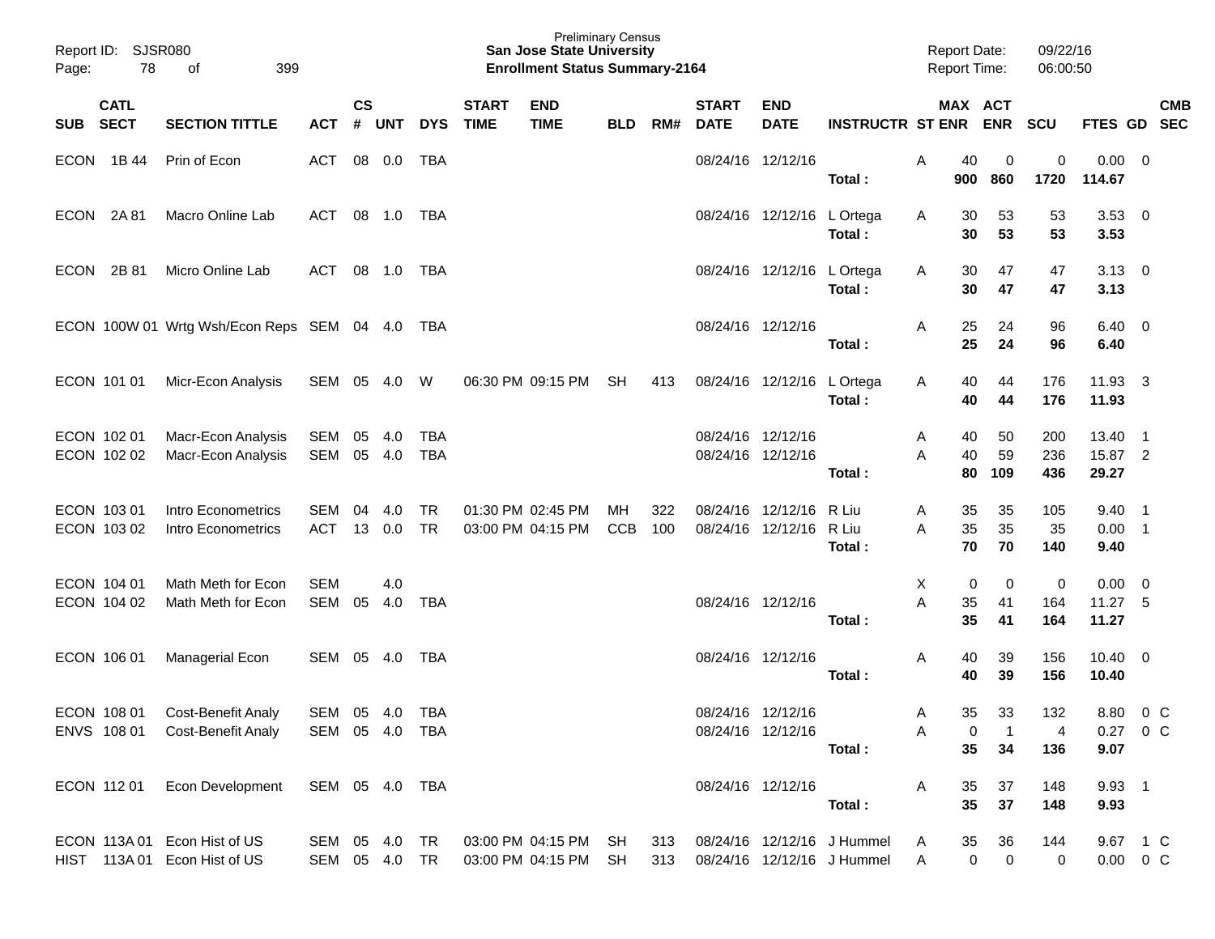Preliminary Census
**San Jose State University**
**Enrollment Status Summary-2164**

Report ID: SJSR080
Report Date: 09/22/16
Report Time: 06:00:50

| SUB | CATL SECT | SECTION TITTLE | ACT | CS # | UNT | DYS | START TIME | END TIME | BLD | RM# | START DATE | END DATE | INSTRUCTR | ST | MAX ENR | ACT ENR | SCU | FTES | GD | CMB SEC |
|---|---|---|---|---|---|---|---|---|---|---|---|---|---|---|---|---|---|---|---|---|
| ECON | 1B 44 | Prin of Econ | ACT | 08 | 0.0 | TBA | | | | | 08/24/16 | 12/12/16 | | A | 40 | 0 | 0 | 0.00 | 0 | |
| | | | | | | | | | | | | | **Total :** | | **900** | **860** | **1720** | **114.67** | | |
| ECON | 2A 81 | Macro Online Lab | ACT | 08 | 1.0 | TBA | | | | | 08/24/16 | 12/12/16 | L Ortega | A | 30 | 53 | 53 | 3.53 | 0 | |
| | | | | | | | | | | | | | **Total :** | | **30** | **53** | **53** | **3.53** | | |
| ECON | 2B 81 | Micro Online Lab | ACT | 08 | 1.0 | TBA | | | | | 08/24/16 | 12/12/16 | L Ortega | A | 30 | 47 | 47 | 3.13 | 0 | |
| | | | | | | | | | | | | | **Total :** | | **30** | **47** | **47** | **3.13** | | |
| ECON | 100W 01 | Wrtg Wsh/Econ Reps | SEM | 04 | 4.0 | TBA | | | | | 08/24/16 | 12/12/16 | | A | 25 | 24 | 96 | 6.40 | 0 | |
| | | | | | | | | | | | | | **Total :** | | **25** | **24** | **96** | **6.40** | | |
| ECON | 101 01 | Micr-Econ Analysis | SEM | 05 | 4.0 | W | 06:30 PM | 09:15 PM | SH | 413 | 08/24/16 | 12/12/16 | L Ortega | A | 40 | 44 | 176 | 11.93 | 3 | |
| | | | | | | | | | | | | | **Total :** | | **40** | **44** | **176** | **11.93** | | |
| ECON | 102 01 | Macr-Econ Analysis | SEM | 05 | 4.0 | TBA | | | | | 08/24/16 | 12/12/16 | | A | 40 | 50 | 200 | 13.40 | 1 | |
| ECON | 102 02 | Macr-Econ Analysis | SEM | 05 | 4.0 | TBA | | | | | 08/24/16 | 12/12/16 | | A | 40 | 59 | 236 | 15.87 | 2 | |
| | | | | | | | | | | | | | **Total :** | | **80** | **109** | **436** | **29.27** | | |
| ECON | 103 01 | Intro Econometrics | SEM | 04 | 4.0 | TR | 01:30 PM | 02:45 PM | MH | 322 | 08/24/16 | 12/12/16 | R Liu | A | 35 | 35 | 105 | 9.40 | 1 | |
| ECON | 103 02 | Intro Econometrics | ACT | 13 | 0.0 | TR | 03:00 PM | 04:15 PM | CCB | 100 | 08/24/16 | 12/12/16 | R Liu | A | 35 | 35 | 35 | 0.00 | 1 | |
| | | | | | | | | | | | | | **Total :** | | **70** | **70** | **140** | **9.40** | | |
| ECON | 104 01 | Math Meth for Econ | SEM | | 4.0 | | | | | | | | | X | 0 | 0 | 0 | 0.00 | 0 | |
| ECON | 104 02 | Math Meth for Econ | SEM | 05 | 4.0 | TBA | | | | | 08/24/16 | 12/12/16 | | A | 35 | 41 | 164 | 11.27 | 5 | |
| | | | | | | | | | | | | | **Total :** | | **35** | **41** | **164** | **11.27** | | |
| ECON | 106 01 | Managerial Econ | SEM | 05 | 4.0 | TBA | | | | | 08/24/16 | 12/12/16 | | A | 40 | 39 | 156 | 10.40 | 0 | |
| | | | | | | | | | | | | | **Total :** | | **40** | **39** | **156** | **10.40** | | |
| ECON | 108 01 | Cost-Benefit Analy | SEM | 05 | 4.0 | TBA | | | | | 08/24/16 | 12/12/16 | | A | 35 | 33 | 132 | 8.80 | 0 | C |
| ENVS | 108 01 | Cost-Benefit Analy | SEM | 05 | 4.0 | TBA | | | | | 08/24/16 | 12/12/16 | | A | 0 | 1 | 4 | 0.27 | 0 | C |
| | | | | | | | | | | | | | **Total :** | | **35** | **34** | **136** | **9.07** | | |
| ECON | 112 01 | Econ Development | SEM | 05 | 4.0 | TBA | | | | | 08/24/16 | 12/12/16 | | A | 35 | 37 | 148 | 9.93 | 1 | |
| | | | | | | | | | | | | | **Total :** | | **35** | **37** | **148** | **9.93** | | |
| ECON | 113A 01 | Econ Hist of US | SEM | 05 | 4.0 | TR | 03:00 PM | 04:15 PM | SH | 313 | 08/24/16 | 12/12/16 | J Hummel | A | 35 | 36 | 144 | 9.67 | 1 | C |
| HIST | 113A 01 | Econ Hist of US | SEM | 05 | 4.0 | TR | 03:00 PM | 04:15 PM | SH | 313 | 08/24/16 | 12/12/16 | J Hummel | A | 0 | 0 | 0 | 0.00 | 0 | C |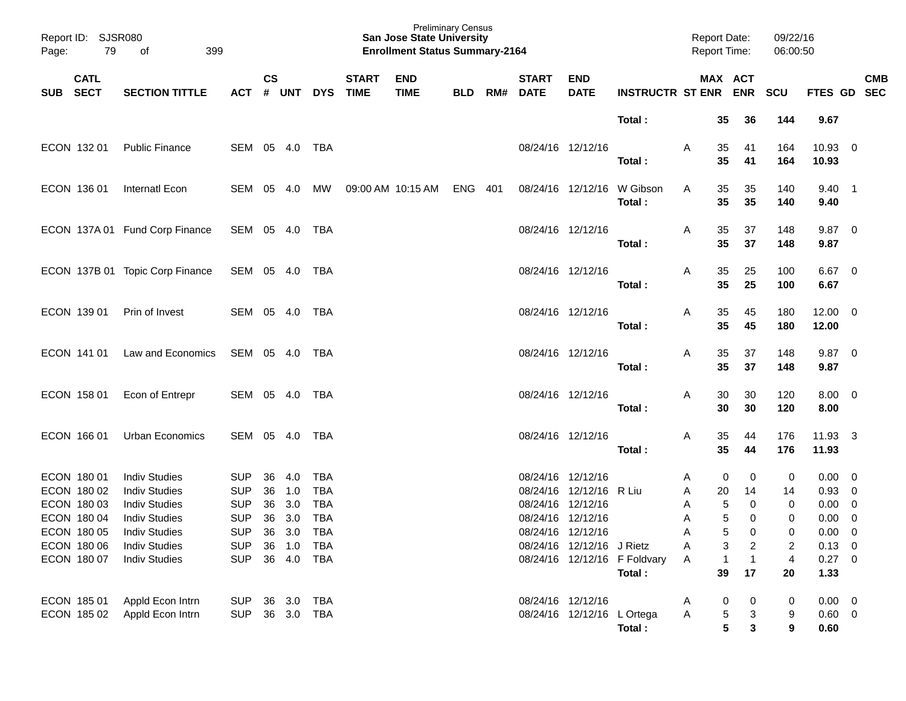| SUB | CATL SECT | SECTION TITTLE | ACT | CS # | UNT | DYS | START TIME | END TIME | BLD | RM# | START DATE | END DATE | INSTRUCTR | ST | MAX ENR | ACT ENR | SCU | FTES | GD | CMB SEC |
|---|---|---|---|---|---|---|---|---|---|---|---|---|---|---|---|---|---|---|---|---|
| | | | | | | | | | | | | | **Total :** | | **35** | **36** | **144** | **9.67** | | |
| ECON | 132 01 | Public Finance | SEM | 05 | 4.0 | TBA | | | | | 08/24/16 | 12/12/16 | | A | 35 | 41 | 164 | 10.93 | 0 | |
| | | | | | | | | | | | | | **Total :** | | **35** | **41** | **164** | **10.93** | | |
| ECON | 136 01 | Internatl Econ | SEM | 05 | 4.0 | MW | 09:00 AM | 10:15 AM | ENG | 401 | 08/24/16 | 12/12/16 | W Gibson | A | 35 | 35 | 140 | 9.40 | 1 | |
| | | | | | | | | | | | | | **Total :** | | **35** | **35** | **140** | **9.40** | | |
| ECON | 137A 01 | Fund Corp Finance | SEM | 05 | 4.0 | TBA | | | | | 08/24/16 | 12/12/16 | | A | 35 | 37 | 148 | 9.87 | 0 | |
| | | | | | | | | | | | | | **Total :** | | **35** | **37** | **148** | **9.87** | | |
| ECON | 137B 01 | Topic Corp Finance | SEM | 05 | 4.0 | TBA | | | | | 08/24/16 | 12/12/16 | | A | 35 | 25 | 100 | 6.67 | 0 | |
| | | | | | | | | | | | | | **Total :** | | **35** | **25** | **100** | **6.67** | | |
| ECON | 139 01 | Prin of Invest | SEM | 05 | 4.0 | TBA | | | | | 08/24/16 | 12/12/16 | | A | 35 | 45 | 180 | 12.00 | 0 | |
| | | | | | | | | | | | | | **Total :** | | **35** | **45** | **180** | **12.00** | | |
| ECON | 141 01 | Law and Economics | SEM | 05 | 4.0 | TBA | | | | | 08/24/16 | 12/12/16 | | A | 35 | 37 | 148 | 9.87 | 0 | |
| | | | | | | | | | | | | | **Total :** | | **35** | **37** | **148** | **9.87** | | |
| ECON | 158 01 | Econ of Entrepr | SEM | 05 | 4.0 | TBA | | | | | 08/24/16 | 12/12/16 | | A | 30 | 30 | 120 | 8.00 | 0 | |
| | | | | | | | | | | | | | **Total :** | | **30** | **30** | **120** | **8.00** | | |
| ECON | 166 01 | Urban Economics | SEM | 05 | 4.0 | TBA | | | | | 08/24/16 | 12/12/16 | | A | 35 | 44 | 176 | 11.93 | 3 | |
| | | | | | | | | | | | | | **Total :** | | **35** | **44** | **176** | **11.93** | | |
| ECON | 180 01 | Indiv Studies | SUP | 36 | 4.0 | TBA | | | | | 08/24/16 | 12/12/16 | | A | 0 | 0 | 0 | 0.00 | 0 | |
| ECON | 180 02 | Indiv Studies | SUP | 36 | 1.0 | TBA | | | | | 08/24/16 | 12/12/16 | R Liu | A | 20 | 14 | 14 | 0.93 | 0 | |
| ECON | 180 03 | Indiv Studies | SUP | 36 | 3.0 | TBA | | | | | 08/24/16 | 12/12/16 | | A | 5 | 0 | 0 | 0.00 | 0 | |
| ECON | 180 04 | Indiv Studies | SUP | 36 | 3.0 | TBA | | | | | 08/24/16 | 12/12/16 | | A | 5 | 0 | 0 | 0.00 | 0 | |
| ECON | 180 05 | Indiv Studies | SUP | 36 | 3.0 | TBA | | | | | 08/24/16 | 12/12/16 | | A | 5 | 0 | 0 | 0.00 | 0 | |
| ECON | 180 06 | Indiv Studies | SUP | 36 | 1.0 | TBA | | | | | 08/24/16 | 12/12/16 | J Rietz | A | 3 | 2 | 2 | 0.13 | 0 | |
| ECON | 180 07 | Indiv Studies | SUP | 36 | 4.0 | TBA | | | | | 08/24/16 | 12/12/16 | F Foldvary | A | 1 | 1 | 4 | 0.27 | 0 | |
| | | | | | | | | | | | | | **Total :** | | **39** | **17** | **20** | **1.33** | | |
| ECON | 185 01 | Appld Econ Intrn | SUP | 36 | 3.0 | TBA | | | | | 08/24/16 | 12/12/16 | | A | 0 | 0 | 0 | 0.00 | 0 | |
| ECON | 185 02 | Appld Econ Intrn | SUP | 36 | 3.0 | TBA | | | | | 08/24/16 | 12/12/16 | L Ortega | A | 5 | 3 | 9 | 0.60 | 0 | |
| | | | | | | | | | | | | | **Total :** | | **5** | **3** | **9** | **0.60** | | |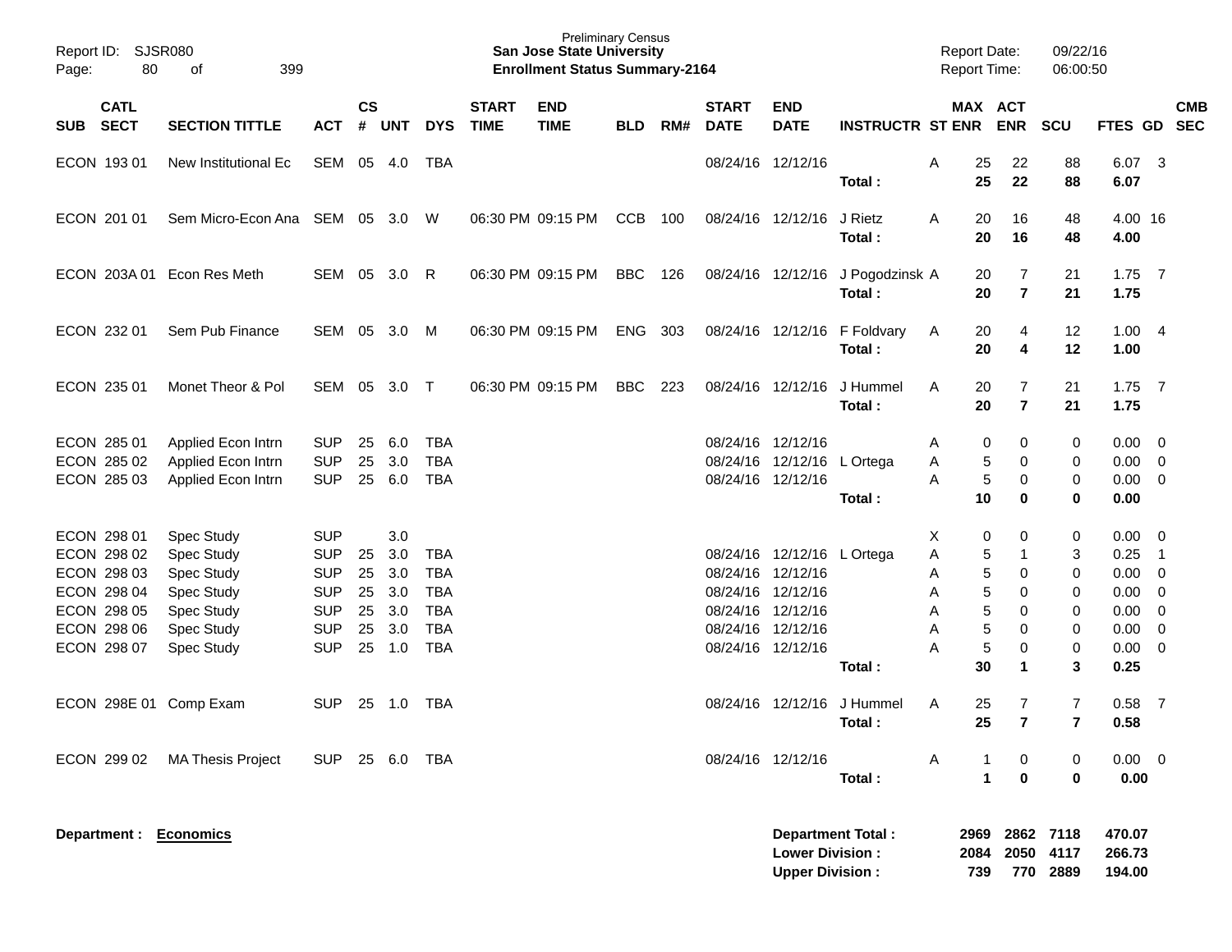Preliminary Census
**San Jose State University**
**Enrollment Status Summary-2164**

Report ID: SJSR080
Report Date: 09/22/16
Report Time: 06:00:50

| SUB | CATL SECT | SECTION TITTLE | ACT | CS # | UNT | DYS | START TIME | END TIME | BLD | RM# | START DATE | END DATE | INSTRUCTR | ST | MAX ENR | ACT ENR | SCU | FTES | GD | CMB SEC |
|---|---|---|---|---|---|---|---|---|---|---|---|---|---|---|---|---|---|---|---|---|
| ECON | 193 01 | New Institutional Ec | SEM | 05 | 4.0 | TBA | | | | | 08/24/16 | 12/12/16 | | A | 25 | 22 | 88 | 6.07 | 3 | |
| | | | | | | | | | | | | | **Total :** | | **25** | **22** | **88** | **6.07** | | |
| ECON | 201 01 | Sem Micro-Econ Ana | SEM | 05 | 3.0 | W | 06:30 PM | 09:15 PM | CCB | 100 | 08/24/16 | 12/12/16 | J Rietz | A | 20 | 16 | 48 | 4.00 | 16 | |
| | | | | | | | | | | | | | **Total :** | | **20** | **16** | **48** | **4.00** | | |
| ECON | 203A 01 | Econ Res Meth | SEM | 05 | 3.0 | R | 06:30 PM | 09:15 PM | BBC | 126 | 08/24/16 | 12/12/16 | J Pogodzinsk | A | 20 | 7 | 21 | 1.75 | 7 | |
| | | | | | | | | | | | | | **Total :** | | **20** | **7** | **21** | **1.75** | | |
| ECON | 232 01 | Sem Pub Finance | SEM | 05 | 3.0 | M | 06:30 PM | 09:15 PM | ENG | 303 | 08/24/16 | 12/12/16 | F Foldvary | A | 20 | 4 | 12 | 1.00 | 4 | |
| | | | | | | | | | | | | | **Total :** | | **20** | **4** | **12** | **1.00** | | |
| ECON | 235 01 | Monet Theor & Pol | SEM | 05 | 3.0 | T | 06:30 PM | 09:15 PM | BBC | 223 | 08/24/16 | 12/12/16 | J Hummel | A | 20 | 7 | 21 | 1.75 | 7 | |
| | | | | | | | | | | | | | **Total :** | | **20** | **7** | **21** | **1.75** | | |
| ECON | 285 01 | Applied Econ Intrn | SUP | 25 | 6.0 | TBA | | | | | 08/24/16 | 12/12/16 | | A | 0 | 0 | 0 | 0.00 | 0 | |
| ECON | 285 02 | Applied Econ Intrn | SUP | 25 | 3.0 | TBA | | | | | 08/24/16 | 12/12/16 | L Ortega | A | 5 | 0 | 0 | 0.00 | 0 | |
| ECON | 285 03 | Applied Econ Intrn | SUP | 25 | 6.0 | TBA | | | | | 08/24/16 | 12/12/16 | | A | 5 | 0 | 0 | 0.00 | 0 | |
| | | | | | | | | | | | | | **Total :** | | **10** | **0** | **0** | **0.00** | | |
| ECON | 298 01 | Spec Study | SUP | | 3.0 | | | | | | | | | X | 0 | 0 | 0 | 0.00 | 0 | |
| ECON | 298 02 | Spec Study | SUP | 25 | 3.0 | TBA | | | | | 08/24/16 | 12/12/16 | L Ortega | A | 5 | 1 | 3 | 0.25 | 1 | |
| ECON | 298 03 | Spec Study | SUP | 25 | 3.0 | TBA | | | | | 08/24/16 | 12/12/16 | | A | 5 | 0 | 0 | 0.00 | 0 | |
| ECON | 298 04 | Spec Study | SUP | 25 | 3.0 | TBA | | | | | 08/24/16 | 12/12/16 | | A | 5 | 0 | 0 | 0.00 | 0 | |
| ECON | 298 05 | Spec Study | SUP | 25 | 3.0 | TBA | | | | | 08/24/16 | 12/12/16 | | A | 5 | 0 | 0 | 0.00 | 0 | |
| ECON | 298 06 | Spec Study | SUP | 25 | 3.0 | TBA | | | | | 08/24/16 | 12/12/16 | | A | 5 | 0 | 0 | 0.00 | 0 | |
| ECON | 298 07 | Spec Study | SUP | 25 | 1.0 | TBA | | | | | 08/24/16 | 12/12/16 | | A | 5 | 0 | 0 | 0.00 | 0 | |
| | | | | | | | | | | | | | **Total :** | | **30** | **1** | **3** | **0.25** | | |
| ECON | 298E 01 | Comp Exam | SUP | 25 | 1.0 | TBA | | | | | 08/24/16 | 12/12/16 | J Hummel | A | 25 | 7 | 7 | 0.58 | 7 | |
| | | | | | | | | | | | | | **Total :** | | **25** | **7** | **7** | **0.58** | | |
| ECON | 299 02 | MA Thesis Project | SUP | 25 | 6.0 | TBA | | | | | 08/24/16 | 12/12/16 | | A | 1 | 0 | 0 | 0.00 | 0 | |
| | | | | | | | | | | | | | **Total :** | | **1** | **0** | **0** | **0.00** | | |

**Department : Economics**

| | MAX ENR | ACT ENR | SCU | FTES |
|---|---|---|---|---|
| **Department Total :** | **2969** | **2862** | **7118** | **470.07** |
| **Lower Division :** | **2084** | **2050** | **4117** | **266.73** |
| **Upper Division :** | **739** | **770** | **2889** | **194.00** |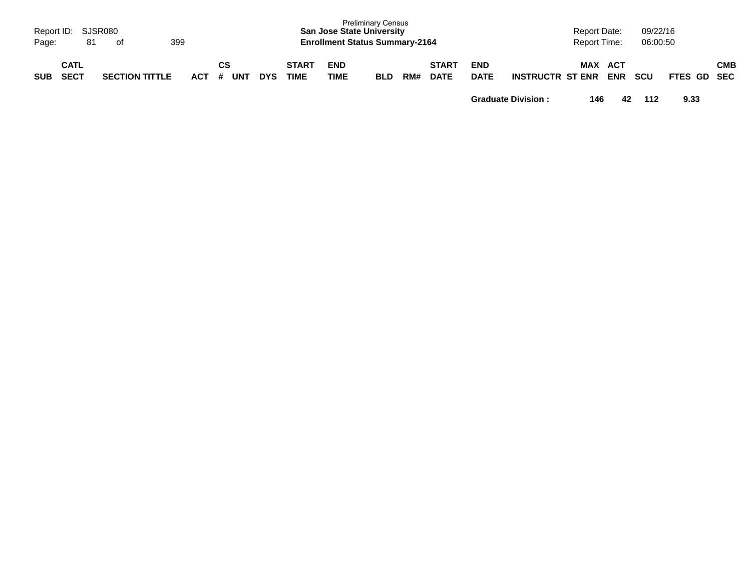| SUB | CATL SECT | SECTION TITTLE | ACT | CS # | UNT | DYS | START TIME | END TIME | BLD | RM# | START DATE | END DATE | INSTRUCTR | ST | MAX ENR | ACT ENR | SCU | FTES | GD | CMB SEC |
|---|---|---|---|---|---|---|---|---|---|---|---|---|---|---|---|---|---|---|---|---|
| | | | | | | | | | | | | **Graduate Division :** | | | **146** | **42** | **112** | **9.33** | | |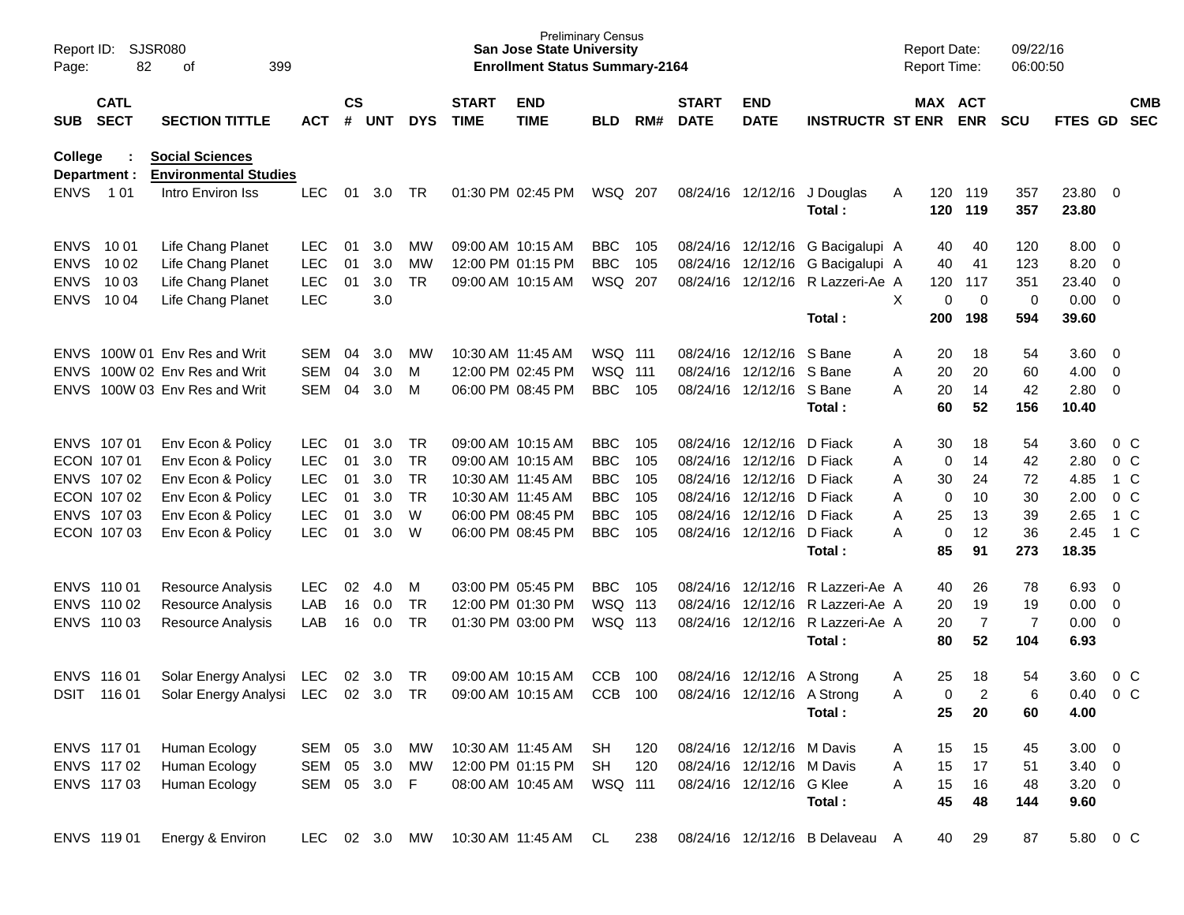Preliminary Census
**San Jose State University**
**Enrollment Status Summary-2164**

Report ID: SJSR080
Report Date: 09/22/16
Report Time: 06:00:50

| SUB | CATL SECT | SECTION TITTLE | ACT | CS # | UNT | DYS | START TIME | END TIME | BLD | RM# | START DATE | END DATE | INSTRUCTR | ST | MAX ENR | ACT ENR | SCU | FTES | GD | CMB SEC |
|---|---|---|---|---|---|---|---|---|---|---|---|---|---|---|---|---|---|---|---|---|
| **College :** | | **Social Sciences** | | | | | | | | | | | | | | | | | | |
| **Department :** | | **Environmental Studies** | | | | | | | | | | | | | | | | | | |
| ENVS | 1 01 | Intro Environ Iss | LEC | 01 | 3.0 | TR | 01:30 PM | 02:45 PM | WSQ | 207 | 08/24/16 | 12/12/16 | J Douglas | A | 120 | 119 | 357 | 23.80 | 0 | |
| | | | | | | | | | | | | | **Total :** | | **120** | **119** | **357** | **23.80** | | |
| ENVS | 10 01 | Life Chang Planet | LEC | 01 | 3.0 | MW | 09:00 AM | 10:15 AM | BBC | 105 | 08/24/16 | 12/12/16 | G Bacigalupi | A | 40 | 40 | 120 | 8.00 | 0 | |
| ENVS | 10 02 | Life Chang Planet | LEC | 01 | 3.0 | MW | 12:00 PM | 01:15 PM | BBC | 105 | 08/24/16 | 12/12/16 | G Bacigalupi | A | 40 | 41 | 123 | 8.20 | 0 | |
| ENVS | 10 03 | Life Chang Planet | LEC | 01 | 3.0 | TR | 09:00 AM | 10:15 AM | WSQ | 207 | 08/24/16 | 12/12/16 | R Lazzeri-Ae | A | 120 | 117 | 351 | 23.40 | 0 | |
| ENVS | 10 04 | Life Chang Planet | LEC | | 3.0 | | | | | | | | | X | 0 | 0 | 0 | 0.00 | 0 | |
| | | | | | | | | | | | | | **Total :** | | **200** | **198** | **594** | **39.60** | | |
| ENVS | 100W 01 | Env Res and Writ | SEM | 04 | 3.0 | MW | 10:30 AM | 11:45 AM | WSQ | 111 | 08/24/16 | 12/12/16 | S Bane | A | 20 | 18 | 54 | 3.60 | 0 | |
| ENVS | 100W 02 | Env Res and Writ | SEM | 04 | 3.0 | M | 12:00 PM | 02:45 PM | WSQ | 111 | 08/24/16 | 12/12/16 | S Bane | A | 20 | 20 | 60 | 4.00 | 0 | |
| ENVS | 100W 03 | Env Res and Writ | SEM | 04 | 3.0 | M | 06:00 PM | 08:45 PM | BBC | 105 | 08/24/16 | 12/12/16 | S Bane | A | 20 | 14 | 42 | 2.80 | 0 | |
| | | | | | | | | | | | | | **Total :** | | **60** | **52** | **156** | **10.40** | | |
| ENVS | 107 01 | Env Econ & Policy | LEC | 01 | 3.0 | TR | 09:00 AM | 10:15 AM | BBC | 105 | 08/24/16 | 12/12/16 | D Fiack | A | 30 | 18 | 54 | 3.60 | 0 | C |
| ECON | 107 01 | Env Econ & Policy | LEC | 01 | 3.0 | TR | 09:00 AM | 10:15 AM | BBC | 105 | 08/24/16 | 12/12/16 | D Fiack | A | 0 | 14 | 42 | 2.80 | 0 | C |
| ENVS | 107 02 | Env Econ & Policy | LEC | 01 | 3.0 | TR | 10:30 AM | 11:45 AM | BBC | 105 | 08/24/16 | 12/12/16 | D Fiack | A | 30 | 24 | 72 | 4.85 | 1 | C |
| ECON | 107 02 | Env Econ & Policy | LEC | 01 | 3.0 | TR | 10:30 AM | 11:45 AM | BBC | 105 | 08/24/16 | 12/12/16 | D Fiack | A | 0 | 10 | 30 | 2.00 | 0 | C |
| ENVS | 107 03 | Env Econ & Policy | LEC | 01 | 3.0 | W | 06:00 PM | 08:45 PM | BBC | 105 | 08/24/16 | 12/12/16 | D Fiack | A | 25 | 13 | 39 | 2.65 | 1 | C |
| ECON | 107 03 | Env Econ & Policy | LEC | 01 | 3.0 | W | 06:00 PM | 08:45 PM | BBC | 105 | 08/24/16 | 12/12/16 | D Fiack | A | 0 | 12 | 36 | 2.45 | 1 | C |
| | | | | | | | | | | | | | **Total :** | | **85** | **91** | **273** | **18.35** | | |
| ENVS | 110 01 | Resource Analysis | LEC | 02 | 4.0 | M | 03:00 PM | 05:45 PM | BBC | 105 | 08/24/16 | 12/12/16 | R Lazzeri-Ae | A | 40 | 26 | 78 | 6.93 | 0 | |
| ENVS | 110 02 | Resource Analysis | LAB | 16 | 0.0 | TR | 12:00 PM | 01:30 PM | WSQ | 113 | 08/24/16 | 12/12/16 | R Lazzeri-Ae | A | 20 | 19 | 19 | 0.00 | 0 | |
| ENVS | 110 03 | Resource Analysis | LAB | 16 | 0.0 | TR | 01:30 PM | 03:00 PM | WSQ | 113 | 08/24/16 | 12/12/16 | R Lazzeri-Ae | A | 20 | 7 | 7 | 0.00 | 0 | |
| | | | | | | | | | | | | | **Total :** | | **80** | **52** | **104** | **6.93** | | |
| ENVS | 116 01 | Solar Energy Analysi | LEC | 02 | 3.0 | TR | 09:00 AM | 10:15 AM | CCB | 100 | 08/24/16 | 12/12/16 | A Strong | A | 25 | 18 | 54 | 3.60 | 0 | C |
| DSIT | 116 01 | Solar Energy Analysi | LEC | 02 | 3.0 | TR | 09:00 AM | 10:15 AM | CCB | 100 | 08/24/16 | 12/12/16 | A Strong | A | 0 | 2 | 6 | 0.40 | 0 | C |
| | | | | | | | | | | | | | **Total :** | | **25** | **20** | **60** | **4.00** | | |
| ENVS | 117 01 | Human Ecology | SEM | 05 | 3.0 | MW | 10:30 AM | 11:45 AM | SH | 120 | 08/24/16 | 12/12/16 | M Davis | A | 15 | 15 | 45 | 3.00 | 0 | |
| ENVS | 117 02 | Human Ecology | SEM | 05 | 3.0 | MW | 12:00 PM | 01:15 PM | SH | 120 | 08/24/16 | 12/12/16 | M Davis | A | 15 | 17 | 51 | 3.40 | 0 | |
| ENVS | 117 03 | Human Ecology | SEM | 05 | 3.0 | F | 08:00 AM | 10:45 AM | WSQ | 111 | 08/24/16 | 12/12/16 | G Klee | A | 15 | 16 | 48 | 3.20 | 0 | |
| | | | | | | | | | | | | | **Total :** | | **45** | **48** | **144** | **9.60** | | |
| ENVS | 119 01 | Energy & Environ | LEC | 02 | 3.0 | MW | 10:30 AM | 11:45 AM | CL | 238 | 08/24/16 | 12/12/16 | B Delaveau | A | 40 | 29 | 87 | 5.80 | 0 | C |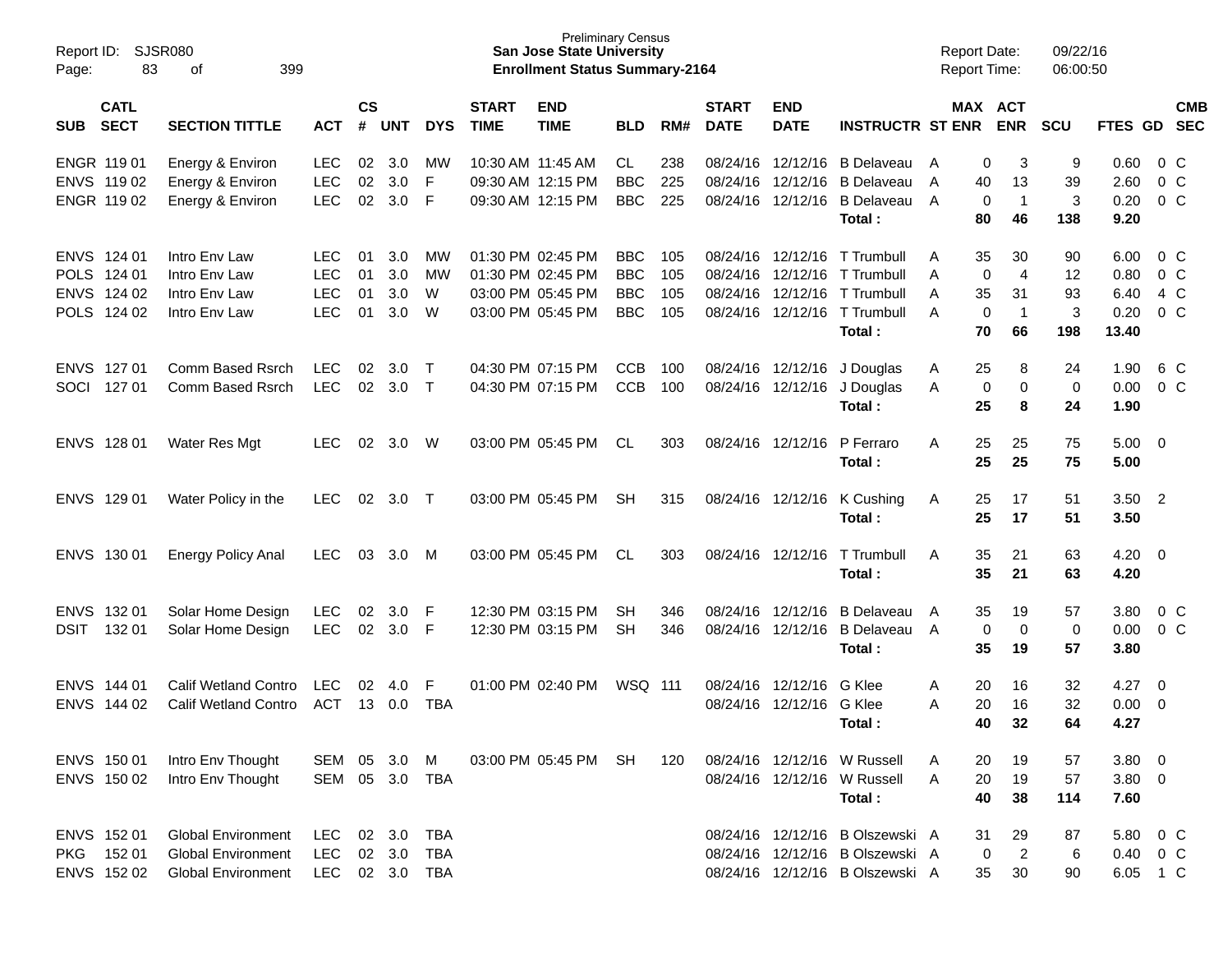| SUB | CATL SECT | SECTION TITTLE | ACT | CS # | UNT | DYS | START TIME | END TIME | BLD | RM# | START DATE | END DATE | INSTRUCTR | ST | MAX ENR | ACT ENR | SCU | FTES | GD | CMB SEC |
|---|---|---|---|---|---|---|---|---|---|---|---|---|---|---|---|---|---|---|---|---|
| ENGR | 119 01 | Energy & Environ | LEC | 02 | 3.0 | MW | 10:30 AM | 11:45 AM | CL | 238 | 08/24/16 | 12/12/16 | B Delaveau | A | 0 | 3 | 9 | 0.60 | 0 | C |
| ENVS | 119 02 | Energy & Environ | LEC | 02 | 3.0 | F | 09:30 AM | 12:15 PM | BBC | 225 | 08/24/16 | 12/12/16 | B Delaveau | A | 40 | 13 | 39 | 2.60 | 0 | C |
| ENGR | 119 02 | Energy & Environ | LEC | 02 | 3.0 | F | 09:30 AM | 12:15 PM | BBC | 225 | 08/24/16 | 12/12/16 | B Delaveau | A | 0 | 1 | 3 | 0.20 | 0 | C |
| | | | | | | | | | | | | | **Total :** | | **80** | **46** | **138** | **9.20** | | |
| ENVS | 124 01 | Intro Env Law | LEC | 01 | 3.0 | MW | 01:30 PM | 02:45 PM | BBC | 105 | 08/24/16 | 12/12/16 | T Trumbull | A | 35 | 30 | 90 | 6.00 | 0 | C |
| POLS | 124 01 | Intro Env Law | LEC | 01 | 3.0 | MW | 01:30 PM | 02:45 PM | BBC | 105 | 08/24/16 | 12/12/16 | T Trumbull | A | 0 | 4 | 12 | 0.80 | 0 | C |
| ENVS | 124 02 | Intro Env Law | LEC | 01 | 3.0 | W | 03:00 PM | 05:45 PM | BBC | 105 | 08/24/16 | 12/12/16 | T Trumbull | A | 35 | 31 | 93 | 6.40 | 4 | C |
| POLS | 124 02 | Intro Env Law | LEC | 01 | 3.0 | W | 03:00 PM | 05:45 PM | BBC | 105 | 08/24/16 | 12/12/16 | T Trumbull | A | 0 | 1 | 3 | 0.20 | 0 | C |
| | | | | | | | | | | | | | **Total :** | | **70** | **66** | **198** | **13.40** | | |
| ENVS | 127 01 | Comm Based Rsrch | LEC | 02 | 3.0 | T | 04:30 PM | 07:15 PM | CCB | 100 | 08/24/16 | 12/12/16 | J Douglas | A | 25 | 8 | 24 | 1.90 | 6 | C |
| SOCI | 127 01 | Comm Based Rsrch | LEC | 02 | 3.0 | T | 04:30 PM | 07:15 PM | CCB | 100 | 08/24/16 | 12/12/16 | J Douglas | A | 0 | 0 | 0 | 0.00 | 0 | C |
| | | | | | | | | | | | | | **Total :** | | **25** | **8** | **24** | **1.90** | | |
| ENVS | 128 01 | Water Res Mgt | LEC | 02 | 3.0 | W | 03:00 PM | 05:45 PM | CL | 303 | 08/24/16 | 12/12/16 | P Ferraro | A | 25 | 25 | 75 | 5.00 | 0 | |
| | | | | | | | | | | | | | **Total :** | | **25** | **25** | **75** | **5.00** | | |
| ENVS | 129 01 | Water Policy in the | LEC | 02 | 3.0 | T | 03:00 PM | 05:45 PM | SH | 315 | 08/24/16 | 12/12/16 | K Cushing | A | 25 | 17 | 51 | 3.50 | 2 | |
| | | | | | | | | | | | | | **Total :** | | **25** | **17** | **51** | **3.50** | | |
| ENVS | 130 01 | Energy Policy Anal | LEC | 03 | 3.0 | M | 03:00 PM | 05:45 PM | CL | 303 | 08/24/16 | 12/12/16 | T Trumbull | A | 35 | 21 | 63 | 4.20 | 0 | |
| | | | | | | | | | | | | | **Total :** | | **35** | **21** | **63** | **4.20** | | |
| ENVS | 132 01 | Solar Home Design | LEC | 02 | 3.0 | F | 12:30 PM | 03:15 PM | SH | 346 | 08/24/16 | 12/12/16 | B Delaveau | A | 35 | 19 | 57 | 3.80 | 0 | C |
| DSIT | 132 01 | Solar Home Design | LEC | 02 | 3.0 | F | 12:30 PM | 03:15 PM | SH | 346 | 08/24/16 | 12/12/16 | B Delaveau | A | 0 | 0 | 0 | 0.00 | 0 | C |
| | | | | | | | | | | | | | **Total :** | | **35** | **19** | **57** | **3.80** | | |
| ENVS | 144 01 | Calif Wetland Contro | LEC | 02 | 4.0 | F | 01:00 PM | 02:40 PM | WSQ | 111 | 08/24/16 | 12/12/16 | G Klee | A | 20 | 16 | 32 | 4.27 | 0 | |
| ENVS | 144 02 | Calif Wetland Contro | ACT | 13 | 0.0 | TBA | | | | | 08/24/16 | 12/12/16 | G Klee | A | 20 | 16 | 32 | 0.00 | 0 | |
| | | | | | | | | | | | | | **Total :** | | **40** | **32** | **64** | **4.27** | | |
| ENVS | 150 01 | Intro Env Thought | SEM | 05 | 3.0 | M | 03:00 PM | 05:45 PM | SH | 120 | 08/24/16 | 12/12/16 | W Russell | A | 20 | 19 | 57 | 3.80 | 0 | |
| ENVS | 150 02 | Intro Env Thought | SEM | 05 | 3.0 | TBA | | | | | 08/24/16 | 12/12/16 | W Russell | A | 20 | 19 | 57 | 3.80 | 0 | |
| | | | | | | | | | | | | | **Total :** | | **40** | **38** | **114** | **7.60** | | |
| ENVS | 152 01 | Global Environment | LEC | 02 | 3.0 | TBA | | | | | 08/24/16 | 12/12/16 | B Olszewski | A | 31 | 29 | 87 | 5.80 | 0 | C |
| PKG | 152 01 | Global Environment | LEC | 02 | 3.0 | TBA | | | | | 08/24/16 | 12/12/16 | B Olszewski | A | 0 | 2 | 6 | 0.40 | 0 | C |
| ENVS | 152 02 | Global Environment | LEC | 02 | 3.0 | TBA | | | | | 08/24/16 | 12/12/16 | B Olszewski | A | 35 | 30 | 90 | 6.05 | 1 | C |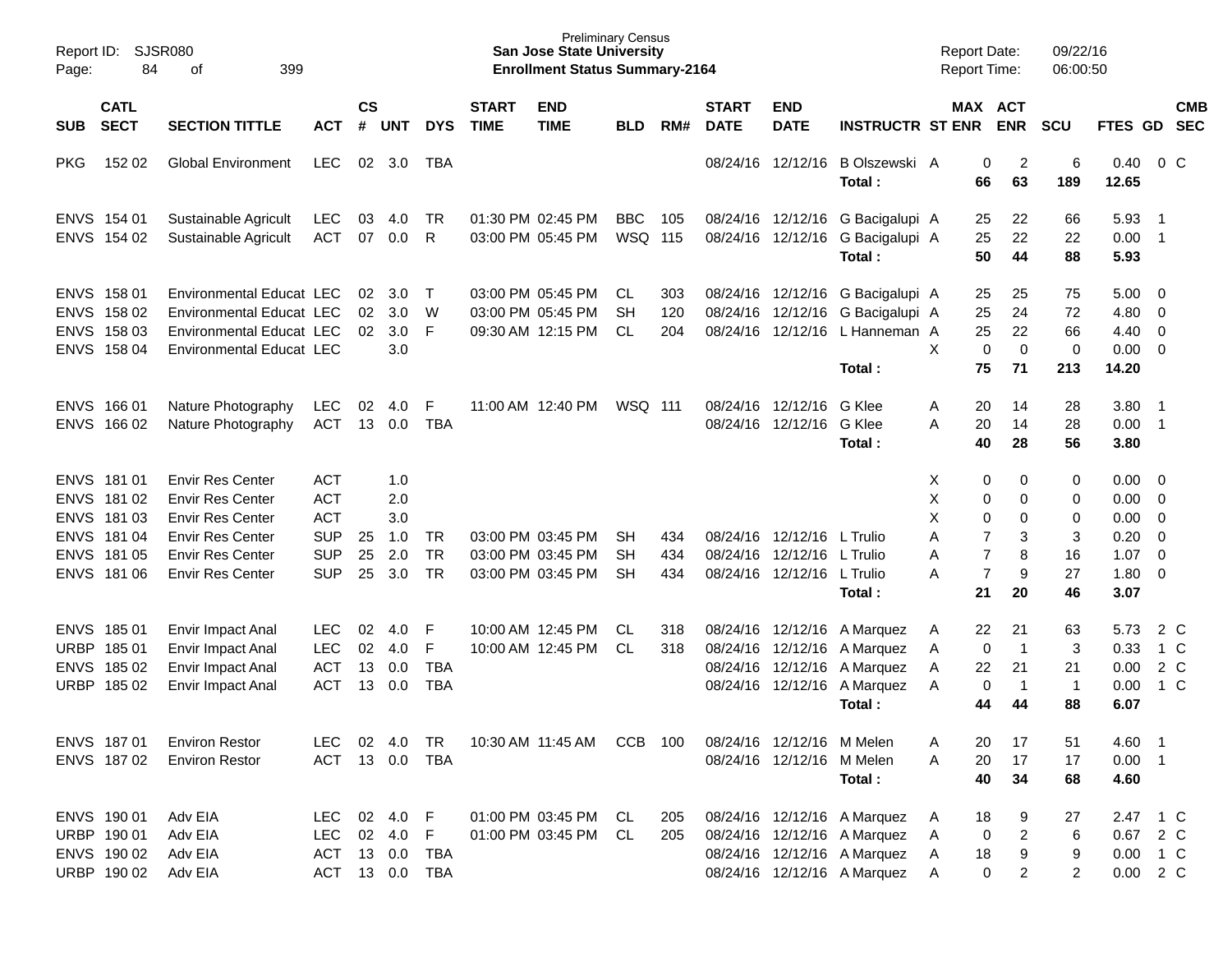Preliminary Census
**San Jose State University**
**Enrollment Status Summary-2164**

Report ID: SJSR080
Report Date: 09/22/16
Report Time: 06:00:50

| SUB | CATL SECT | SECTION TITTLE | ACT | CS # | UNT | DYS | START TIME | END TIME | BLD | RM# | START DATE | END DATE | INSTRUCTR | ST | MAX ENR | ACT ENR | SCU | FTES | GD | CMB SEC |
|---|---|---|---|---|---|---|---|---|---|---|---|---|---|---|---|---|---|---|---|---|
| PKG | 152 02 | Global Environment | LEC | 02 | 3.0 | TBA | | | | | 08/24/16 | 12/12/16 | B Olszewski | A | 0 | 2 | 6 | 0.40 | 0 | C |
| | | | | | | | | | | | | | **Total :** | | **66** | **63** | **189** | **12.65** | | |
| ENVS | 154 01 | Sustainable Agricult | LEC | 03 | 4.0 | TR | 01:30 PM | 02:45 PM | BBC | 105 | 08/24/16 | 12/12/16 | G Bacigalupi | A | 25 | 22 | 66 | 5.93 | 1 | |
| ENVS | 154 02 | Sustainable Agricult | ACT | 07 | 0.0 | R | 03:00 PM | 05:45 PM | WSQ | 115 | 08/24/16 | 12/12/16 | G Bacigalupi | A | 25 | 22 | 22 | 0.00 | 1 | |
| | | | | | | | | | | | | | **Total :** | | **50** | **44** | **88** | **5.93** | | |
| ENVS | 158 01 | Environmental Educat | LEC | 02 | 3.0 | T | 03:00 PM | 05:45 PM | CL | 303 | 08/24/16 | 12/12/16 | G Bacigalupi | A | 25 | 25 | 75 | 5.00 | 0 | |
| ENVS | 158 02 | Environmental Educat | LEC | 02 | 3.0 | W | 03:00 PM | 05:45 PM | SH | 120 | 08/24/16 | 12/12/16 | G Bacigalupi | A | 25 | 24 | 72 | 4.80 | 0 | |
| ENVS | 158 03 | Environmental Educat | LEC | 02 | 3.0 | F | 09:30 AM | 12:15 PM | CL | 204 | 08/24/16 | 12/12/16 | L Hanneman | A | 25 | 22 | 66 | 4.40 | 0 | |
| ENVS | 158 04 | Environmental Educat | LEC | | 3.0 | | | | | | | | | X | 0 | 0 | 0 | 0.00 | 0 | |
| | | | | | | | | | | | | | **Total :** | | **75** | **71** | **213** | **14.20** | | |
| ENVS | 166 01 | Nature Photography | LEC | 02 | 4.0 | F | 11:00 AM | 12:40 PM | WSQ | 111 | 08/24/16 | 12/12/16 | G Klee | A | 20 | 14 | 28 | 3.80 | 1 | |
| ENVS | 166 02 | Nature Photography | ACT | 13 | 0.0 | TBA | | | | | 08/24/16 | 12/12/16 | G Klee | A | 20 | 14 | 28 | 0.00 | 1 | |
| | | | | | | | | | | | | | **Total :** | | **40** | **28** | **56** | **3.80** | | |
| ENVS | 181 01 | Envir Res Center | ACT | | 1.0 | | | | | | | | | X | 0 | 0 | 0 | 0.00 | 0 | |
| ENVS | 181 02 | Envir Res Center | ACT | | 2.0 | | | | | | | | | X | 0 | 0 | 0 | 0.00 | 0 | |
| ENVS | 181 03 | Envir Res Center | ACT | | 3.0 | | | | | | | | | X | 0 | 0 | 0 | 0.00 | 0 | |
| ENVS | 181 04 | Envir Res Center | SUP | 25 | 1.0 | TR | 03:00 PM | 03:45 PM | SH | 434 | 08/24/16 | 12/12/16 | L Trulio | A | 7 | 3 | 3 | 0.20 | 0 | |
| ENVS | 181 05 | Envir Res Center | SUP | 25 | 2.0 | TR | 03:00 PM | 03:45 PM | SH | 434 | 08/24/16 | 12/12/16 | L Trulio | A | 7 | 8 | 16 | 1.07 | 0 | |
| ENVS | 181 06 | Envir Res Center | SUP | 25 | 3.0 | TR | 03:00 PM | 03:45 PM | SH | 434 | 08/24/16 | 12/12/16 | L Trulio | A | 7 | 9 | 27 | 1.80 | 0 | |
| | | | | | | | | | | | | | **Total :** | | **21** | **20** | **46** | **3.07** | | |
| ENVS | 185 01 | Envir Impact Anal | LEC | 02 | 4.0 | F | 10:00 AM | 12:45 PM | CL | 318 | 08/24/16 | 12/12/16 | A Marquez | A | 22 | 21 | 63 | 5.73 | 2 | C |
| URBP | 185 01 | Envir Impact Anal | LEC | 02 | 4.0 | F | 10:00 AM | 12:45 PM | CL | 318 | 08/24/16 | 12/12/16 | A Marquez | A | 0 | 1 | 3 | 0.33 | 1 | C |
| ENVS | 185 02 | Envir Impact Anal | ACT | 13 | 0.0 | TBA | | | | | 08/24/16 | 12/12/16 | A Marquez | A | 22 | 21 | 21 | 0.00 | 2 | C |
| URBP | 185 02 | Envir Impact Anal | ACT | 13 | 0.0 | TBA | | | | | 08/24/16 | 12/12/16 | A Marquez | A | 0 | 1 | 1 | 0.00 | 1 | C |
| | | | | | | | | | | | | | **Total :** | | **44** | **44** | **88** | **6.07** | | |
| ENVS | 187 01 | Environ Restor | LEC | 02 | 4.0 | TR | 10:30 AM | 11:45 AM | CCB | 100 | 08/24/16 | 12/12/16 | M Melen | A | 20 | 17 | 51 | 4.60 | 1 | |
| ENVS | 187 02 | Environ Restor | ACT | 13 | 0.0 | TBA | | | | | 08/24/16 | 12/12/16 | M Melen | A | 20 | 17 | 17 | 0.00 | 1 | |
| | | | | | | | | | | | | | **Total :** | | **40** | **34** | **68** | **4.60** | | |
| ENVS | 190 01 | Adv EIA | LEC | 02 | 4.0 | F | 01:00 PM | 03:45 PM | CL | 205 | 08/24/16 | 12/12/16 | A Marquez | A | 18 | 9 | 27 | 2.47 | 1 | C |
| URBP | 190 01 | Adv EIA | LEC | 02 | 4.0 | F | 01:00 PM | 03:45 PM | CL | 205 | 08/24/16 | 12/12/16 | A Marquez | A | 0 | 2 | 6 | 0.67 | 2 | C |
| ENVS | 190 02 | Adv EIA | ACT | 13 | 0.0 | TBA | | | | | 08/24/16 | 12/12/16 | A Marquez | A | 18 | 9 | 9 | 0.00 | 1 | C |
| URBP | 190 02 | Adv EIA | ACT | 13 | 0.0 | TBA | | | | | 08/24/16 | 12/12/16 | A Marquez | A | 0 | 2 | 2 | 0.00 | 2 | C |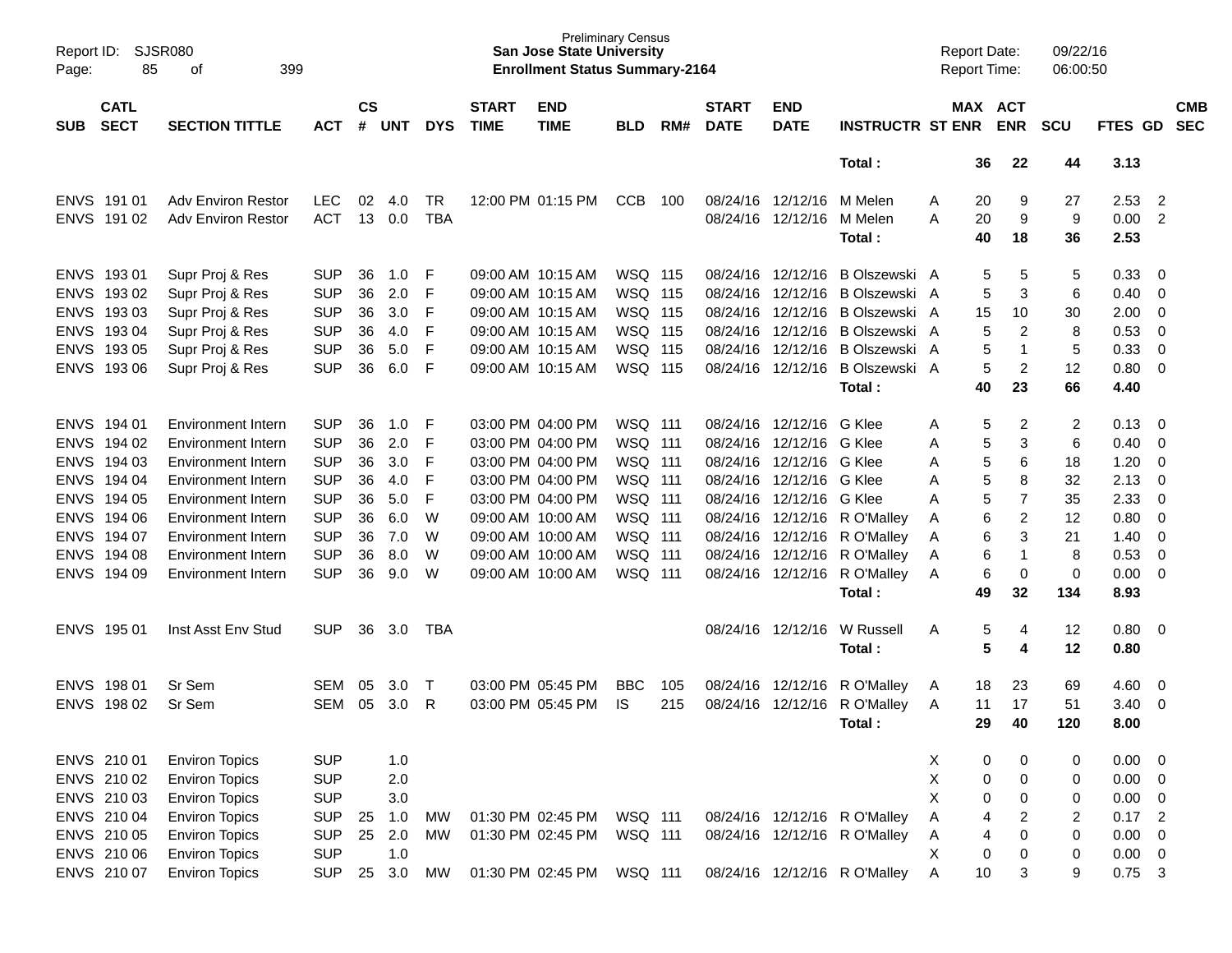| SUB | CATL SECT | SECTION TITTLE | ACT | CS # | UNT | DYS | START TIME | END TIME | BLD | RM# | START DATE | END DATE | INSTRUCTR | ST | MAX ENR | ACT ENR | SCU | FTES | GD | CMB SEC |
|---|---|---|---|---|---|---|---|---|---|---|---|---|---|---|---|---|---|---|---|---|
| | | | | | | | | | | | | | Total : | | 36 | 22 | 44 | 3.13 | | |
| ENVS | 191 01 | Adv Environ Restor | LEC | 02 | 4.0 | TR | 12:00 PM | 01:15 PM | CCB | 100 | 08/24/16 | 12/12/16 | M Melen | A | 20 | 9 | 27 | 2.53 | 2 | |
| ENVS | 191 02 | Adv Environ Restor | ACT | 13 | 0.0 | TBA | | | | | 08/24/16 | 12/12/16 | M Melen | A | 20 | 9 | 9 | 0.00 | 2 | |
| | | | | | | | | | | | | | Total : | | 40 | 18 | 36 | 2.53 | | |
| ENVS | 193 01 | Supr Proj & Res | SUP | 36 | 1.0 | F | 09:00 AM | 10:15 AM | WSQ | 115 | 08/24/16 | 12/12/16 | B Olszewski | A | 5 | 5 | 5 | 0.33 | 0 | |
| ENVS | 193 02 | Supr Proj & Res | SUP | 36 | 2.0 | F | 09:00 AM | 10:15 AM | WSQ | 115 | 08/24/16 | 12/12/16 | B Olszewski | A | 5 | 3 | 6 | 0.40 | 0 | |
| ENVS | 193 03 | Supr Proj & Res | SUP | 36 | 3.0 | F | 09:00 AM | 10:15 AM | WSQ | 115 | 08/24/16 | 12/12/16 | B Olszewski | A | 15 | 10 | 30 | 2.00 | 0 | |
| ENVS | 193 04 | Supr Proj & Res | SUP | 36 | 4.0 | F | 09:00 AM | 10:15 AM | WSQ | 115 | 08/24/16 | 12/12/16 | B Olszewski | A | 5 | 2 | 8 | 0.53 | 0 | |
| ENVS | 193 05 | Supr Proj & Res | SUP | 36 | 5.0 | F | 09:00 AM | 10:15 AM | WSQ | 115 | 08/24/16 | 12/12/16 | B Olszewski | A | 5 | 1 | 5 | 0.33 | 0 | |
| ENVS | 193 06 | Supr Proj & Res | SUP | 36 | 6.0 | F | 09:00 AM | 10:15 AM | WSQ | 115 | 08/24/16 | 12/12/16 | B Olszewski | A | 5 | 2 | 12 | 0.80 | 0 | |
| | | | | | | | | | | | | | Total : | | 40 | 23 | 66 | 4.40 | | |
| ENVS | 194 01 | Environment Intern | SUP | 36 | 1.0 | F | 03:00 PM | 04:00 PM | WSQ | 111 | 08/24/16 | 12/12/16 | G Klee | A | 5 | 2 | 2 | 0.13 | 0 | |
| ENVS | 194 02 | Environment Intern | SUP | 36 | 2.0 | F | 03:00 PM | 04:00 PM | WSQ | 111 | 08/24/16 | 12/12/16 | G Klee | A | 5 | 3 | 6 | 0.40 | 0 | |
| ENVS | 194 03 | Environment Intern | SUP | 36 | 3.0 | F | 03:00 PM | 04:00 PM | WSQ | 111 | 08/24/16 | 12/12/16 | G Klee | A | 5 | 6 | 18 | 1.20 | 0 | |
| ENVS | 194 04 | Environment Intern | SUP | 36 | 4.0 | F | 03:00 PM | 04:00 PM | WSQ | 111 | 08/24/16 | 12/12/16 | G Klee | A | 5 | 8 | 32 | 2.13 | 0 | |
| ENVS | 194 05 | Environment Intern | SUP | 36 | 5.0 | F | 03:00 PM | 04:00 PM | WSQ | 111 | 08/24/16 | 12/12/16 | G Klee | A | 5 | 7 | 35 | 2.33 | 0 | |
| ENVS | 194 06 | Environment Intern | SUP | 36 | 6.0 | W | 09:00 AM | 10:00 AM | WSQ | 111 | 08/24/16 | 12/12/16 | R O'Malley | A | 6 | 2 | 12 | 0.80 | 0 | |
| ENVS | 194 07 | Environment Intern | SUP | 36 | 7.0 | W | 09:00 AM | 10:00 AM | WSQ | 111 | 08/24/16 | 12/12/16 | R O'Malley | A | 6 | 3 | 21 | 1.40 | 0 | |
| ENVS | 194 08 | Environment Intern | SUP | 36 | 8.0 | W | 09:00 AM | 10:00 AM | WSQ | 111 | 08/24/16 | 12/12/16 | R O'Malley | A | 6 | 1 | 8 | 0.53 | 0 | |
| ENVS | 194 09 | Environment Intern | SUP | 36 | 9.0 | W | 09:00 AM | 10:00 AM | WSQ | 111 | 08/24/16 | 12/12/16 | R O'Malley | A | 6 | 0 | 0 | 0.00 | 0 | |
| | | | | | | | | | | | | | Total : | | 49 | 32 | 134 | 8.93 | | |
| ENVS | 195 01 | Inst Asst Env Stud | SUP | 36 | 3.0 | TBA | | | | | 08/24/16 | 12/12/16 | W Russell | A | 5 | 4 | 12 | 0.80 | 0 | |
| | | | | | | | | | | | | | Total : | | 5 | 4 | 12 | 0.80 | | |
| ENVS | 198 01 | Sr Sem | SEM | 05 | 3.0 | T | 03:00 PM | 05:45 PM | BBC | 105 | 08/24/16 | 12/12/16 | R O'Malley | A | 18 | 23 | 69 | 4.60 | 0 | |
| ENVS | 198 02 | Sr Sem | SEM | 05 | 3.0 | R | 03:00 PM | 05:45 PM | IS | 215 | 08/24/16 | 12/12/16 | R O'Malley | A | 11 | 17 | 51 | 3.40 | 0 | |
| | | | | | | | | | | | | | Total : | | 29 | 40 | 120 | 8.00 | | |
| ENVS | 210 01 | Environ Topics | SUP | | 1.0 | | | | | | | | | X | 0 | 0 | 0 | 0.00 | 0 | |
| ENVS | 210 02 | Environ Topics | SUP | | 2.0 | | | | | | | | | X | 0 | 0 | 0 | 0.00 | 0 | |
| ENVS | 210 03 | Environ Topics | SUP | | 3.0 | | | | | | | | | X | 0 | 0 | 0 | 0.00 | 0 | |
| ENVS | 210 04 | Environ Topics | SUP | 25 | 1.0 | MW | 01:30 PM | 02:45 PM | WSQ | 111 | 08/24/16 | 12/12/16 | R O'Malley | A | 4 | 2 | 2 | 0.17 | 2 | |
| ENVS | 210 05 | Environ Topics | SUP | 25 | 2.0 | MW | 01:30 PM | 02:45 PM | WSQ | 111 | 08/24/16 | 12/12/16 | R O'Malley | A | 4 | 0 | 0 | 0.00 | 0 | |
| ENVS | 210 06 | Environ Topics | SUP | | 1.0 | | | | | | | | | X | 0 | 0 | 0 | 0.00 | 0 | |
| ENVS | 210 07 | Environ Topics | SUP | 25 | 3.0 | MW | 01:30 PM | 02:45 PM | WSQ | 111 | 08/24/16 | 12/12/16 | R O'Malley | A | 10 | 3 | 9 | 0.75 | 3 | |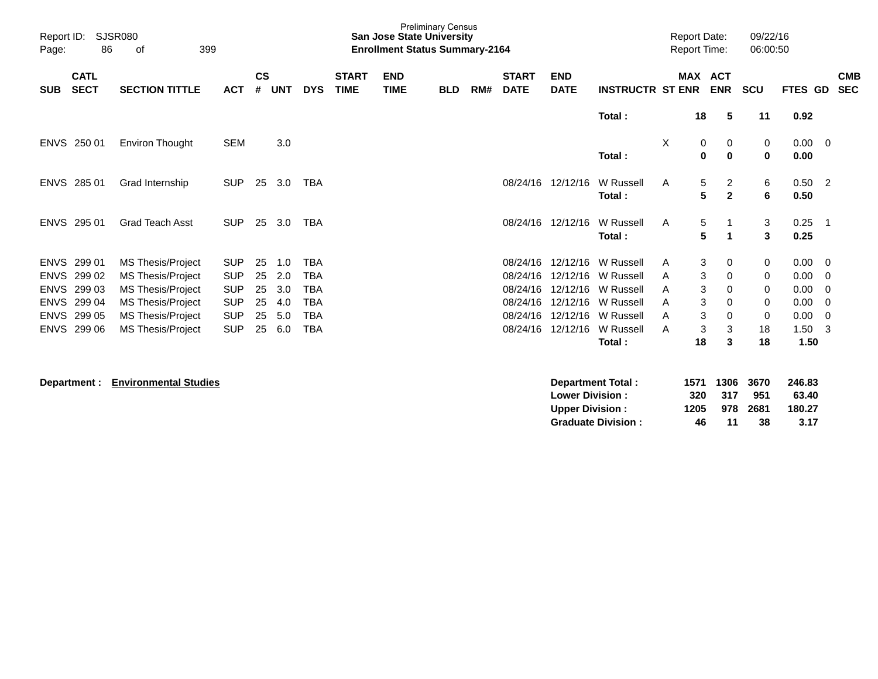Preliminary Census
**San Jose State University**
**Enrollment Status Summary-2164**

| SUB | CATL SECT | SECTION TITTLE | ACT | CS # | UNT | DYS | START TIME | END TIME | BLD | RM# | START DATE | END DATE | INSTRUCTR | ST | MAX ENR | ACT ENR | SCU | FTES | GD | CMB SEC |
|---|---|---|---|---|---|---|---|---|---|---|---|---|---|---|---|---|---|---|---|---|
| | | | | | | | | | | | | | **Total :** | | **18** | **5** | **11** | **0.92** | | |
| ENVS | 250 01 | Environ Thought | SEM | | 3.0 | | | | | | | | | X | 0 | 0 | 0 | 0.00 | 0 | |
| | | | | | | | | | | | | | **Total :** | | **0** | **0** | **0** | **0.00** | | |
| ENVS | 285 01 | Grad Internship | SUP | 25 | 3.0 | TBA | | | | | 08/24/16 | 12/12/16 | W Russell | A | 5 | 2 | 6 | 0.50 | 2 | |
| | | | | | | | | | | | | | **Total :** | | **5** | **2** | **6** | **0.50** | | |
| ENVS | 295 01 | Grad Teach Asst | SUP | 25 | 3.0 | TBA | | | | | 08/24/16 | 12/12/16 | W Russell | A | 5 | 1 | 3 | 0.25 | 1 | |
| | | | | | | | | | | | | | **Total :** | | **5** | **1** | **3** | **0.25** | | |
| ENVS | 299 01 | MS Thesis/Project | SUP | 25 | 1.0 | TBA | | | | | 08/24/16 | 12/12/16 | W Russell | A | 3 | 0 | 0 | 0.00 | 0 | |
| ENVS | 299 02 | MS Thesis/Project | SUP | 25 | 2.0 | TBA | | | | | 08/24/16 | 12/12/16 | W Russell | A | 3 | 0 | 0 | 0.00 | 0 | |
| ENVS | 299 03 | MS Thesis/Project | SUP | 25 | 3.0 | TBA | | | | | 08/24/16 | 12/12/16 | W Russell | A | 3 | 0 | 0 | 0.00 | 0 | |
| ENVS | 299 04 | MS Thesis/Project | SUP | 25 | 4.0 | TBA | | | | | 08/24/16 | 12/12/16 | W Russell | A | 3 | 0 | 0 | 0.00 | 0 | |
| ENVS | 299 05 | MS Thesis/Project | SUP | 25 | 5.0 | TBA | | | | | 08/24/16 | 12/12/16 | W Russell | A | 3 | 0 | 0 | 0.00 | 0 | |
| ENVS | 299 06 | MS Thesis/Project | SUP | 25 | 6.0 | TBA | | | | | 08/24/16 | 12/12/16 | W Russell | A | 3 | 3 | 18 | 1.50 | 3 | |
| | | | | | | | | | | | | | **Total :** | | **18** | **3** | **18** | **1.50** | | |

**Department : Environmental Studies**

| | MAX ENR | ACT ENR | SCU | FTES |
|---|---|---|---|---|
| **Department Total :** | **1571** | **1306** | **3670** | **246.83** |
| **Lower Division :** | **320** | **317** | **951** | **63.40** |
| **Upper Division :** | **1205** | **978** | **2681** | **180.27** |
| **Graduate Division :** | **46** | **11** | **38** | **3.17** |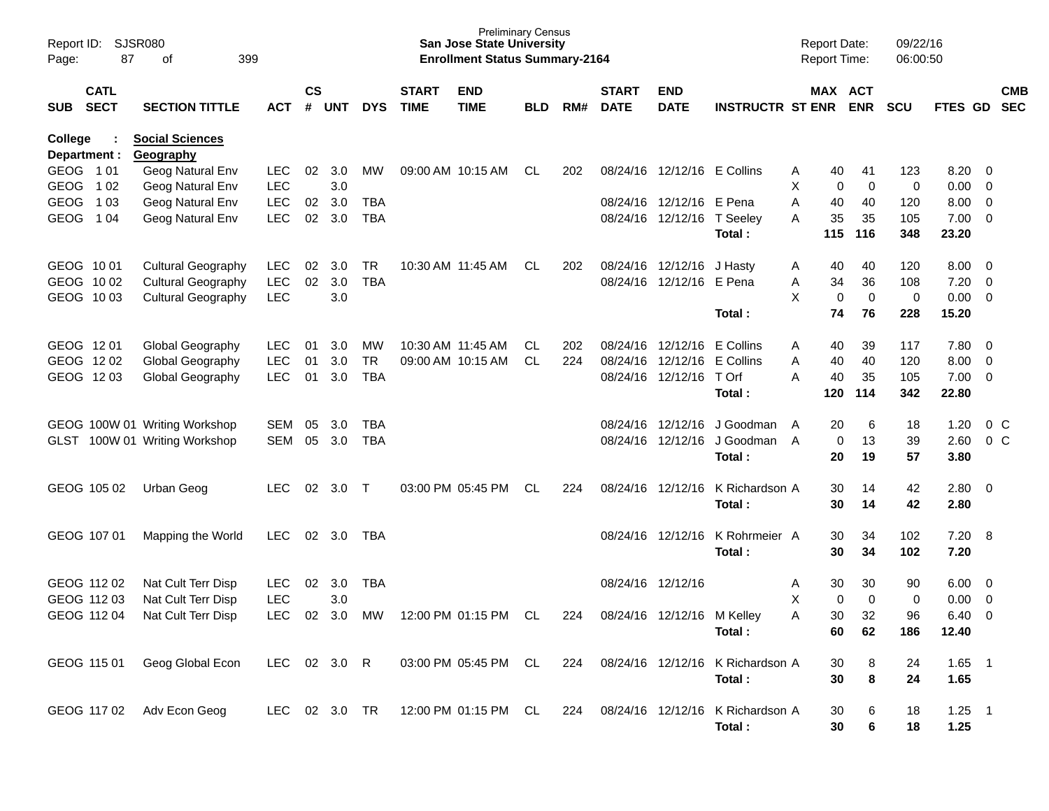Preliminary Census
**San Jose State University**
**Enrollment Status Summary-2164**

Report ID: SJSR080
Report Date: 09/22/16
Report Time: 06:00:50

**College : Social Sciences**
**Department : Geography**

| SUB | CATL SECT | SECTION TITTLE | ACT | CS # | UNT | DYS | START TIME | END TIME | BLD | RM# | START DATE | END DATE | INSTRUCTR | ST | MAX ENR | ACT ENR | SCU | FTES | GD | CMB SEC |
|---|---|---|---|---|---|---|---|---|---|---|---|---|---|---|---|---|---|---|---|---|
| GEOG | 1 01 | Geog Natural Env | LEC | 02 | 3.0 | MW | 09:00 AM | 10:15 AM | CL | 202 | 08/24/16 | 12/12/16 | E Collins | A | 40 | 41 | 123 | 8.20 | 0 | |
| GEOG | 1 02 | Geog Natural Env | LEC | | 3.0 | | | | | | | | | X | 0 | 0 | 0 | 0.00 | 0 | |
| GEOG | 1 03 | Geog Natural Env | LEC | 02 | 3.0 | TBA | | | | | 08/24/16 | 12/12/16 | E Pena | A | 40 | 40 | 120 | 8.00 | 0 | |
| GEOG | 1 04 | Geog Natural Env | LEC | 02 | 3.0 | TBA | | | | | 08/24/16 | 12/12/16 | T Seeley | A | 35 | 35 | 105 | 7.00 | 0 | |
| | | | | | | | | | | | | | **Total :** | | **115** | **116** | **348** | **23.20** | | |
| GEOG | 10 01 | Cultural Geography | LEC | 02 | 3.0 | TR | 10:30 AM | 11:45 AM | CL | 202 | 08/24/16 | 12/12/16 | J Hasty | A | 40 | 40 | 120 | 8.00 | 0 | |
| GEOG | 10 02 | Cultural Geography | LEC | 02 | 3.0 | TBA | | | | | 08/24/16 | 12/12/16 | E Pena | A | 34 | 36 | 108 | 7.20 | 0 | |
| GEOG | 10 03 | Cultural Geography | LEC | | 3.0 | | | | | | | | | X | 0 | 0 | 0 | 0.00 | 0 | |
| | | | | | | | | | | | | | **Total :** | | **74** | **76** | **228** | **15.20** | | |
| GEOG | 12 01 | Global Geography | LEC | 01 | 3.0 | MW | 10:30 AM | 11:45 AM | CL | 202 | 08/24/16 | 12/12/16 | E Collins | A | 40 | 39 | 117 | 7.80 | 0 | |
| GEOG | 12 02 | Global Geography | LEC | 01 | 3.0 | TR | 09:00 AM | 10:15 AM | CL | 224 | 08/24/16 | 12/12/16 | E Collins | A | 40 | 40 | 120 | 8.00 | 0 | |
| GEOG | 12 03 | Global Geography | LEC | 01 | 3.0 | TBA | | | | | 08/24/16 | 12/12/16 | T Orf | A | 40 | 35 | 105 | 7.00 | 0 | |
| | | | | | | | | | | | | | **Total :** | | **120** | **114** | **342** | **22.80** | | |
| GEOG | 100W 01 | Writing Workshop | SEM | 05 | 3.0 | TBA | | | | | 08/24/16 | 12/12/16 | J Goodman | A | 20 | 6 | 18 | 1.20 | 0 | C |
| GLST | 100W 01 | Writing Workshop | SEM | 05 | 3.0 | TBA | | | | | 08/24/16 | 12/12/16 | J Goodman | A | 0 | 13 | 39 | 2.60 | 0 | C |
| | | | | | | | | | | | | | **Total :** | | **20** | **19** | **57** | **3.80** | | |
| GEOG | 105 02 | Urban Geog | LEC | 02 | 3.0 | T | 03:00 PM | 05:45 PM | CL | 224 | 08/24/16 | 12/12/16 | K Richardson | A | 30 | 14 | 42 | 2.80 | 0 | |
| | | | | | | | | | | | | | **Total :** | | **30** | **14** | **42** | **2.80** | | |
| GEOG | 107 01 | Mapping the World | LEC | 02 | 3.0 | TBA | | | | | 08/24/16 | 12/12/16 | K Rohrmeier | A | 30 | 34 | 102 | 7.20 | 8 | |
| | | | | | | | | | | | | | **Total :** | | **30** | **34** | **102** | **7.20** | | |
| GEOG | 112 02 | Nat Cult Terr Disp | LEC | 02 | 3.0 | TBA | | | | | 08/24/16 | 12/12/16 | | A | 30 | 30 | 90 | 6.00 | 0 | |
| GEOG | 112 03 | Nat Cult Terr Disp | LEC | | 3.0 | | | | | | | | | X | 0 | 0 | 0 | 0.00 | 0 | |
| GEOG | 112 04 | Nat Cult Terr Disp | LEC | 02 | 3.0 | MW | 12:00 PM | 01:15 PM | CL | 224 | 08/24/16 | 12/12/16 | M Kelley | A | 30 | 32 | 96 | 6.40 | 0 | |
| | | | | | | | | | | | | | **Total :** | | **60** | **62** | **186** | **12.40** | | |
| GEOG | 115 01 | Geog Global Econ | LEC | 02 | 3.0 | R | 03:00 PM | 05:45 PM | CL | 224 | 08/24/16 | 12/12/16 | K Richardson | A | 30 | 8 | 24 | 1.65 | 1 | |
| | | | | | | | | | | | | | **Total :** | | **30** | **8** | **24** | **1.65** | | |
| GEOG | 117 02 | Adv Econ Geog | LEC | 02 | 3.0 | TR | 12:00 PM | 01:15 PM | CL | 224 | 08/24/16 | 12/12/16 | K Richardson | A | 30 | 6 | 18 | 1.25 | 1 | |
| | | | | | | | | | | | | | **Total :** | | **30** | **6** | **18** | **1.25** | | |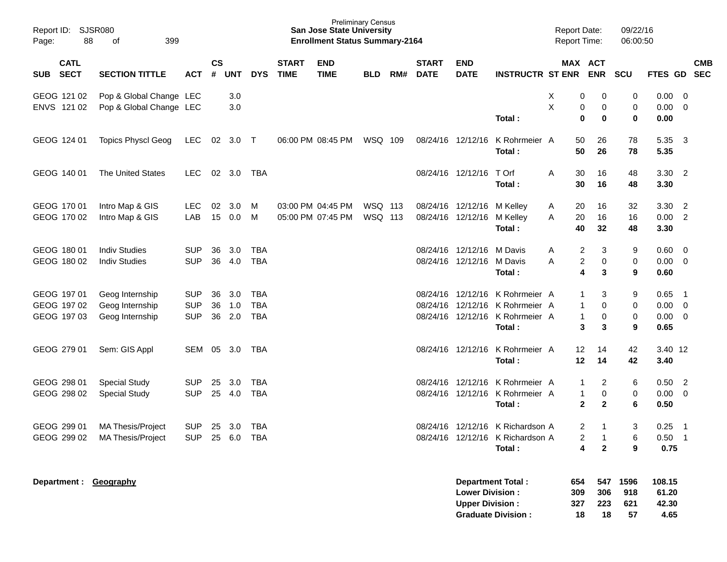Preliminary Census
**San Jose State University**
**Enrollment Status Summary-2164**

Report ID: SJSR080
Report Date: 09/22/16
Report Time: 06:00:50

| SUB | CATL SECT | SECTION TITTLE | ACT | CS # | UNT | DYS | START TIME | END TIME | BLD | RM# | START DATE | END DATE | INSTRUCTR | ST | MAX ENR | ACT ENR | SCU | FTES | GD | CMB SEC |
|---|---|---|---|---|---|---|---|---|---|---|---|---|---|---|---|---|---|---|---|---|
| GEOG | 121 02 | Pop & Global Change | LEC | | 3.0 | | | | | | | | | X | 0 | 0 | 0 | 0.00 | 0 | |
| ENVS | 121 02 | Pop & Global Change | LEC | | 3.0 | | | | | | | | | X | 0 | 0 | 0 | 0.00 | 0 | |
| | | | | | | | | | | | | | **Total :** | | **0** | **0** | **0** | **0.00** | | |
| GEOG | 124 01 | Topics Physcl Geog | LEC | 02 | 3.0 | T | 06:00 PM | 08:45 PM | WSQ | 109 | 08/24/16 | 12/12/16 | K Rohrmeier | A | 50 | 26 | 78 | 5.35 | 3 | |
| | | | | | | | | | | | | | **Total :** | | **50** | **26** | **78** | **5.35** | | |
| GEOG | 140 01 | The United States | LEC | 02 | 3.0 | TBA | | | | | 08/24/16 | 12/12/16 | T Orf | A | 30 | 16 | 48 | 3.30 | 2 | |
| | | | | | | | | | | | | | **Total :** | | **30** | **16** | **48** | **3.30** | | |
| GEOG | 170 01 | Intro Map & GIS | LEC | 02 | 3.0 | M | 03:00 PM | 04:45 PM | WSQ | 113 | 08/24/16 | 12/12/16 | M Kelley | A | 20 | 16 | 32 | 3.30 | 2 | |
| GEOG | 170 02 | Intro Map & GIS | LAB | 15 | 0.0 | M | 05:00 PM | 07:45 PM | WSQ | 113 | 08/24/16 | 12/12/16 | M Kelley | A | 20 | 16 | 16 | 0.00 | 2 | |
| | | | | | | | | | | | | | **Total :** | | **40** | **32** | **48** | **3.30** | | |
| GEOG | 180 01 | Indiv Studies | SUP | 36 | 3.0 | TBA | | | | | 08/24/16 | 12/12/16 | M Davis | A | 2 | 3 | 9 | 0.60 | 0 | |
| GEOG | 180 02 | Indiv Studies | SUP | 36 | 4.0 | TBA | | | | | 08/24/16 | 12/12/16 | M Davis | A | 2 | 0 | 0 | 0.00 | 0 | |
| | | | | | | | | | | | | | **Total :** | | **4** | **3** | **9** | **0.60** | | |
| GEOG | 197 01 | Geog Internship | SUP | 36 | 3.0 | TBA | | | | | 08/24/16 | 12/12/16 | K Rohrmeier | A | 1 | 3 | 9 | 0.65 | 1 | |
| GEOG | 197 02 | Geog Internship | SUP | 36 | 1.0 | TBA | | | | | 08/24/16 | 12/12/16 | K Rohrmeier | A | 1 | 0 | 0 | 0.00 | 0 | |
| GEOG | 197 03 | Geog Internship | SUP | 36 | 2.0 | TBA | | | | | 08/24/16 | 12/12/16 | K Rohrmeier | A | 1 | 0 | 0 | 0.00 | 0 | |
| | | | | | | | | | | | | | **Total :** | | **3** | **3** | **9** | **0.65** | | |
| GEOG | 279 01 | Sem: GIS Appl | SEM | 05 | 3.0 | TBA | | | | | 08/24/16 | 12/12/16 | K Rohrmeier | A | 12 | 14 | 42 | 3.40 | 12 | |
| | | | | | | | | | | | | | **Total :** | | **12** | **14** | **42** | **3.40** | | |
| GEOG | 298 01 | Special Study | SUP | 25 | 3.0 | TBA | | | | | 08/24/16 | 12/12/16 | K Rohrmeier | A | 1 | 2 | 6 | 0.50 | 2 | |
| GEOG | 298 02 | Special Study | SUP | 25 | 4.0 | TBA | | | | | 08/24/16 | 12/12/16 | K Rohrmeier | A | 1 | 0 | 0 | 0.00 | 0 | |
| | | | | | | | | | | | | | **Total :** | | **2** | **2** | **6** | **0.50** | | |
| GEOG | 299 01 | MA Thesis/Project | SUP | 25 | 3.0 | TBA | | | | | 08/24/16 | 12/12/16 | K Richardson | A | 2 | 1 | 3 | 0.25 | 1 | |
| GEOG | 299 02 | MA Thesis/Project | SUP | 25 | 6.0 | TBA | | | | | 08/24/16 | 12/12/16 | K Richardson | A | 2 | 1 | 6 | 0.50 | 1 | |
| | | | | | | | | | | | | | **Total :** | | **4** | **2** | **9** | **0.75** | | |

**Department :** **Geography**

| | MAX ENR | ACT ENR | SCU | FTES |
|---|---|---|---|---|
| **Department Total :** | **654** | **547** | **1596** | **108.15** |
| **Lower Division :** | **309** | **306** | **918** | **61.20** |
| **Upper Division :** | **327** | **223** | **621** | **42.30** |
| **Graduate Division :** | **18** | **18** | **57** | **4.65** |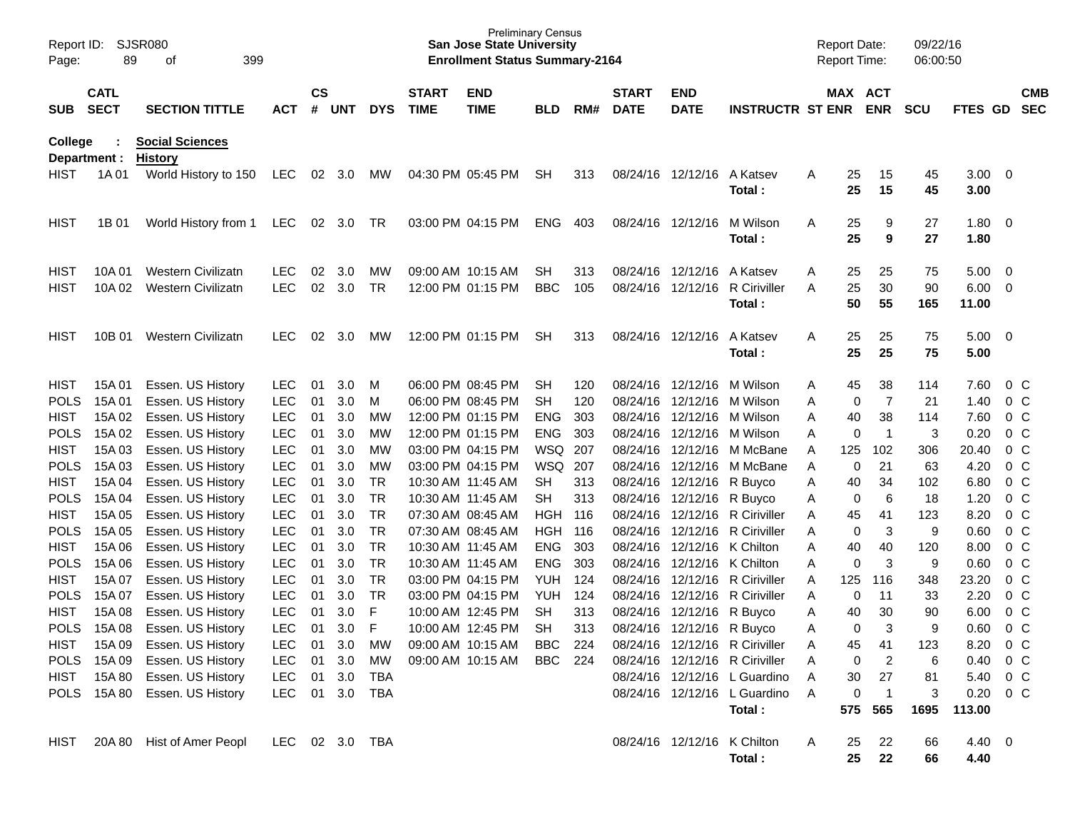**College : Social Sciences**
**Department : History**

| SUB | CATL SECT | SECTION TITTLE | ACT | CS # | UNT | DYS | START TIME | END TIME | BLD | RM# | START DATE | END DATE | INSTRUCTR | ST | MAX ENR | ACT ENR | SCU | FTES | GD | CMB SEC |
|---|---|---|---|---|---|---|---|---|---|---|---|---|---|---|---|---|---|---|---|---|
| HIST | 1A 01 | World History to 150 | LEC | 02 | 3.0 | MW | 04:30 PM | 05:45 PM | SH | 313 | 08/24/16 | 12/12/16 | A Katsev | A | 25 | 15 | 45 | 3.00 | 0 | |
| | | | | | | | | | | | | | **Total :** | | **25** | **15** | **45** | **3.00** | | |
| HIST | 1B 01 | World History from 1 | LEC | 02 | 3.0 | TR | 03:00 PM | 04:15 PM | ENG | 403 | 08/24/16 | 12/12/16 | M Wilson | A | 25 | 9 | 27 | 1.80 | 0 | |
| | | | | | | | | | | | | | **Total :** | | **25** | **9** | **27** | **1.80** | | |
| HIST | 10A 01 | Western Civilizatn | LEC | 02 | 3.0 | MW | 09:00 AM | 10:15 AM | SH | 313 | 08/24/16 | 12/12/16 | A Katsev | A | 25 | 25 | 75 | 5.00 | 0 | |
| HIST | 10A 02 | Western Civilizatn | LEC | 02 | 3.0 | TR | 12:00 PM | 01:15 PM | BBC | 105 | 08/24/16 | 12/12/16 | R Ciriviller | A | 25 | 30 | 90 | 6.00 | 0 | |
| | | | | | | | | | | | | | **Total :** | | **50** | **55** | **165** | **11.00** | | |
| HIST | 10B 01 | Western Civilizatn | LEC | 02 | 3.0 | MW | 12:00 PM | 01:15 PM | SH | 313 | 08/24/16 | 12/12/16 | A Katsev | A | 25 | 25 | 75 | 5.00 | 0 | |
| | | | | | | | | | | | | | **Total :** | | **25** | **25** | **75** | **5.00** | | |
| HIST | 15A 01 | Essen. US History | LEC | 01 | 3.0 | M | 06:00 PM | 08:45 PM | SH | 120 | 08/24/16 | 12/12/16 | M Wilson | A | 45 | 38 | 114 | 7.60 | 0 | C |
| POLS | 15A 01 | Essen. US History | LEC | 01 | 3.0 | M | 06:00 PM | 08:45 PM | SH | 120 | 08/24/16 | 12/12/16 | M Wilson | A | 0 | 7 | 21 | 1.40 | 0 | C |
| HIST | 15A 02 | Essen. US History | LEC | 01 | 3.0 | MW | 12:00 PM | 01:15 PM | ENG | 303 | 08/24/16 | 12/12/16 | M Wilson | A | 40 | 38 | 114 | 7.60 | 0 | C |
| POLS | 15A 02 | Essen. US History | LEC | 01 | 3.0 | MW | 12:00 PM | 01:15 PM | ENG | 303 | 08/24/16 | 12/12/16 | M Wilson | A | 0 | 1 | 3 | 0.20 | 0 | C |
| HIST | 15A 03 | Essen. US History | LEC | 01 | 3.0 | MW | 03:00 PM | 04:15 PM | WSQ | 207 | 08/24/16 | 12/12/16 | M McBane | A | 125 | 102 | 306 | 20.40 | 0 | C |
| POLS | 15A 03 | Essen. US History | LEC | 01 | 3.0 | MW | 03:00 PM | 04:15 PM | WSQ | 207 | 08/24/16 | 12/12/16 | M McBane | A | 0 | 21 | 63 | 4.20 | 0 | C |
| HIST | 15A 04 | Essen. US History | LEC | 01 | 3.0 | TR | 10:30 AM | 11:45 AM | SH | 313 | 08/24/16 | 12/12/16 | R Buyco | A | 40 | 34 | 102 | 6.80 | 0 | C |
| POLS | 15A 04 | Essen. US History | LEC | 01 | 3.0 | TR | 10:30 AM | 11:45 AM | SH | 313 | 08/24/16 | 12/12/16 | R Buyco | A | 0 | 6 | 18 | 1.20 | 0 | C |
| HIST | 15A 05 | Essen. US History | LEC | 01 | 3.0 | TR | 07:30 AM | 08:45 AM | HGH | 116 | 08/24/16 | 12/12/16 | R Ciriviller | A | 45 | 41 | 123 | 8.20 | 0 | C |
| POLS | 15A 05 | Essen. US History | LEC | 01 | 3.0 | TR | 07:30 AM | 08:45 AM | HGH | 116 | 08/24/16 | 12/12/16 | R Ciriviller | A | 0 | 3 | 9 | 0.60 | 0 | C |
| HIST | 15A 06 | Essen. US History | LEC | 01 | 3.0 | TR | 10:30 AM | 11:45 AM | ENG | 303 | 08/24/16 | 12/12/16 | K Chilton | A | 40 | 40 | 120 | 8.00 | 0 | C |
| POLS | 15A 06 | Essen. US History | LEC | 01 | 3.0 | TR | 10:30 AM | 11:45 AM | ENG | 303 | 08/24/16 | 12/12/16 | K Chilton | A | 0 | 3 | 9 | 0.60 | 0 | C |
| HIST | 15A 07 | Essen. US History | LEC | 01 | 3.0 | TR | 03:00 PM | 04:15 PM | YUH | 124 | 08/24/16 | 12/12/16 | R Ciriviller | A | 125 | 116 | 348 | 23.20 | 0 | C |
| POLS | 15A 07 | Essen. US History | LEC | 01 | 3.0 | TR | 03:00 PM | 04:15 PM | YUH | 124 | 08/24/16 | 12/12/16 | R Ciriviller | A | 0 | 11 | 33 | 2.20 | 0 | C |
| HIST | 15A 08 | Essen. US History | LEC | 01 | 3.0 | F | 10:00 AM | 12:45 PM | SH | 313 | 08/24/16 | 12/12/16 | R Buyco | A | 40 | 30 | 90 | 6.00 | 0 | C |
| POLS | 15A 08 | Essen. US History | LEC | 01 | 3.0 | F | 10:00 AM | 12:45 PM | SH | 313 | 08/24/16 | 12/12/16 | R Buyco | A | 0 | 3 | 9 | 0.60 | 0 | C |
| HIST | 15A 09 | Essen. US History | LEC | 01 | 3.0 | MW | 09:00 AM | 10:15 AM | BBC | 224 | 08/24/16 | 12/12/16 | R Ciriviller | A | 45 | 41 | 123 | 8.20 | 0 | C |
| POLS | 15A 09 | Essen. US History | LEC | 01 | 3.0 | MW | 09:00 AM | 10:15 AM | BBC | 224 | 08/24/16 | 12/12/16 | R Ciriviller | A | 0 | 2 | 6 | 0.40 | 0 | C |
| HIST | 15A 80 | Essen. US History | LEC | 01 | 3.0 | TBA | | | | | 08/24/16 | 12/12/16 | L Guardino | A | 30 | 27 | 81 | 5.40 | 0 | C |
| POLS | 15A 80 | Essen. US History | LEC | 01 | 3.0 | TBA | | | | | 08/24/16 | 12/12/16 | L Guardino | A | 0 | 1 | 3 | 0.20 | 0 | C |
| | | | | | | | | | | | | | **Total :** | | **575** | **565** | **1695** | **113.00** | | |
| HIST | 20A 80 | Hist of Amer Peopl | LEC | 02 | 3.0 | TBA | | | | | 08/24/16 | 12/12/16 | K Chilton | A | 25 | 22 | 66 | 4.40 | 0 | |
| | | | | | | | | | | | | | **Total :** | | **25** | **22** | **66** | **4.40** | | |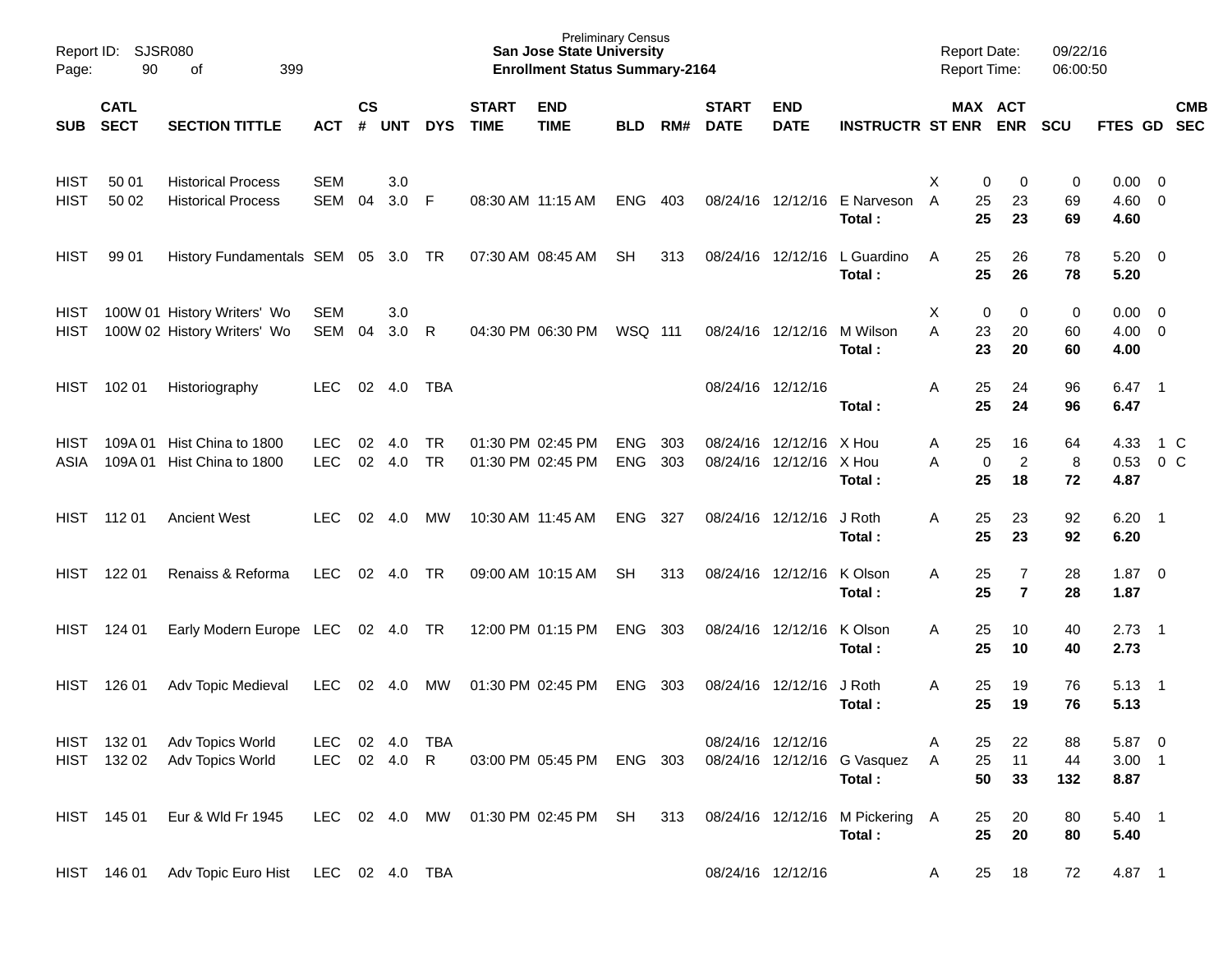| SUB | CATL SECT | SECTION TITTLE | ACT | CS # | UNT | DYS | START TIME | END TIME | BLD | RM# | START DATE | END DATE | INSTRUCTR | ST | MAX ENR | ACT ENR | SCU | FTES | GD | CMB SEC |
|---|---|---|---|---|---|---|---|---|---|---|---|---|---|---|---|---|---|---|---|---|
| HIST | 50 01 | Historical Process | SEM | | 3.0 | | | | | | | | | X | 0 | 0 | 0 | 0.00 | 0 | |
| HIST | 50 02 | Historical Process | SEM | 04 | 3.0 | F | 08:30 AM | 11:15 AM | ENG | 403 | 08/24/16 | 12/12/16 | E Narveson | A | 25 | 23 | 69 | 4.60 | 0 | |
| | | | | | | | | | | | | | **Total :** | | **25** | **23** | **69** | **4.60** | | |
| HIST | 99 01 | History Fundamentals | SEM | 05 | 3.0 | TR | 07:30 AM | 08:45 AM | SH | 313 | 08/24/16 | 12/12/16 | L Guardino | A | 25 | 26 | 78 | 5.20 | 0 | |
| | | | | | | | | | | | | | **Total :** | | **25** | **26** | **78** | **5.20** | | |
| HIST | 100W 01 | History Writers' Wo | SEM | | 3.0 | | | | | | | | | X | 0 | 0 | 0 | 0.00 | 0 | |
| HIST | 100W 02 | History Writers' Wo | SEM | 04 | 3.0 | R | 04:30 PM | 06:30 PM | WSQ | 111 | 08/24/16 | 12/12/16 | M Wilson | A | 23 | 20 | 60 | 4.00 | 0 | |
| | | | | | | | | | | | | | **Total :** | | **23** | **20** | **60** | **4.00** | | |
| HIST | 102 01 | Historiography | LEC | 02 | 4.0 | TBA | | | | | 08/24/16 | 12/12/16 | | A | 25 | 24 | 96 | 6.47 | 1 | |
| | | | | | | | | | | | | | **Total :** | | **25** | **24** | **96** | **6.47** | | |
| HIST | 109A 01 | Hist China to 1800 | LEC | 02 | 4.0 | TR | 01:30 PM | 02:45 PM | ENG | 303 | 08/24/16 | 12/12/16 | X Hou | A | 25 | 16 | 64 | 4.33 | 1 | C |
| ASIA | 109A 01 | Hist China to 1800 | LEC | 02 | 4.0 | TR | 01:30 PM | 02:45 PM | ENG | 303 | 08/24/16 | 12/12/16 | X Hou | A | 0 | 2 | 8 | 0.53 | 0 | C |
| | | | | | | | | | | | | | **Total :** | | **25** | **18** | **72** | **4.87** | | |
| HIST | 112 01 | Ancient West | LEC | 02 | 4.0 | MW | 10:30 AM | 11:45 AM | ENG | 327 | 08/24/16 | 12/12/16 | J Roth | A | 25 | 23 | 92 | 6.20 | 1 | |
| | | | | | | | | | | | | | **Total :** | | **25** | **23** | **92** | **6.20** | | |
| HIST | 122 01 | Renaiss & Reforma | LEC | 02 | 4.0 | TR | 09:00 AM | 10:15 AM | SH | 313 | 08/24/16 | 12/12/16 | K Olson | A | 25 | 7 | 28 | 1.87 | 0 | |
| | | | | | | | | | | | | | **Total :** | | **25** | **7** | **28** | **1.87** | | |
| HIST | 124 01 | Early Modern Europe | LEC | 02 | 4.0 | TR | 12:00 PM | 01:15 PM | ENG | 303 | 08/24/16 | 12/12/16 | K Olson | A | 25 | 10 | 40 | 2.73 | 1 | |
| | | | | | | | | | | | | | **Total :** | | **25** | **10** | **40** | **2.73** | | |
| HIST | 126 01 | Adv Topic Medieval | LEC | 02 | 4.0 | MW | 01:30 PM | 02:45 PM | ENG | 303 | 08/24/16 | 12/12/16 | J Roth | A | 25 | 19 | 76 | 5.13 | 1 | |
| | | | | | | | | | | | | | **Total :** | | **25** | **19** | **76** | **5.13** | | |
| HIST | 132 01 | Adv Topics World | LEC | 02 | 4.0 | TBA | | | | | 08/24/16 | 12/12/16 | | A | 25 | 22 | 88 | 5.87 | 0 | |
| HIST | 132 02 | Adv Topics World | LEC | 02 | 4.0 | R | 03:00 PM | 05:45 PM | ENG | 303 | 08/24/16 | 12/12/16 | G Vasquez | A | 25 | 11 | 44 | 3.00 | 1 | |
| | | | | | | | | | | | | | **Total :** | | **50** | **33** | **132** | **8.87** | | |
| HIST | 145 01 | Eur & Wld Fr 1945 | LEC | 02 | 4.0 | MW | 01:30 PM | 02:45 PM | SH | 313 | 08/24/16 | 12/12/16 | M Pickering | A | 25 | 20 | 80 | 5.40 | 1 | |
| | | | | | | | | | | | | | **Total :** | | **25** | **20** | **80** | **5.40** | | |
| HIST | 146 01 | Adv Topic Euro Hist | LEC | 02 | 4.0 | TBA | | | | | 08/24/16 | 12/12/16 | | A | 25 | 18 | 72 | 4.87 | 1 | |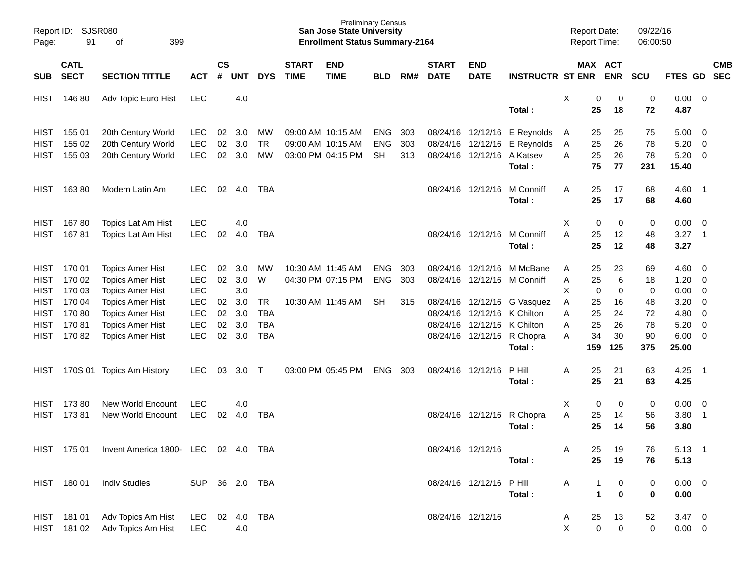Preliminary Census
**San Jose State University**
**Enrollment Status Summary-2164**

Report ID: SJSR080
Page: 91 of 399

Report Date: 09/22/16
Report Time: 06:00:50

| SUB | CATL SECT | SECTION TITTLE | ACT | CS # | UNT | DYS | START TIME | END TIME | BLD | RM# | START DATE | END DATE | INSTRUCTR | ST | MAX ENR | ACT ENR | SCU | FTES | GD | CMB SEC |
|---|---|---|---|---|---|---|---|---|---|---|---|---|---|---|---|---|---|---|---|---|
| HIST | 146 80 | Adv Topic Euro Hist | LEC | | 4.0 | | | | | | | | | X | 0 | 0 | 0 | 0.00 | 0 | |
| | | | | | | | | | | | | | **Total :** | | **25** | **18** | **72** | **4.87** | | |
| HIST | 155 01 | 20th Century World | LEC | 02 | 3.0 | MW | 09:00 AM | 10:15 AM | ENG | 303 | 08/24/16 | 12/12/16 | E Reynolds | A | 25 | 25 | 75 | 5.00 | 0 | |
| HIST | 155 02 | 20th Century World | LEC | 02 | 3.0 | TR | 09:00 AM | 10:15 AM | ENG | 303 | 08/24/16 | 12/12/16 | E Reynolds | A | 25 | 26 | 78 | 5.20 | 0 | |
| HIST | 155 03 | 20th Century World | LEC | 02 | 3.0 | MW | 03:00 PM | 04:15 PM | SH | 313 | 08/24/16 | 12/12/16 | A Katsev | A | 25 | 26 | 78 | 5.20 | 0 | |
| | | | | | | | | | | | | | **Total :** | | **75** | **77** | **231** | **15.40** | | |
| HIST | 163 80 | Modern Latin Am | LEC | 02 | 4.0 | TBA | | | | | 08/24/16 | 12/12/16 | M Conniff | A | 25 | 17 | 68 | 4.60 | 1 | |
| | | | | | | | | | | | | | **Total :** | | **25** | **17** | **68** | **4.60** | | |
| HIST | 167 80 | Topics Lat Am Hist | LEC | | 4.0 | | | | | | | | | X | 0 | 0 | 0 | 0.00 | 0 | |
| HIST | 167 81 | Topics Lat Am Hist | LEC | 02 | 4.0 | TBA | | | | | 08/24/16 | 12/12/16 | M Conniff | A | 25 | 12 | 48 | 3.27 | 1 | |
| | | | | | | | | | | | | | **Total :** | | **25** | **12** | **48** | **3.27** | | |
| HIST | 170 01 | Topics Amer Hist | LEC | 02 | 3.0 | MW | 10:30 AM | 11:45 AM | ENG | 303 | 08/24/16 | 12/12/16 | M McBane | A | 25 | 23 | 69 | 4.60 | 0 | |
| HIST | 170 02 | Topics Amer Hist | LEC | 02 | 3.0 | W | 04:30 PM | 07:15 PM | ENG | 303 | 08/24/16 | 12/12/16 | M Conniff | A | 25 | 6 | 18 | 1.20 | 0 | |
| HIST | 170 03 | Topics Amer Hist | LEC | | 3.0 | | | | | | | | | X | 0 | 0 | 0 | 0.00 | 0 | |
| HIST | 170 04 | Topics Amer Hist | LEC | 02 | 3.0 | TR | 10:30 AM | 11:45 AM | SH | 315 | 08/24/16 | 12/12/16 | G Vasquez | A | 25 | 16 | 48 | 3.20 | 0 | |
| HIST | 170 80 | Topics Amer Hist | LEC | 02 | 3.0 | TBA | | | | | 08/24/16 | 12/12/16 | K Chilton | A | 25 | 24 | 72 | 4.80 | 0 | |
| HIST | 170 81 | Topics Amer Hist | LEC | 02 | 3.0 | TBA | | | | | 08/24/16 | 12/12/16 | K Chilton | A | 25 | 26 | 78 | 5.20 | 0 | |
| HIST | 170 82 | Topics Amer Hist | LEC | 02 | 3.0 | TBA | | | | | 08/24/16 | 12/12/16 | R Chopra | A | 34 | 30 | 90 | 6.00 | 0 | |
| | | | | | | | | | | | | | **Total :** | | **159** | **125** | **375** | **25.00** | | |
| HIST | 170S 01 | Topics Am History | LEC | 03 | 3.0 | T | 03:00 PM | 05:45 PM | ENG | 303 | 08/24/16 | 12/12/16 | P Hill | A | 25 | 21 | 63 | 4.25 | 1 | |
| | | | | | | | | | | | | | **Total :** | | **25** | **21** | **63** | **4.25** | | |
| HIST | 173 80 | New World Encount | LEC | | 4.0 | | | | | | | | | X | 0 | 0 | 0 | 0.00 | 0 | |
| HIST | 173 81 | New World Encount | LEC | 02 | 4.0 | TBA | | | | | 08/24/16 | 12/12/16 | R Chopra | A | 25 | 14 | 56 | 3.80 | 1 | |
| | | | | | | | | | | | | | **Total :** | | **25** | **14** | **56** | **3.80** | | |
| HIST | 175 01 | Invent America 1800- | LEC | 02 | 4.0 | TBA | | | | | 08/24/16 | 12/12/16 | | A | 25 | 19 | 76 | 5.13 | 1 | |
| | | | | | | | | | | | | | **Total :** | | **25** | **19** | **76** | **5.13** | | |
| HIST | 180 01 | Indiv Studies | SUP | 36 | 2.0 | TBA | | | | | 08/24/16 | 12/12/16 | P Hill | A | 1 | 0 | 0 | 0.00 | 0 | |
| | | | | | | | | | | | | | **Total :** | | **1** | **0** | **0** | **0.00** | | |
| HIST | 181 01 | Adv Topics Am Hist | LEC | 02 | 4.0 | TBA | | | | | 08/24/16 | 12/12/16 | | A | 25 | 13 | 52 | 3.47 | 0 | |
| HIST | 181 02 | Adv Topics Am Hist | LEC | | 4.0 | | | | | | | | | X | 0 | 0 | 0 | 0.00 | 0 | |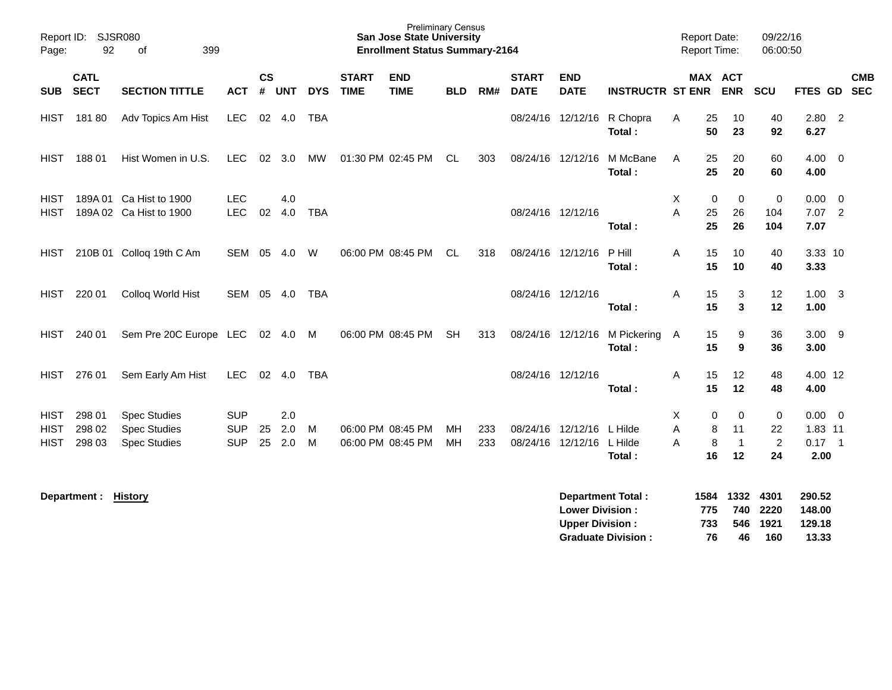Preliminary Census
**San Jose State University**
**Enrollment Status Summary-2164**

Report ID: SJSR080
Report Date: 09/22/16
Report Time: 06:00:50

| SUB | CATL SECT | SECTION TITTLE | ACT | CS # | UNT | DYS | START TIME | END TIME | BLD | RM# | START DATE | END DATE | INSTRUCTR | ST | MAX ENR | ACT ENR | SCU | FTES | GD | CMB SEC |
|---|---|---|---|---|---|---|---|---|---|---|---|---|---|---|---|---|---|---|---|---|
| HIST | 181 80 | Adv Topics Am Hist | LEC | 02 | 4.0 | TBA | | | | | 08/24/16 | 12/12/16 | R Chopra | A | 25 | 10 | 40 | 2.80 | 2 | |
| | | | | | | | | | | | | | **Total :** | | **50** | **23** | **92** | **6.27** | | |
| HIST | 188 01 | Hist Women in U.S. | LEC | 02 | 3.0 | MW | 01:30 PM | 02:45 PM | CL | 303 | 08/24/16 | 12/12/16 | M McBane | A | 25 | 20 | 60 | 4.00 | 0 | |
| | | | | | | | | | | | | | **Total :** | | **25** | **20** | **60** | **4.00** | | |
| HIST | 189A 01 | Ca Hist to 1900 | LEC | | 4.0 | | | | | | | | | X | 0 | 0 | 0 | 0.00 | 0 | |
| HIST | 189A 02 | Ca Hist to 1900 | LEC | 02 | 4.0 | TBA | | | | | 08/24/16 | 12/12/16 | | A | 25 | 26 | 104 | 7.07 | 2 | |
| | | | | | | | | | | | | | **Total :** | | **25** | **26** | **104** | **7.07** | | |
| HIST | 210B 01 | Colloq 19th C Am | SEM | 05 | 4.0 | W | 06:00 PM | 08:45 PM | CL | 318 | 08/24/16 | 12/12/16 | P Hill | A | 15 | 10 | 40 | 3.33 | 10 | |
| | | | | | | | | | | | | | **Total :** | | **15** | **10** | **40** | **3.33** | | |
| HIST | 220 01 | Colloq World Hist | SEM | 05 | 4.0 | TBA | | | | | 08/24/16 | 12/12/16 | | A | 15 | 3 | 12 | 1.00 | 3 | |
| | | | | | | | | | | | | | **Total :** | | **15** | **3** | **12** | **1.00** | | |
| HIST | 240 01 | Sem Pre 20C Europe | LEC | 02 | 4.0 | M | 06:00 PM | 08:45 PM | SH | 313 | 08/24/16 | 12/12/16 | M Pickering | A | 15 | 9 | 36 | 3.00 | 9 | |
| | | | | | | | | | | | | | **Total :** | | **15** | **9** | **36** | **3.00** | | |
| HIST | 276 01 | Sem Early Am Hist | LEC | 02 | 4.0 | TBA | | | | | 08/24/16 | 12/12/16 | | A | 15 | 12 | 48 | 4.00 | 12 | |
| | | | | | | | | | | | | | **Total :** | | **15** | **12** | **48** | **4.00** | | |
| HIST | 298 01 | Spec Studies | SUP | | 2.0 | | | | | | | | | X | 0 | 0 | 0 | 0.00 | 0 | |
| HIST | 298 02 | Spec Studies | SUP | 25 | 2.0 | M | 06:00 PM | 08:45 PM | MH | 233 | 08/24/16 | 12/12/16 | L Hilde | A | 8 | 11 | 22 | 1.83 | 11 | |
| HIST | 298 03 | Spec Studies | SUP | 25 | 2.0 | M | 06:00 PM | 08:45 PM | MH | 233 | 08/24/16 | 12/12/16 | L Hilde | A | 8 | 1 | 2 | 0.17 | 1 | |
| | | | | | | | | | | | | | **Total :** | | **16** | **12** | **24** | **2.00** | | |

**Department :** **History**

| | MAX ENR | ACT ENR | SCU | FTES |
|---|---|---|---|---|
| **Department Total :** | **1584** | **1332** | **4301** | **290.52** |
| **Lower Division :** | **775** | **740** | **2220** | **148.00** |
| **Upper Division :** | **733** | **546** | **1921** | **129.18** |
| **Graduate Division :** | **76** | **46** | **160** | **13.33** |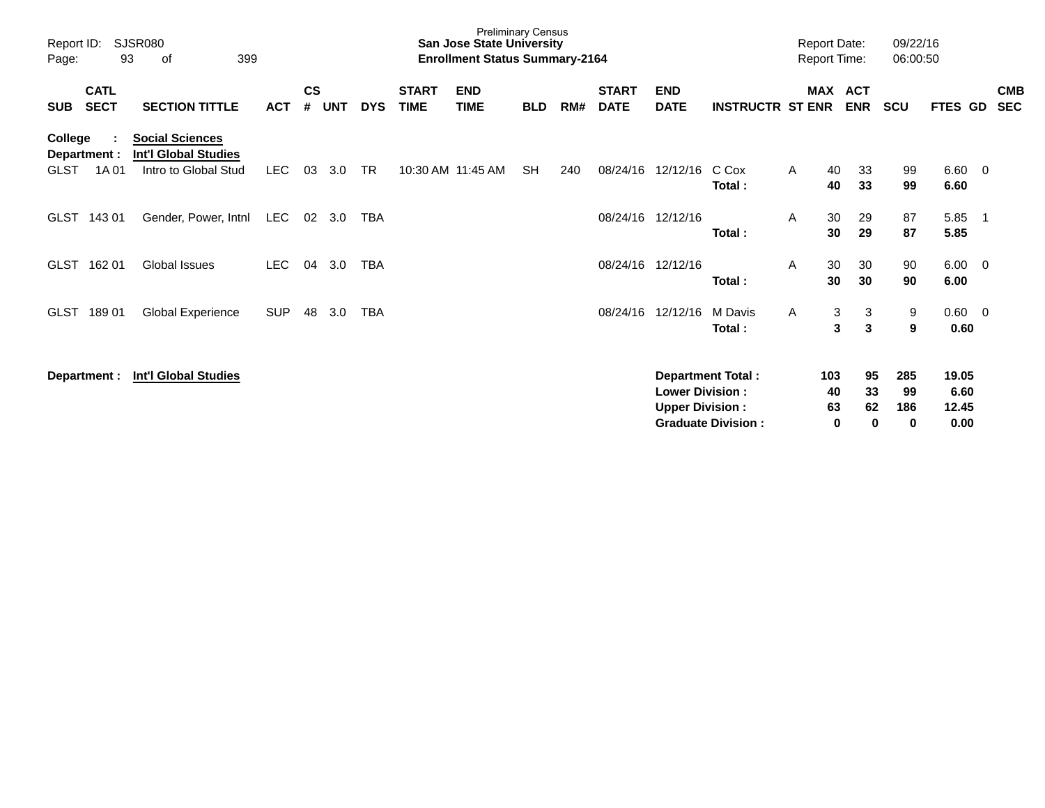Preliminary Census
**San Jose State University**
**Enrollment Status Summary-2164**

Report ID: SJSR080
Report Date: 09/22/16
Report Time: 06:00:50

| SUB | CATL SECT | SECTION TITTLE | ACT | CS # | UNT | DYS | START TIME | END TIME | BLD | RM# | START DATE | END DATE | INSTRUCTR | ST | MAX ENR | ACT ENR | SCU | FTES | GD | CMB SEC |
|---|---|---|---|---|---|---|---|---|---|---|---|---|---|---|---|---|---|---|---|---|
| **College :** | | **Social Sciences** | | | | | | | | | | | | | | | | | | |
| **Department :** | | **Int'l Global Studies** | | | | | | | | | | | | | | | | | | |
| GLST | 1A 01 | Intro to Global Stud | LEC | 03 | 3.0 | TR | 10:30 AM | 11:45 AM | SH | 240 | 08/24/16 | 12/12/16 | C Cox | A | 40 | 33 | 99 | 6.60 | 0 | |
| | | | | | | | | | | | | | **Total :** | | **40** | **33** | **99** | **6.60** | | |
| GLST | 143 01 | Gender, Power, Intnl | LEC | 02 | 3.0 | TBA | | | | | 08/24/16 | 12/12/16 | | A | 30 | 29 | 87 | 5.85 | 1 | |
| | | | | | | | | | | | | | **Total :** | | **30** | **29** | **87** | **5.85** | | |
| GLST | 162 01 | Global Issues | LEC | 04 | 3.0 | TBA | | | | | 08/24/16 | 12/12/16 | | A | 30 | 30 | 90 | 6.00 | 0 | |
| | | | | | | | | | | | | | **Total :** | | **30** | **30** | **90** | **6.00** | | |
| GLST | 189 01 | Global Experience | SUP | 48 | 3.0 | TBA | | | | | 08/24/16 | 12/12/16 | M Davis | A | 3 | 3 | 9 | 0.60 | 0 | |
| | | | | | | | | | | | | | **Total :** | | **3** | **3** | **9** | **0.60** | | |

**Department : Int'l Global Studies**

| | MAX ENR | ACT ENR | SCU | FTES |
|---|---|---|---|---|
| **Department Total :** | **103** | **95** | **285** | **19.05** |
| **Lower Division :** | **40** | **33** | **99** | **6.60** |
| **Upper Division :** | **63** | **62** | **186** | **12.45** |
| **Graduate Division :** | **0** | **0** | **0** | **0.00** |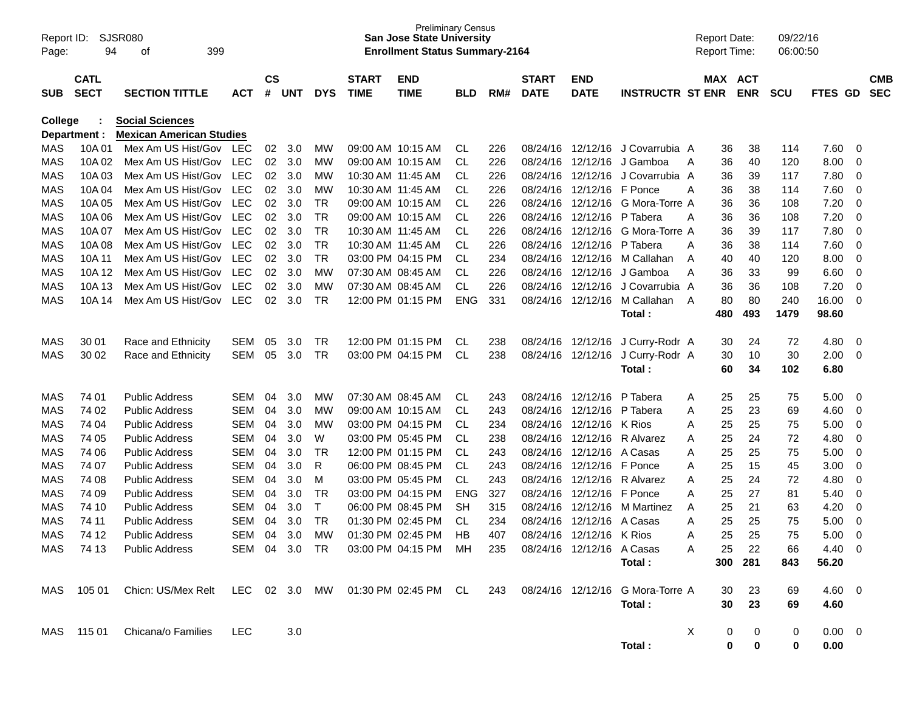Preliminary Census
**San Jose State University**
**Enrollment Status Summary-2164**

Report ID: SJSR080
Report Date: 09/22/16
Report Time: 06:00:50

**College : Social Sciences**
**Department : Mexican American Studies**

| SUB | CATL SECT | SECTION TITTLE | ACT | CS # | UNT | DYS | START TIME | END TIME | BLD | RM# | START DATE | END DATE | INSTRUCTR | ST | MAX ENR | ACT ENR | SCU | FTES | GD | CMB SEC |
|---|---|---|---|---|---|---|---|---|---|---|---|---|---|---|---|---|---|---|---|---|
| MAS | 10A 01 | Mex Am US Hist/Gov | LEC | 02 | 3.0 | MW | 09:00 AM | 10:15 AM | CL | 226 | 08/24/16 | 12/12/16 | J Covarrubia | A | 36 | 38 | 114 | 7.60 | 0 | |
| MAS | 10A 02 | Mex Am US Hist/Gov | LEC | 02 | 3.0 | MW | 09:00 AM | 10:15 AM | CL | 226 | 08/24/16 | 12/12/16 | J Gamboa | A | 36 | 40 | 120 | 8.00 | 0 | |
| MAS | 10A 03 | Mex Am US Hist/Gov | LEC | 02 | 3.0 | MW | 10:30 AM | 11:45 AM | CL | 226 | 08/24/16 | 12/12/16 | J Covarrubia | A | 36 | 39 | 117 | 7.80 | 0 | |
| MAS | 10A 04 | Mex Am US Hist/Gov | LEC | 02 | 3.0 | MW | 10:30 AM | 11:45 AM | CL | 226 | 08/24/16 | 12/12/16 | F Ponce | A | 36 | 38 | 114 | 7.60 | 0 | |
| MAS | 10A 05 | Mex Am US Hist/Gov | LEC | 02 | 3.0 | TR | 09:00 AM | 10:15 AM | CL | 226 | 08/24/16 | 12/12/16 | G Mora-Torre | A | 36 | 36 | 108 | 7.20 | 0 | |
| MAS | 10A 06 | Mex Am US Hist/Gov | LEC | 02 | 3.0 | TR | 09:00 AM | 10:15 AM | CL | 226 | 08/24/16 | 12/12/16 | P Tabera | A | 36 | 36 | 108 | 7.20 | 0 | |
| MAS | 10A 07 | Mex Am US Hist/Gov | LEC | 02 | 3.0 | TR | 10:30 AM | 11:45 AM | CL | 226 | 08/24/16 | 12/12/16 | G Mora-Torre | A | 36 | 39 | 117 | 7.80 | 0 | |
| MAS | 10A 08 | Mex Am US Hist/Gov | LEC | 02 | 3.0 | TR | 10:30 AM | 11:45 AM | CL | 226 | 08/24/16 | 12/12/16 | P Tabera | A | 36 | 38 | 114 | 7.60 | 0 | |
| MAS | 10A 11 | Mex Am US Hist/Gov | LEC | 02 | 3.0 | TR | 03:00 PM | 04:15 PM | CL | 234 | 08/24/16 | 12/12/16 | M Callahan | A | 40 | 40 | 120 | 8.00 | 0 | |
| MAS | 10A 12 | Mex Am US Hist/Gov | LEC | 02 | 3.0 | MW | 07:30 AM | 08:45 AM | CL | 226 | 08/24/16 | 12/12/16 | J Gamboa | A | 36 | 33 | 99 | 6.60 | 0 | |
| MAS | 10A 13 | Mex Am US Hist/Gov | LEC | 02 | 3.0 | MW | 07:30 AM | 08:45 AM | CL | 226 | 08/24/16 | 12/12/16 | J Covarrubia | A | 36 | 36 | 108 | 7.20 | 0 | |
| MAS | 10A 14 | Mex Am US Hist/Gov | LEC | 02 | 3.0 | TR | 12:00 PM | 01:15 PM | ENG | 331 | 08/24/16 | 12/12/16 | M Callahan | A | 80 | 80 | 240 | 16.00 | 0 | |
| | | | | | | | | | | | | | **Total :** | | **480** | **493** | **1479** | **98.60** | | |
| MAS | 30 01 | Race and Ethnicity | SEM | 05 | 3.0 | TR | 12:00 PM | 01:15 PM | CL | 238 | 08/24/16 | 12/12/16 | J Curry-Rodr | A | 30 | 24 | 72 | 4.80 | 0 | |
| MAS | 30 02 | Race and Ethnicity | SEM | 05 | 3.0 | TR | 03:00 PM | 04:15 PM | CL | 238 | 08/24/16 | 12/12/16 | J Curry-Rodr | A | 30 | 10 | 30 | 2.00 | 0 | |
| | | | | | | | | | | | | | **Total :** | | **60** | **34** | **102** | **6.80** | | |
| MAS | 74 01 | Public Address | SEM | 04 | 3.0 | MW | 07:30 AM | 08:45 AM | CL | 243 | 08/24/16 | 12/12/16 | P Tabera | A | 25 | 25 | 75 | 5.00 | 0 | |
| MAS | 74 02 | Public Address | SEM | 04 | 3.0 | MW | 09:00 AM | 10:15 AM | CL | 243 | 08/24/16 | 12/12/16 | P Tabera | A | 25 | 23 | 69 | 4.60 | 0 | |
| MAS | 74 04 | Public Address | SEM | 04 | 3.0 | MW | 03:00 PM | 04:15 PM | CL | 234 | 08/24/16 | 12/12/16 | K Rios | A | 25 | 25 | 75 | 5.00 | 0 | |
| MAS | 74 05 | Public Address | SEM | 04 | 3.0 | W | 03:00 PM | 05:45 PM | CL | 238 | 08/24/16 | 12/12/16 | R Alvarez | A | 25 | 24 | 72 | 4.80 | 0 | |
| MAS | 74 06 | Public Address | SEM | 04 | 3.0 | TR | 12:00 PM | 01:15 PM | CL | 243 | 08/24/16 | 12/12/16 | A Casas | A | 25 | 25 | 75 | 5.00 | 0 | |
| MAS | 74 07 | Public Address | SEM | 04 | 3.0 | R | 06:00 PM | 08:45 PM | CL | 243 | 08/24/16 | 12/12/16 | F Ponce | A | 25 | 15 | 45 | 3.00 | 0 | |
| MAS | 74 08 | Public Address | SEM | 04 | 3.0 | M | 03:00 PM | 05:45 PM | CL | 243 | 08/24/16 | 12/12/16 | R Alvarez | A | 25 | 24 | 72 | 4.80 | 0 | |
| MAS | 74 09 | Public Address | SEM | 04 | 3.0 | TR | 03:00 PM | 04:15 PM | ENG | 327 | 08/24/16 | 12/12/16 | F Ponce | A | 25 | 27 | 81 | 5.40 | 0 | |
| MAS | 74 10 | Public Address | SEM | 04 | 3.0 | T | 06:00 PM | 08:45 PM | SH | 315 | 08/24/16 | 12/12/16 | M Martinez | A | 25 | 21 | 63 | 4.20 | 0 | |
| MAS | 74 11 | Public Address | SEM | 04 | 3.0 | TR | 01:30 PM | 02:45 PM | CL | 234 | 08/24/16 | 12/12/16 | A Casas | A | 25 | 25 | 75 | 5.00 | 0 | |
| MAS | 74 12 | Public Address | SEM | 04 | 3.0 | MW | 01:30 PM | 02:45 PM | HB | 407 | 08/24/16 | 12/12/16 | K Rios | A | 25 | 25 | 75 | 5.00 | 0 | |
| MAS | 74 13 | Public Address | SEM | 04 | 3.0 | TR | 03:00 PM | 04:15 PM | MH | 235 | 08/24/16 | 12/12/16 | A Casas | A | 25 | 22 | 66 | 4.40 | 0 | |
| | | | | | | | | | | | | | **Total :** | | **300** | **281** | **843** | **56.20** | | |
| MAS | 105 01 | Chicn: US/Mex Relt | LEC | 02 | 3.0 | MW | 01:30 PM | 02:45 PM | CL | 243 | 08/24/16 | 12/12/16 | G Mora-Torre | A | 30 | 23 | 69 | 4.60 | 0 | |
| | | | | | | | | | | | | | **Total :** | | **30** | **23** | **69** | **4.60** | | |
| MAS | 115 01 | Chicana/o Families | LEC | | 3.0 | | | | | | | | | X | 0 | 0 | 0 | 0.00 | 0 | |
| | | | | | | | | | | | | | **Total :** | | **0** | **0** | **0** | **0.00** | | |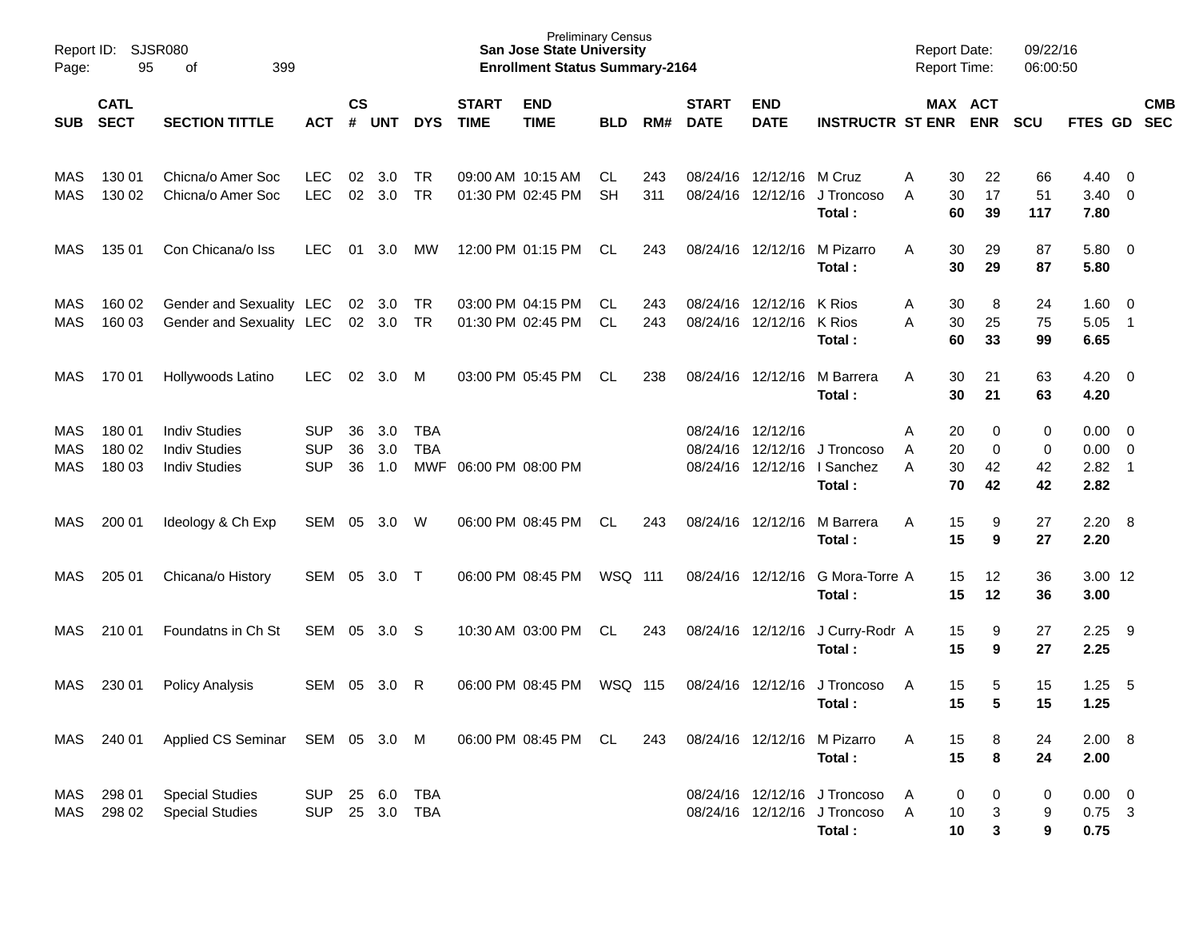Preliminary Census
**San Jose State University**
**Enrollment Status Summary-2164**

Report ID: SJSR080
Report Date: 09/22/16
Report Time: 06:00:50

| SUB | CATL SECT | SECTION TITTLE | ACT | CS # | UNT | DYS | START TIME | END TIME | BLD | RM# | START DATE | END DATE | INSTRUCTR | ST | MAX ENR | ACT ENR | SCU | FTES | GD | CMB SEC |
|---|---|---|---|---|---|---|---|---|---|---|---|---|---|---|---|---|---|---|---|---|
| MAS | 130 01 | Chicna/o Amer Soc | LEC | 02 | 3.0 | TR | 09:00 AM | 10:15 AM | CL | 243 | 08/24/16 | 12/12/16 | M Cruz | A | 30 | 22 | 66 | 4.40 | 0 | |
| MAS | 130 02 | Chicna/o Amer Soc | LEC | 02 | 3.0 | TR | 01:30 PM | 02:45 PM | SH | 311 | 08/24/16 | 12/12/16 | J Troncoso | A | 30 | 17 | 51 | 3.40 | 0 | |
| | | | | | | | | | | | | | **Total :** | | **60** | **39** | **117** | **7.80** | | |
| MAS | 135 01 | Con Chicana/o Iss | LEC | 01 | 3.0 | MW | 12:00 PM | 01:15 PM | CL | 243 | 08/24/16 | 12/12/16 | M Pizarro | A | 30 | 29 | 87 | 5.80 | 0 | |
| | | | | | | | | | | | | | **Total :** | | **30** | **29** | **87** | **5.80** | | |
| MAS | 160 02 | Gender and Sexuality | LEC | 02 | 3.0 | TR | 03:00 PM | 04:15 PM | CL | 243 | 08/24/16 | 12/12/16 | K Rios | A | 30 | 8 | 24 | 1.60 | 0 | |
| MAS | 160 03 | Gender and Sexuality | LEC | 02 | 3.0 | TR | 01:30 PM | 02:45 PM | CL | 243 | 08/24/16 | 12/12/16 | K Rios | A | 30 | 25 | 75 | 5.05 | 1 | |
| | | | | | | | | | | | | | **Total :** | | **60** | **33** | **99** | **6.65** | | |
| MAS | 170 01 | Hollywoods Latino | LEC | 02 | 3.0 | M | 03:00 PM | 05:45 PM | CL | 238 | 08/24/16 | 12/12/16 | M Barrera | A | 30 | 21 | 63 | 4.20 | 0 | |
| | | | | | | | | | | | | | **Total :** | | **30** | **21** | **63** | **4.20** | | |
| MAS | 180 01 | Indiv Studies | SUP | 36 | 3.0 | TBA | | | | | 08/24/16 | 12/12/16 | | A | 20 | 0 | 0 | 0.00 | 0 | |
| MAS | 180 02 | Indiv Studies | SUP | 36 | 3.0 | TBA | | | | | 08/24/16 | 12/12/16 | J Troncoso | A | 20 | 0 | 0 | 0.00 | 0 | |
| MAS | 180 03 | Indiv Studies | SUP | 36 | 1.0 | MWF | 06:00 PM | 08:00 PM | | | 08/24/16 | 12/12/16 | I Sanchez | A | 30 | 42 | 42 | 2.82 | 1 | |
| | | | | | | | | | | | | | **Total :** | | **70** | **42** | **42** | **2.82** | | |
| MAS | 200 01 | Ideology & Ch Exp | SEM | 05 | 3.0 | W | 06:00 PM | 08:45 PM | CL | 243 | 08/24/16 | 12/12/16 | M Barrera | A | 15 | 9 | 27 | 2.20 | 8 | |
| | | | | | | | | | | | | | **Total :** | | **15** | **9** | **27** | **2.20** | | |
| MAS | 205 01 | Chicana/o History | SEM | 05 | 3.0 | T | 06:00 PM | 08:45 PM | WSQ | 111 | 08/24/16 | 12/12/16 | G Mora-Torre | A | 15 | 12 | 36 | 3.00 | 12 | |
| | | | | | | | | | | | | | **Total :** | | **15** | **12** | **36** | **3.00** | | |
| MAS | 210 01 | Foundatns in Ch St | SEM | 05 | 3.0 | S | 10:30 AM | 03:00 PM | CL | 243 | 08/24/16 | 12/12/16 | J Curry-Rodr | A | 15 | 9 | 27 | 2.25 | 9 | |
| | | | | | | | | | | | | | **Total :** | | **15** | **9** | **27** | **2.25** | | |
| MAS | 230 01 | Policy Analysis | SEM | 05 | 3.0 | R | 06:00 PM | 08:45 PM | WSQ | 115 | 08/24/16 | 12/12/16 | J Troncoso | A | 15 | 5 | 15 | 1.25 | 5 | |
| | | | | | | | | | | | | | **Total :** | | **15** | **5** | **15** | **1.25** | | |
| MAS | 240 01 | Applied CS Seminar | SEM | 05 | 3.0 | M | 06:00 PM | 08:45 PM | CL | 243 | 08/24/16 | 12/12/16 | M Pizarro | A | 15 | 8 | 24 | 2.00 | 8 | |
| | | | | | | | | | | | | | **Total :** | | **15** | **8** | **24** | **2.00** | | |
| MAS | 298 01 | Special Studies | SUP | 25 | 6.0 | TBA | | | | | 08/24/16 | 12/12/16 | J Troncoso | A | 0 | 0 | 0 | 0.00 | 0 | |
| MAS | 298 02 | Special Studies | SUP | 25 | 3.0 | TBA | | | | | 08/24/16 | 12/12/16 | J Troncoso | A | 10 | 3 | 9 | 0.75 | 3 | |
| | | | | | | | | | | | | | **Total :** | | **10** | **3** | **9** | **0.75** | | |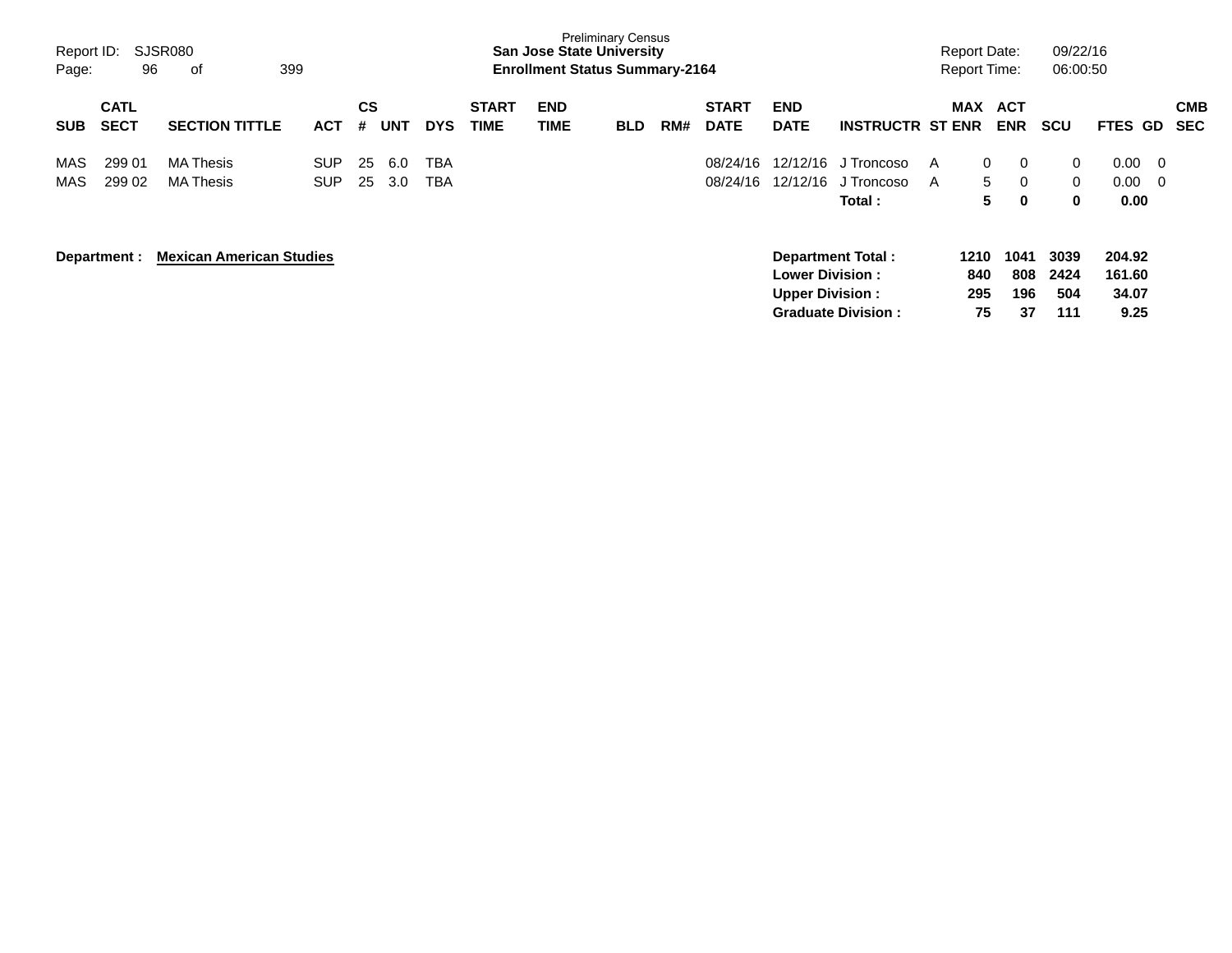Preliminary Census
**San Jose State University**
**Enrollment Status Summary-2164**

Report ID: SJSR080
Report Date: 09/22/16
Report Time: 06:00:50

| SUB | CATL SECT | SECTION TITTLE | ACT | CS # | UNT | DYS | START TIME | END TIME | BLD | RM# | START DATE | END DATE | INSTRUCTR | ST | MAX ENR | ACT ENR | SCU | FTES | GD | CMB SEC |
|---|---|---|---|---|---|---|---|---|---|---|---|---|---|---|---|---|---|---|---|---|
| MAS | 299 01 | MA Thesis | SUP | 25 | 6.0 | TBA | | | | | 08/24/16 | 12/12/16 | J Troncoso | A | 0 | 0 | 0 | 0.00 | 0 | |
| MAS | 299 02 | MA Thesis | SUP | 25 | 3.0 | TBA | | | | | 08/24/16 | 12/12/16 | J Troncoso | A | 5 | 0 | 0 | 0.00 | 0 | |
| | | | | | | | | | | | | | **Total :** | | **5** | **0** | **0** | **0.00** | | |

**Department :** **Mexican American Studies**

| | MAX ENR | ACT ENR | SCU | FTES |
|---|---|---|---|---|
| **Department Total :** | **1210** | **1041** | **3039** | **204.92** |
| **Lower Division :** | **840** | **808** | **2424** | **161.60** |
| **Upper Division :** | **295** | **196** | **504** | **34.07** |
| **Graduate Division :** | **75** | **37** | **111** | **9.25** |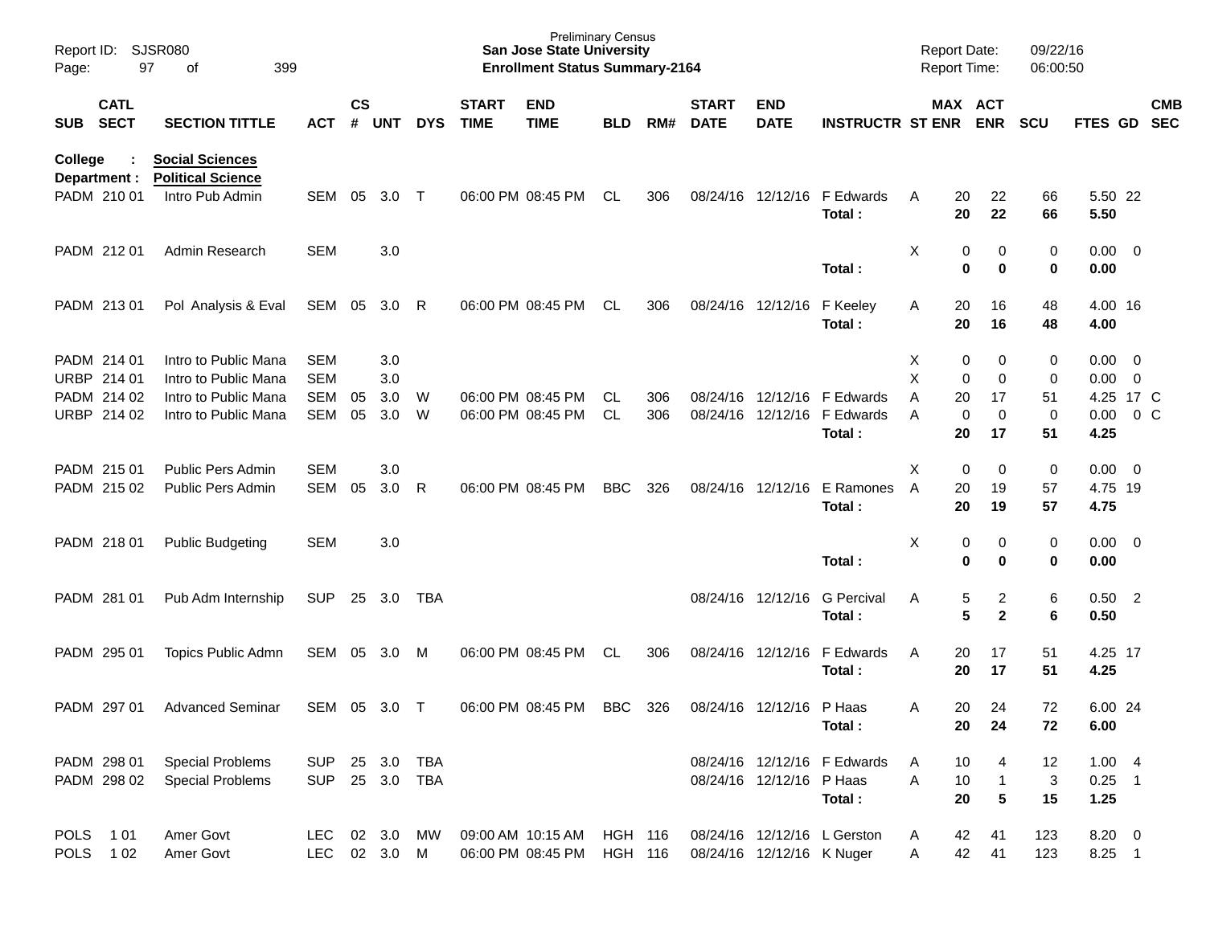Preliminary Census
**San Jose State University**
**Enrollment Status Summary-2164**

Report ID: SJSR080
Report Date: 09/22/16
Report Time: 06:00:50

| SUB | CATL SECT | SECTION TITTLE | ACT | CS # | UNT | DYS | START TIME | END TIME | BLD | RM# | START DATE | END DATE | INSTRUCTR | ST | MAX ENR | ACT ENR | SCU | FTES | GD | CMB SEC |
|---|---|---|---|---|---|---|---|---|---|---|---|---|---|---|---|---|---|---|---|---|
| **College : Social Sciences** | | | | | | | | | | | | | | | | | | | | |
| **Department : Political Science** | | | | | | | | | | | | | | | | | | | | |
| PADM | 210 01 | Intro Pub Admin | SEM | 05 | 3.0 | T | 06:00 PM | 08:45 PM | CL | 306 | 08/24/16 | 12/12/16 | F Edwards | A | 20 | 22 | 66 | 5.50 | 22 | |
| | | | | | | | | | | | | | **Total :** | | **20** | **22** | **66** | **5.50** | | |
| PADM | 212 01 | Admin Research | SEM | | 3.0 | | | | | | | | | X | 0 | 0 | 0 | 0.00 | 0 | |
| | | | | | | | | | | | | | **Total :** | | **0** | **0** | **0** | **0.00** | | |
| PADM | 213 01 | Pol Analysis & Eval | SEM | 05 | 3.0 | R | 06:00 PM | 08:45 PM | CL | 306 | 08/24/16 | 12/12/16 | F Keeley | A | 20 | 16 | 48 | 4.00 | 16 | |
| | | | | | | | | | | | | | **Total :** | | **20** | **16** | **48** | **4.00** | | |
| PADM | 214 01 | Intro to Public Mana | SEM | | 3.0 | | | | | | | | | X | 0 | 0 | 0 | 0.00 | 0 | |
| URBP | 214 01 | Intro to Public Mana | SEM | | 3.0 | | | | | | | | | X | 0 | 0 | 0 | 0.00 | 0 | |
| PADM | 214 02 | Intro to Public Mana | SEM | 05 | 3.0 | W | 06:00 PM | 08:45 PM | CL | 306 | 08/24/16 | 12/12/16 | F Edwards | A | 20 | 17 | 51 | 4.25 | 17 | C |
| URBP | 214 02 | Intro to Public Mana | SEM | 05 | 3.0 | W | 06:00 PM | 08:45 PM | CL | 306 | 08/24/16 | 12/12/16 | F Edwards | A | 0 | 0 | 0 | 0.00 | 0 | C |
| | | | | | | | | | | | | | **Total :** | | **20** | **17** | **51** | **4.25** | | |
| PADM | 215 01 | Public Pers Admin | SEM | | 3.0 | | | | | | | | | X | 0 | 0 | 0 | 0.00 | 0 | |
| PADM | 215 02 | Public Pers Admin | SEM | 05 | 3.0 | R | 06:00 PM | 08:45 PM | BBC | 326 | 08/24/16 | 12/12/16 | E Ramones | A | 20 | 19 | 57 | 4.75 | 19 | |
| | | | | | | | | | | | | | **Total :** | | **20** | **19** | **57** | **4.75** | | |
| PADM | 218 01 | Public Budgeting | SEM | | 3.0 | | | | | | | | | X | 0 | 0 | 0 | 0.00 | 0 | |
| | | | | | | | | | | | | | **Total :** | | **0** | **0** | **0** | **0.00** | | |
| PADM | 281 01 | Pub Adm Internship | SUP | 25 | 3.0 | TBA | | | | | 08/24/16 | 12/12/16 | G Percival | A | 5 | 2 | 6 | 0.50 | 2 | |
| | | | | | | | | | | | | | **Total :** | | **5** | **2** | **6** | **0.50** | | |
| PADM | 295 01 | Topics Public Admn | SEM | 05 | 3.0 | M | 06:00 PM | 08:45 PM | CL | 306 | 08/24/16 | 12/12/16 | F Edwards | A | 20 | 17 | 51 | 4.25 | 17 | |
| | | | | | | | | | | | | | **Total :** | | **20** | **17** | **51** | **4.25** | | |
| PADM | 297 01 | Advanced Seminar | SEM | 05 | 3.0 | T | 06:00 PM | 08:45 PM | BBC | 326 | 08/24/16 | 12/12/16 | P Haas | A | 20 | 24 | 72 | 6.00 | 24 | |
| | | | | | | | | | | | | | **Total :** | | **20** | **24** | **72** | **6.00** | | |
| PADM | 298 01 | Special Problems | SUP | 25 | 3.0 | TBA | | | | | 08/24/16 | 12/12/16 | F Edwards | A | 10 | 4 | 12 | 1.00 | 4 | |
| PADM | 298 02 | Special Problems | SUP | 25 | 3.0 | TBA | | | | | 08/24/16 | 12/12/16 | P Haas | A | 10 | 1 | 3 | 0.25 | 1 | |
| | | | | | | | | | | | | | **Total :** | | **20** | **5** | **15** | **1.25** | | |
| POLS | 1 01 | Amer Govt | LEC | 02 | 3.0 | MW | 09:00 AM | 10:15 AM | HGH | 116 | 08/24/16 | 12/12/16 | L Gerston | A | 42 | 41 | 123 | 8.20 | 0 | |
| POLS | 1 02 | Amer Govt | LEC | 02 | 3.0 | M | 06:00 PM | 08:45 PM | HGH | 116 | 08/24/16 | 12/12/16 | K Nuger | A | 42 | 41 | 123 | 8.25 | 1 | |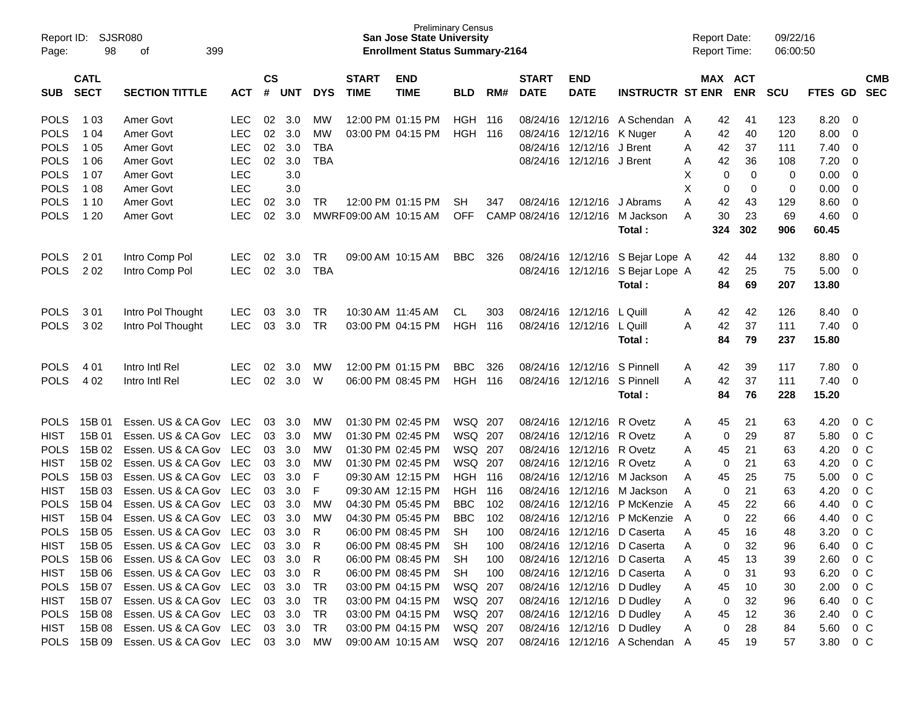Preliminary Census

**San Jose State University**

**Enrollment Status Summary-2164**

Report ID: SJSR080

Report Date: 09/22/16

Report Time: 06:00:50

| SUB | CATL SECT | SECTION TITTLE | ACT | CS # | UNT | DYS | START TIME | END TIME | BLD | RM# | START DATE | END DATE | INSTRUCTR | ST | MAX ENR | ACT ENR | SCU | FTES | GD | CMB SEC |
|---|---|---|---|---|---|---|---|---|---|---|---|---|---|---|---|---|---|---|---|---|
| POLS | 1 03 | Amer Govt | LEC | 02 | 3.0 | MW | 12:00 PM | 01:15 PM | HGH | 116 | 08/24/16 | 12/12/16 | A Schendan | A | 42 | 41 | 123 | 8.20 | 0 | |
| POLS | 1 04 | Amer Govt | LEC | 02 | 3.0 | MW | 03:00 PM | 04:15 PM | HGH | 116 | 08/24/16 | 12/12/16 | K Nuger | A | 42 | 40 | 120 | 8.00 | 0 | |
| POLS | 1 05 | Amer Govt | LEC | 02 | 3.0 | TBA | | | | | 08/24/16 | 12/12/16 | J Brent | A | 42 | 37 | 111 | 7.40 | 0 | |
| POLS | 1 06 | Amer Govt | LEC | 02 | 3.0 | TBA | | | | | 08/24/16 | 12/12/16 | J Brent | A | 42 | 36 | 108 | 7.20 | 0 | |
| POLS | 1 07 | Amer Govt | LEC | | 3.0 | | | | | | | | | X | 0 | 0 | 0 | 0.00 | 0 | |
| POLS | 1 08 | Amer Govt | LEC | | 3.0 | | | | | | | | | X | 0 | 0 | 0 | 0.00 | 0 | |
| POLS | 1 10 | Amer Govt | LEC | 02 | 3.0 | TR | 12:00 PM | 01:15 PM | SH | 347 | 08/24/16 | 12/12/16 | J Abrams | A | 42 | 43 | 129 | 8.60 | 0 | |
| POLS | 1 20 | Amer Govt | LEC | 02 | 3.0 | MWRF | 09:00 AM | 10:15 AM | OFF | CAMP | 08/24/16 | 12/12/16 | M Jackson | A | 30 | 23 | 69 | 4.60 | 0 | |
| | | | | | | | | | | | | | **Total :** | | **324** | **302** | **906** | **60.45** | | |
| POLS | 2 01 | Intro Comp Pol | LEC | 02 | 3.0 | TR | 09:00 AM | 10:15 AM | BBC | 326 | 08/24/16 | 12/12/16 | S Bejar Lope | A | 42 | 44 | 132 | 8.80 | 0 | |
| POLS | 2 02 | Intro Comp Pol | LEC | 02 | 3.0 | TBA | | | | | 08/24/16 | 12/12/16 | S Bejar Lope | A | 42 | 25 | 75 | 5.00 | 0 | |
| | | | | | | | | | | | | | **Total :** | | **84** | **69** | **207** | **13.80** | | |
| POLS | 3 01 | Intro Pol Thought | LEC | 03 | 3.0 | TR | 10:30 AM | 11:45 AM | CL | 303 | 08/24/16 | 12/12/16 | L Quill | A | 42 | 42 | 126 | 8.40 | 0 | |
| POLS | 3 02 | Intro Pol Thought | LEC | 03 | 3.0 | TR | 03:00 PM | 04:15 PM | HGH | 116 | 08/24/16 | 12/12/16 | L Quill | A | 42 | 37 | 111 | 7.40 | 0 | |
| | | | | | | | | | | | | | **Total :** | | **84** | **79** | **237** | **15.80** | | |
| POLS | 4 01 | Intro Intl Rel | LEC | 02 | 3.0 | MW | 12:00 PM | 01:15 PM | BBC | 326 | 08/24/16 | 12/12/16 | S Pinnell | A | 42 | 39 | 117 | 7.80 | 0 | |
| POLS | 4 02 | Intro Intl Rel | LEC | 02 | 3.0 | W | 06:00 PM | 08:45 PM | HGH | 116 | 08/24/16 | 12/12/16 | S Pinnell | A | 42 | 37 | 111 | 7.40 | 0 | |
| | | | | | | | | | | | | | **Total :** | | **84** | **76** | **228** | **15.20** | | |
| POLS | 15B 01 | Essen. US & CA Gov | LEC | 03 | 3.0 | MW | 01:30 PM | 02:45 PM | WSQ | 207 | 08/24/16 | 12/12/16 | R Ovetz | A | 45 | 21 | 63 | 4.20 | 0 | C |
| HIST | 15B 01 | Essen. US & CA Gov | LEC | 03 | 3.0 | MW | 01:30 PM | 02:45 PM | WSQ | 207 | 08/24/16 | 12/12/16 | R Ovetz | A | 0 | 29 | 87 | 5.80 | 0 | C |
| POLS | 15B 02 | Essen. US & CA Gov | LEC | 03 | 3.0 | MW | 01:30 PM | 02:45 PM | WSQ | 207 | 08/24/16 | 12/12/16 | R Ovetz | A | 45 | 21 | 63 | 4.20 | 0 | C |
| HIST | 15B 02 | Essen. US & CA Gov | LEC | 03 | 3.0 | MW | 01:30 PM | 02:45 PM | WSQ | 207 | 08/24/16 | 12/12/16 | R Ovetz | A | 0 | 21 | 63 | 4.20 | 0 | C |
| POLS | 15B 03 | Essen. US & CA Gov | LEC | 03 | 3.0 | F | 09:30 AM | 12:15 PM | HGH | 116 | 08/24/16 | 12/12/16 | M Jackson | A | 45 | 25 | 75 | 5.00 | 0 | C |
| HIST | 15B 03 | Essen. US & CA Gov | LEC | 03 | 3.0 | F | 09:30 AM | 12:15 PM | HGH | 116 | 08/24/16 | 12/12/16 | M Jackson | A | 0 | 21 | 63 | 4.20 | 0 | C |
| POLS | 15B 04 | Essen. US & CA Gov | LEC | 03 | 3.0 | MW | 04:30 PM | 05:45 PM | BBC | 102 | 08/24/16 | 12/12/16 | P McKenzie | A | 45 | 22 | 66 | 4.40 | 0 | C |
| HIST | 15B 04 | Essen. US & CA Gov | LEC | 03 | 3.0 | MW | 04:30 PM | 05:45 PM | BBC | 102 | 08/24/16 | 12/12/16 | P McKenzie | A | 0 | 22 | 66 | 4.40 | 0 | C |
| POLS | 15B 05 | Essen. US & CA Gov | LEC | 03 | 3.0 | R | 06:00 PM | 08:45 PM | SH | 100 | 08/24/16 | 12/12/16 | D Caserta | A | 45 | 16 | 48 | 3.20 | 0 | C |
| HIST | 15B 05 | Essen. US & CA Gov | LEC | 03 | 3.0 | R | 06:00 PM | 08:45 PM | SH | 100 | 08/24/16 | 12/12/16 | D Caserta | A | 0 | 32 | 96 | 6.40 | 0 | C |
| POLS | 15B 06 | Essen. US & CA Gov | LEC | 03 | 3.0 | R | 06:00 PM | 08:45 PM | SH | 100 | 08/24/16 | 12/12/16 | D Caserta | A | 45 | 13 | 39 | 2.60 | 0 | C |
| HIST | 15B 06 | Essen. US & CA Gov | LEC | 03 | 3.0 | R | 06:00 PM | 08:45 PM | SH | 100 | 08/24/16 | 12/12/16 | D Caserta | A | 0 | 31 | 93 | 6.20 | 0 | C |
| POLS | 15B 07 | Essen. US & CA Gov | LEC | 03 | 3.0 | TR | 03:00 PM | 04:15 PM | WSQ | 207 | 08/24/16 | 12/12/16 | D Dudley | A | 45 | 10 | 30 | 2.00 | 0 | C |
| HIST | 15B 07 | Essen. US & CA Gov | LEC | 03 | 3.0 | TR | 03:00 PM | 04:15 PM | WSQ | 207 | 08/24/16 | 12/12/16 | D Dudley | A | 0 | 32 | 96 | 6.40 | 0 | C |
| POLS | 15B 08 | Essen. US & CA Gov | LEC | 03 | 3.0 | TR | 03:00 PM | 04:15 PM | WSQ | 207 | 08/24/16 | 12/12/16 | D Dudley | A | 45 | 12 | 36 | 2.40 | 0 | C |
| HIST | 15B 08 | Essen. US & CA Gov | LEC | 03 | 3.0 | TR | 03:00 PM | 04:15 PM | WSQ | 207 | 08/24/16 | 12/12/16 | D Dudley | A | 0 | 28 | 84 | 5.60 | 0 | C |
| POLS | 15B 09 | Essen. US & CA Gov | LEC | 03 | 3.0 | MW | 09:00 AM | 10:15 AM | WSQ | 207 | 08/24/16 | 12/12/16 | A Schendan | A | 45 | 19 | 57 | 3.80 | 0 | C |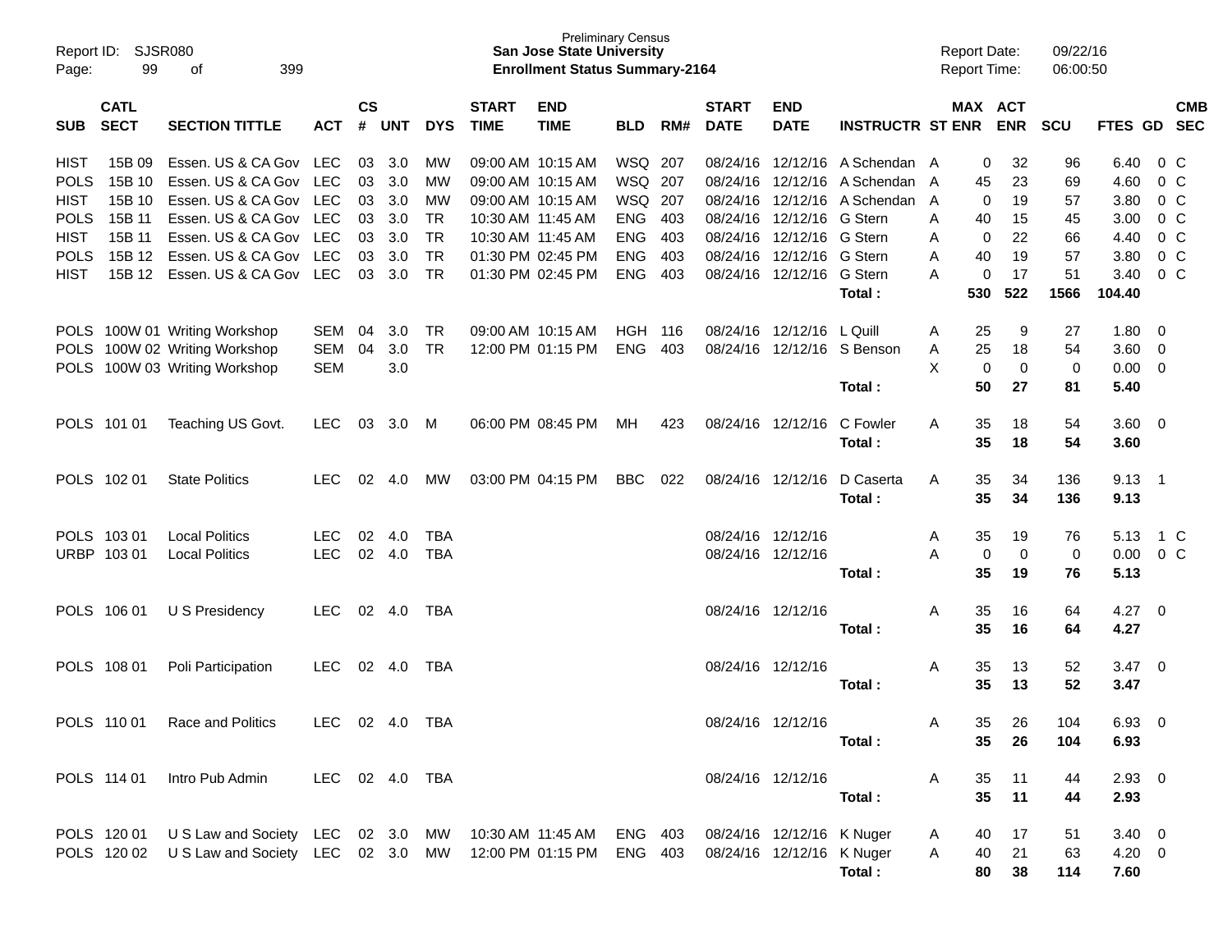Report ID: SJSR080
Page: 99 of 399

**Preliminary Census**
**San Jose State University**
**Enrollment Status Summary-2164**

Report Date: 09/22/16
Report Time: 06:00:50

| SUB | CATL SECT | SECTION TITTLE | ACT | CS # | UNT | DYS | START TIME | END TIME | BLD | RM# | START DATE | END DATE | INSTRUCTR | ST | MAX ENR | ACT ENR | SCU | FTES | GD | CMB SEC |
|---|---|---|---|---|---|---|---|---|---|---|---|---|---|---|---|---|---|---|---|---|
| HIST | 15B 09 | Essen. US & CA Gov | LEC | 03 | 3.0 | MW | 09:00 AM | 10:15 AM | WSQ | 207 | 08/24/16 | 12/12/16 | A Schendan | A | 0 | 32 | 96 | 6.40 | 0 | C |
| POLS | 15B 10 | Essen. US & CA Gov | LEC | 03 | 3.0 | MW | 09:00 AM | 10:15 AM | WSQ | 207 | 08/24/16 | 12/12/16 | A Schendan | A | 45 | 23 | 69 | 4.60 | 0 | C |
| HIST | 15B 10 | Essen. US & CA Gov | LEC | 03 | 3.0 | MW | 09:00 AM | 10:15 AM | WSQ | 207 | 08/24/16 | 12/12/16 | A Schendan | A | 0 | 19 | 57 | 3.80 | 0 | C |
| POLS | 15B 11 | Essen. US & CA Gov | LEC | 03 | 3.0 | TR | 10:30 AM | 11:45 AM | ENG | 403 | 08/24/16 | 12/12/16 | G Stern | A | 40 | 15 | 45 | 3.00 | 0 | C |
| HIST | 15B 11 | Essen. US & CA Gov | LEC | 03 | 3.0 | TR | 10:30 AM | 11:45 AM | ENG | 403 | 08/24/16 | 12/12/16 | G Stern | A | 0 | 22 | 66 | 4.40 | 0 | C |
| POLS | 15B 12 | Essen. US & CA Gov | LEC | 03 | 3.0 | TR | 01:30 PM | 02:45 PM | ENG | 403 | 08/24/16 | 12/12/16 | G Stern | A | 40 | 19 | 57 | 3.80 | 0 | C |
| HIST | 15B 12 | Essen. US & CA Gov | LEC | 03 | 3.0 | TR | 01:30 PM | 02:45 PM | ENG | 403 | 08/24/16 | 12/12/16 | G Stern | A | 0 | 17 | 51 | 3.40 | 0 | C |
| | | | | | | | | | | | | | **Total :** | | **530** | **522** | **1566** | **104.40** | | |
| POLS | 100W 01 | Writing Workshop | SEM | 04 | 3.0 | TR | 09:00 AM | 10:15 AM | HGH | 116 | 08/24/16 | 12/12/16 | L Quill | A | 25 | 9 | 27 | 1.80 | 0 | |
| POLS | 100W 02 | Writing Workshop | SEM | 04 | 3.0 | TR | 12:00 PM | 01:15 PM | ENG | 403 | 08/24/16 | 12/12/16 | S Benson | A | 25 | 18 | 54 | 3.60 | 0 | |
| POLS | 100W 03 | Writing Workshop | SEM | | 3.0 | | | | | | | | | X | 0 | 0 | 0 | 0.00 | 0 | |
| | | | | | | | | | | | | | **Total :** | | **50** | **27** | **81** | **5.40** | | |
| POLS | 101 01 | Teaching US Govt. | LEC | 03 | 3.0 | M | 06:00 PM | 08:45 PM | MH | 423 | 08/24/16 | 12/12/16 | C Fowler | A | 35 | 18 | 54 | 3.60 | 0 | |
| | | | | | | | | | | | | | **Total :** | | **35** | **18** | **54** | **3.60** | | |
| POLS | 102 01 | State Politics | LEC | 02 | 4.0 | MW | 03:00 PM | 04:15 PM | BBC | 022 | 08/24/16 | 12/12/16 | D Caserta | A | 35 | 34 | 136 | 9.13 | 1 | |
| | | | | | | | | | | | | | **Total :** | | **35** | **34** | **136** | **9.13** | | |
| POLS | 103 01 | Local Politics | LEC | 02 | 4.0 | TBA | | | | | 08/24/16 | 12/12/16 | | A | 35 | 19 | 76 | 5.13 | 1 | C |
| URBP | 103 01 | Local Politics | LEC | 02 | 4.0 | TBA | | | | | 08/24/16 | 12/12/16 | | A | 0 | 0 | 0 | 0.00 | 0 | C |
| | | | | | | | | | | | | | **Total :** | | **35** | **19** | **76** | **5.13** | | |
| POLS | 106 01 | U S Presidency | LEC | 02 | 4.0 | TBA | | | | | 08/24/16 | 12/12/16 | | A | 35 | 16 | 64 | 4.27 | 0 | |
| | | | | | | | | | | | | | **Total :** | | **35** | **16** | **64** | **4.27** | | |
| POLS | 108 01 | Poli Participation | LEC | 02 | 4.0 | TBA | | | | | 08/24/16 | 12/12/16 | | A | 35 | 13 | 52 | 3.47 | 0 | |
| | | | | | | | | | | | | | **Total :** | | **35** | **13** | **52** | **3.47** | | |
| POLS | 110 01 | Race and Politics | LEC | 02 | 4.0 | TBA | | | | | 08/24/16 | 12/12/16 | | A | 35 | 26 | 104 | 6.93 | 0 | |
| | | | | | | | | | | | | | **Total :** | | **35** | **26** | **104** | **6.93** | | |
| POLS | 114 01 | Intro Pub Admin | LEC | 02 | 4.0 | TBA | | | | | 08/24/16 | 12/12/16 | | A | 35 | 11 | 44 | 2.93 | 0 | |
| | | | | | | | | | | | | | **Total :** | | **35** | **11** | **44** | **2.93** | | |
| POLS | 120 01 | U S Law and Society | LEC | 02 | 3.0 | MW | 10:30 AM | 11:45 AM | ENG | 403 | 08/24/16 | 12/12/16 | K Nuger | A | 40 | 17 | 51 | 3.40 | 0 | |
| POLS | 120 02 | U S Law and Society | LEC | 02 | 3.0 | MW | 12:00 PM | 01:15 PM | ENG | 403 | 08/24/16 | 12/12/16 | K Nuger | A | 40 | 21 | 63 | 4.20 | 0 | |
| | | | | | | | | | | | | | **Total :** | | **80** | **38** | **114** | **7.60** | | |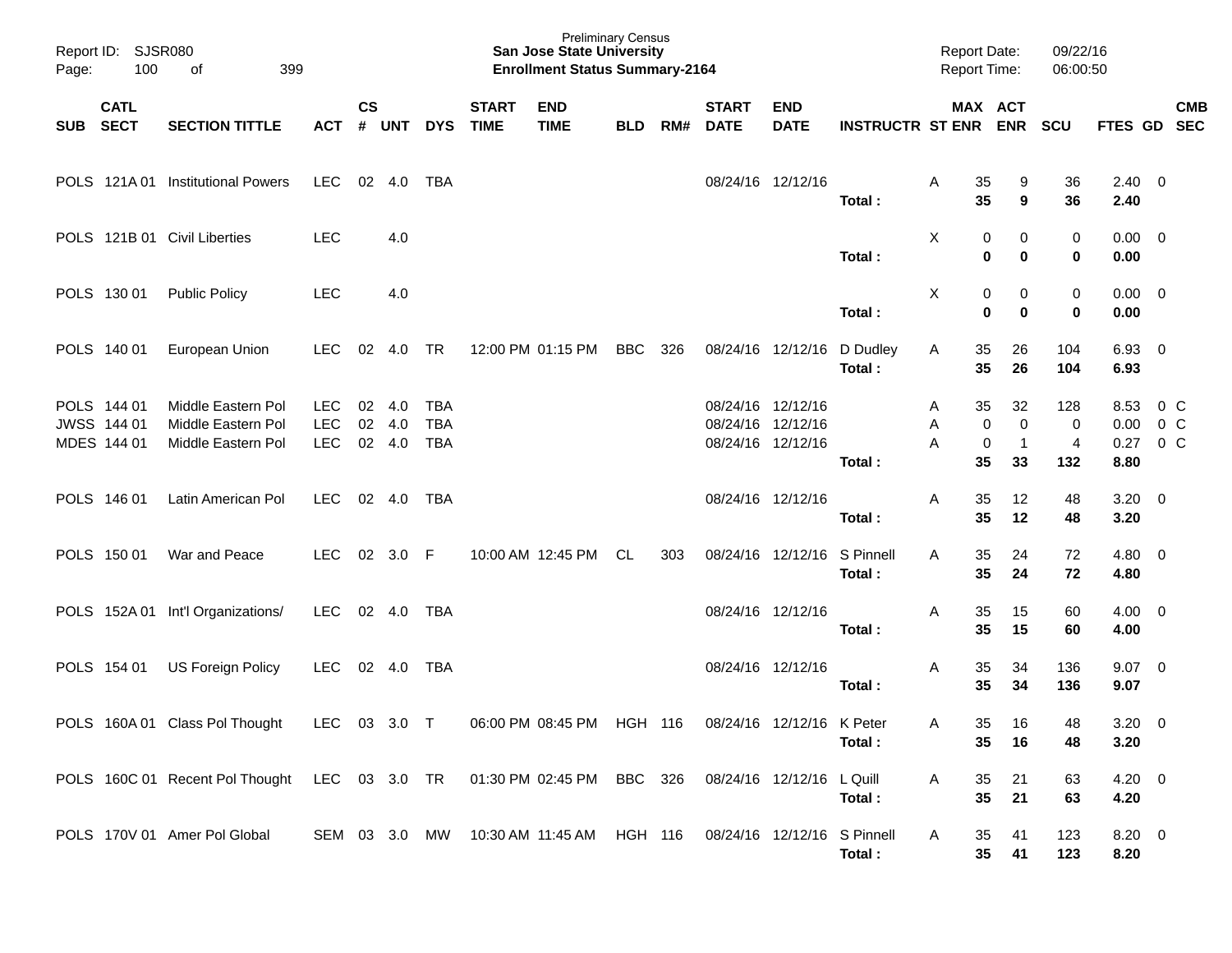Report ID: SJSR080 | Page: 100 of 399

Preliminary Census
**San Jose State University**
**Enrollment Status Summary-2164**

Report Date: 09/22/16
Report Time: 06:00:50

| SUB | CATL SECT | SECTION TITTLE | ACT | CS # | UNT | DYS | START TIME | END TIME | BLD | RM# | START DATE | END DATE | INSTRUCTR | ST | MAX ENR | ACT ENR | SCU | FTES | GD | CMB SEC |
|---|---|---|---|---|---|---|---|---|---|---|---|---|---|---|---|---|---|---|---|---|
| POLS | 121A 01 | Institutional Powers | LEC | 02 | 4.0 | TBA | | | | | 08/24/16 | 12/12/16 | | A | 35 | 9 | 36 | 2.40 | 0 | |
| | | | | | | | | | | | | | **Total :** | | **35** | **9** | **36** | **2.40** | | |
| POLS | 121B 01 | Civil Liberties | LEC | | 4.0 | | | | | | | | | X | 0 | 0 | 0 | 0.00 | 0 | |
| | | | | | | | | | | | | | **Total :** | | **0** | **0** | **0** | **0.00** | | |
| POLS | 130 01 | Public Policy | LEC | | 4.0 | | | | | | | | | X | 0 | 0 | 0 | 0.00 | 0 | |
| | | | | | | | | | | | | | **Total :** | | **0** | **0** | **0** | **0.00** | | |
| POLS | 140 01 | European Union | LEC | 02 | 4.0 | TR | 12:00 PM | 01:15 PM | BBC | 326 | 08/24/16 | 12/12/16 | D Dudley | A | 35 | 26 | 104 | 6.93 | 0 | |
| | | | | | | | | | | | | | **Total :** | | **35** | **26** | **104** | **6.93** | | |
| POLS | 144 01 | Middle Eastern Pol | LEC | 02 | 4.0 | TBA | | | | | 08/24/16 | 12/12/16 | | A | 35 | 32 | 128 | 8.53 | 0 | C |
| JWSS | 144 01 | Middle Eastern Pol | LEC | 02 | 4.0 | TBA | | | | | 08/24/16 | 12/12/16 | | A | 0 | 0 | 0 | 0.00 | 0 | C |
| MDES | 144 01 | Middle Eastern Pol | LEC | 02 | 4.0 | TBA | | | | | 08/24/16 | 12/12/16 | | A | 0 | 1 | 4 | 0.27 | 0 | C |
| | | | | | | | | | | | | | **Total :** | | **35** | **33** | **132** | **8.80** | | |
| POLS | 146 01 | Latin American Pol | LEC | 02 | 4.0 | TBA | | | | | 08/24/16 | 12/12/16 | | A | 35 | 12 | 48 | 3.20 | 0 | |
| | | | | | | | | | | | | | **Total :** | | **35** | **12** | **48** | **3.20** | | |
| POLS | 150 01 | War and Peace | LEC | 02 | 3.0 | F | 10:00 AM | 12:45 PM | CL | 303 | 08/24/16 | 12/12/16 | S Pinnell | A | 35 | 24 | 72 | 4.80 | 0 | |
| | | | | | | | | | | | | | **Total :** | | **35** | **24** | **72** | **4.80** | | |
| POLS | 152A 01 | Int'l Organizations/ | LEC | 02 | 4.0 | TBA | | | | | 08/24/16 | 12/12/16 | | A | 35 | 15 | 60 | 4.00 | 0 | |
| | | | | | | | | | | | | | **Total :** | | **35** | **15** | **60** | **4.00** | | |
| POLS | 154 01 | US Foreign Policy | LEC | 02 | 4.0 | TBA | | | | | 08/24/16 | 12/12/16 | | A | 35 | 34 | 136 | 9.07 | 0 | |
| | | | | | | | | | | | | | **Total :** | | **35** | **34** | **136** | **9.07** | | |
| POLS | 160A 01 | Class Pol Thought | LEC | 03 | 3.0 | T | 06:00 PM | 08:45 PM | HGH | 116 | 08/24/16 | 12/12/16 | K Peter | A | 35 | 16 | 48 | 3.20 | 0 | |
| | | | | | | | | | | | | | **Total :** | | **35** | **16** | **48** | **3.20** | | |
| POLS | 160C 01 | Recent Pol Thought | LEC | 03 | 3.0 | TR | 01:30 PM | 02:45 PM | BBC | 326 | 08/24/16 | 12/12/16 | L Quill | A | 35 | 21 | 63 | 4.20 | 0 | |
| | | | | | | | | | | | | | **Total :** | | **35** | **21** | **63** | **4.20** | | |
| POLS | 170V 01 | Amer Pol Global | SEM | 03 | 3.0 | MW | 10:30 AM | 11:45 AM | HGH | 116 | 08/24/16 | 12/12/16 | S Pinnell | A | 35 | 41 | 123 | 8.20 | 0 | |
| | | | | | | | | | | | | | **Total :** | | **35** | **41** | **123** | **8.20** | | |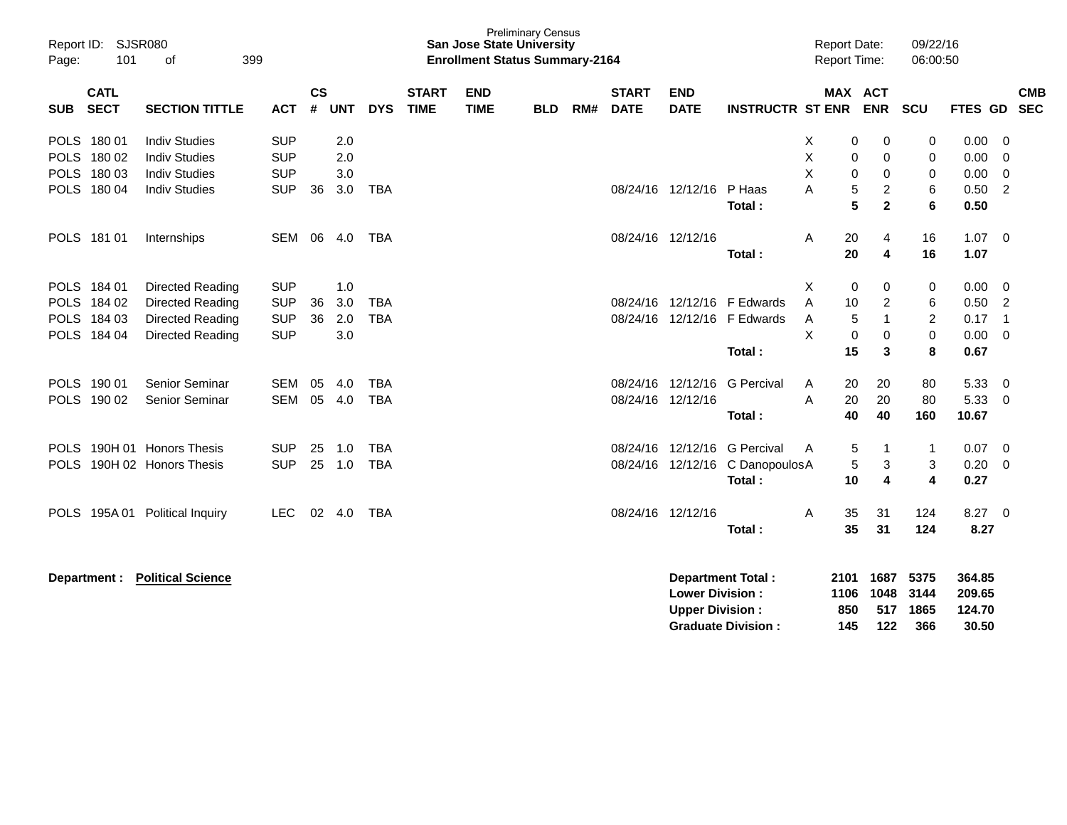Preliminary Census
**San Jose State University**
**Enrollment Status Summary-2164**

Report ID: SJSR080
Report Date: 09/22/16
Report Time: 06:00:50

| SUB | CATL SECT | SECTION TITTLE | ACT | CS # | UNT | DYS | START TIME | END TIME | BLD | RM# | START DATE | END DATE | INSTRUCTR | ST | MAX ENR | ACT ENR | SCU | FTES | GD | CMB SEC |
|---|---|---|---|---|---|---|---|---|---|---|---|---|---|---|---|---|---|---|---|---|
| POLS | 180 01 | Indiv Studies | SUP | | 2.0 | | | | | | | | | X | 0 | 0 | 0 | 0.00 | 0 | |
| POLS | 180 02 | Indiv Studies | SUP | | 2.0 | | | | | | | | | X | 0 | 0 | 0 | 0.00 | 0 | |
| POLS | 180 03 | Indiv Studies | SUP | | 3.0 | | | | | | | | | X | 0 | 0 | 0 | 0.00 | 0 | |
| POLS | 180 04 | Indiv Studies | SUP | 36 | 3.0 | TBA | | | | | 08/24/16 | 12/12/16 | P Haas | A | 5 | 2 | 6 | 0.50 | 2 | |
| | | | | | | | | | | | | | **Total :** | | **5** | **2** | **6** | **0.50** | | |
| POLS | 181 01 | Internships | SEM | 06 | 4.0 | TBA | | | | | 08/24/16 | 12/12/16 | | A | 20 | 4 | 16 | 1.07 | 0 | |
| | | | | | | | | | | | | | **Total :** | | **20** | **4** | **16** | **1.07** | | |
| POLS | 184 01 | Directed Reading | SUP | | 1.0 | | | | | | | | | X | 0 | 0 | 0 | 0.00 | 0 | |
| POLS | 184 02 | Directed Reading | SUP | 36 | 3.0 | TBA | | | | | 08/24/16 | 12/12/16 | F Edwards | A | 10 | 2 | 6 | 0.50 | 2 | |
| POLS | 184 03 | Directed Reading | SUP | 36 | 2.0 | TBA | | | | | 08/24/16 | 12/12/16 | F Edwards | A | 5 | 1 | 2 | 0.17 | 1 | |
| POLS | 184 04 | Directed Reading | SUP | | 3.0 | | | | | | | | | X | 0 | 0 | 0 | 0.00 | 0 | |
| | | | | | | | | | | | | | **Total :** | | **15** | **3** | **8** | **0.67** | | |
| POLS | 190 01 | Senior Seminar | SEM | 05 | 4.0 | TBA | | | | | 08/24/16 | 12/12/16 | G Percival | A | 20 | 20 | 80 | 5.33 | 0 | |
| POLS | 190 02 | Senior Seminar | SEM | 05 | 4.0 | TBA | | | | | 08/24/16 | 12/12/16 | | A | 20 | 20 | 80 | 5.33 | 0 | |
| | | | | | | | | | | | | | **Total :** | | **40** | **40** | **160** | **10.67** | | |
| POLS | 190H 01 | Honors Thesis | SUP | 25 | 1.0 | TBA | | | | | 08/24/16 | 12/12/16 | G Percival | A | 5 | 1 | 1 | 0.07 | 0 | |
| POLS | 190H 02 | Honors Thesis | SUP | 25 | 1.0 | TBA | | | | | 08/24/16 | 12/12/16 | C Danopoulos | A | 5 | 3 | 3 | 0.20 | 0 | |
| | | | | | | | | | | | | | **Total :** | | **10** | **4** | **4** | **0.27** | | |
| POLS | 195A 01 | Political Inquiry | LEC | 02 | 4.0 | TBA | | | | | 08/24/16 | 12/12/16 | | A | 35 | 31 | 124 | 8.27 | 0 | |
| | | | | | | | | | | | | | **Total :** | | **35** | **31** | **124** | **8.27** | | |

**Department :** **Political Science**

| | MAX ENR | ACT ENR | SCU | FTES |
|---|---|---|---|---|
| **Department Total :** | **2101** | **1687** | **5375** | **364.85** |
| **Lower Division :** | **1106** | **1048** | **3144** | **209.65** |
| **Upper Division :** | **850** | **517** | **1865** | **124.70** |
| **Graduate Division :** | **145** | **122** | **366** | **30.50** |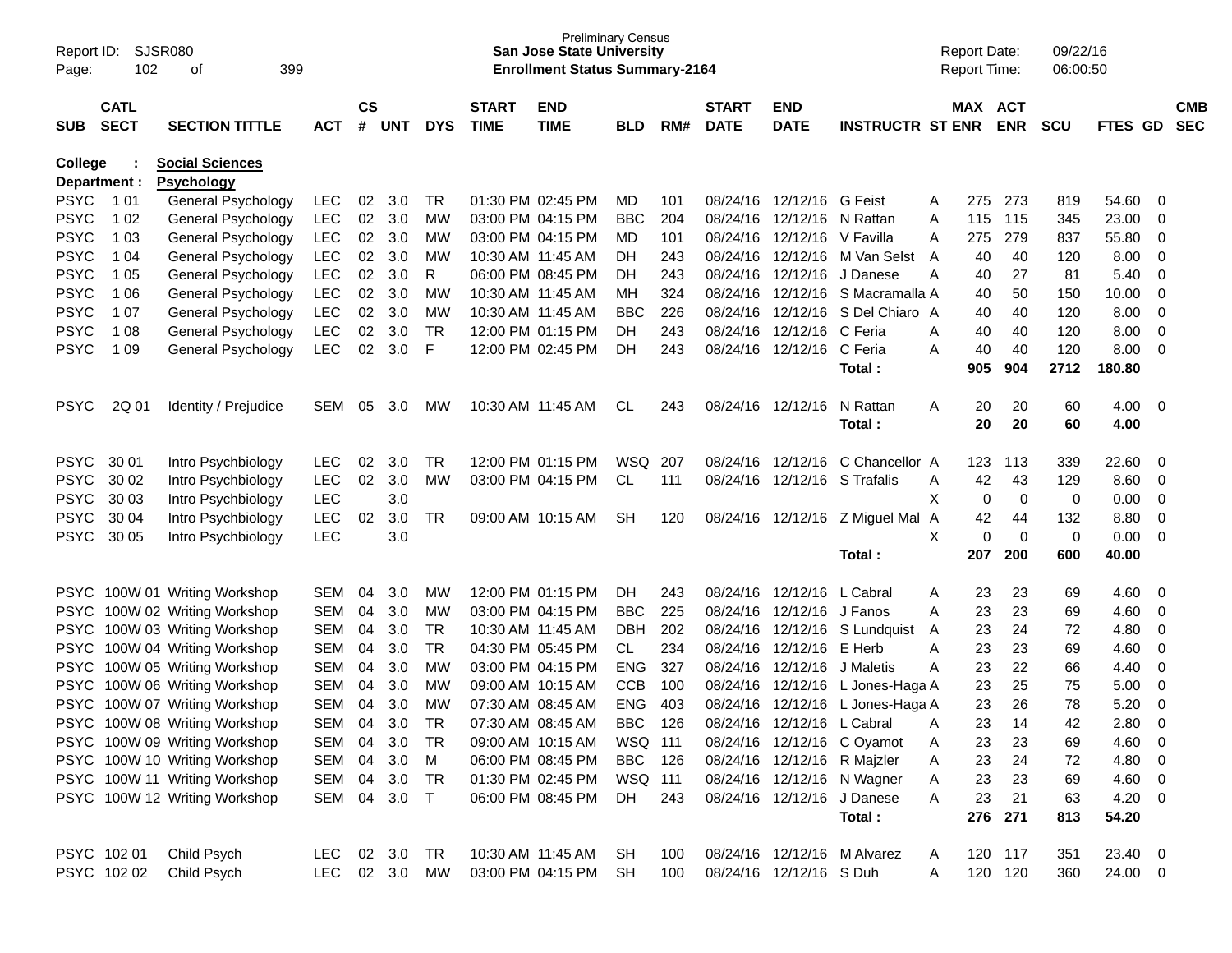Preliminary Census
**San Jose State University**
**Enrollment Status Summary-2164**

Report ID: SJSR080
Report Date: 09/22/16
Report Time: 06:00:50

**College : Social Sciences**
**Department : Psychology**

| SUB | CATL SECT | SECTION TITTLE | ACT | CS # | UNT | DYS | START TIME | END TIME | BLD | RM# | START DATE | END DATE | INSTRUCTR | ST | MAX ENR | ACT ENR | SCU | FTES | GD | CMB SEC |
|---|---|---|---|---|---|---|---|---|---|---|---|---|---|---|---|---|---|---|---|---|
| PSYC | 1 01 | General Psychology | LEC | 02 | 3.0 | TR | 01:30 PM | 02:45 PM | MD | 101 | 08/24/16 | 12/12/16 | G Feist | A | 275 | 273 | 819 | 54.60 | 0 | |
| PSYC | 1 02 | General Psychology | LEC | 02 | 3.0 | MW | 03:00 PM | 04:15 PM | BBC | 204 | 08/24/16 | 12/12/16 | N Rattan | A | 115 | 115 | 345 | 23.00 | 0 | |
| PSYC | 1 03 | General Psychology | LEC | 02 | 3.0 | MW | 03:00 PM | 04:15 PM | MD | 101 | 08/24/16 | 12/12/16 | V Favilla | A | 275 | 279 | 837 | 55.80 | 0 | |
| PSYC | 1 04 | General Psychology | LEC | 02 | 3.0 | MW | 10:30 AM | 11:45 AM | DH | 243 | 08/24/16 | 12/12/16 | M Van Selst | A | 40 | 40 | 120 | 8.00 | 0 | |
| PSYC | 1 05 | General Psychology | LEC | 02 | 3.0 | R | 06:00 PM | 08:45 PM | DH | 243 | 08/24/16 | 12/12/16 | J Danese | A | 40 | 27 | 81 | 5.40 | 0 | |
| PSYC | 1 06 | General Psychology | LEC | 02 | 3.0 | MW | 10:30 AM | 11:45 AM | MH | 324 | 08/24/16 | 12/12/16 | S Macramalla | A | 40 | 50 | 150 | 10.00 | 0 | |
| PSYC | 1 07 | General Psychology | LEC | 02 | 3.0 | MW | 10:30 AM | 11:45 AM | BBC | 226 | 08/24/16 | 12/12/16 | S Del Chiaro | A | 40 | 40 | 120 | 8.00 | 0 | |
| PSYC | 1 08 | General Psychology | LEC | 02 | 3.0 | TR | 12:00 PM | 01:15 PM | DH | 243 | 08/24/16 | 12/12/16 | C Feria | A | 40 | 40 | 120 | 8.00 | 0 | |
| PSYC | 1 09 | General Psychology | LEC | 02 | 3.0 | F | 12:00 PM | 02:45 PM | DH | 243 | 08/24/16 | 12/12/16 | C Feria | A | 40 | 40 | 120 | 8.00 | 0 | |
| | | | | | | | | | | | | | **Total :** | | **905** | **904** | **2712** | **180.80** | | |
| PSYC | 2Q 01 | Identity / Prejudice | SEM | 05 | 3.0 | MW | 10:30 AM | 11:45 AM | CL | 243 | 08/24/16 | 12/12/16 | N Rattan | A | 20 | 20 | 60 | 4.00 | 0 | |
| | | | | | | | | | | | | | **Total :** | | **20** | **20** | **60** | **4.00** | | |
| PSYC | 30 01 | Intro Psychbiology | LEC | 02 | 3.0 | TR | 12:00 PM | 01:15 PM | WSQ | 207 | 08/24/16 | 12/12/16 | C Chancellor | A | 123 | 113 | 339 | 22.60 | 0 | |
| PSYC | 30 02 | Intro Psychbiology | LEC | 02 | 3.0 | MW | 03:00 PM | 04:15 PM | CL | 111 | 08/24/16 | 12/12/16 | S Trafalis | A | 42 | 43 | 129 | 8.60 | 0 | |
| PSYC | 30 03 | Intro Psychbiology | LEC | | 3.0 | | | | | | | | | X | 0 | 0 | 0 | 0.00 | 0 | |
| PSYC | 30 04 | Intro Psychbiology | LEC | 02 | 3.0 | TR | 09:00 AM | 10:15 AM | SH | 120 | 08/24/16 | 12/12/16 | Z Miguel Mal | A | 42 | 44 | 132 | 8.80 | 0 | |
| PSYC | 30 05 | Intro Psychbiology | LEC | | 3.0 | | | | | | | | | X | 0 | 0 | 0 | 0.00 | 0 | |
| | | | | | | | | | | | | | **Total :** | | **207** | **200** | **600** | **40.00** | | |
| PSYC | 100W 01 | Writing Workshop | SEM | 04 | 3.0 | MW | 12:00 PM | 01:15 PM | DH | 243 | 08/24/16 | 12/12/16 | L Cabral | A | 23 | 23 | 69 | 4.60 | 0 | |
| PSYC | 100W 02 | Writing Workshop | SEM | 04 | 3.0 | MW | 03:00 PM | 04:15 PM | BBC | 225 | 08/24/16 | 12/12/16 | J Fanos | A | 23 | 23 | 69 | 4.60 | 0 | |
| PSYC | 100W 03 | Writing Workshop | SEM | 04 | 3.0 | TR | 10:30 AM | 11:45 AM | DBH | 202 | 08/24/16 | 12/12/16 | S Lundquist | A | 23 | 24 | 72 | 4.80 | 0 | |
| PSYC | 100W 04 | Writing Workshop | SEM | 04 | 3.0 | TR | 04:30 PM | 05:45 PM | CL | 234 | 08/24/16 | 12/12/16 | E Herb | A | 23 | 23 | 69 | 4.60 | 0 | |
| PSYC | 100W 05 | Writing Workshop | SEM | 04 | 3.0 | MW | 03:00 PM | 04:15 PM | ENG | 327 | 08/24/16 | 12/12/16 | J Maletis | A | 23 | 22 | 66 | 4.40 | 0 | |
| PSYC | 100W 06 | Writing Workshop | SEM | 04 | 3.0 | MW | 09:00 AM | 10:15 AM | CCB | 100 | 08/24/16 | 12/12/16 | L Jones-Haga | A | 23 | 25 | 75 | 5.00 | 0 | |
| PSYC | 100W 07 | Writing Workshop | SEM | 04 | 3.0 | MW | 07:30 AM | 08:45 AM | ENG | 403 | 08/24/16 | 12/12/16 | L Jones-Haga | A | 23 | 26 | 78 | 5.20 | 0 | |
| PSYC | 100W 08 | Writing Workshop | SEM | 04 | 3.0 | TR | 07:30 AM | 08:45 AM | BBC | 126 | 08/24/16 | 12/12/16 | L Cabral | A | 23 | 14 | 42 | 2.80 | 0 | |
| PSYC | 100W 09 | Writing Workshop | SEM | 04 | 3.0 | TR | 09:00 AM | 10:15 AM | WSQ | 111 | 08/24/16 | 12/12/16 | C Oyamot | A | 23 | 23 | 69 | 4.60 | 0 | |
| PSYC | 100W 10 | Writing Workshop | SEM | 04 | 3.0 | M | 06:00 PM | 08:45 PM | BBC | 126 | 08/24/16 | 12/12/16 | R Majzler | A | 23 | 24 | 72 | 4.80 | 0 | |
| PSYC | 100W 11 | Writing Workshop | SEM | 04 | 3.0 | TR | 01:30 PM | 02:45 PM | WSQ | 111 | 08/24/16 | 12/12/16 | N Wagner | A | 23 | 23 | 69 | 4.60 | 0 | |
| PSYC | 100W 12 | Writing Workshop | SEM | 04 | 3.0 | T | 06:00 PM | 08:45 PM | DH | 243 | 08/24/16 | 12/12/16 | J Danese | A | 23 | 21 | 63 | 4.20 | 0 | |
| | | | | | | | | | | | | | **Total :** | | **276** | **271** | **813** | **54.20** | | |
| PSYC | 102 01 | Child Psych | LEC | 02 | 3.0 | TR | 10:30 AM | 11:45 AM | SH | 100 | 08/24/16 | 12/12/16 | M Alvarez | A | 120 | 117 | 351 | 23.40 | 0 | |
| PSYC | 102 02 | Child Psych | LEC | 02 | 3.0 | MW | 03:00 PM | 04:15 PM | SH | 100 | 08/24/16 | 12/12/16 | S Duh | A | 120 | 120 | 360 | 24.00 | 0 | |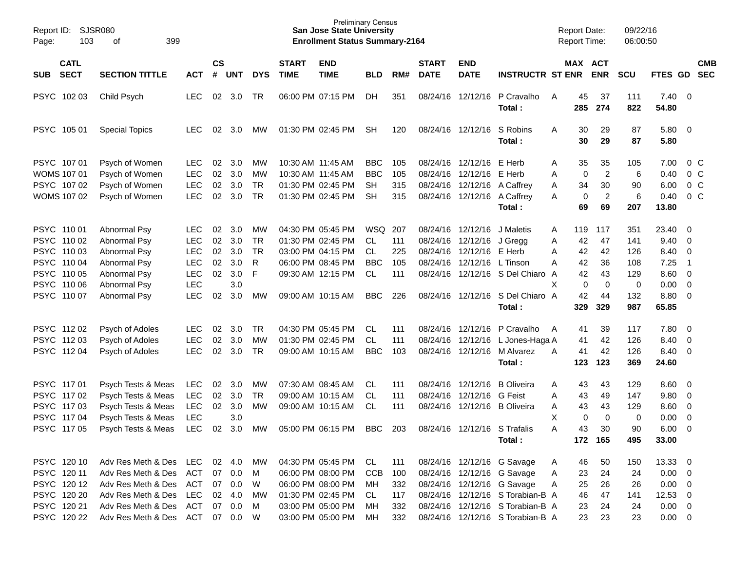Preliminary Census
**San Jose State University**
**Enrollment Status Summary-2164**

Report ID: SJSR080
Report Date: 09/22/16
Report Time: 06:00:50

| SUB | CATL SECT | SECTION TITTLE | ACT | CS # | UNT | DYS | START TIME | END TIME | BLD | RM# | START DATE | END DATE | INSTRUCTR | ST | MAX ENR | ACT ENR | SCU | FTES | GD | CMB SEC |
|---|---|---|---|---|---|---|---|---|---|---|---|---|---|---|---|---|---|---|---|---|
| PSYC | 102 03 | Child Psych | LEC | 02 | 3.0 | TR | 06:00 PM | 07:15 PM | DH | 351 | 08/24/16 | 12/12/16 | P Cravalho | A | 45 | 37 | 111 | 7.40 | 0 | |
| | | | | | | | | | | | | | **Total :** | | **285** | **274** | **822** | **54.80** | | |
| PSYC | 105 01 | Special Topics | LEC | 02 | 3.0 | MW | 01:30 PM | 02:45 PM | SH | 120 | 08/24/16 | 12/12/16 | S Robins | A | 30 | 29 | 87 | 5.80 | 0 | |
| | | | | | | | | | | | | | **Total :** | | **30** | **29** | **87** | **5.80** | | |
| PSYC | 107 01 | Psych of Women | LEC | 02 | 3.0 | MW | 10:30 AM | 11:45 AM | BBC | 105 | 08/24/16 | 12/12/16 | E Herb | A | 35 | 35 | 105 | 7.00 | 0 | C |
| WOMS | 107 01 | Psych of Women | LEC | 02 | 3.0 | MW | 10:30 AM | 11:45 AM | BBC | 105 | 08/24/16 | 12/12/16 | E Herb | A | 0 | 2 | 6 | 0.40 | 0 | C |
| PSYC | 107 02 | Psych of Women | LEC | 02 | 3.0 | TR | 01:30 PM | 02:45 PM | SH | 315 | 08/24/16 | 12/12/16 | A Caffrey | A | 34 | 30 | 90 | 6.00 | 0 | C |
| WOMS | 107 02 | Psych of Women | LEC | 02 | 3.0 | TR | 01:30 PM | 02:45 PM | SH | 315 | 08/24/16 | 12/12/16 | A Caffrey | A | 0 | 2 | 6 | 0.40 | 0 | C |
| | | | | | | | | | | | | | **Total :** | | **69** | **69** | **207** | **13.80** | | |
| PSYC | 110 01 | Abnormal Psy | LEC | 02 | 3.0 | MW | 04:30 PM | 05:45 PM | WSQ | 207 | 08/24/16 | 12/12/16 | J Maletis | A | 119 | 117 | 351 | 23.40 | 0 | |
| PSYC | 110 02 | Abnormal Psy | LEC | 02 | 3.0 | TR | 01:30 PM | 02:45 PM | CL | 111 | 08/24/16 | 12/12/16 | J Gregg | A | 42 | 47 | 141 | 9.40 | 0 | |
| PSYC | 110 03 | Abnormal Psy | LEC | 02 | 3.0 | TR | 03:00 PM | 04:15 PM | CL | 225 | 08/24/16 | 12/12/16 | E Herb | A | 42 | 42 | 126 | 8.40 | 0 | |
| PSYC | 110 04 | Abnormal Psy | LEC | 02 | 3.0 | R | 06:00 PM | 08:45 PM | BBC | 105 | 08/24/16 | 12/12/16 | L Tinson | A | 42 | 36 | 108 | 7.25 | 1 | |
| PSYC | 110 05 | Abnormal Psy | LEC | 02 | 3.0 | F | 09:30 AM | 12:15 PM | CL | 111 | 08/24/16 | 12/12/16 | S Del Chiaro | A | 42 | 43 | 129 | 8.60 | 0 | |
| PSYC | 110 06 | Abnormal Psy | LEC | | 3.0 | | | | | | | | | X | 0 | 0 | 0 | 0.00 | 0 | |
| PSYC | 110 07 | Abnormal Psy | LEC | 02 | 3.0 | MW | 09:00 AM | 10:15 AM | BBC | 226 | 08/24/16 | 12/12/16 | S Del Chiaro | A | 42 | 44 | 132 | 8.80 | 0 | |
| | | | | | | | | | | | | | **Total :** | | **329** | **329** | **987** | **65.85** | | |
| PSYC | 112 02 | Psych of Adoles | LEC | 02 | 3.0 | TR | 04:30 PM | 05:45 PM | CL | 111 | 08/24/16 | 12/12/16 | P Cravalho | A | 41 | 39 | 117 | 7.80 | 0 | |
| PSYC | 112 03 | Psych of Adoles | LEC | 02 | 3.0 | MW | 01:30 PM | 02:45 PM | CL | 111 | 08/24/16 | 12/12/16 | L Jones-Haga | A | 41 | 42 | 126 | 8.40 | 0 | |
| PSYC | 112 04 | Psych of Adoles | LEC | 02 | 3.0 | TR | 09:00 AM | 10:15 AM | BBC | 103 | 08/24/16 | 12/12/16 | M Alvarez | A | 41 | 42 | 126 | 8.40 | 0 | |
| | | | | | | | | | | | | | **Total :** | | **123** | **123** | **369** | **24.60** | | |
| PSYC | 117 01 | Psych Tests & Meas | LEC | 02 | 3.0 | MW | 07:30 AM | 08:45 AM | CL | 111 | 08/24/16 | 12/12/16 | B Oliveira | A | 43 | 43 | 129 | 8.60 | 0 | |
| PSYC | 117 02 | Psych Tests & Meas | LEC | 02 | 3.0 | TR | 09:00 AM | 10:15 AM | CL | 111 | 08/24/16 | 12/12/16 | G Feist | A | 43 | 49 | 147 | 9.80 | 0 | |
| PSYC | 117 03 | Psych Tests & Meas | LEC | 02 | 3.0 | MW | 09:00 AM | 10:15 AM | CL | 111 | 08/24/16 | 12/12/16 | B Oliveira | A | 43 | 43 | 129 | 8.60 | 0 | |
| PSYC | 117 04 | Psych Tests & Meas | LEC | | 3.0 | | | | | | | | | X | 0 | 0 | 0 | 0.00 | 0 | |
| PSYC | 117 05 | Psych Tests & Meas | LEC | 02 | 3.0 | MW | 05:00 PM | 06:15 PM | BBC | 203 | 08/24/16 | 12/12/16 | S Trafalis | A | 43 | 30 | 90 | 6.00 | 0 | |
| | | | | | | | | | | | | | **Total :** | | **172** | **165** | **495** | **33.00** | | |
| PSYC | 120 10 | Adv Res Meth & Des | LEC | 02 | 4.0 | MW | 04:30 PM | 05:45 PM | CL | 111 | 08/24/16 | 12/12/16 | G Savage | A | 46 | 50 | 150 | 13.33 | 0 | |
| PSYC | 120 11 | Adv Res Meth & Des | ACT | 07 | 0.0 | M | 06:00 PM | 08:00 PM | CCB | 100 | 08/24/16 | 12/12/16 | G Savage | A | 23 | 24 | 24 | 0.00 | 0 | |
| PSYC | 120 12 | Adv Res Meth & Des | ACT | 07 | 0.0 | W | 06:00 PM | 08:00 PM | MH | 332 | 08/24/16 | 12/12/16 | G Savage | A | 25 | 26 | 26 | 0.00 | 0 | |
| PSYC | 120 20 | Adv Res Meth & Des | LEC | 02 | 4.0 | MW | 01:30 PM | 02:45 PM | CL | 117 | 08/24/16 | 12/12/16 | S Torabian-B | A | 46 | 47 | 141 | 12.53 | 0 | |
| PSYC | 120 21 | Adv Res Meth & Des | ACT | 07 | 0.0 | M | 03:00 PM | 05:00 PM | MH | 332 | 08/24/16 | 12/12/16 | S Torabian-B | A | 23 | 24 | 24 | 0.00 | 0 | |
| PSYC | 120 22 | Adv Res Meth & Des | ACT | 07 | 0.0 | W | 03:00 PM | 05:00 PM | MH | 332 | 08/24/16 | 12/12/16 | S Torabian-B | A | 23 | 23 | 23 | 0.00 | 0 | |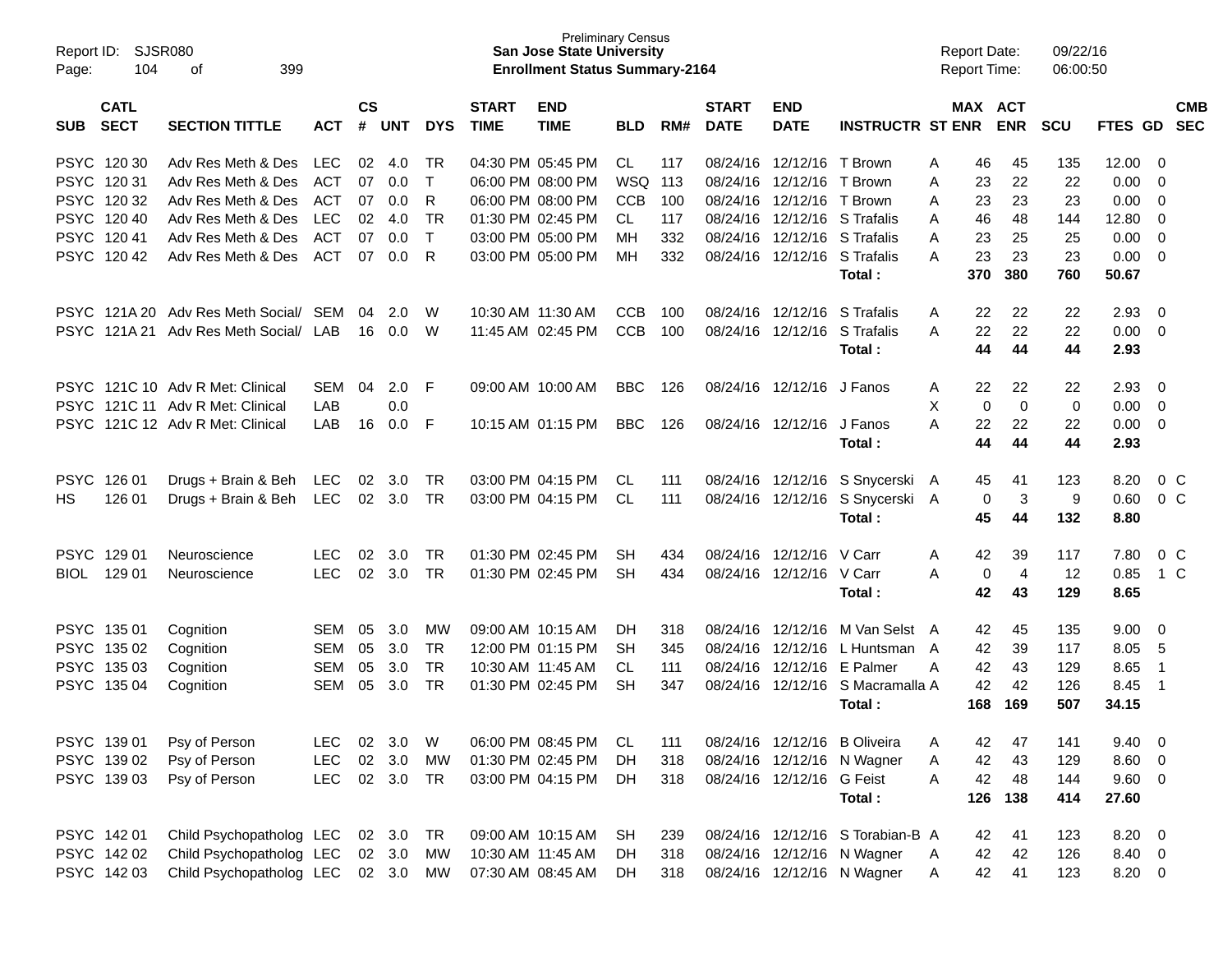| SUB | CATL SECT | SECTION TITTLE | ACT | CS # | UNT | DYS | START TIME | END TIME | BLD | RM# | START DATE | END DATE | INSTRUCTR | ST | MAX ENR | ACT ENR | SCU | FTES | GD | CMB SEC |
|---|---|---|---|---|---|---|---|---|---|---|---|---|---|---|---|---|---|---|---|---|
| PSYC | 120 30 | Adv Res Meth & Des | LEC | 02 | 4.0 | TR | 04:30 PM | 05:45 PM | CL | 117 | 08/24/16 | 12/12/16 | T Brown | A | 46 | 45 | 135 | 12.00 | 0 | |
| PSYC | 120 31 | Adv Res Meth & Des | ACT | 07 | 0.0 | T | 06:00 PM | 08:00 PM | WSQ | 113 | 08/24/16 | 12/12/16 | T Brown | A | 23 | 22 | 22 | 0.00 | 0 | |
| PSYC | 120 32 | Adv Res Meth & Des | ACT | 07 | 0.0 | R | 06:00 PM | 08:00 PM | CCB | 100 | 08/24/16 | 12/12/16 | T Brown | A | 23 | 23 | 23 | 0.00 | 0 | |
| PSYC | 120 40 | Adv Res Meth & Des | LEC | 02 | 4.0 | TR | 01:30 PM | 02:45 PM | CL | 117 | 08/24/16 | 12/12/16 | S Trafalis | A | 46 | 48 | 144 | 12.80 | 0 | |
| PSYC | 120 41 | Adv Res Meth & Des | ACT | 07 | 0.0 | T | 03:00 PM | 05:00 PM | MH | 332 | 08/24/16 | 12/12/16 | S Trafalis | A | 23 | 25 | 25 | 0.00 | 0 | |
| PSYC | 120 42 | Adv Res Meth & Des | ACT | 07 | 0.0 | R | 03:00 PM | 05:00 PM | MH | 332 | 08/24/16 | 12/12/16 | S Trafalis | A | 23 | 23 | 23 | 0.00 | 0 | |
| | | | | | | | | | | | | | **Total :** | | **370** | **380** | **760** | **50.67** | | |
| PSYC | 121A 20 | Adv Res Meth Social/ | SEM | 04 | 2.0 | W | 10:30 AM | 11:30 AM | CCB | 100 | 08/24/16 | 12/12/16 | S Trafalis | A | 22 | 22 | 22 | 2.93 | 0 | |
| PSYC | 121A 21 | Adv Res Meth Social/ | LAB | 16 | 0.0 | W | 11:45 AM | 02:45 PM | CCB | 100 | 08/24/16 | 12/12/16 | S Trafalis | A | 22 | 22 | 22 | 0.00 | 0 | |
| | | | | | | | | | | | | | **Total :** | | **44** | **44** | **44** | **2.93** | | |
| PSYC | 121C 10 | Adv R Met: Clinical | SEM | 04 | 2.0 | F | 09:00 AM | 10:00 AM | BBC | 126 | 08/24/16 | 12/12/16 | J Fanos | A | 22 | 22 | 22 | 2.93 | 0 | |
| PSYC | 121C 11 | Adv R Met: Clinical | LAB | | 0.0 | | | | | | | | | X | 0 | 0 | 0 | 0.00 | 0 | |
| PSYC | 121C 12 | Adv R Met: Clinical | LAB | 16 | 0.0 | F | 10:15 AM | 01:15 PM | BBC | 126 | 08/24/16 | 12/12/16 | J Fanos | A | 22 | 22 | 22 | 0.00 | 0 | |
| | | | | | | | | | | | | | **Total :** | | **44** | **44** | **44** | **2.93** | | |
| PSYC | 126 01 | Drugs + Brain & Beh | LEC | 02 | 3.0 | TR | 03:00 PM | 04:15 PM | CL | 111 | 08/24/16 | 12/12/16 | S Snycerski | A | 45 | 41 | 123 | 8.20 | 0 | C |
| HS | 126 01 | Drugs + Brain & Beh | LEC | 02 | 3.0 | TR | 03:00 PM | 04:15 PM | CL | 111 | 08/24/16 | 12/12/16 | S Snycerski | A | 0 | 3 | 9 | 0.60 | 0 | C |
| | | | | | | | | | | | | | **Total :** | | **45** | **44** | **132** | **8.80** | | |
| PSYC | 129 01 | Neuroscience | LEC | 02 | 3.0 | TR | 01:30 PM | 02:45 PM | SH | 434 | 08/24/16 | 12/12/16 | V Carr | A | 42 | 39 | 117 | 7.80 | 0 | C |
| BIOL | 129 01 | Neuroscience | LEC | 02 | 3.0 | TR | 01:30 PM | 02:45 PM | SH | 434 | 08/24/16 | 12/12/16 | V Carr | A | 0 | 4 | 12 | 0.85 | 1 | C |
| | | | | | | | | | | | | | **Total :** | | **42** | **43** | **129** | **8.65** | | |
| PSYC | 135 01 | Cognition | SEM | 05 | 3.0 | MW | 09:00 AM | 10:15 AM | DH | 318 | 08/24/16 | 12/12/16 | M Van Selst | A | 42 | 45 | 135 | 9.00 | 0 | |
| PSYC | 135 02 | Cognition | SEM | 05 | 3.0 | TR | 12:00 PM | 01:15 PM | SH | 345 | 08/24/16 | 12/12/16 | L Huntsman | A | 42 | 39 | 117 | 8.05 | 5 | |
| PSYC | 135 03 | Cognition | SEM | 05 | 3.0 | TR | 10:30 AM | 11:45 AM | CL | 111 | 08/24/16 | 12/12/16 | E Palmer | A | 42 | 43 | 129 | 8.65 | 1 | |
| PSYC | 135 04 | Cognition | SEM | 05 | 3.0 | TR | 01:30 PM | 02:45 PM | SH | 347 | 08/24/16 | 12/12/16 | S Macramalla | A | 42 | 42 | 126 | 8.45 | 1 | |
| | | | | | | | | | | | | | **Total :** | | **168** | **169** | **507** | **34.15** | | |
| PSYC | 139 01 | Psy of Person | LEC | 02 | 3.0 | W | 06:00 PM | 08:45 PM | CL | 111 | 08/24/16 | 12/12/16 | B Oliveira | A | 42 | 47 | 141 | 9.40 | 0 | |
| PSYC | 139 02 | Psy of Person | LEC | 02 | 3.0 | MW | 01:30 PM | 02:45 PM | DH | 318 | 08/24/16 | 12/12/16 | N Wagner | A | 42 | 43 | 129 | 8.60 | 0 | |
| PSYC | 139 03 | Psy of Person | LEC | 02 | 3.0 | TR | 03:00 PM | 04:15 PM | DH | 318 | 08/24/16 | 12/12/16 | G Feist | A | 42 | 48 | 144 | 9.60 | 0 | |
| | | | | | | | | | | | | | **Total :** | | **126** | **138** | **414** | **27.60** | | |
| PSYC | 142 01 | Child Psychopatholog | LEC | 02 | 3.0 | TR | 09:00 AM | 10:15 AM | SH | 239 | 08/24/16 | 12/12/16 | S Torabian-B | A | 42 | 41 | 123 | 8.20 | 0 | |
| PSYC | 142 02 | Child Psychopatholog | LEC | 02 | 3.0 | MW | 10:30 AM | 11:45 AM | DH | 318 | 08/24/16 | 12/12/16 | N Wagner | A | 42 | 42 | 126 | 8.40 | 0 | |
| PSYC | 142 03 | Child Psychopatholog | LEC | 02 | 3.0 | MW | 07:30 AM | 08:45 AM | DH | 318 | 08/24/16 | 12/12/16 | N Wagner | A | 42 | 41 | 123 | 8.20 | 0 | |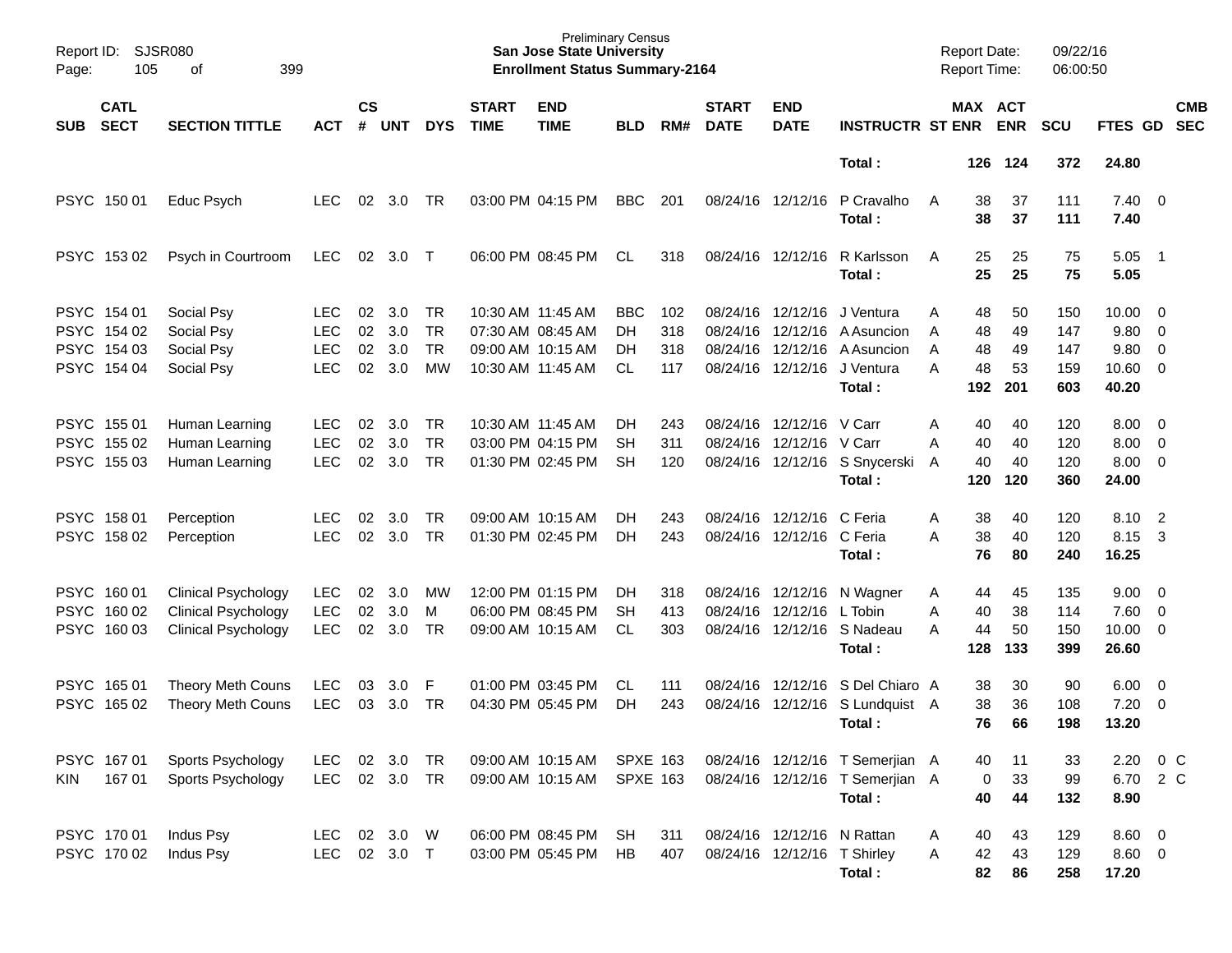| SUB | CATL SECT | SECTION TITTLE | ACT | CS # | UNT | DYS | START TIME | END TIME | BLD | RM# | START DATE | END DATE | INSTRUCTR | ST | MAX ENR | ACT ENR | SCU | FTES | GD | CMB SEC |
|---|---|---|---|---|---|---|---|---|---|---|---|---|---|---|---|---|---|---|---|---|
| | | | | | | | | | | | | | **Total :** | | **126** | **124** | **372** | **24.80** | | |
| PSYC | 150 01 | Educ Psych | LEC | 02 | 3.0 | TR | 03:00 PM | 04:15 PM | BBC | 201 | 08/24/16 | 12/12/16 | P Cravalho | A | 38 | 37 | 111 | 7.40 | 0 | |
| | | | | | | | | | | | | | **Total :** | | **38** | **37** | **111** | **7.40** | | |
| PSYC | 153 02 | Psych in Courtroom | LEC | 02 | 3.0 | T | 06:00 PM | 08:45 PM | CL | 318 | 08/24/16 | 12/12/16 | R Karlsson | A | 25 | 25 | 75 | 5.05 | 1 | |
| | | | | | | | | | | | | | **Total :** | | **25** | **25** | **75** | **5.05** | | |
| PSYC | 154 01 | Social Psy | LEC | 02 | 3.0 | TR | 10:30 AM | 11:45 AM | BBC | 102 | 08/24/16 | 12/12/16 | J Ventura | A | 48 | 50 | 150 | 10.00 | 0 | |
| PSYC | 154 02 | Social Psy | LEC | 02 | 3.0 | TR | 07:30 AM | 08:45 AM | DH | 318 | 08/24/16 | 12/12/16 | A Asuncion | A | 48 | 49 | 147 | 9.80 | 0 | |
| PSYC | 154 03 | Social Psy | LEC | 02 | 3.0 | TR | 09:00 AM | 10:15 AM | DH | 318 | 08/24/16 | 12/12/16 | A Asuncion | A | 48 | 49 | 147 | 9.80 | 0 | |
| PSYC | 154 04 | Social Psy | LEC | 02 | 3.0 | MW | 10:30 AM | 11:45 AM | CL | 117 | 08/24/16 | 12/12/16 | J Ventura | A | 48 | 53 | 159 | 10.60 | 0 | |
| | | | | | | | | | | | | | **Total :** | | **192** | **201** | **603** | **40.20** | | |
| PSYC | 155 01 | Human Learning | LEC | 02 | 3.0 | TR | 10:30 AM | 11:45 AM | DH | 243 | 08/24/16 | 12/12/16 | V Carr | A | 40 | 40 | 120 | 8.00 | 0 | |
| PSYC | 155 02 | Human Learning | LEC | 02 | 3.0 | TR | 03:00 PM | 04:15 PM | SH | 311 | 08/24/16 | 12/12/16 | V Carr | A | 40 | 40 | 120 | 8.00 | 0 | |
| PSYC | 155 03 | Human Learning | LEC | 02 | 3.0 | TR | 01:30 PM | 02:45 PM | SH | 120 | 08/24/16 | 12/12/16 | S Snycerski | A | 40 | 40 | 120 | 8.00 | 0 | |
| | | | | | | | | | | | | | **Total :** | | **120** | **120** | **360** | **24.00** | | |
| PSYC | 158 01 | Perception | LEC | 02 | 3.0 | TR | 09:00 AM | 10:15 AM | DH | 243 | 08/24/16 | 12/12/16 | C Feria | A | 38 | 40 | 120 | 8.10 | 2 | |
| PSYC | 158 02 | Perception | LEC | 02 | 3.0 | TR | 01:30 PM | 02:45 PM | DH | 243 | 08/24/16 | 12/12/16 | C Feria | A | 38 | 40 | 120 | 8.15 | 3 | |
| | | | | | | | | | | | | | **Total :** | | **76** | **80** | **240** | **16.25** | | |
| PSYC | 160 01 | Clinical Psychology | LEC | 02 | 3.0 | MW | 12:00 PM | 01:15 PM | DH | 318 | 08/24/16 | 12/12/16 | N Wagner | A | 44 | 45 | 135 | 9.00 | 0 | |
| PSYC | 160 02 | Clinical Psychology | LEC | 02 | 3.0 | M | 06:00 PM | 08:45 PM | SH | 413 | 08/24/16 | 12/12/16 | L Tobin | A | 40 | 38 | 114 | 7.60 | 0 | |
| PSYC | 160 03 | Clinical Psychology | LEC | 02 | 3.0 | TR | 09:00 AM | 10:15 AM | CL | 303 | 08/24/16 | 12/12/16 | S Nadeau | A | 44 | 50 | 150 | 10.00 | 0 | |
| | | | | | | | | | | | | | **Total :** | | **128** | **133** | **399** | **26.60** | | |
| PSYC | 165 01 | Theory Meth Couns | LEC | 03 | 3.0 | F | 01:00 PM | 03:45 PM | CL | 111 | 08/24/16 | 12/12/16 | S Del Chiaro | A | 38 | 30 | 90 | 6.00 | 0 | |
| PSYC | 165 02 | Theory Meth Couns | LEC | 03 | 3.0 | TR | 04:30 PM | 05:45 PM | DH | 243 | 08/24/16 | 12/12/16 | S Lundquist | A | 38 | 36 | 108 | 7.20 | 0 | |
| | | | | | | | | | | | | | **Total :** | | **76** | **66** | **198** | **13.20** | | |
| PSYC | 167 01 | Sports Psychology | LEC | 02 | 3.0 | TR | 09:00 AM | 10:15 AM | SPXE | 163 | 08/24/16 | 12/12/16 | T Semerjian | A | 40 | 11 | 33 | 2.20 | 0 | C |
| KIN | 167 01 | Sports Psychology | LEC | 02 | 3.0 | TR | 09:00 AM | 10:15 AM | SPXE | 163 | 08/24/16 | 12/12/16 | T Semerjian | A | 0 | 33 | 99 | 6.70 | 2 | C |
| | | | | | | | | | | | | | **Total :** | | **40** | **44** | **132** | **8.90** | | |
| PSYC | 170 01 | Indus Psy | LEC | 02 | 3.0 | W | 06:00 PM | 08:45 PM | SH | 311 | 08/24/16 | 12/12/16 | N Rattan | A | 40 | 43 | 129 | 8.60 | 0 | |
| PSYC | 170 02 | Indus Psy | LEC | 02 | 3.0 | T | 03:00 PM | 05:45 PM | HB | 407 | 08/24/16 | 12/12/16 | T Shirley | A | 42 | 43 | 129 | 8.60 | 0 | |
| | | | | | | | | | | | | | **Total :** | | **82** | **86** | **258** | **17.20** | | |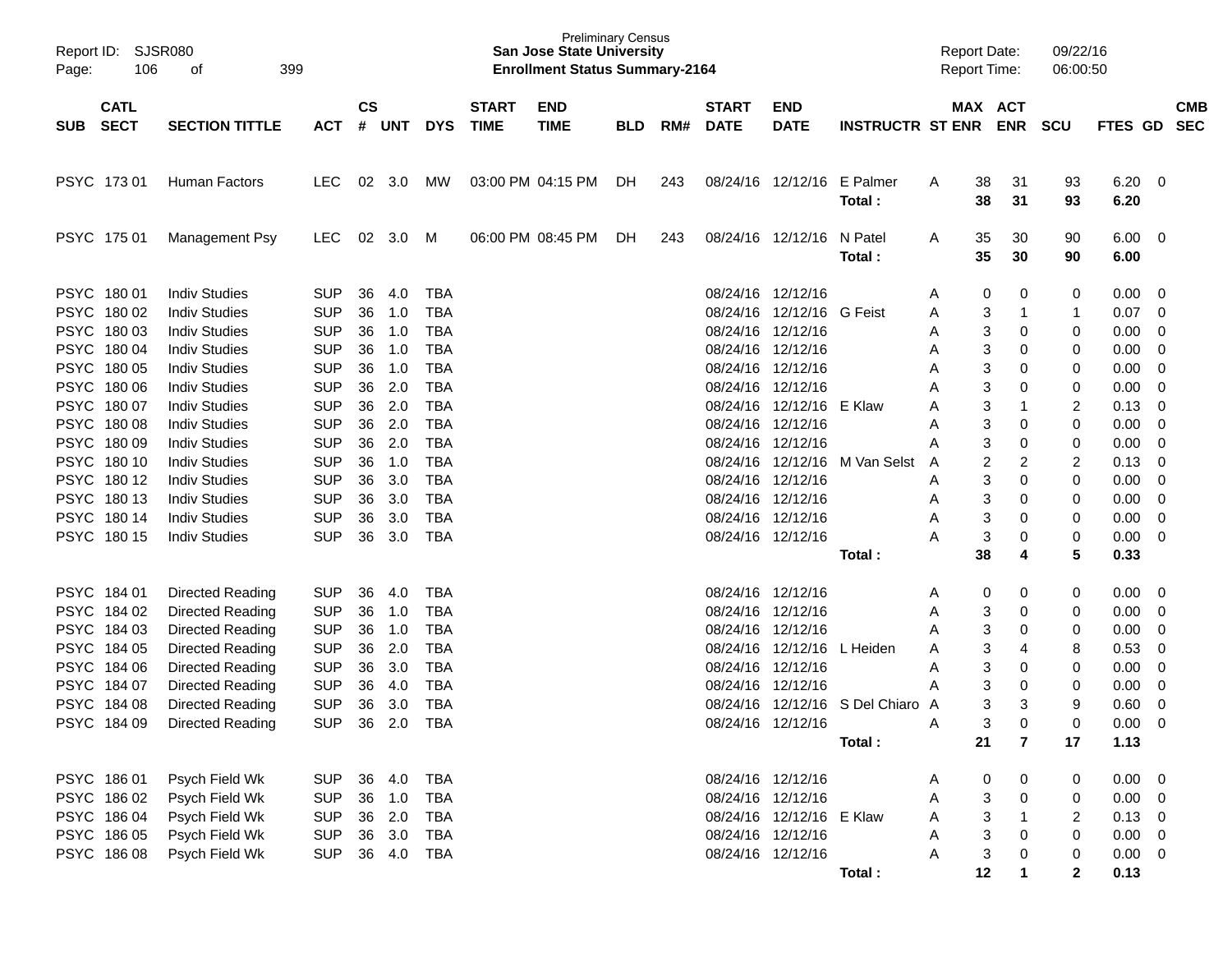Preliminary Census
**San Jose State University**
**Enrollment Status Summary-2164**

Report ID: SJSR080
Report Date: 09/22/16
Report Time: 06:00:50

| SUB | CATL SECT | SECTION TITTLE | ACT | CS # | UNT | DYS | START TIME | END TIME | BLD | RM# | START DATE | END DATE | INSTRUCTR | ST | MAX ENR | ACT ENR | SCU | FTES | GD | CMB SEC |
|---|---|---|---|---|---|---|---|---|---|---|---|---|---|---|---|---|---|---|---|---|
| PSYC | 173 01 | Human Factors | LEC | 02 | 3.0 | MW | 03:00 PM | 04:15 PM | DH | 243 | 08/24/16 | 12/12/16 | E Palmer | A | 38 | 31 | 93 | 6.20 | 0 | |
| | | | | | | | | | | | | | **Total :** | | **38** | **31** | **93** | **6.20** | | |
| PSYC | 175 01 | Management Psy | LEC | 02 | 3.0 | M | 06:00 PM | 08:45 PM | DH | 243 | 08/24/16 | 12/12/16 | N Patel | A | 35 | 30 | 90 | 6.00 | 0 | |
| | | | | | | | | | | | | | **Total :** | | **35** | **30** | **90** | **6.00** | | |
| PSYC | 180 01 | Indiv Studies | SUP | 36 | 4.0 | TBA | | | | | 08/24/16 | 12/12/16 | | A | 0 | 0 | 0 | 0.00 | 0 | |
| PSYC | 180 02 | Indiv Studies | SUP | 36 | 1.0 | TBA | | | | | 08/24/16 | 12/12/16 | G Feist | A | 3 | 1 | 1 | 0.07 | 0 | |
| PSYC | 180 03 | Indiv Studies | SUP | 36 | 1.0 | TBA | | | | | 08/24/16 | 12/12/16 | | A | 3 | 0 | 0 | 0.00 | 0 | |
| PSYC | 180 04 | Indiv Studies | SUP | 36 | 1.0 | TBA | | | | | 08/24/16 | 12/12/16 | | A | 3 | 0 | 0 | 0.00 | 0 | |
| PSYC | 180 05 | Indiv Studies | SUP | 36 | 1.0 | TBA | | | | | 08/24/16 | 12/12/16 | | A | 3 | 0 | 0 | 0.00 | 0 | |
| PSYC | 180 06 | Indiv Studies | SUP | 36 | 2.0 | TBA | | | | | 08/24/16 | 12/12/16 | | A | 3 | 0 | 0 | 0.00 | 0 | |
| PSYC | 180 07 | Indiv Studies | SUP | 36 | 2.0 | TBA | | | | | 08/24/16 | 12/12/16 | E Klaw | A | 3 | 1 | 2 | 0.13 | 0 | |
| PSYC | 180 08 | Indiv Studies | SUP | 36 | 2.0 | TBA | | | | | 08/24/16 | 12/12/16 | | A | 3 | 0 | 0 | 0.00 | 0 | |
| PSYC | 180 09 | Indiv Studies | SUP | 36 | 2.0 | TBA | | | | | 08/24/16 | 12/12/16 | | A | 3 | 0 | 0 | 0.00 | 0 | |
| PSYC | 180 10 | Indiv Studies | SUP | 36 | 1.0 | TBA | | | | | 08/24/16 | 12/12/16 | M Van Selst | A | 2 | 2 | 2 | 0.13 | 0 | |
| PSYC | 180 12 | Indiv Studies | SUP | 36 | 3.0 | TBA | | | | | 08/24/16 | 12/12/16 | | A | 3 | 0 | 0 | 0.00 | 0 | |
| PSYC | 180 13 | Indiv Studies | SUP | 36 | 3.0 | TBA | | | | | 08/24/16 | 12/12/16 | | A | 3 | 0 | 0 | 0.00 | 0 | |
| PSYC | 180 14 | Indiv Studies | SUP | 36 | 3.0 | TBA | | | | | 08/24/16 | 12/12/16 | | A | 3 | 0 | 0 | 0.00 | 0 | |
| PSYC | 180 15 | Indiv Studies | SUP | 36 | 3.0 | TBA | | | | | 08/24/16 | 12/12/16 | | A | 3 | 0 | 0 | 0.00 | 0 | |
| | | | | | | | | | | | | | **Total :** | | **38** | **4** | **5** | **0.33** | | |
| PSYC | 184 01 | Directed Reading | SUP | 36 | 4.0 | TBA | | | | | 08/24/16 | 12/12/16 | | A | 0 | 0 | 0 | 0.00 | 0 | |
| PSYC | 184 02 | Directed Reading | SUP | 36 | 1.0 | TBA | | | | | 08/24/16 | 12/12/16 | | A | 3 | 0 | 0 | 0.00 | 0 | |
| PSYC | 184 03 | Directed Reading | SUP | 36 | 1.0 | TBA | | | | | 08/24/16 | 12/12/16 | | A | 3 | 0 | 0 | 0.00 | 0 | |
| PSYC | 184 05 | Directed Reading | SUP | 36 | 2.0 | TBA | | | | | 08/24/16 | 12/12/16 | L Heiden | A | 3 | 4 | 8 | 0.53 | 0 | |
| PSYC | 184 06 | Directed Reading | SUP | 36 | 3.0 | TBA | | | | | 08/24/16 | 12/12/16 | | A | 3 | 0 | 0 | 0.00 | 0 | |
| PSYC | 184 07 | Directed Reading | SUP | 36 | 4.0 | TBA | | | | | 08/24/16 | 12/12/16 | | A | 3 | 0 | 0 | 0.00 | 0 | |
| PSYC | 184 08 | Directed Reading | SUP | 36 | 3.0 | TBA | | | | | 08/24/16 | 12/12/16 | S Del Chiaro | A | 3 | 3 | 9 | 0.60 | 0 | |
| PSYC | 184 09 | Directed Reading | SUP | 36 | 2.0 | TBA | | | | | 08/24/16 | 12/12/16 | | A | 3 | 0 | 0 | 0.00 | 0 | |
| | | | | | | | | | | | | | **Total :** | | **21** | **7** | **17** | **1.13** | | |
| PSYC | 186 01 | Psych Field Wk | SUP | 36 | 4.0 | TBA | | | | | 08/24/16 | 12/12/16 | | A | 0 | 0 | 0 | 0.00 | 0 | |
| PSYC | 186 02 | Psych Field Wk | SUP | 36 | 1.0 | TBA | | | | | 08/24/16 | 12/12/16 | | A | 3 | 0 | 0 | 0.00 | 0 | |
| PSYC | 186 04 | Psych Field Wk | SUP | 36 | 2.0 | TBA | | | | | 08/24/16 | 12/12/16 | E Klaw | A | 3 | 1 | 2 | 0.13 | 0 | |
| PSYC | 186 05 | Psych Field Wk | SUP | 36 | 3.0 | TBA | | | | | 08/24/16 | 12/12/16 | | A | 3 | 0 | 0 | 0.00 | 0 | |
| PSYC | 186 08 | Psych Field Wk | SUP | 36 | 4.0 | TBA | | | | | 08/24/16 | 12/12/16 | | A | 3 | 0 | 0 | 0.00 | 0 | |
| | | | | | | | | | | | | | **Total :** | | **12** | **1** | **2** | **0.13** | | |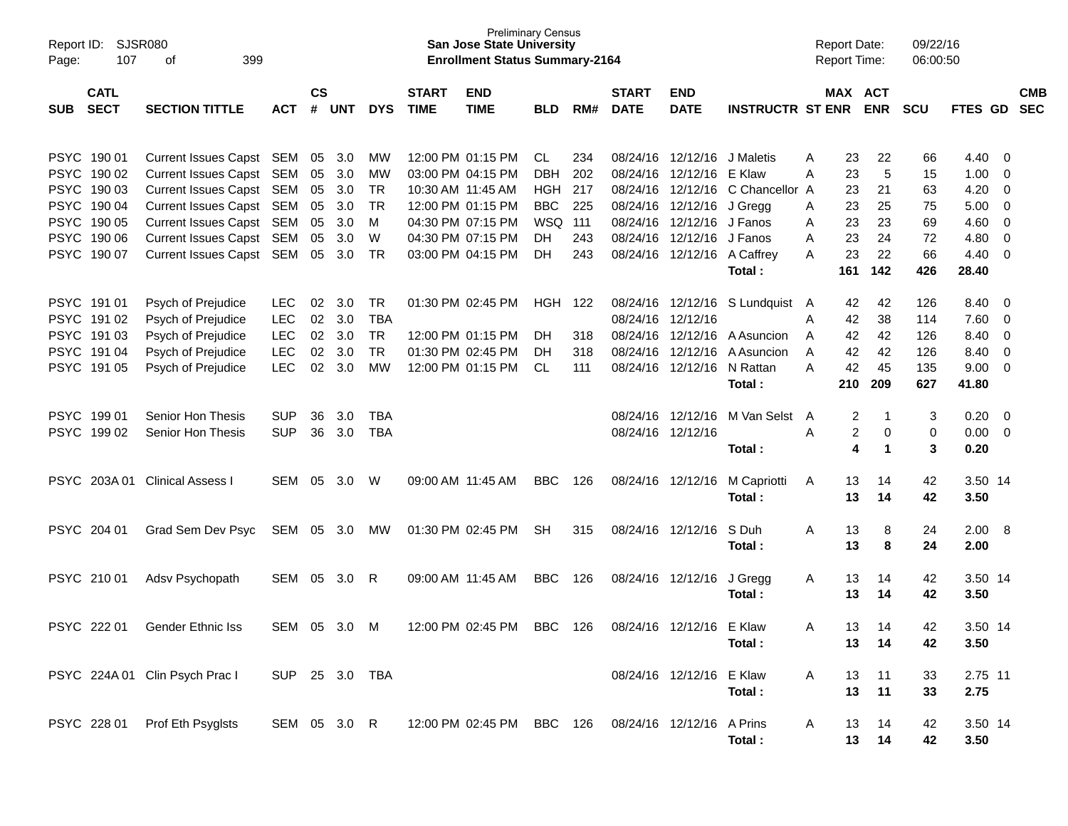Preliminary Census
**San Jose State University**
**Enrollment Status Summary-2164**

Report ID: SJSR080
Report Date: 09/22/16
Report Time: 06:00:50

| SUB | CATL SECT | SECTION TITTLE | ACT | CS # | UNT | DYS | START TIME | END TIME | BLD | RM# | START DATE | END DATE | INSTRUCTR | ST | MAX ENR | ACT ENR | SCU | FTES | GD | CMB SEC |
|---|---|---|---|---|---|---|---|---|---|---|---|---|---|---|---|---|---|---|---|---|
| PSYC | 190 01 | Current Issues Capst | SEM | 05 | 3.0 | MW | 12:00 PM | 01:15 PM | CL | 234 | 08/24/16 | 12/12/16 | J Maletis | A | 23 | 22 | 66 | 4.40 | 0 | |
| PSYC | 190 02 | Current Issues Capst | SEM | 05 | 3.0 | MW | 03:00 PM | 04:15 PM | DBH | 202 | 08/24/16 | 12/12/16 | E Klaw | A | 23 | 5 | 15 | 1.00 | 0 | |
| PSYC | 190 03 | Current Issues Capst | SEM | 05 | 3.0 | TR | 10:30 AM | 11:45 AM | HGH | 217 | 08/24/16 | 12/12/16 | C Chancellor | A | 23 | 21 | 63 | 4.20 | 0 | |
| PSYC | 190 04 | Current Issues Capst | SEM | 05 | 3.0 | TR | 12:00 PM | 01:15 PM | BBC | 225 | 08/24/16 | 12/12/16 | J Gregg | A | 23 | 25 | 75 | 5.00 | 0 | |
| PSYC | 190 05 | Current Issues Capst | SEM | 05 | 3.0 | M | 04:30 PM | 07:15 PM | WSQ | 111 | 08/24/16 | 12/12/16 | J Fanos | A | 23 | 23 | 69 | 4.60 | 0 | |
| PSYC | 190 06 | Current Issues Capst | SEM | 05 | 3.0 | W | 04:30 PM | 07:15 PM | DH | 243 | 08/24/16 | 12/12/16 | J Fanos | A | 23 | 24 | 72 | 4.80 | 0 | |
| PSYC | 190 07 | Current Issues Capst | SEM | 05 | 3.0 | TR | 03:00 PM | 04:15 PM | DH | 243 | 08/24/16 | 12/12/16 | A Caffrey | A | 23 | 22 | 66 | 4.40 | 0 | |
| | | | | | | | | | | | | | **Total :** | | **161** | **142** | **426** | **28.40** | | |
| PSYC | 191 01 | Psych of Prejudice | LEC | 02 | 3.0 | TR | 01:30 PM | 02:45 PM | HGH | 122 | 08/24/16 | 12/12/16 | S Lundquist | A | 42 | 42 | 126 | 8.40 | 0 | |
| PSYC | 191 02 | Psych of Prejudice | LEC | 02 | 3.0 | TBA | | | | | 08/24/16 | 12/12/16 | | A | 42 | 38 | 114 | 7.60 | 0 | |
| PSYC | 191 03 | Psych of Prejudice | LEC | 02 | 3.0 | TR | 12:00 PM | 01:15 PM | DH | 318 | 08/24/16 | 12/12/16 | A Asuncion | A | 42 | 42 | 126 | 8.40 | 0 | |
| PSYC | 191 04 | Psych of Prejudice | LEC | 02 | 3.0 | TR | 01:30 PM | 02:45 PM | DH | 318 | 08/24/16 | 12/12/16 | A Asuncion | A | 42 | 42 | 126 | 8.40 | 0 | |
| PSYC | 191 05 | Psych of Prejudice | LEC | 02 | 3.0 | MW | 12:00 PM | 01:15 PM | CL | 111 | 08/24/16 | 12/12/16 | N Rattan | A | 42 | 45 | 135 | 9.00 | 0 | |
| | | | | | | | | | | | | | **Total :** | | **210** | **209** | **627** | **41.80** | | |
| PSYC | 199 01 | Senior Hon Thesis | SUP | 36 | 3.0 | TBA | | | | | 08/24/16 | 12/12/16 | M Van Selst | A | 2 | 1 | 3 | 0.20 | 0 | |
| PSYC | 199 02 | Senior Hon Thesis | SUP | 36 | 3.0 | TBA | | | | | 08/24/16 | 12/12/16 | | A | 2 | 0 | 0 | 0.00 | 0 | |
| | | | | | | | | | | | | | **Total :** | | **4** | **1** | **3** | **0.20** | | |
| PSYC | 203A 01 | Clinical Assess I | SEM | 05 | 3.0 | W | 09:00 AM | 11:45 AM | BBC | 126 | 08/24/16 | 12/12/16 | M Capriotti | A | 13 | 14 | 42 | 3.50 | 14 | |
| | | | | | | | | | | | | | **Total :** | | **13** | **14** | **42** | **3.50** | | |
| PSYC | 204 01 | Grad Sem Dev Psyc | SEM | 05 | 3.0 | MW | 01:30 PM | 02:45 PM | SH | 315 | 08/24/16 | 12/12/16 | S Duh | A | 13 | 8 | 24 | 2.00 | 8 | |
| | | | | | | | | | | | | | **Total :** | | **13** | **8** | **24** | **2.00** | | |
| PSYC | 210 01 | Adsv Psychopath | SEM | 05 | 3.0 | R | 09:00 AM | 11:45 AM | BBC | 126 | 08/24/16 | 12/12/16 | J Gregg | A | 13 | 14 | 42 | 3.50 | 14 | |
| | | | | | | | | | | | | | **Total :** | | **13** | **14** | **42** | **3.50** | | |
| PSYC | 222 01 | Gender Ethnic Iss | SEM | 05 | 3.0 | M | 12:00 PM | 02:45 PM | BBC | 126 | 08/24/16 | 12/12/16 | E Klaw | A | 13 | 14 | 42 | 3.50 | 14 | |
| | | | | | | | | | | | | | **Total :** | | **13** | **14** | **42** | **3.50** | | |
| PSYC | 224A 01 | Clin Psych Prac I | SUP | 25 | 3.0 | TBA | | | | | 08/24/16 | 12/12/16 | E Klaw | A | 13 | 11 | 33 | 2.75 | 11 | |
| | | | | | | | | | | | | | **Total :** | | **13** | **11** | **33** | **2.75** | | |
| PSYC | 228 01 | Prof Eth Psyglsts | SEM | 05 | 3.0 | R | 12:00 PM | 02:45 PM | BBC | 126 | 08/24/16 | 12/12/16 | A Prins | A | 13 | 14 | 42 | 3.50 | 14 | |
| | | | | | | | | | | | | | **Total :** | | **13** | **14** | **42** | **3.50** | | |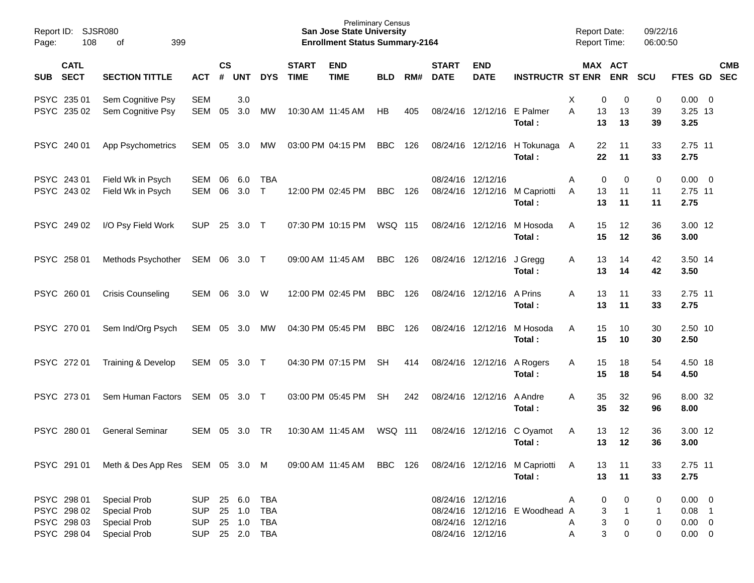Report ID: SJSR080
Page: 108 of 399

Preliminary Census
**San Jose State University**
**Enrollment Status Summary-2164**

Report Date: 09/22/16
Report Time: 06:00:50

| SUB | CATL SECT | SECTION TITTLE | ACT | CS # | UNT | DYS | START TIME | END TIME | BLD | RM# | START DATE | END DATE | INSTRUCTR | ST | MAX ENR | ACT ENR | SCU | FTES | GD | CMB SEC |
|---|---|---|---|---|---|---|---|---|---|---|---|---|---|---|---|---|---|---|---|---|
| PSYC | 235 01 | Sem Cognitive Psy | SEM | | 3.0 | | | | | | | | | X | 0 | 0 | 0 | 0.00 | 0 | |
| PSYC | 235 02 | Sem Cognitive Psy | SEM | 05 | 3.0 | MW | 10:30 AM | 11:45 AM | HB | 405 | 08/24/16 | 12/12/16 | E Palmer | A | 13 | 13 | 39 | 3.25 | 13 | |
| | | | | | | | | | | | | | **Total :** | | **13** | **13** | **39** | **3.25** | | |
| PSYC | 240 01 | App Psychometrics | SEM | 05 | 3.0 | MW | 03:00 PM | 04:15 PM | BBC | 126 | 08/24/16 | 12/12/16 | H Tokunaga | A | 22 | 11 | 33 | 2.75 | 11 | |
| | | | | | | | | | | | | | **Total :** | | **22** | **11** | **33** | **2.75** | | |
| PSYC | 243 01 | Field Wk in Psych | SEM | 06 | 6.0 | TBA | | | | | 08/24/16 | 12/12/16 | | A | 0 | 0 | 0 | 0.00 | 0 | |
| PSYC | 243 02 | Field Wk in Psych | SEM | 06 | 3.0 | T | 12:00 PM | 02:45 PM | BBC | 126 | 08/24/16 | 12/12/16 | M Capriotti | A | 13 | 11 | 11 | 2.75 | 11 | |
| | | | | | | | | | | | | | **Total :** | | **13** | **11** | **11** | **2.75** | | |
| PSYC | 249 02 | I/O Psy Field Work | SUP | 25 | 3.0 | T | 07:30 PM | 10:15 PM | WSQ | 115 | 08/24/16 | 12/12/16 | M Hosoda | A | 15 | 12 | 36 | 3.00 | 12 | |
| | | | | | | | | | | | | | **Total :** | | **15** | **12** | **36** | **3.00** | | |
| PSYC | 258 01 | Methods Psychother | SEM | 06 | 3.0 | T | 09:00 AM | 11:45 AM | BBC | 126 | 08/24/16 | 12/12/16 | J Gregg | A | 13 | 14 | 42 | 3.50 | 14 | |
| | | | | | | | | | | | | | **Total :** | | **13** | **14** | **42** | **3.50** | | |
| PSYC | 260 01 | Crisis Counseling | SEM | 06 | 3.0 | W | 12:00 PM | 02:45 PM | BBC | 126 | 08/24/16 | 12/12/16 | A Prins | A | 13 | 11 | 33 | 2.75 | 11 | |
| | | | | | | | | | | | | | **Total :** | | **13** | **11** | **33** | **2.75** | | |
| PSYC | 270 01 | Sem Ind/Org Psych | SEM | 05 | 3.0 | MW | 04:30 PM | 05:45 PM | BBC | 126 | 08/24/16 | 12/12/16 | M Hosoda | A | 15 | 10 | 30 | 2.50 | 10 | |
| | | | | | | | | | | | | | **Total :** | | **15** | **10** | **30** | **2.50** | | |
| PSYC | 272 01 | Training & Develop | SEM | 05 | 3.0 | T | 04:30 PM | 07:15 PM | SH | 414 | 08/24/16 | 12/12/16 | A Rogers | A | 15 | 18 | 54 | 4.50 | 18 | |
| | | | | | | | | | | | | | **Total :** | | **15** | **18** | **54** | **4.50** | | |
| PSYC | 273 01 | Sem Human Factors | SEM | 05 | 3.0 | T | 03:00 PM | 05:45 PM | SH | 242 | 08/24/16 | 12/12/16 | A Andre | A | 35 | 32 | 96 | 8.00 | 32 | |
| | | | | | | | | | | | | | **Total :** | | **35** | **32** | **96** | **8.00** | | |
| PSYC | 280 01 | General Seminar | SEM | 05 | 3.0 | TR | 10:30 AM | 11:45 AM | WSQ | 111 | 08/24/16 | 12/12/16 | C Oyamot | A | 13 | 12 | 36 | 3.00 | 12 | |
| | | | | | | | | | | | | | **Total :** | | **13** | **12** | **36** | **3.00** | | |
| PSYC | 291 01 | Meth & Des App Res | SEM | 05 | 3.0 | M | 09:00 AM | 11:45 AM | BBC | 126 | 08/24/16 | 12/12/16 | M Capriotti | A | 13 | 11 | 33 | 2.75 | 11 | |
| | | | | | | | | | | | | | **Total :** | | **13** | **11** | **33** | **2.75** | | |
| PSYC | 298 01 | Special Prob | SUP | 25 | 6.0 | TBA | | | | | 08/24/16 | 12/12/16 | | A | 0 | 0 | 0 | 0.00 | 0 | |
| PSYC | 298 02 | Special Prob | SUP | 25 | 1.0 | TBA | | | | | 08/24/16 | 12/12/16 | E Woodhead | A | 3 | 1 | 1 | 0.08 | 1 | |
| PSYC | 298 03 | Special Prob | SUP | 25 | 1.0 | TBA | | | | | 08/24/16 | 12/12/16 | | A | 3 | 0 | 0 | 0.00 | 0 | |
| PSYC | 298 04 | Special Prob | SUP | 25 | 2.0 | TBA | | | | | 08/24/16 | 12/12/16 | | A | 3 | 0 | 0 | 0.00 | 0 | |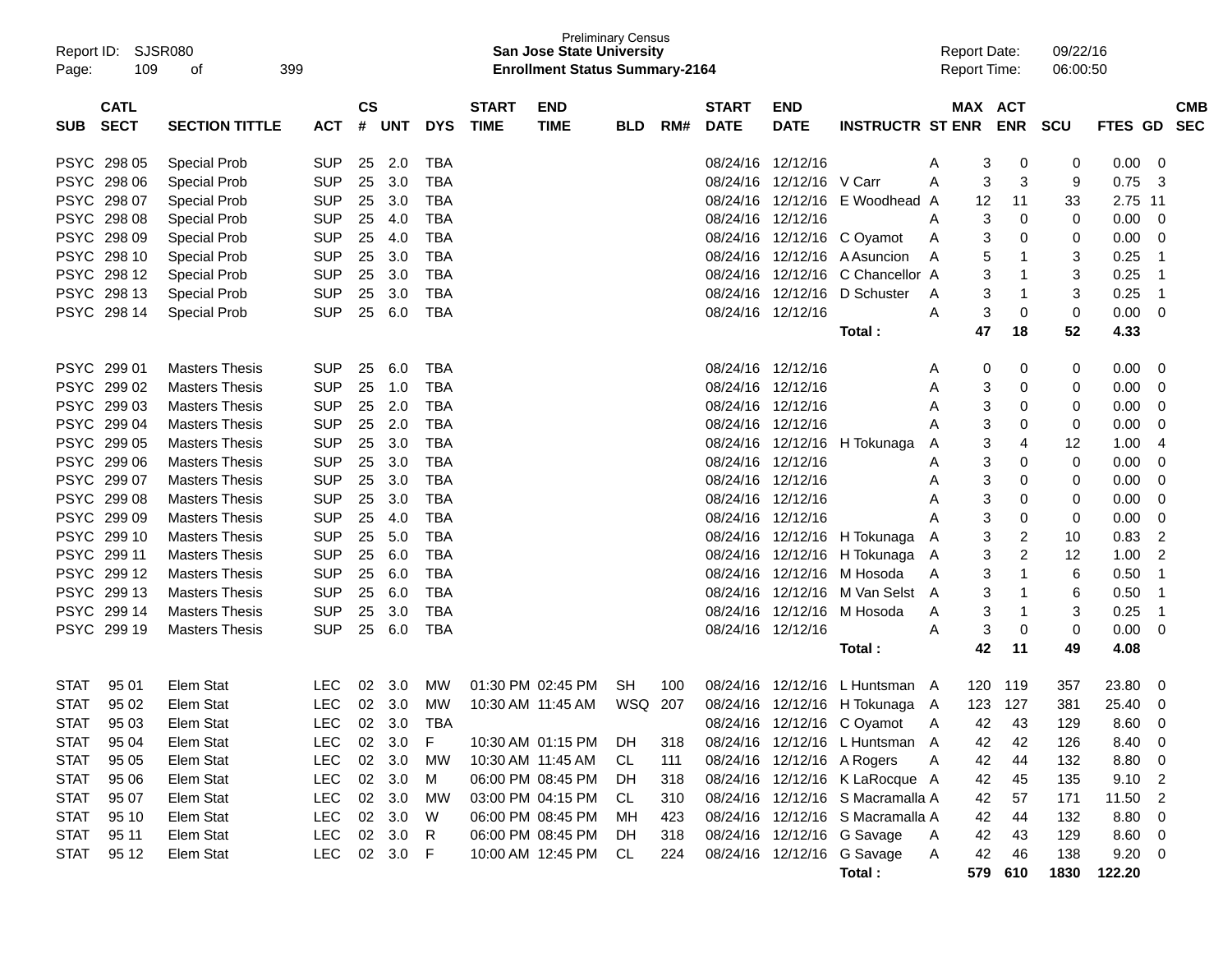Preliminary Census
**San Jose State University**
**Enrollment Status Summary-2164**

Report ID: SJSR080
Report Date: 09/22/16
Report Time: 06:00:50

| SUB | CATL SECT | SECTION TITTLE | ACT | CS # | UNT | DYS | START TIME | END TIME | BLD | RM# | START DATE | END DATE | INSTRUCTR | ST | MAX ENR | ACT ENR | SCU | FTES | GD | CMB SEC |
|---|---|---|---|---|---|---|---|---|---|---|---|---|---|---|---|---|---|---|---|---|
| PSYC | 298 05 | Special Prob | SUP | 25 | 2.0 | TBA | | | | | 08/24/16 | 12/12/16 | | A | 3 | 0 | 0 | 0.00 | 0 | |
| PSYC | 298 06 | Special Prob | SUP | 25 | 3.0 | TBA | | | | | 08/24/16 | 12/12/16 | V Carr | A | 3 | 3 | 9 | 0.75 | 3 | |
| PSYC | 298 07 | Special Prob | SUP | 25 | 3.0 | TBA | | | | | 08/24/16 | 12/12/16 | E Woodhead | A | 12 | 11 | 33 | 2.75 | 11 | |
| PSYC | 298 08 | Special Prob | SUP | 25 | 4.0 | TBA | | | | | 08/24/16 | 12/12/16 | | A | 3 | 0 | 0 | 0.00 | 0 | |
| PSYC | 298 09 | Special Prob | SUP | 25 | 4.0 | TBA | | | | | 08/24/16 | 12/12/16 | C Oyamot | A | 3 | 0 | 0 | 0.00 | 0 | |
| PSYC | 298 10 | Special Prob | SUP | 25 | 3.0 | TBA | | | | | 08/24/16 | 12/12/16 | A Asuncion | A | 5 | 1 | 3 | 0.25 | 1 | |
| PSYC | 298 12 | Special Prob | SUP | 25 | 3.0 | TBA | | | | | 08/24/16 | 12/12/16 | C Chancellor | A | 3 | 1 | 3 | 0.25 | 1 | |
| PSYC | 298 13 | Special Prob | SUP | 25 | 3.0 | TBA | | | | | 08/24/16 | 12/12/16 | D Schuster | A | 3 | 1 | 3 | 0.25 | 1 | |
| PSYC | 298 14 | Special Prob | SUP | 25 | 6.0 | TBA | | | | | 08/24/16 | 12/12/16 | | A | 3 | 0 | 0 | 0.00 | 0 | |
| | | | | | | | | | | | | | **Total :** | | **47** | **18** | **52** | **4.33** | | |
| PSYC | 299 01 | Masters Thesis | SUP | 25 | 6.0 | TBA | | | | | 08/24/16 | 12/12/16 | | A | 0 | 0 | 0 | 0.00 | 0 | |
| PSYC | 299 02 | Masters Thesis | SUP | 25 | 1.0 | TBA | | | | | 08/24/16 | 12/12/16 | | A | 3 | 0 | 0 | 0.00 | 0 | |
| PSYC | 299 03 | Masters Thesis | SUP | 25 | 2.0 | TBA | | | | | 08/24/16 | 12/12/16 | | A | 3 | 0 | 0 | 0.00 | 0 | |
| PSYC | 299 04 | Masters Thesis | SUP | 25 | 2.0 | TBA | | | | | 08/24/16 | 12/12/16 | | A | 3 | 0 | 0 | 0.00 | 0 | |
| PSYC | 299 05 | Masters Thesis | SUP | 25 | 3.0 | TBA | | | | | 08/24/16 | 12/12/16 | H Tokunaga | A | 3 | 4 | 12 | 1.00 | 4 | |
| PSYC | 299 06 | Masters Thesis | SUP | 25 | 3.0 | TBA | | | | | 08/24/16 | 12/12/16 | | A | 3 | 0 | 0 | 0.00 | 0 | |
| PSYC | 299 07 | Masters Thesis | SUP | 25 | 3.0 | TBA | | | | | 08/24/16 | 12/12/16 | | A | 3 | 0 | 0 | 0.00 | 0 | |
| PSYC | 299 08 | Masters Thesis | SUP | 25 | 3.0 | TBA | | | | | 08/24/16 | 12/12/16 | | A | 3 | 0 | 0 | 0.00 | 0 | |
| PSYC | 299 09 | Masters Thesis | SUP | 25 | 4.0 | TBA | | | | | 08/24/16 | 12/12/16 | | A | 3 | 0 | 0 | 0.00 | 0 | |
| PSYC | 299 10 | Masters Thesis | SUP | 25 | 5.0 | TBA | | | | | 08/24/16 | 12/12/16 | H Tokunaga | A | 3 | 2 | 10 | 0.83 | 2 | |
| PSYC | 299 11 | Masters Thesis | SUP | 25 | 6.0 | TBA | | | | | 08/24/16 | 12/12/16 | H Tokunaga | A | 3 | 2 | 12 | 1.00 | 2 | |
| PSYC | 299 12 | Masters Thesis | SUP | 25 | 6.0 | TBA | | | | | 08/24/16 | 12/12/16 | M Hosoda | A | 3 | 1 | 6 | 0.50 | 1 | |
| PSYC | 299 13 | Masters Thesis | SUP | 25 | 6.0 | TBA | | | | | 08/24/16 | 12/12/16 | M Van Selst | A | 3 | 1 | 6 | 0.50 | 1 | |
| PSYC | 299 14 | Masters Thesis | SUP | 25 | 3.0 | TBA | | | | | 08/24/16 | 12/12/16 | M Hosoda | A | 3 | 1 | 3 | 0.25 | 1 | |
| PSYC | 299 19 | Masters Thesis | SUP | 25 | 6.0 | TBA | | | | | 08/24/16 | 12/12/16 | | A | 3 | 0 | 0 | 0.00 | 0 | |
| | | | | | | | | | | | | | **Total :** | | **42** | **11** | **49** | **4.08** | | |
| STAT | 95 01 | Elem Stat | LEC | 02 | 3.0 | MW | 01:30 PM | 02:45 PM | SH | 100 | 08/24/16 | 12/12/16 | L Huntsman | A | 120 | 119 | 357 | 23.80 | 0 | |
| STAT | 95 02 | Elem Stat | LEC | 02 | 3.0 | MW | 10:30 AM | 11:45 AM | WSQ | 207 | 08/24/16 | 12/12/16 | H Tokunaga | A | 123 | 127 | 381 | 25.40 | 0 | |
| STAT | 95 03 | Elem Stat | LEC | 02 | 3.0 | TBA | | | | | 08/24/16 | 12/12/16 | C Oyamot | A | 42 | 43 | 129 | 8.60 | 0 | |
| STAT | 95 04 | Elem Stat | LEC | 02 | 3.0 | F | 10:30 AM | 01:15 PM | DH | 318 | 08/24/16 | 12/12/16 | L Huntsman | A | 42 | 42 | 126 | 8.40 | 0 | |
| STAT | 95 05 | Elem Stat | LEC | 02 | 3.0 | MW | 10:30 AM | 11:45 AM | CL | 111 | 08/24/16 | 12/12/16 | A Rogers | A | 42 | 44 | 132 | 8.80 | 0 | |
| STAT | 95 06 | Elem Stat | LEC | 02 | 3.0 | M | 06:00 PM | 08:45 PM | DH | 318 | 08/24/16 | 12/12/16 | K LaRocque | A | 42 | 45 | 135 | 9.10 | 2 | |
| STAT | 95 07 | Elem Stat | LEC | 02 | 3.0 | MW | 03:00 PM | 04:15 PM | CL | 310 | 08/24/16 | 12/12/16 | S Macramalla | A | 42 | 57 | 171 | 11.50 | 2 | |
| STAT | 95 10 | Elem Stat | LEC | 02 | 3.0 | W | 06:00 PM | 08:45 PM | MH | 423 | 08/24/16 | 12/12/16 | S Macramalla | A | 42 | 44 | 132 | 8.80 | 0 | |
| STAT | 95 11 | Elem Stat | LEC | 02 | 3.0 | R | 06:00 PM | 08:45 PM | DH | 318 | 08/24/16 | 12/12/16 | G Savage | A | 42 | 43 | 129 | 8.60 | 0 | |
| STAT | 95 12 | Elem Stat | LEC | 02 | 3.0 | F | 10:00 AM | 12:45 PM | CL | 224 | 08/24/16 | 12/12/16 | G Savage | A | 42 | 46 | 138 | 9.20 | 0 | |
| | | | | | | | | | | | | | **Total :** | | **579** | **610** | **1830** | **122.20** | | |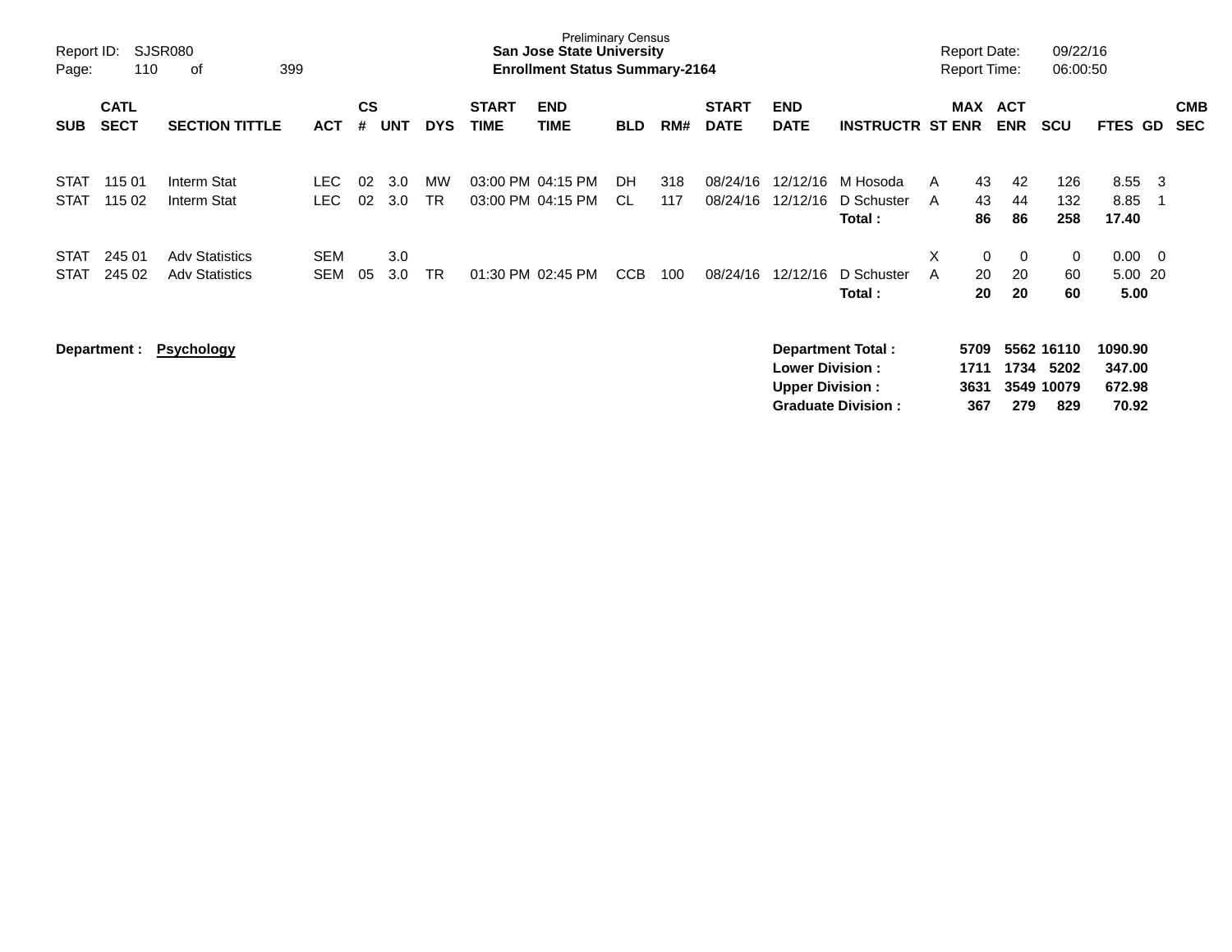Preliminary Census
**San Jose State University**
**Enrollment Status Summary-2164**

Report ID: SJSR080
Page: 110 of 399

Report Date: 09/22/16
Report Time: 06:00:50

| SUB | CATL SECT | SECTION TITTLE | ACT | CS # | UNT | DYS | START TIME | END TIME | BLD | RM# | START DATE | END DATE | INSTRUCTR | ST | MAX ENR | ACT ENR | SCU | FTES | GD | CMB SEC |
|---|---|---|---|---|---|---|---|---|---|---|---|---|---|---|---|---|---|---|---|---|
| STAT | 115 01 | Interm Stat | LEC | 02 | 3.0 | MW | 03:00 PM | 04:15 PM | DH | 318 | 08/24/16 | 12/12/16 | M Hosoda | A | 43 | 42 | 126 | 8.55 | 3 | |
| STAT | 115 02 | Interm Stat | LEC | 02 | 3.0 | TR | 03:00 PM | 04:15 PM | CL | 117 | 08/24/16 | 12/12/16 | D Schuster | A | 43 | 44 | 132 | 8.85 | 1 | |
| | | | | | | | | | | | | | **Total :** | | **86** | **86** | **258** | **17.40** | | |
| STAT | 245 01 | Adv Statistics | SEM | | 3.0 | | | | | | | | | X | 0 | 0 | 0 | 0.00 | 0 | |
| STAT | 245 02 | Adv Statistics | SEM | 05 | 3.0 | TR | 01:30 PM | 02:45 PM | CCB | 100 | 08/24/16 | 12/12/16 | D Schuster | A | 20 | 20 | 60 | 5.00 | 20 | |
| | | | | | | | | | | | | | **Total :** | | **20** | **20** | **60** | **5.00** | | |

**Department :** **Psychology**

| | MAX ENR | ACT ENR | SCU | FTES |
|---|---|---|---|---|
| **Department Total :** | **5709** | **5562** | **16110** | **1090.90** |
| **Lower Division :** | **1711** | **1734** | **5202** | **347.00** |
| **Upper Division :** | **3631** | **3549** | **10079** | **672.98** |
| **Graduate Division :** | **367** | **279** | **829** | **70.92** |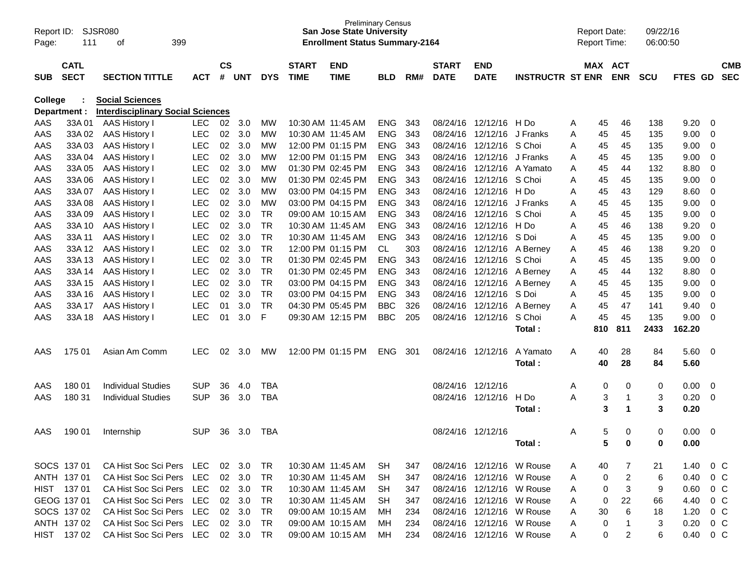Preliminary Census
**San Jose State University**
**Enrollment Status Summary-2164**

Report ID: SJSR080
Report Date: 09/22/16
Report Time: 06:00:50

**College : Social Sciences**
**Department : Interdisciplinary Social Sciences**

| SUB | CATL SECT | SECTION TITTLE | ACT | CS # | UNT | DYS | START TIME | END TIME | BLD | RM# | START DATE | END DATE | INSTRUCTR | ST | MAX ENR | ACT ENR | SCU | FTES | GD | CMB SEC |
|---|---|---|---|---|---|---|---|---|---|---|---|---|---|---|---|---|---|---|---|---|
| AAS | 33A 01 | AAS History I | LEC | 02 | 3.0 | MW | 10:30 AM | 11:45 AM | ENG | 343 | 08/24/16 | 12/12/16 | H Do | A | 45 | 46 | 138 | 9.20 | 0 | |
| AAS | 33A 02 | AAS History I | LEC | 02 | 3.0 | MW | 10:30 AM | 11:45 AM | ENG | 343 | 08/24/16 | 12/12/16 | J Franks | A | 45 | 45 | 135 | 9.00 | 0 | |
| AAS | 33A 03 | AAS History I | LEC | 02 | 3.0 | MW | 12:00 PM | 01:15 PM | ENG | 343 | 08/24/16 | 12/12/16 | S Choi | A | 45 | 45 | 135 | 9.00 | 0 | |
| AAS | 33A 04 | AAS History I | LEC | 02 | 3.0 | MW | 12:00 PM | 01:15 PM | ENG | 343 | 08/24/16 | 12/12/16 | J Franks | A | 45 | 45 | 135 | 9.00 | 0 | |
| AAS | 33A 05 | AAS History I | LEC | 02 | 3.0 | MW | 01:30 PM | 02:45 PM | ENG | 343 | 08/24/16 | 12/12/16 | A Yamato | A | 45 | 44 | 132 | 8.80 | 0 | |
| AAS | 33A 06 | AAS History I | LEC | 02 | 3.0 | MW | 01:30 PM | 02:45 PM | ENG | 343 | 08/24/16 | 12/12/16 | S Choi | A | 45 | 45 | 135 | 9.00 | 0 | |
| AAS | 33A 07 | AAS History I | LEC | 02 | 3.0 | MW | 03:00 PM | 04:15 PM | ENG | 343 | 08/24/16 | 12/12/16 | H Do | A | 45 | 43 | 129 | 8.60 | 0 | |
| AAS | 33A 08 | AAS History I | LEC | 02 | 3.0 | MW | 03:00 PM | 04:15 PM | ENG | 343 | 08/24/16 | 12/12/16 | J Franks | A | 45 | 45 | 135 | 9.00 | 0 | |
| AAS | 33A 09 | AAS History I | LEC | 02 | 3.0 | TR | 09:00 AM | 10:15 AM | ENG | 343 | 08/24/16 | 12/12/16 | S Choi | A | 45 | 45 | 135 | 9.00 | 0 | |
| AAS | 33A 10 | AAS History I | LEC | 02 | 3.0 | TR | 10:30 AM | 11:45 AM | ENG | 343 | 08/24/16 | 12/12/16 | H Do | A | 45 | 46 | 138 | 9.20 | 0 | |
| AAS | 33A 11 | AAS History I | LEC | 02 | 3.0 | TR | 10:30 AM | 11:45 AM | ENG | 343 | 08/24/16 | 12/12/16 | S Doi | A | 45 | 45 | 135 | 9.00 | 0 | |
| AAS | 33A 12 | AAS History I | LEC | 02 | 3.0 | TR | 12:00 PM | 01:15 PM | CL | 303 | 08/24/16 | 12/12/16 | A Berney | A | 45 | 46 | 138 | 9.20 | 0 | |
| AAS | 33A 13 | AAS History I | LEC | 02 | 3.0 | TR | 01:30 PM | 02:45 PM | ENG | 343 | 08/24/16 | 12/12/16 | S Choi | A | 45 | 45 | 135 | 9.00 | 0 | |
| AAS | 33A 14 | AAS History I | LEC | 02 | 3.0 | TR | 01:30 PM | 02:45 PM | ENG | 343 | 08/24/16 | 12/12/16 | A Berney | A | 45 | 44 | 132 | 8.80 | 0 | |
| AAS | 33A 15 | AAS History I | LEC | 02 | 3.0 | TR | 03:00 PM | 04:15 PM | ENG | 343 | 08/24/16 | 12/12/16 | A Berney | A | 45 | 45 | 135 | 9.00 | 0 | |
| AAS | 33A 16 | AAS History I | LEC | 02 | 3.0 | TR | 03:00 PM | 04:15 PM | ENG | 343 | 08/24/16 | 12/12/16 | S Doi | A | 45 | 45 | 135 | 9.00 | 0 | |
| AAS | 33A 17 | AAS History I | LEC | 01 | 3.0 | TR | 04:30 PM | 05:45 PM | BBC | 326 | 08/24/16 | 12/12/16 | A Berney | A | 45 | 47 | 141 | 9.40 | 0 | |
| AAS | 33A 18 | AAS History I | LEC | 01 | 3.0 | F | 09:30 AM | 12:15 PM | BBC | 205 | 08/24/16 | 12/12/16 | S Choi | A | 45 | 45 | 135 | 9.00 | 0 | |
| | | | | | | | | | | | | | **Total :** | | **810** | **811** | **2433** | **162.20** | | |
| AAS | 175 01 | Asian Am Comm | LEC | 02 | 3.0 | MW | 12:00 PM | 01:15 PM | ENG | 301 | 08/24/16 | 12/12/16 | A Yamato | A | 40 | 28 | 84 | 5.60 | 0 | |
| | | | | | | | | | | | | | **Total :** | | **40** | **28** | **84** | **5.60** | | |
| AAS | 180 01 | Individual Studies | SUP | 36 | 4.0 | TBA | | | | | 08/24/16 | 12/12/16 | | A | 0 | 0 | 0 | 0.00 | 0 | |
| AAS | 180 31 | Individual Studies | SUP | 36 | 3.0 | TBA | | | | | 08/24/16 | 12/12/16 | H Do | A | 3 | 1 | 3 | 0.20 | 0 | |
| | | | | | | | | | | | | | **Total :** | | **3** | **1** | **3** | **0.20** | | |
| AAS | 190 01 | Internship | SUP | 36 | 3.0 | TBA | | | | | 08/24/16 | 12/12/16 | | A | 5 | 0 | 0 | 0.00 | 0 | |
| | | | | | | | | | | | | | **Total :** | | **5** | **0** | **0** | **0.00** | | |
| SOCS | 137 01 | CA Hist Soc Sci Pers | LEC | 02 | 3.0 | TR | 10:30 AM | 11:45 AM | SH | 347 | 08/24/16 | 12/12/16 | W Rouse | A | 40 | 7 | 21 | 1.40 | 0 | C |
| ANTH | 137 01 | CA Hist Soc Sci Pers | LEC | 02 | 3.0 | TR | 10:30 AM | 11:45 AM | SH | 347 | 08/24/16 | 12/12/16 | W Rouse | A | 0 | 2 | 6 | 0.40 | 0 | C |
| HIST | 137 01 | CA Hist Soc Sci Pers | LEC | 02 | 3.0 | TR | 10:30 AM | 11:45 AM | SH | 347 | 08/24/16 | 12/12/16 | W Rouse | A | 0 | 3 | 9 | 0.60 | 0 | C |
| GEOG | 137 01 | CA Hist Soc Sci Pers | LEC | 02 | 3.0 | TR | 10:30 AM | 11:45 AM | SH | 347 | 08/24/16 | 12/12/16 | W Rouse | A | 0 | 22 | 66 | 4.40 | 0 | C |
| SOCS | 137 02 | CA Hist Soc Sci Pers | LEC | 02 | 3.0 | TR | 09:00 AM | 10:15 AM | MH | 234 | 08/24/16 | 12/12/16 | W Rouse | A | 30 | 6 | 18 | 1.20 | 0 | C |
| ANTH | 137 02 | CA Hist Soc Sci Pers | LEC | 02 | 3.0 | TR | 09:00 AM | 10:15 AM | MH | 234 | 08/24/16 | 12/12/16 | W Rouse | A | 0 | 1 | 3 | 0.20 | 0 | C |
| HIST | 137 02 | CA Hist Soc Sci Pers | LEC | 02 | 3.0 | TR | 09:00 AM | 10:15 AM | MH | 234 | 08/24/16 | 12/12/16 | W Rouse | A | 0 | 2 | 6 | 0.40 | 0 | C |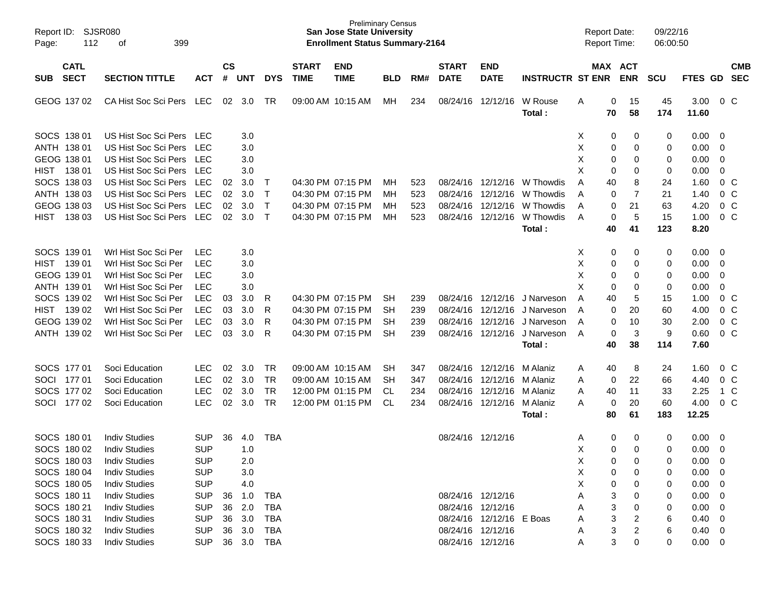Report ID: SJSR080
Page: 112 of 399

Preliminary Census
**San Jose State University**
**Enrollment Status Summary-2164**

Report Date: 09/22/16
Report Time: 06:00:50

| SUB | CATL SECT | SECTION TITTLE | ACT | CS # | UNT | DYS | START TIME | END TIME | BLD | RM# | START DATE | END DATE | INSTRUCTR | ST | MAX ENR | ACT ENR | SCU | FTES | GD | CMB SEC |
|---|---|---|---|---|---|---|---|---|---|---|---|---|---|---|---|---|---|---|---|---|
| GEOG | 137 02 | CA Hist Soc Sci Pers | LEC | 02 | 3.0 | TR | 09:00 AM | 10:15 AM | MH | 234 | 08/24/16 | 12/12/16 | W Rouse | A | 0 | 15 | 45 | 3.00 | 0 | C |
| | | | | | | | | | | | | | **Total :** | | **70** | **58** | **174** | **11.60** | | |
| SOCS | 138 01 | US Hist Soc Sci Pers | LEC | | 3.0 | | | | | | | | | X | 0 | 0 | 0 | 0.00 | 0 | |
| ANTH | 138 01 | US Hist Soc Sci Pers | LEC | | 3.0 | | | | | | | | | X | 0 | 0 | 0 | 0.00 | 0 | |
| GEOG | 138 01 | US Hist Soc Sci Pers | LEC | | 3.0 | | | | | | | | | X | 0 | 0 | 0 | 0.00 | 0 | |
| HIST | 138 01 | US Hist Soc Sci Pers | LEC | | 3.0 | | | | | | | | | X | 0 | 0 | 0 | 0.00 | 0 | |
| SOCS | 138 03 | US Hist Soc Sci Pers | LEC | 02 | 3.0 | T | 04:30 PM | 07:15 PM | MH | 523 | 08/24/16 | 12/12/16 | W Thowdis | A | 40 | 8 | 24 | 1.60 | 0 | C |
| ANTH | 138 03 | US Hist Soc Sci Pers | LEC | 02 | 3.0 | T | 04:30 PM | 07:15 PM | MH | 523 | 08/24/16 | 12/12/16 | W Thowdis | A | 0 | 7 | 21 | 1.40 | 0 | C |
| GEOG | 138 03 | US Hist Soc Sci Pers | LEC | 02 | 3.0 | T | 04:30 PM | 07:15 PM | MH | 523 | 08/24/16 | 12/12/16 | W Thowdis | A | 0 | 21 | 63 | 4.20 | 0 | C |
| HIST | 138 03 | US Hist Soc Sci Pers | LEC | 02 | 3.0 | T | 04:30 PM | 07:15 PM | MH | 523 | 08/24/16 | 12/12/16 | W Thowdis | A | 0 | 5 | 15 | 1.00 | 0 | C |
| | | | | | | | | | | | | | **Total :** | | **40** | **41** | **123** | **8.20** | | |
| SOCS | 139 01 | Wrl Hist Soc Sci Per | LEC | | 3.0 | | | | | | | | | X | 0 | 0 | 0 | 0.00 | 0 | |
| HIST | 139 01 | Wrl Hist Soc Sci Per | LEC | | 3.0 | | | | | | | | | X | 0 | 0 | 0 | 0.00 | 0 | |
| GEOG | 139 01 | Wrl Hist Soc Sci Per | LEC | | 3.0 | | | | | | | | | X | 0 | 0 | 0 | 0.00 | 0 | |
| ANTH | 139 01 | Wrl Hist Soc Sci Per | LEC | | 3.0 | | | | | | | | | X | 0 | 0 | 0 | 0.00 | 0 | |
| SOCS | 139 02 | Wrl Hist Soc Sci Per | LEC | 03 | 3.0 | R | 04:30 PM | 07:15 PM | SH | 239 | 08/24/16 | 12/12/16 | J Narveson | A | 40 | 5 | 15 | 1.00 | 0 | C |
| HIST | 139 02 | Wrl Hist Soc Sci Per | LEC | 03 | 3.0 | R | 04:30 PM | 07:15 PM | SH | 239 | 08/24/16 | 12/12/16 | J Narveson | A | 0 | 20 | 60 | 4.00 | 0 | C |
| GEOG | 139 02 | Wrl Hist Soc Sci Per | LEC | 03 | 3.0 | R | 04:30 PM | 07:15 PM | SH | 239 | 08/24/16 | 12/12/16 | J Narveson | A | 0 | 10 | 30 | 2.00 | 0 | C |
| ANTH | 139 02 | Wrl Hist Soc Sci Per | LEC | 03 | 3.0 | R | 04:30 PM | 07:15 PM | SH | 239 | 08/24/16 | 12/12/16 | J Narveson | A | 0 | 3 | 9 | 0.60 | 0 | C |
| | | | | | | | | | | | | | **Total :** | | **40** | **38** | **114** | **7.60** | | |
| SOCS | 177 01 | Soci Education | LEC | 02 | 3.0 | TR | 09:00 AM | 10:15 AM | SH | 347 | 08/24/16 | 12/12/16 | M Alaniz | A | 40 | 8 | 24 | 1.60 | 0 | C |
| SOCI | 177 01 | Soci Education | LEC | 02 | 3.0 | TR | 09:00 AM | 10:15 AM | SH | 347 | 08/24/16 | 12/12/16 | M Alaniz | A | 0 | 22 | 66 | 4.40 | 0 | C |
| SOCS | 177 02 | Soci Education | LEC | 02 | 3.0 | TR | 12:00 PM | 01:15 PM | CL | 234 | 08/24/16 | 12/12/16 | M Alaniz | A | 40 | 11 | 33 | 2.25 | 1 | C |
| SOCI | 177 02 | Soci Education | LEC | 02 | 3.0 | TR | 12:00 PM | 01:15 PM | CL | 234 | 08/24/16 | 12/12/16 | M Alaniz | A | 0 | 20 | 60 | 4.00 | 0 | C |
| | | | | | | | | | | | | | **Total :** | | **80** | **61** | **183** | **12.25** | | |
| SOCS | 180 01 | Indiv Studies | SUP | 36 | 4.0 | TBA | | | | | 08/24/16 | 12/12/16 | | A | 0 | 0 | 0 | 0.00 | 0 | |
| SOCS | 180 02 | Indiv Studies | SUP | | 1.0 | | | | | | | | | X | 0 | 0 | 0 | 0.00 | 0 | |
| SOCS | 180 03 | Indiv Studies | SUP | | 2.0 | | | | | | | | | X | 0 | 0 | 0 | 0.00 | 0 | |
| SOCS | 180 04 | Indiv Studies | SUP | | 3.0 | | | | | | | | | X | 0 | 0 | 0 | 0.00 | 0 | |
| SOCS | 180 05 | Indiv Studies | SUP | | 4.0 | | | | | | | | | X | 0 | 0 | 0 | 0.00 | 0 | |
| SOCS | 180 11 | Indiv Studies | SUP | 36 | 1.0 | TBA | | | | | 08/24/16 | 12/12/16 | | A | 3 | 0 | 0 | 0.00 | 0 | |
| SOCS | 180 21 | Indiv Studies | SUP | 36 | 2.0 | TBA | | | | | 08/24/16 | 12/12/16 | | A | 3 | 0 | 0 | 0.00 | 0 | |
| SOCS | 180 31 | Indiv Studies | SUP | 36 | 3.0 | TBA | | | | | 08/24/16 | 12/12/16 | E Boas | A | 3 | 2 | 6 | 0.40 | 0 | |
| SOCS | 180 32 | Indiv Studies | SUP | 36 | 3.0 | TBA | | | | | 08/24/16 | 12/12/16 | | A | 3 | 2 | 6 | 0.40 | 0 | |
| SOCS | 180 33 | Indiv Studies | SUP | 36 | 3.0 | TBA | | | | | 08/24/16 | 12/12/16 | | A | 3 | 0 | 0 | 0.00 | 0 | |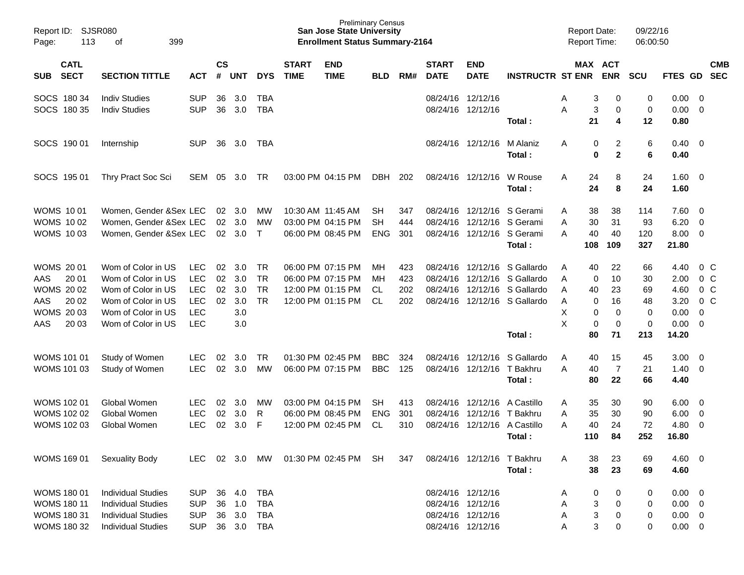Report ID: SJSR080
Page: 113 of 399

Preliminary Census
**San Jose State University**
**Enrollment Status Summary-2164**

Report Date: 09/22/16
Report Time: 06:00:50

| SUB | CATL SECT | SECTION TITTLE | ACT | CS # | UNT | DYS | START TIME | END TIME | BLD | RM# | START DATE | END DATE | INSTRUCTR | ST | MAX ENR | ACT ENR | SCU | FTES | GD | CMB SEC |
|---|---|---|---|---|---|---|---|---|---|---|---|---|---|---|---|---|---|---|---|---|
| SOCS | 180 34 | Indiv Studies | SUP | 36 | 3.0 | TBA | | | | | 08/24/16 | 12/12/16 | | A | 3 | 0 | 0 | 0.00 | 0 | |
| SOCS | 180 35 | Indiv Studies | SUP | 36 | 3.0 | TBA | | | | | 08/24/16 | 12/12/16 | | A | 3 | 0 | 0 | 0.00 | 0 | |
| | | | | | | | | | | | | | **Total :** | | **21** | **4** | **12** | **0.80** | | |
| SOCS | 190 01 | Internship | SUP | 36 | 3.0 | TBA | | | | | 08/24/16 | 12/12/16 | M Alaniz | A | 0 | 2 | 6 | 0.40 | 0 | |
| | | | | | | | | | | | | | **Total :** | | **0** | **2** | **6** | **0.40** | | |
| SOCS | 195 01 | Thry Pract Soc Sci | SEM | 05 | 3.0 | TR | 03:00 PM | 04:15 PM | DBH | 202 | 08/24/16 | 12/12/16 | W Rouse | A | 24 | 8 | 24 | 1.60 | 0 | |
| | | | | | | | | | | | | | **Total :** | | **24** | **8** | **24** | **1.60** | | |
| WOMS | 10 01 | Women, Gender &Sex | LEC | 02 | 3.0 | MW | 10:30 AM | 11:45 AM | SH | 347 | 08/24/16 | 12/12/16 | S Gerami | A | 38 | 38 | 114 | 7.60 | 0 | |
| WOMS | 10 02 | Women, Gender &Sex | LEC | 02 | 3.0 | MW | 03:00 PM | 04:15 PM | SH | 444 | 08/24/16 | 12/12/16 | S Gerami | A | 30 | 31 | 93 | 6.20 | 0 | |
| WOMS | 10 03 | Women, Gender &Sex | LEC | 02 | 3.0 | T | 06:00 PM | 08:45 PM | ENG | 301 | 08/24/16 | 12/12/16 | S Gerami | A | 40 | 40 | 120 | 8.00 | 0 | |
| | | | | | | | | | | | | | **Total :** | | **108** | **109** | **327** | **21.80** | | |
| WOMS | 20 01 | Wom of Color in US | LEC | 02 | 3.0 | TR | 06:00 PM | 07:15 PM | MH | 423 | 08/24/16 | 12/12/16 | S Gallardo | A | 40 | 22 | 66 | 4.40 | 0 | C |
| AAS | 20 01 | Wom of Color in US | LEC | 02 | 3.0 | TR | 06:00 PM | 07:15 PM | MH | 423 | 08/24/16 | 12/12/16 | S Gallardo | A | 0 | 10 | 30 | 2.00 | 0 | C |
| WOMS | 20 02 | Wom of Color in US | LEC | 02 | 3.0 | TR | 12:00 PM | 01:15 PM | CL | 202 | 08/24/16 | 12/12/16 | S Gallardo | A | 40 | 23 | 69 | 4.60 | 0 | C |
| AAS | 20 02 | Wom of Color in US | LEC | 02 | 3.0 | TR | 12:00 PM | 01:15 PM | CL | 202 | 08/24/16 | 12/12/16 | S Gallardo | A | 0 | 16 | 48 | 3.20 | 0 | C |
| WOMS | 20 03 | Wom of Color in US | LEC | | 3.0 | | | | | | | | | X | 0 | 0 | 0 | 0.00 | 0 | |
| AAS | 20 03 | Wom of Color in US | LEC | | 3.0 | | | | | | | | | X | 0 | 0 | 0 | 0.00 | 0 | |
| | | | | | | | | | | | | | **Total :** | | **80** | **71** | **213** | **14.20** | | |
| WOMS | 101 01 | Study of Women | LEC | 02 | 3.0 | TR | 01:30 PM | 02:45 PM | BBC | 324 | 08/24/16 | 12/12/16 | S Gallardo | A | 40 | 15 | 45 | 3.00 | 0 | |
| WOMS | 101 03 | Study of Women | LEC | 02 | 3.0 | MW | 06:00 PM | 07:15 PM | BBC | 125 | 08/24/16 | 12/12/16 | T Bakhru | A | 40 | 7 | 21 | 1.40 | 0 | |
| | | | | | | | | | | | | | **Total :** | | **80** | **22** | **66** | **4.40** | | |
| WOMS | 102 01 | Global Women | LEC | 02 | 3.0 | MW | 03:00 PM | 04:15 PM | SH | 413 | 08/24/16 | 12/12/16 | A Castillo | A | 35 | 30 | 90 | 6.00 | 0 | |
| WOMS | 102 02 | Global Women | LEC | 02 | 3.0 | R | 06:00 PM | 08:45 PM | ENG | 301 | 08/24/16 | 12/12/16 | T Bakhru | A | 35 | 30 | 90 | 6.00 | 0 | |
| WOMS | 102 03 | Global Women | LEC | 02 | 3.0 | F | 12:00 PM | 02:45 PM | CL | 310 | 08/24/16 | 12/12/16 | A Castillo | A | 40 | 24 | 72 | 4.80 | 0 | |
| | | | | | | | | | | | | | **Total :** | | **110** | **84** | **252** | **16.80** | | |
| WOMS | 169 01 | Sexuality Body | LEC | 02 | 3.0 | MW | 01:30 PM | 02:45 PM | SH | 347 | 08/24/16 | 12/12/16 | T Bakhru | A | 38 | 23 | 69 | 4.60 | 0 | |
| | | | | | | | | | | | | | **Total :** | | **38** | **23** | **69** | **4.60** | | |
| WOMS | 180 01 | Individual Studies | SUP | 36 | 4.0 | TBA | | | | | 08/24/16 | 12/12/16 | | A | 0 | 0 | 0 | 0.00 | 0 | |
| WOMS | 180 11 | Individual Studies | SUP | 36 | 1.0 | TBA | | | | | 08/24/16 | 12/12/16 | | A | 3 | 0 | 0 | 0.00 | 0 | |
| WOMS | 180 31 | Individual Studies | SUP | 36 | 3.0 | TBA | | | | | 08/24/16 | 12/12/16 | | A | 3 | 0 | 0 | 0.00 | 0 | |
| WOMS | 180 32 | Individual Studies | SUP | 36 | 3.0 | TBA | | | | | 08/24/16 | 12/12/16 | | A | 3 | 0 | 0 | 0.00 | 0 | |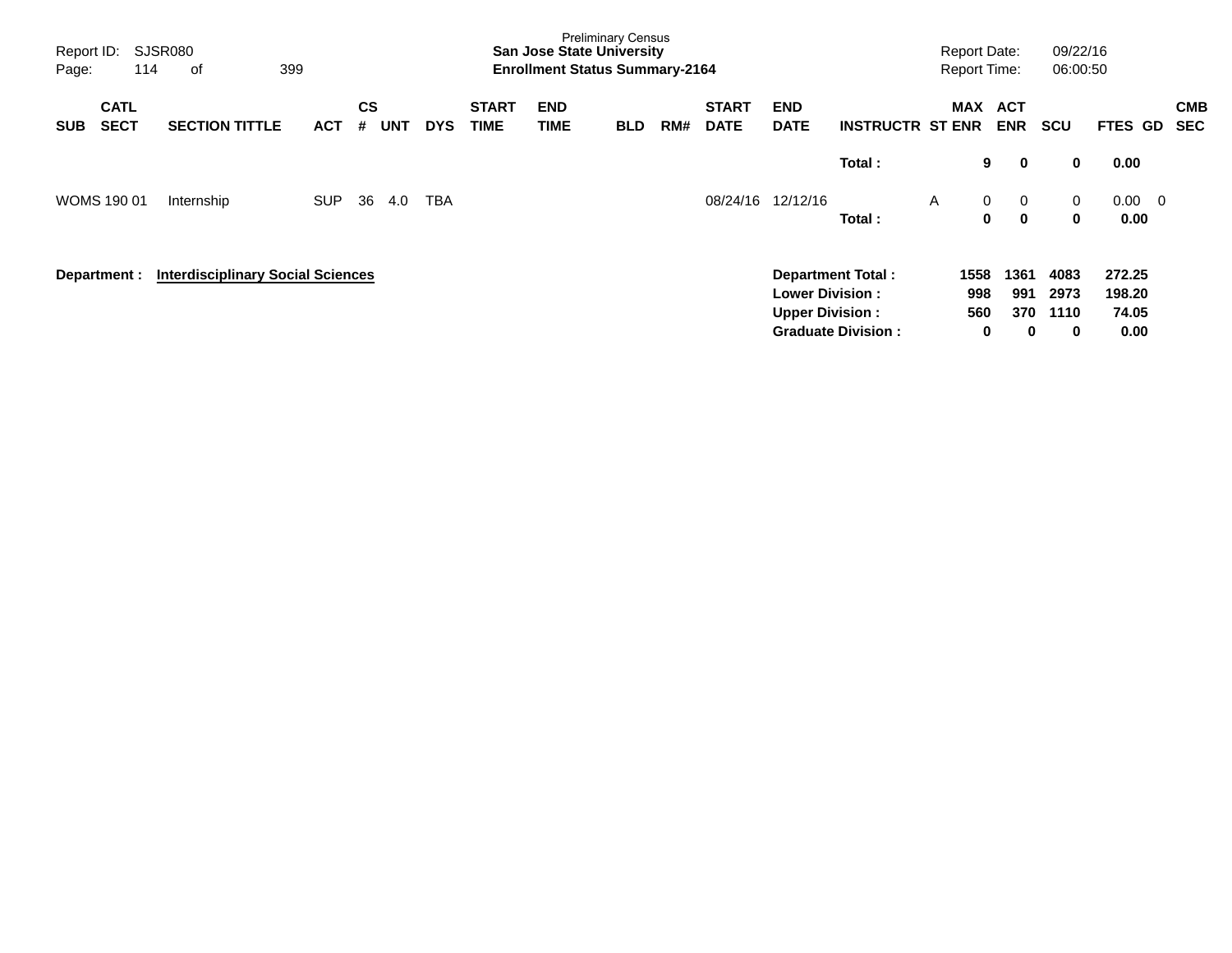Preliminary Census
**San Jose State University**
**Enrollment Status Summary-2164**

Report ID: SJSR080
Report Date: 09/22/16
Report Time: 06:00:50

| SUB | CATL SECT | SECTION TITTLE | ACT | CS # | UNT | DYS | START TIME | END TIME | BLD | RM# | START DATE | END DATE | INSTRUCTR | ST | MAX ENR | ACT ENR | SCU | FTES | GD | CMB SEC |
|---|---|---|---|---|---|---|---|---|---|---|---|---|---|---|---|---|---|---|---|---|
| | | | | | | | | | | | | | **Total :** | | **9** | **0** | **0** | **0.00** | | |
| WOMS | 190 01 | Internship | SUP | 36 | 4.0 | TBA | | | | | 08/24/16 | 12/12/16 | | A | 0 | 0 | 0 | 0.00 | 0 | |
| | | | | | | | | | | | | | **Total :** | | **0** | **0** | **0** | **0.00** | | |

**Department :** **Interdisciplinary Social Sciences**

| | MAX ENR | ACT ENR | SCU | FTES |
|---|---|---|---|---|
| **Department Total :** | **1558** | **1361** | **4083** | **272.25** |
| **Lower Division :** | **998** | **991** | **2973** | **198.20** |
| **Upper Division :** | **560** | **370** | **1110** | **74.05** |
| **Graduate Division :** | **0** | **0** | **0** | **0.00** |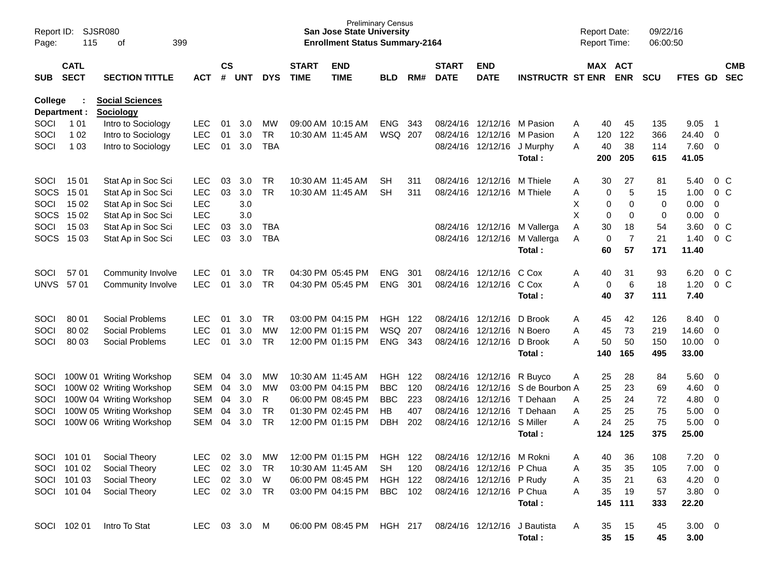Preliminary Census
**San Jose State University**
**Enrollment Status Summary-2164**

Report ID: SJSR080
Page: 115 of 399

Report Date: 09/22/16
Report Time: 06:00:50

**College : Social Sciences**
**Department : Sociology**

| SUB | CATL SECT | SECTION TITTLE | ACT | CS # | UNT | DYS | START TIME | END TIME | BLD | RM# | START DATE | END DATE | INSTRUCTR | ST | MAX ENR | ACT ENR | SCU | FTES | GD | CMB SEC |
|---|---|---|---|---|---|---|---|---|---|---|---|---|---|---|---|---|---|---|---|---|
| SOCI | 1 01 | Intro to Sociology | LEC | 01 | 3.0 | MW | 09:00 AM | 10:15 AM | ENG | 343 | 08/24/16 | 12/12/16 | M Pasion | A | 40 | 45 | 135 | 9.05 | 1 | |
| SOCI | 1 02 | Intro to Sociology | LEC | 01 | 3.0 | TR | 10:30 AM | 11:45 AM | WSQ | 207 | 08/24/16 | 12/12/16 | M Pasion | A | 120 | 122 | 366 | 24.40 | 0 | |
| SOCI | 1 03 | Intro to Sociology | LEC | 01 | 3.0 | TBA | | | | | 08/24/16 | 12/12/16 | J Murphy | A | 40 | 38 | 114 | 7.60 | 0 | |
| | | | | | | | | | | | | | **Total :** | | **200** | **205** | **615** | **41.05** | | |
| SOCI | 15 01 | Stat Ap in Soc Sci | LEC | 03 | 3.0 | TR | 10:30 AM | 11:45 AM | SH | 311 | 08/24/16 | 12/12/16 | M Thiele | A | 30 | 27 | 81 | 5.40 | 0 | C |
| SOCS | 15 01 | Stat Ap in Soc Sci | LEC | 03 | 3.0 | TR | 10:30 AM | 11:45 AM | SH | 311 | 08/24/16 | 12/12/16 | M Thiele | A | 0 | 5 | 15 | 1.00 | 0 | C |
| SOCI | 15 02 | Stat Ap in Soc Sci | LEC | | 3.0 | | | | | | | | | X | 0 | 0 | 0 | 0.00 | 0 | |
| SOCS | 15 02 | Stat Ap in Soc Sci | LEC | | 3.0 | | | | | | | | | X | 0 | 0 | 0 | 0.00 | 0 | |
| SOCI | 15 03 | Stat Ap in Soc Sci | LEC | 03 | 3.0 | TBA | | | | | 08/24/16 | 12/12/16 | M Vallerga | A | 30 | 18 | 54 | 3.60 | 0 | C |
| SOCS | 15 03 | Stat Ap in Soc Sci | LEC | 03 | 3.0 | TBA | | | | | 08/24/16 | 12/12/16 | M Vallerga | A | 0 | 7 | 21 | 1.40 | 0 | C |
| | | | | | | | | | | | | | **Total :** | | **60** | **57** | **171** | **11.40** | | |
| SOCI | 57 01 | Community Involve | LEC | 01 | 3.0 | TR | 04:30 PM | 05:45 PM | ENG | 301 | 08/24/16 | 12/12/16 | C Cox | A | 40 | 31 | 93 | 6.20 | 0 | C |
| UNVS | 57 01 | Community Involve | LEC | 01 | 3.0 | TR | 04:30 PM | 05:45 PM | ENG | 301 | 08/24/16 | 12/12/16 | C Cox | A | 0 | 6 | 18 | 1.20 | 0 | C |
| | | | | | | | | | | | | | **Total :** | | **40** | **37** | **111** | **7.40** | | |
| SOCI | 80 01 | Social Problems | LEC | 01 | 3.0 | TR | 03:00 PM | 04:15 PM | HGH | 122 | 08/24/16 | 12/12/16 | D Brook | A | 45 | 42 | 126 | 8.40 | 0 | |
| SOCI | 80 02 | Social Problems | LEC | 01 | 3.0 | MW | 12:00 PM | 01:15 PM | WSQ | 207 | 08/24/16 | 12/12/16 | N Boero | A | 45 | 73 | 219 | 14.60 | 0 | |
| SOCI | 80 03 | Social Problems | LEC | 01 | 3.0 | TR | 12:00 PM | 01:15 PM | ENG | 343 | 08/24/16 | 12/12/16 | D Brook | A | 50 | 50 | 150 | 10.00 | 0 | |
| | | | | | | | | | | | | | **Total :** | | **140** | **165** | **495** | **33.00** | | |
| SOCI | 100W 01 | Writing Workshop | SEM | 04 | 3.0 | MW | 10:30 AM | 11:45 AM | HGH | 122 | 08/24/16 | 12/12/16 | R Buyco | A | 25 | 28 | 84 | 5.60 | 0 | |
| SOCI | 100W 02 | Writing Workshop | SEM | 04 | 3.0 | MW | 03:00 PM | 04:15 PM | BBC | 120 | 08/24/16 | 12/12/16 | S de Bourbon | A | 25 | 23 | 69 | 4.60 | 0 | |
| SOCI | 100W 04 | Writing Workshop | SEM | 04 | 3.0 | R | 06:00 PM | 08:45 PM | BBC | 223 | 08/24/16 | 12/12/16 | T Dehaan | A | 25 | 24 | 72 | 4.80 | 0 | |
| SOCI | 100W 05 | Writing Workshop | SEM | 04 | 3.0 | TR | 01:30 PM | 02:45 PM | HB | 407 | 08/24/16 | 12/12/16 | T Dehaan | A | 25 | 25 | 75 | 5.00 | 0 | |
| SOCI | 100W 06 | Writing Workshop | SEM | 04 | 3.0 | TR | 12:00 PM | 01:15 PM | DBH | 202 | 08/24/16 | 12/12/16 | S Miller | A | 24 | 25 | 75 | 5.00 | 0 | |
| | | | | | | | | | | | | | **Total :** | | **124** | **125** | **375** | **25.00** | | |
| SOCI | 101 01 | Social Theory | LEC | 02 | 3.0 | MW | 12:00 PM | 01:15 PM | HGH | 122 | 08/24/16 | 12/12/16 | M Rokni | A | 40 | 36 | 108 | 7.20 | 0 | |
| SOCI | 101 02 | Social Theory | LEC | 02 | 3.0 | TR | 10:30 AM | 11:45 AM | SH | 120 | 08/24/16 | 12/12/16 | P Chua | A | 35 | 35 | 105 | 7.00 | 0 | |
| SOCI | 101 03 | Social Theory | LEC | 02 | 3.0 | W | 06:00 PM | 08:45 PM | HGH | 122 | 08/24/16 | 12/12/16 | P Rudy | A | 35 | 21 | 63 | 4.20 | 0 | |
| SOCI | 101 04 | Social Theory | LEC | 02 | 3.0 | TR | 03:00 PM | 04:15 PM | BBC | 102 | 08/24/16 | 12/12/16 | P Chua | A | 35 | 19 | 57 | 3.80 | 0 | |
| | | | | | | | | | | | | | **Total :** | | **145** | **111** | **333** | **22.20** | | |
| SOCI | 102 01 | Intro To Stat | LEC | 03 | 3.0 | M | 06:00 PM | 08:45 PM | HGH | 217 | 08/24/16 | 12/12/16 | J Bautista | A | 35 | 15 | 45 | 3.00 | 0 | |
| | | | | | | | | | | | | | **Total :** | | **35** | **15** | **45** | **3.00** | | |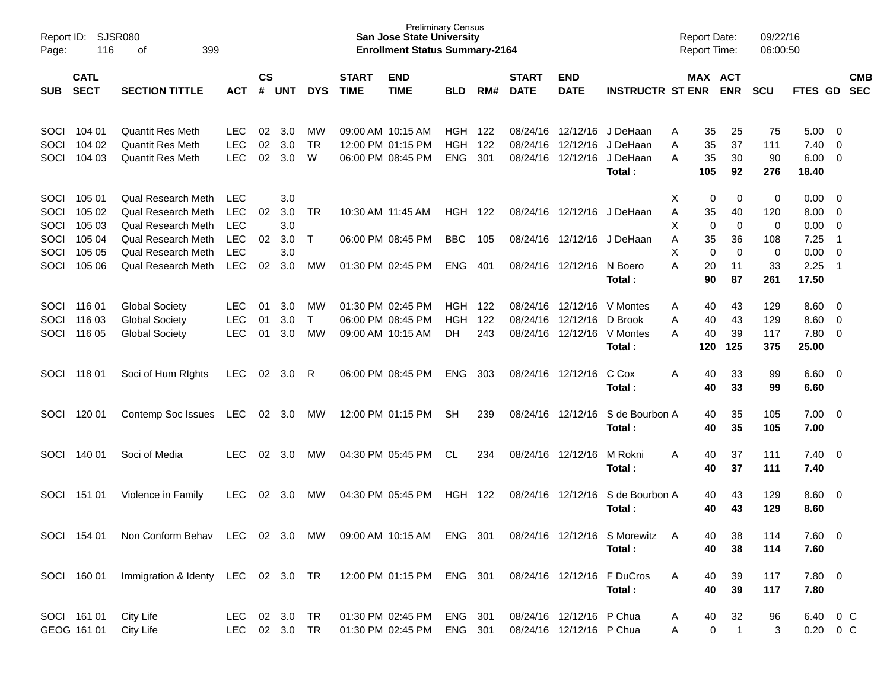Report ID: SJSR080

**Preliminary Census**
**San Jose State University**
**Enrollment Status Summary-2164**

Report Date: 09/22/16
Report Time: 06:00:50

| SUB | CATL SECT | SECTION TITTLE | ACT | CS # | UNT | DYS | START TIME | END TIME | BLD | RM# | START DATE | END DATE | INSTRUCTR | ST | MAX ENR | ACT ENR | SCU | FTES | GD | CMB SEC |
|---|---|---|---|---|---|---|---|---|---|---|---|---|---|---|---|---|---|---|---|---|
| SOCI | 104 01 | Quantit Res Meth | LEC | 02 | 3.0 | MW | 09:00 AM | 10:15 AM | HGH | 122 | 08/24/16 | 12/12/16 | J DeHaan | A | 35 | 25 | 75 | 5.00 | 0 | |
| SOCI | 104 02 | Quantit Res Meth | LEC | 02 | 3.0 | TR | 12:00 PM | 01:15 PM | HGH | 122 | 08/24/16 | 12/12/16 | J DeHaan | A | 35 | 37 | 111 | 7.40 | 0 | |
| SOCI | 104 03 | Quantit Res Meth | LEC | 02 | 3.0 | W | 06:00 PM | 08:45 PM | ENG | 301 | 08/24/16 | 12/12/16 | J DeHaan | A | 35 | 30 | 90 | 6.00 | 0 | |
| | | | | | | | | | | | | | **Total :** | | **105** | **92** | **276** | **18.40** | | |
| SOCI | 105 01 | Qual Research Meth | LEC | | 3.0 | | | | | | | | | X | 0 | 0 | 0 | 0.00 | 0 | |
| SOCI | 105 02 | Qual Research Meth | LEC | 02 | 3.0 | TR | 10:30 AM | 11:45 AM | HGH | 122 | 08/24/16 | 12/12/16 | J DeHaan | A | 35 | 40 | 120 | 8.00 | 0 | |
| SOCI | 105 03 | Qual Research Meth | LEC | | 3.0 | | | | | | | | | X | 0 | 0 | 0 | 0.00 | 0 | |
| SOCI | 105 04 | Qual Research Meth | LEC | 02 | 3.0 | T | 06:00 PM | 08:45 PM | BBC | 105 | 08/24/16 | 12/12/16 | J DeHaan | A | 35 | 36 | 108 | 7.25 | 1 | |
| SOCI | 105 05 | Qual Research Meth | LEC | | 3.0 | | | | | | | | | X | 0 | 0 | 0 | 0.00 | 0 | |
| SOCI | 105 06 | Qual Research Meth | LEC | 02 | 3.0 | MW | 01:30 PM | 02:45 PM | ENG | 401 | 08/24/16 | 12/12/16 | N Boero | A | 20 | 11 | 33 | 2.25 | 1 | |
| | | | | | | | | | | | | | **Total :** | | **90** | **87** | **261** | **17.50** | | |
| SOCI | 116 01 | Global Society | LEC | 01 | 3.0 | MW | 01:30 PM | 02:45 PM | HGH | 122 | 08/24/16 | 12/12/16 | V Montes | A | 40 | 43 | 129 | 8.60 | 0 | |
| SOCI | 116 03 | Global Society | LEC | 01 | 3.0 | T | 06:00 PM | 08:45 PM | HGH | 122 | 08/24/16 | 12/12/16 | D Brook | A | 40 | 43 | 129 | 8.60 | 0 | |
| SOCI | 116 05 | Global Society | LEC | 01 | 3.0 | MW | 09:00 AM | 10:15 AM | DH | 243 | 08/24/16 | 12/12/16 | V Montes | A | 40 | 39 | 117 | 7.80 | 0 | |
| | | | | | | | | | | | | | **Total :** | | **120** | **125** | **375** | **25.00** | | |
| SOCI | 118 01 | Soci of Hum RIghts | LEC | 02 | 3.0 | R | 06:00 PM | 08:45 PM | ENG | 303 | 08/24/16 | 12/12/16 | C Cox | A | 40 | 33 | 99 | 6.60 | 0 | |
| | | | | | | | | | | | | | **Total :** | | **40** | **33** | **99** | **6.60** | | |
| SOCI | 120 01 | Contemp Soc Issues | LEC | 02 | 3.0 | MW | 12:00 PM | 01:15 PM | SH | 239 | 08/24/16 | 12/12/16 | S de Bourbon | A | 40 | 35 | 105 | 7.00 | 0 | |
| | | | | | | | | | | | | | **Total :** | | **40** | **35** | **105** | **7.00** | | |
| SOCI | 140 01 | Soci of Media | LEC | 02 | 3.0 | MW | 04:30 PM | 05:45 PM | CL | 234 | 08/24/16 | 12/12/16 | M Rokni | A | 40 | 37 | 111 | 7.40 | 0 | |
| | | | | | | | | | | | | | **Total :** | | **40** | **37** | **111** | **7.40** | | |
| SOCI | 151 01 | Violence in Family | LEC | 02 | 3.0 | MW | 04:30 PM | 05:45 PM | HGH | 122 | 08/24/16 | 12/12/16 | S de Bourbon | A | 40 | 43 | 129 | 8.60 | 0 | |
| | | | | | | | | | | | | | **Total :** | | **40** | **43** | **129** | **8.60** | | |
| SOCI | 154 01 | Non Conform Behav | LEC | 02 | 3.0 | MW | 09:00 AM | 10:15 AM | ENG | 301 | 08/24/16 | 12/12/16 | S Morewitz | A | 40 | 38 | 114 | 7.60 | 0 | |
| | | | | | | | | | | | | | **Total :** | | **40** | **38** | **114** | **7.60** | | |
| SOCI | 160 01 | Immigration & Identy | LEC | 02 | 3.0 | TR | 12:00 PM | 01:15 PM | ENG | 301 | 08/24/16 | 12/12/16 | F DuCros | A | 40 | 39 | 117 | 7.80 | 0 | |
| | | | | | | | | | | | | | **Total :** | | **40** | **39** | **117** | **7.80** | | |
| SOCI | 161 01 | City Life | LEC | 02 | 3.0 | TR | 01:30 PM | 02:45 PM | ENG | 301 | 08/24/16 | 12/12/16 | P Chua | A | 40 | 32 | 96 | 6.40 | 0 | C |
| GEOG | 161 01 | City Life | LEC | 02 | 3.0 | TR | 01:30 PM | 02:45 PM | ENG | 301 | 08/24/16 | 12/12/16 | P Chua | A | 0 | 1 | 3 | 0.20 | 0 | C |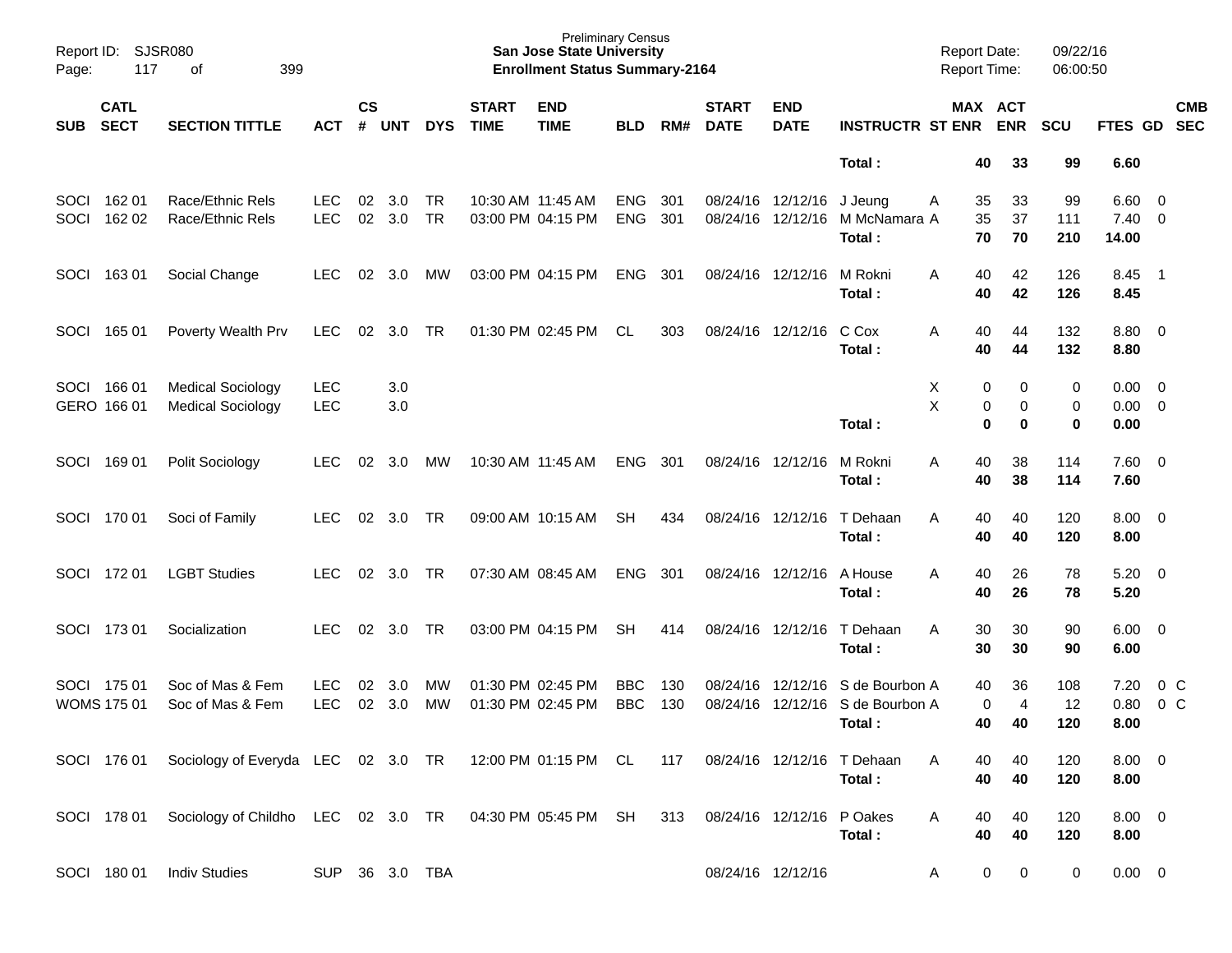Preliminary Census
**San Jose State University**
**Enrollment Status Summary-2164**

Report ID: SJSR080
Report Date: 09/22/16
Report Time: 06:00:50

| SUB | CATL SECT | SECTION TITTLE | ACT | CS # | UNT | DYS | START TIME | END TIME | BLD | RM# | START DATE | END DATE | INSTRUCTR | ST | MAX ENR | ACT ENR | SCU | FTES | GD | CMB SEC |
|---|---|---|---|---|---|---|---|---|---|---|---|---|---|---|---|---|---|---|---|---|
| | | | | | | | | | | | | | **Total :** | | **40** | **33** | **99** | **6.60** | | |
| SOCI | 162 01 | Race/Ethnic Rels | LEC | 02 | 3.0 | TR | 10:30 AM | 11:45 AM | ENG | 301 | 08/24/16 | 12/12/16 | J Jeung | A | 35 | 33 | 99 | 6.60 | 0 | |
| SOCI | 162 02 | Race/Ethnic Rels | LEC | 02 | 3.0 | TR | 03:00 PM | 04:15 PM | ENG | 301 | 08/24/16 | 12/12/16 | M McNamara | A | 35 | 37 | 111 | 7.40 | 0 | |
| | | | | | | | | | | | | | **Total :** | | **70** | **70** | **210** | **14.00** | | |
| SOCI | 163 01 | Social Change | LEC | 02 | 3.0 | MW | 03:00 PM | 04:15 PM | ENG | 301 | 08/24/16 | 12/12/16 | M Rokni | A | 40 | 42 | 126 | 8.45 | 1 | |
| | | | | | | | | | | | | | **Total :** | | **40** | **42** | **126** | **8.45** | | |
| SOCI | 165 01 | Poverty Wealth Prv | LEC | 02 | 3.0 | TR | 01:30 PM | 02:45 PM | CL | 303 | 08/24/16 | 12/12/16 | C Cox | A | 40 | 44 | 132 | 8.80 | 0 | |
| | | | | | | | | | | | | | **Total :** | | **40** | **44** | **132** | **8.80** | | |
| SOCI | 166 01 | Medical Sociology | LEC | | 3.0 | | | | | | | | | X | 0 | 0 | 0 | 0.00 | 0 | |
| GERO | 166 01 | Medical Sociology | LEC | | 3.0 | | | | | | | | | X | 0 | 0 | 0 | 0.00 | 0 | |
| | | | | | | | | | | | | | **Total :** | | **0** | **0** | **0** | **0.00** | | |
| SOCI | 169 01 | Polit Sociology | LEC | 02 | 3.0 | MW | 10:30 AM | 11:45 AM | ENG | 301 | 08/24/16 | 12/12/16 | M Rokni | A | 40 | 38 | 114 | 7.60 | 0 | |
| | | | | | | | | | | | | | **Total :** | | **40** | **38** | **114** | **7.60** | | |
| SOCI | 170 01 | Soci of Family | LEC | 02 | 3.0 | TR | 09:00 AM | 10:15 AM | SH | 434 | 08/24/16 | 12/12/16 | T Dehaan | A | 40 | 40 | 120 | 8.00 | 0 | |
| | | | | | | | | | | | | | **Total :** | | **40** | **40** | **120** | **8.00** | | |
| SOCI | 172 01 | LGBT Studies | LEC | 02 | 3.0 | TR | 07:30 AM | 08:45 AM | ENG | 301 | 08/24/16 | 12/12/16 | A House | A | 40 | 26 | 78 | 5.20 | 0 | |
| | | | | | | | | | | | | | **Total :** | | **40** | **26** | **78** | **5.20** | | |
| SOCI | 173 01 | Socialization | LEC | 02 | 3.0 | TR | 03:00 PM | 04:15 PM | SH | 414 | 08/24/16 | 12/12/16 | T Dehaan | A | 30 | 30 | 90 | 6.00 | 0 | |
| | | | | | | | | | | | | | **Total :** | | **30** | **30** | **90** | **6.00** | | |
| SOCI | 175 01 | Soc of Mas & Fem | LEC | 02 | 3.0 | MW | 01:30 PM | 02:45 PM | BBC | 130 | 08/24/16 | 12/12/16 | S de Bourbon | A | 40 | 36 | 108 | 7.20 | 0 | C |
| WOMS | 175 01 | Soc of Mas & Fem | LEC | 02 | 3.0 | MW | 01:30 PM | 02:45 PM | BBC | 130 | 08/24/16 | 12/12/16 | S de Bourbon | A | 0 | 4 | 12 | 0.80 | 0 | C |
| | | | | | | | | | | | | | **Total :** | | **40** | **40** | **120** | **8.00** | | |
| SOCI | 176 01 | Sociology of Everyda | LEC | 02 | 3.0 | TR | 12:00 PM | 01:15 PM | CL | 117 | 08/24/16 | 12/12/16 | T Dehaan | A | 40 | 40 | 120 | 8.00 | 0 | |
| | | | | | | | | | | | | | **Total :** | | **40** | **40** | **120** | **8.00** | | |
| SOCI | 178 01 | Sociology of Childho | LEC | 02 | 3.0 | TR | 04:30 PM | 05:45 PM | SH | 313 | 08/24/16 | 12/12/16 | P Oakes | A | 40 | 40 | 120 | 8.00 | 0 | |
| | | | | | | | | | | | | | **Total :** | | **40** | **40** | **120** | **8.00** | | |
| SOCI | 180 01 | Indiv Studies | SUP | 36 | 3.0 | TBA | | | | | 08/24/16 | 12/12/16 | | A | 0 | 0 | 0 | 0.00 | 0 | |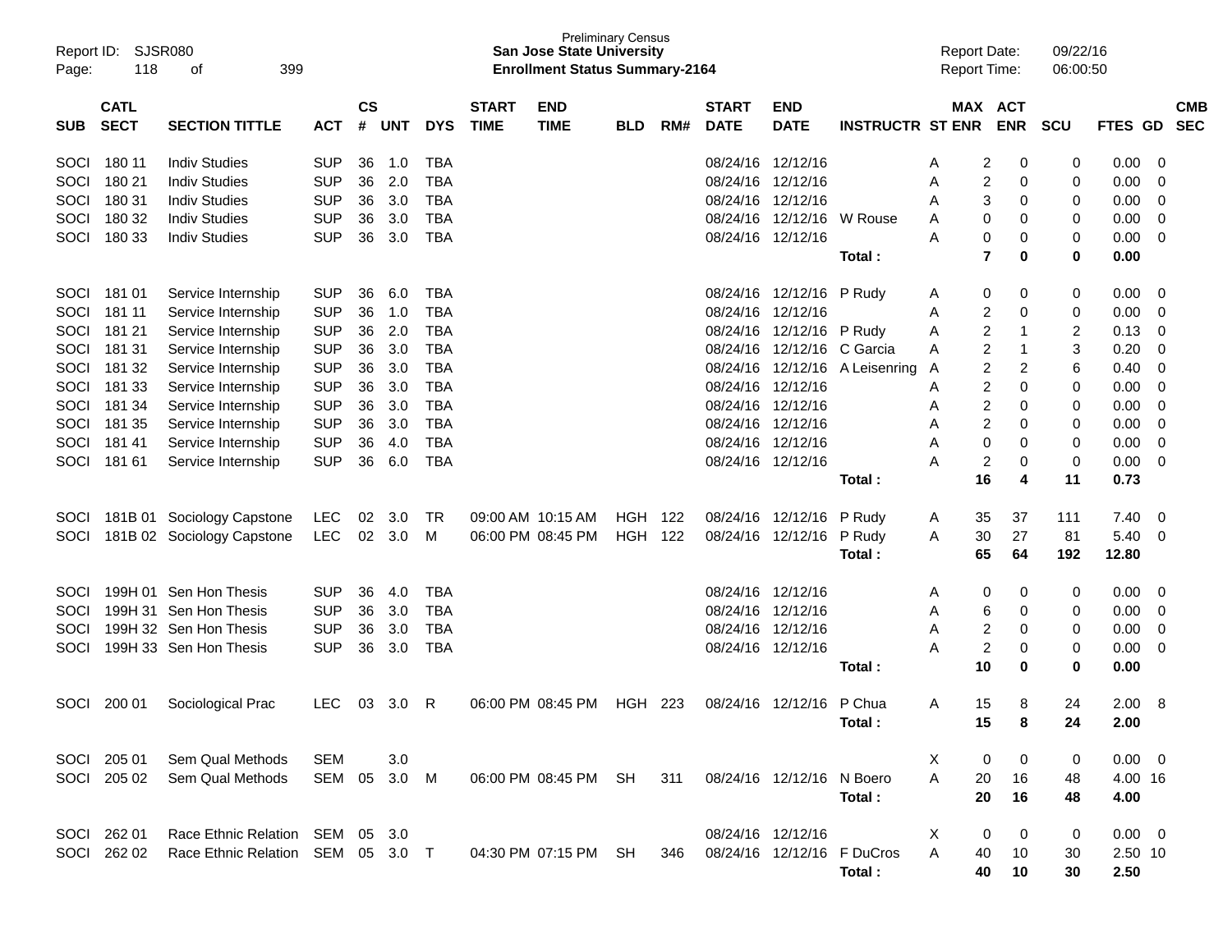Preliminary Census
**San Jose State University**
**Enrollment Status Summary-2164**

Report ID: SJSR080
Report Date: 09/22/16
Report Time: 06:00:50

| SUB | CATL SECT | SECTION TITTLE | ACT | CS # | UNT | DYS | START TIME | END TIME | BLD | RM# | START DATE | END DATE | INSTRUCTR | ST | MAX ENR | ACT ENR | SCU | FTES | GD | CMB SEC |
|---|---|---|---|---|---|---|---|---|---|---|---|---|---|---|---|---|---|---|---|---|
| SOCI | 180 11 | Indiv Studies | SUP | 36 | 1.0 | TBA | | | | | 08/24/16 | 12/12/16 | | A | 2 | 0 | 0 | 0.00 | 0 | |
| SOCI | 180 21 | Indiv Studies | SUP | 36 | 2.0 | TBA | | | | | 08/24/16 | 12/12/16 | | A | 2 | 0 | 0 | 0.00 | 0 | |
| SOCI | 180 31 | Indiv Studies | SUP | 36 | 3.0 | TBA | | | | | 08/24/16 | 12/12/16 | | A | 3 | 0 | 0 | 0.00 | 0 | |
| SOCI | 180 32 | Indiv Studies | SUP | 36 | 3.0 | TBA | | | | | 08/24/16 | 12/12/16 | W Rouse | A | 0 | 0 | 0 | 0.00 | 0 | |
| SOCI | 180 33 | Indiv Studies | SUP | 36 | 3.0 | TBA | | | | | 08/24/16 | 12/12/16 | | A | 0 | 0 | 0 | 0.00 | 0 | |
| | | | | | | | | | | | | | **Total :** | | **7** | **0** | **0** | **0.00** | | |
| SOCI | 181 01 | Service Internship | SUP | 36 | 6.0 | TBA | | | | | 08/24/16 | 12/12/16 | P Rudy | A | 0 | 0 | 0 | 0.00 | 0 | |
| SOCI | 181 11 | Service Internship | SUP | 36 | 1.0 | TBA | | | | | 08/24/16 | 12/12/16 | | A | 2 | 0 | 0 | 0.00 | 0 | |
| SOCI | 181 21 | Service Internship | SUP | 36 | 2.0 | TBA | | | | | 08/24/16 | 12/12/16 | P Rudy | A | 2 | 1 | 2 | 0.13 | 0 | |
| SOCI | 181 31 | Service Internship | SUP | 36 | 3.0 | TBA | | | | | 08/24/16 | 12/12/16 | C Garcia | A | 2 | 1 | 3 | 0.20 | 0 | |
| SOCI | 181 32 | Service Internship | SUP | 36 | 3.0 | TBA | | | | | 08/24/16 | 12/12/16 | A Leisenring | A | 2 | 2 | 6 | 0.40 | 0 | |
| SOCI | 181 33 | Service Internship | SUP | 36 | 3.0 | TBA | | | | | 08/24/16 | 12/12/16 | | A | 2 | 0 | 0 | 0.00 | 0 | |
| SOCI | 181 34 | Service Internship | SUP | 36 | 3.0 | TBA | | | | | 08/24/16 | 12/12/16 | | A | 2 | 0 | 0 | 0.00 | 0 | |
| SOCI | 181 35 | Service Internship | SUP | 36 | 3.0 | TBA | | | | | 08/24/16 | 12/12/16 | | A | 2 | 0 | 0 | 0.00 | 0 | |
| SOCI | 181 41 | Service Internship | SUP | 36 | 4.0 | TBA | | | | | 08/24/16 | 12/12/16 | | A | 0 | 0 | 0 | 0.00 | 0 | |
| SOCI | 181 61 | Service Internship | SUP | 36 | 6.0 | TBA | | | | | 08/24/16 | 12/12/16 | | A | 2 | 0 | 0 | 0.00 | 0 | |
| | | | | | | | | | | | | | **Total :** | | **16** | **4** | **11** | **0.73** | | |
| SOCI | 181B 01 | Sociology Capstone | LEC | 02 | 3.0 | TR | 09:00 AM | 10:15 AM | HGH | 122 | 08/24/16 | 12/12/16 | P Rudy | A | 35 | 37 | 111 | 7.40 | 0 | |
| SOCI | 181B 02 | Sociology Capstone | LEC | 02 | 3.0 | M | 06:00 PM | 08:45 PM | HGH | 122 | 08/24/16 | 12/12/16 | P Rudy | A | 30 | 27 | 81 | 5.40 | 0 | |
| | | | | | | | | | | | | | **Total :** | | **65** | **64** | **192** | **12.80** | | |
| SOCI | 199H 01 | Sen Hon Thesis | SUP | 36 | 4.0 | TBA | | | | | 08/24/16 | 12/12/16 | | A | 0 | 0 | 0 | 0.00 | 0 | |
| SOCI | 199H 31 | Sen Hon Thesis | SUP | 36 | 3.0 | TBA | | | | | 08/24/16 | 12/12/16 | | A | 6 | 0 | 0 | 0.00 | 0 | |
| SOCI | 199H 32 | Sen Hon Thesis | SUP | 36 | 3.0 | TBA | | | | | 08/24/16 | 12/12/16 | | A | 2 | 0 | 0 | 0.00 | 0 | |
| SOCI | 199H 33 | Sen Hon Thesis | SUP | 36 | 3.0 | TBA | | | | | 08/24/16 | 12/12/16 | | A | 2 | 0 | 0 | 0.00 | 0 | |
| | | | | | | | | | | | | | **Total :** | | **10** | **0** | **0** | **0.00** | | |
| SOCI | 200 01 | Sociological Prac | LEC | 03 | 3.0 | R | 06:00 PM | 08:45 PM | HGH | 223 | 08/24/16 | 12/12/16 | P Chua | A | 15 | 8 | 24 | 2.00 | 8 | |
| | | | | | | | | | | | | | **Total :** | | **15** | **8** | **24** | **2.00** | | |
| SOCI | 205 01 | Sem Qual Methods | SEM | | 3.0 | | | | | | | | | X | 0 | 0 | 0 | 0.00 | 0 | |
| SOCI | 205 02 | Sem Qual Methods | SEM | 05 | 3.0 | M | 06:00 PM | 08:45 PM | SH | 311 | 08/24/16 | 12/12/16 | N Boero | A | 20 | 16 | 48 | 4.00 | 16 | |
| | | | | | | | | | | | | | **Total :** | | **20** | **16** | **48** | **4.00** | | |
| SOCI | 262 01 | Race Ethnic Relation | SEM | 05 | 3.0 | | | | | | 08/24/16 | 12/12/16 | | X | 0 | 0 | 0 | 0.00 | 0 | |
| SOCI | 262 02 | Race Ethnic Relation | SEM | 05 | 3.0 | T | 04:30 PM | 07:15 PM | SH | 346 | 08/24/16 | 12/12/16 | F DuCros | A | 40 | 10 | 30 | 2.50 | 10 | |
| | | | | | | | | | | | | | **Total :** | | **40** | **10** | **30** | **2.50** | | |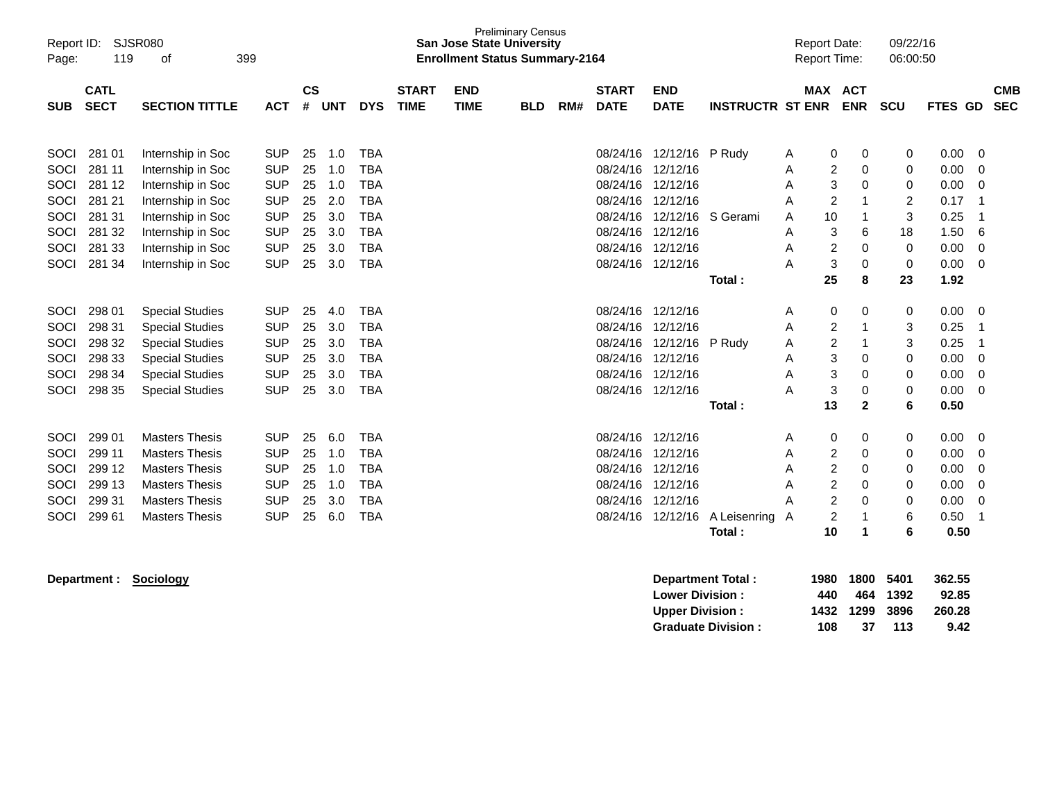Preliminary Census
**San Jose State University**
**Enrollment Status Summary-2164**

Report ID: SJSR080
Report Date: 09/22/16
Report Time: 06:00:50

| SUB | CATL SECT | SECTION TITTLE | ACT | CS # | UNT | DYS | START TIME | END TIME | BLD | RM# | START DATE | END DATE | INSTRUCTR | ST | MAX ENR | ACT ENR | SCU | FTES | GD | CMB SEC |
|---|---|---|---|---|---|---|---|---|---|---|---|---|---|---|---|---|---|---|---|---|
| SOCI | 281 01 | Internship in Soc | SUP | 25 | 1.0 | TBA | | | | | 08/24/16 | 12/12/16 | P Rudy | A | 0 | 0 | 0 | 0.00 | 0 | |
| SOCI | 281 11 | Internship in Soc | SUP | 25 | 1.0 | TBA | | | | | 08/24/16 | 12/12/16 | | A | 2 | 0 | 0 | 0.00 | 0 | |
| SOCI | 281 12 | Internship in Soc | SUP | 25 | 1.0 | TBA | | | | | 08/24/16 | 12/12/16 | | A | 3 | 0 | 0 | 0.00 | 0 | |
| SOCI | 281 21 | Internship in Soc | SUP | 25 | 2.0 | TBA | | | | | 08/24/16 | 12/12/16 | | A | 2 | 1 | 2 | 0.17 | 1 | |
| SOCI | 281 31 | Internship in Soc | SUP | 25 | 3.0 | TBA | | | | | 08/24/16 | 12/12/16 | S Gerami | A | 10 | 1 | 3 | 0.25 | 1 | |
| SOCI | 281 32 | Internship in Soc | SUP | 25 | 3.0 | TBA | | | | | 08/24/16 | 12/12/16 | | A | 3 | 6 | 18 | 1.50 | 6 | |
| SOCI | 281 33 | Internship in Soc | SUP | 25 | 3.0 | TBA | | | | | 08/24/16 | 12/12/16 | | A | 2 | 0 | 0 | 0.00 | 0 | |
| SOCI | 281 34 | Internship in Soc | SUP | 25 | 3.0 | TBA | | | | | 08/24/16 | 12/12/16 | | A | 3 | 0 | 0 | 0.00 | 0 | |
| | | | | | | | | | | | | | **Total :** | | **25** | **8** | **23** | **1.92** | | |
| SOCI | 298 01 | Special Studies | SUP | 25 | 4.0 | TBA | | | | | 08/24/16 | 12/12/16 | | A | 0 | 0 | 0 | 0.00 | 0 | |
| SOCI | 298 31 | Special Studies | SUP | 25 | 3.0 | TBA | | | | | 08/24/16 | 12/12/16 | | A | 2 | 1 | 3 | 0.25 | 1 | |
| SOCI | 298 32 | Special Studies | SUP | 25 | 3.0 | TBA | | | | | 08/24/16 | 12/12/16 | P Rudy | A | 2 | 1 | 3 | 0.25 | 1 | |
| SOCI | 298 33 | Special Studies | SUP | 25 | 3.0 | TBA | | | | | 08/24/16 | 12/12/16 | | A | 3 | 0 | 0 | 0.00 | 0 | |
| SOCI | 298 34 | Special Studies | SUP | 25 | 3.0 | TBA | | | | | 08/24/16 | 12/12/16 | | A | 3 | 0 | 0 | 0.00 | 0 | |
| SOCI | 298 35 | Special Studies | SUP | 25 | 3.0 | TBA | | | | | 08/24/16 | 12/12/16 | | A | 3 | 0 | 0 | 0.00 | 0 | |
| | | | | | | | | | | | | | **Total :** | | **13** | **2** | **6** | **0.50** | | |
| SOCI | 299 01 | Masters Thesis | SUP | 25 | 6.0 | TBA | | | | | 08/24/16 | 12/12/16 | | A | 0 | 0 | 0 | 0.00 | 0 | |
| SOCI | 299 11 | Masters Thesis | SUP | 25 | 1.0 | TBA | | | | | 08/24/16 | 12/12/16 | | A | 2 | 0 | 0 | 0.00 | 0 | |
| SOCI | 299 12 | Masters Thesis | SUP | 25 | 1.0 | TBA | | | | | 08/24/16 | 12/12/16 | | A | 2 | 0 | 0 | 0.00 | 0 | |
| SOCI | 299 13 | Masters Thesis | SUP | 25 | 1.0 | TBA | | | | | 08/24/16 | 12/12/16 | | A | 2 | 0 | 0 | 0.00 | 0 | |
| SOCI | 299 31 | Masters Thesis | SUP | 25 | 3.0 | TBA | | | | | 08/24/16 | 12/12/16 | | A | 2 | 0 | 0 | 0.00 | 0 | |
| SOCI | 299 61 | Masters Thesis | SUP | 25 | 6.0 | TBA | | | | | 08/24/16 | 12/12/16 | A Leisenring | A | 2 | 1 | 6 | 0.50 | 1 | |
| | | | | | | | | | | | | | **Total :** | | **10** | **1** | **6** | **0.50** | | |

**Department : Sociology**

| | MAX ENR | ACT ENR | SCU | FTES |
|---|---|---|---|---|
| **Department Total :** | **1980** | **1800** | **5401** | **362.55** |
| **Lower Division :** | **440** | **464** | **1392** | **92.85** |
| **Upper Division :** | **1432** | **1299** | **3896** | **260.28** |
| **Graduate Division :** | **108** | **37** | **113** | **9.42** |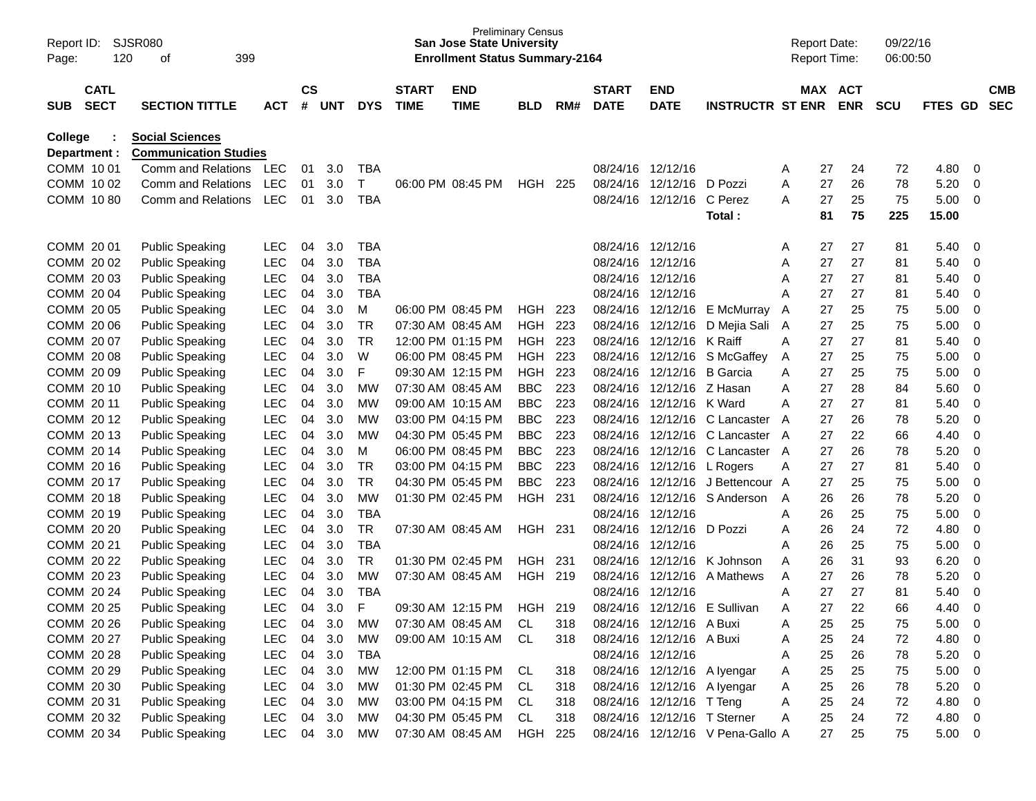Preliminary Census
**San Jose State University**
**Enrollment Status Summary-2164**

Report ID: SJSR080
Report Date: 09/22/16
Report Time: 06:00:50

**College : Social Sciences**
**Department : Communication Studies**

| SUB | CATL SECT | SECTION TITTLE | ACT | CS # | UNT | DYS | START TIME | END TIME | BLD | RM# | START DATE | END DATE | INSTRUCTR | ST | MAX ENR | ACT ENR | SCU | FTES | GD | CMB SEC |
|---|---|---|---|---|---|---|---|---|---|---|---|---|---|---|---|---|---|---|---|---|
| COMM | 10 01 | Comm and Relations | LEC | 01 | 3.0 | TBA | | | | | 08/24/16 | 12/12/16 | | A | 27 | 24 | 72 | 4.80 | 0 | |
| COMM | 10 02 | Comm and Relations | LEC | 01 | 3.0 | T | 06:00 PM | 08:45 PM | HGH | 225 | 08/24/16 | 12/12/16 | D Pozzi | A | 27 | 26 | 78 | 5.20 | 0 | |
| COMM | 10 80 | Comm and Relations | LEC | 01 | 3.0 | TBA | | | | | 08/24/16 | 12/12/16 | C Perez | A | 27 | 25 | 75 | 5.00 | 0 | |
| | | | | | | | | | | | | | **Total :** | | **81** | **75** | **225** | **15.00** | | |
| COMM | 20 01 | Public Speaking | LEC | 04 | 3.0 | TBA | | | | | 08/24/16 | 12/12/16 | | A | 27 | 27 | 81 | 5.40 | 0 | |
| COMM | 20 02 | Public Speaking | LEC | 04 | 3.0 | TBA | | | | | 08/24/16 | 12/12/16 | | A | 27 | 27 | 81 | 5.40 | 0 | |
| COMM | 20 03 | Public Speaking | LEC | 04 | 3.0 | TBA | | | | | 08/24/16 | 12/12/16 | | A | 27 | 27 | 81 | 5.40 | 0 | |
| COMM | 20 04 | Public Speaking | LEC | 04 | 3.0 | TBA | | | | | 08/24/16 | 12/12/16 | | A | 27 | 27 | 81 | 5.40 | 0 | |
| COMM | 20 05 | Public Speaking | LEC | 04 | 3.0 | M | 06:00 PM | 08:45 PM | HGH | 223 | 08/24/16 | 12/12/16 | E McMurray | A | 27 | 25 | 75 | 5.00 | 0 | |
| COMM | 20 06 | Public Speaking | LEC | 04 | 3.0 | TR | 07:30 AM | 08:45 AM | HGH | 223 | 08/24/16 | 12/12/16 | D Mejia Sali | A | 27 | 25 | 75 | 5.00 | 0 | |
| COMM | 20 07 | Public Speaking | LEC | 04 | 3.0 | TR | 12:00 PM | 01:15 PM | HGH | 223 | 08/24/16 | 12/12/16 | K Raiff | A | 27 | 27 | 81 | 5.40 | 0 | |
| COMM | 20 08 | Public Speaking | LEC | 04 | 3.0 | W | 06:00 PM | 08:45 PM | HGH | 223 | 08/24/16 | 12/12/16 | S McGaffey | A | 27 | 25 | 75 | 5.00 | 0 | |
| COMM | 20 09 | Public Speaking | LEC | 04 | 3.0 | F | 09:30 AM | 12:15 PM | HGH | 223 | 08/24/16 | 12/12/16 | B Garcia | A | 27 | 25 | 75 | 5.00 | 0 | |
| COMM | 20 10 | Public Speaking | LEC | 04 | 3.0 | MW | 07:30 AM | 08:45 AM | BBC | 223 | 08/24/16 | 12/12/16 | Z Hasan | A | 27 | 28 | 84 | 5.60 | 0 | |
| COMM | 20 11 | Public Speaking | LEC | 04 | 3.0 | MW | 09:00 AM | 10:15 AM | BBC | 223 | 08/24/16 | 12/12/16 | K Ward | A | 27 | 27 | 81 | 5.40 | 0 | |
| COMM | 20 12 | Public Speaking | LEC | 04 | 3.0 | MW | 03:00 PM | 04:15 PM | BBC | 223 | 08/24/16 | 12/12/16 | C Lancaster | A | 27 | 26 | 78 | 5.20 | 0 | |
| COMM | 20 13 | Public Speaking | LEC | 04 | 3.0 | MW | 04:30 PM | 05:45 PM | BBC | 223 | 08/24/16 | 12/12/16 | C Lancaster | A | 27 | 22 | 66 | 4.40 | 0 | |
| COMM | 20 14 | Public Speaking | LEC | 04 | 3.0 | M | 06:00 PM | 08:45 PM | BBC | 223 | 08/24/16 | 12/12/16 | C Lancaster | A | 27 | 26 | 78 | 5.20 | 0 | |
| COMM | 20 16 | Public Speaking | LEC | 04 | 3.0 | TR | 03:00 PM | 04:15 PM | BBC | 223 | 08/24/16 | 12/12/16 | L Rogers | A | 27 | 27 | 81 | 5.40 | 0 | |
| COMM | 20 17 | Public Speaking | LEC | 04 | 3.0 | TR | 04:30 PM | 05:45 PM | BBC | 223 | 08/24/16 | 12/12/16 | J Bettencour | A | 27 | 25 | 75 | 5.00 | 0 | |
| COMM | 20 18 | Public Speaking | LEC | 04 | 3.0 | MW | 01:30 PM | 02:45 PM | HGH | 231 | 08/24/16 | 12/12/16 | S Anderson | A | 26 | 26 | 78 | 5.20 | 0 | |
| COMM | 20 19 | Public Speaking | LEC | 04 | 3.0 | TBA | | | | | 08/24/16 | 12/12/16 | | A | 26 | 25 | 75 | 5.00 | 0 | |
| COMM | 20 20 | Public Speaking | LEC | 04 | 3.0 | TR | 07:30 AM | 08:45 AM | HGH | 231 | 08/24/16 | 12/12/16 | D Pozzi | A | 26 | 24 | 72 | 4.80 | 0 | |
| COMM | 20 21 | Public Speaking | LEC | 04 | 3.0 | TBA | | | | | 08/24/16 | 12/12/16 | | A | 26 | 25 | 75 | 5.00 | 0 | |
| COMM | 20 22 | Public Speaking | LEC | 04 | 3.0 | TR | 01:30 PM | 02:45 PM | HGH | 231 | 08/24/16 | 12/12/16 | K Johnson | A | 26 | 31 | 93 | 6.20 | 0 | |
| COMM | 20 23 | Public Speaking | LEC | 04 | 3.0 | MW | 07:30 AM | 08:45 AM | HGH | 219 | 08/24/16 | 12/12/16 | A Mathews | A | 27 | 26 | 78 | 5.20 | 0 | |
| COMM | 20 24 | Public Speaking | LEC | 04 | 3.0 | TBA | | | | | 08/24/16 | 12/12/16 | | A | 27 | 27 | 81 | 5.40 | 0 | |
| COMM | 20 25 | Public Speaking | LEC | 04 | 3.0 | F | 09:30 AM | 12:15 PM | HGH | 219 | 08/24/16 | 12/12/16 | E Sullivan | A | 27 | 22 | 66 | 4.40 | 0 | |
| COMM | 20 26 | Public Speaking | LEC | 04 | 3.0 | MW | 07:30 AM | 08:45 AM | CL | 318 | 08/24/16 | 12/12/16 | A Buxi | A | 25 | 25 | 75 | 5.00 | 0 | |
| COMM | 20 27 | Public Speaking | LEC | 04 | 3.0 | MW | 09:00 AM | 10:15 AM | CL | 318 | 08/24/16 | 12/12/16 | A Buxi | A | 25 | 24 | 72 | 4.80 | 0 | |
| COMM | 20 28 | Public Speaking | LEC | 04 | 3.0 | TBA | | | | | 08/24/16 | 12/12/16 | | A | 25 | 26 | 78 | 5.20 | 0 | |
| COMM | 20 29 | Public Speaking | LEC | 04 | 3.0 | MW | 12:00 PM | 01:15 PM | CL | 318 | 08/24/16 | 12/12/16 | A Iyengar | A | 25 | 25 | 75 | 5.00 | 0 | |
| COMM | 20 30 | Public Speaking | LEC | 04 | 3.0 | MW | 01:30 PM | 02:45 PM | CL | 318 | 08/24/16 | 12/12/16 | A Iyengar | A | 25 | 26 | 78 | 5.20 | 0 | |
| COMM | 20 31 | Public Speaking | LEC | 04 | 3.0 | MW | 03:00 PM | 04:15 PM | CL | 318 | 08/24/16 | 12/12/16 | T Teng | A | 25 | 24 | 72 | 4.80 | 0 | |
| COMM | 20 32 | Public Speaking | LEC | 04 | 3.0 | MW | 04:30 PM | 05:45 PM | CL | 318 | 08/24/16 | 12/12/16 | T Sterner | A | 25 | 24 | 72 | 4.80 | 0 | |
| COMM | 20 34 | Public Speaking | LEC | 04 | 3.0 | MW | 07:30 AM | 08:45 AM | HGH | 225 | 08/24/16 | 12/12/16 | V Pena-Gallo | A | 27 | 25 | 75 | 5.00 | 0 | |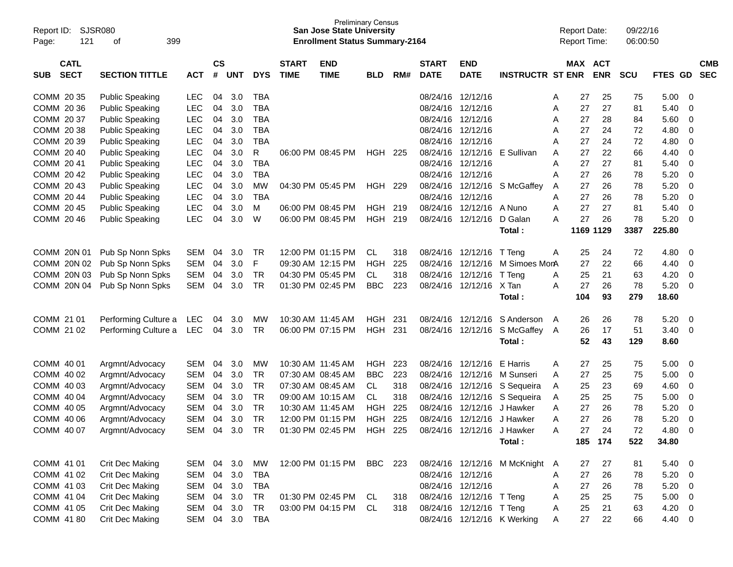Preliminary Census
**San Jose State University**
**Enrollment Status Summary-2164**

Report ID: SJSR080
Report Date: 09/22/16
Report Time: 06:00:50

| SUB | CATL SECT | SECTION TITTLE | ACT | CS # | UNT | DYS | START TIME | END TIME | BLD | RM# | START DATE | END DATE | INSTRUCTR | ST | MAX ENR | ACT ENR | SCU | FTES | GD | CMB SEC |
|---|---|---|---|---|---|---|---|---|---|---|---|---|---|---|---|---|---|---|---|---|
| COMM | 20 35 | Public Speaking | LEC | 04 | 3.0 | TBA | | | | | 08/24/16 | 12/12/16 | | A | 27 | 25 | 75 | 5.00 | 0 | |
| COMM | 20 36 | Public Speaking | LEC | 04 | 3.0 | TBA | | | | | 08/24/16 | 12/12/16 | | A | 27 | 27 | 81 | 5.40 | 0 | |
| COMM | 20 37 | Public Speaking | LEC | 04 | 3.0 | TBA | | | | | 08/24/16 | 12/12/16 | | A | 27 | 28 | 84 | 5.60 | 0 | |
| COMM | 20 38 | Public Speaking | LEC | 04 | 3.0 | TBA | | | | | 08/24/16 | 12/12/16 | | A | 27 | 24 | 72 | 4.80 | 0 | |
| COMM | 20 39 | Public Speaking | LEC | 04 | 3.0 | TBA | | | | | 08/24/16 | 12/12/16 | | A | 27 | 24 | 72 | 4.80 | 0 | |
| COMM | 20 40 | Public Speaking | LEC | 04 | 3.0 | R | 06:00 PM | 08:45 PM | HGH | 225 | 08/24/16 | 12/12/16 | E Sullivan | A | 27 | 22 | 66 | 4.40 | 0 | |
| COMM | 20 41 | Public Speaking | LEC | 04 | 3.0 | TBA | | | | | 08/24/16 | 12/12/16 | | A | 27 | 27 | 81 | 5.40 | 0 | |
| COMM | 20 42 | Public Speaking | LEC | 04 | 3.0 | TBA | | | | | 08/24/16 | 12/12/16 | | A | 27 | 26 | 78 | 5.20 | 0 | |
| COMM | 20 43 | Public Speaking | LEC | 04 | 3.0 | MW | 04:30 PM | 05:45 PM | HGH | 229 | 08/24/16 | 12/12/16 | S McGaffey | A | 27 | 26 | 78 | 5.20 | 0 | |
| COMM | 20 44 | Public Speaking | LEC | 04 | 3.0 | TBA | | | | | 08/24/16 | 12/12/16 | | A | 27 | 26 | 78 | 5.20 | 0 | |
| COMM | 20 45 | Public Speaking | LEC | 04 | 3.0 | M | 06:00 PM | 08:45 PM | HGH | 219 | 08/24/16 | 12/12/16 | A Nuno | A | 27 | 27 | 81 | 5.40 | 0 | |
| COMM | 20 46 | Public Speaking | LEC | 04 | 3.0 | W | 06:00 PM | 08:45 PM | HGH | 219 | 08/24/16 | 12/12/16 | D Galan | A | 27 | 26 | 78 | 5.20 | 0 | |
| | | | | | | | | | | | | | **Total :** | | **1169** | **1129** | **3387** | **225.80** | | |
| COMM | 20N 01 | Pub Sp Nonn Spks | SEM | 04 | 3.0 | TR | 12:00 PM | 01:15 PM | CL | 318 | 08/24/16 | 12/12/16 | T Teng | A | 25 | 24 | 72 | 4.80 | 0 | |
| COMM | 20N 02 | Pub Sp Nonn Spks | SEM | 04 | 3.0 | F | 09:30 AM | 12:15 PM | HGH | 225 | 08/24/16 | 12/12/16 | M Simoes Mon | A | 27 | 22 | 66 | 4.40 | 0 | |
| COMM | 20N 03 | Pub Sp Nonn Spks | SEM | 04 | 3.0 | TR | 04:30 PM | 05:45 PM | CL | 318 | 08/24/16 | 12/12/16 | T Teng | A | 25 | 21 | 63 | 4.20 | 0 | |
| COMM | 20N 04 | Pub Sp Nonn Spks | SEM | 04 | 3.0 | TR | 01:30 PM | 02:45 PM | BBC | 223 | 08/24/16 | 12/12/16 | X Tan | A | 27 | 26 | 78 | 5.20 | 0 | |
| | | | | | | | | | | | | | **Total :** | | **104** | **93** | **279** | **18.60** | | |
| COMM | 21 01 | Performing Culture a | LEC | 04 | 3.0 | MW | 10:30 AM | 11:45 AM | HGH | 231 | 08/24/16 | 12/12/16 | S Anderson | A | 26 | 26 | 78 | 5.20 | 0 | |
| COMM | 21 02 | Performing Culture a | LEC | 04 | 3.0 | TR | 06:00 PM | 07:15 PM | HGH | 231 | 08/24/16 | 12/12/16 | S McGaffey | A | 26 | 17 | 51 | 3.40 | 0 | |
| | | | | | | | | | | | | | **Total :** | | **52** | **43** | **129** | **8.60** | | |
| COMM | 40 01 | Argmnt/Advocacy | SEM | 04 | 3.0 | MW | 10:30 AM | 11:45 AM | HGH | 223 | 08/24/16 | 12/12/16 | E Harris | A | 27 | 25 | 75 | 5.00 | 0 | |
| COMM | 40 02 | Argmnt/Advocacy | SEM | 04 | 3.0 | TR | 07:30 AM | 08:45 AM | BBC | 223 | 08/24/16 | 12/12/16 | M Sunseri | A | 27 | 25 | 75 | 5.00 | 0 | |
| COMM | 40 03 | Argmnt/Advocacy | SEM | 04 | 3.0 | TR | 07:30 AM | 08:45 AM | CL | 318 | 08/24/16 | 12/12/16 | S Sequeira | A | 25 | 23 | 69 | 4.60 | 0 | |
| COMM | 40 04 | Argmnt/Advocacy | SEM | 04 | 3.0 | TR | 09:00 AM | 10:15 AM | CL | 318 | 08/24/16 | 12/12/16 | S Sequeira | A | 25 | 25 | 75 | 5.00 | 0 | |
| COMM | 40 05 | Argmnt/Advocacy | SEM | 04 | 3.0 | TR | 10:30 AM | 11:45 AM | HGH | 225 | 08/24/16 | 12/12/16 | J Hawker | A | 27 | 26 | 78 | 5.20 | 0 | |
| COMM | 40 06 | Argmnt/Advocacy | SEM | 04 | 3.0 | TR | 12:00 PM | 01:15 PM | HGH | 225 | 08/24/16 | 12/12/16 | J Hawker | A | 27 | 26 | 78 | 5.20 | 0 | |
| COMM | 40 07 | Argmnt/Advocacy | SEM | 04 | 3.0 | TR | 01:30 PM | 02:45 PM | HGH | 225 | 08/24/16 | 12/12/16 | J Hawker | A | 27 | 24 | 72 | 4.80 | 0 | |
| | | | | | | | | | | | | | **Total :** | | **185** | **174** | **522** | **34.80** | | |
| COMM | 41 01 | Crit Dec Making | SEM | 04 | 3.0 | MW | 12:00 PM | 01:15 PM | BBC | 223 | 08/24/16 | 12/12/16 | M McKnight | A | 27 | 27 | 81 | 5.40 | 0 | |
| COMM | 41 02 | Crit Dec Making | SEM | 04 | 3.0 | TBA | | | | | 08/24/16 | 12/12/16 | | A | 27 | 26 | 78 | 5.20 | 0 | |
| COMM | 41 03 | Crit Dec Making | SEM | 04 | 3.0 | TBA | | | | | 08/24/16 | 12/12/16 | | A | 27 | 26 | 78 | 5.20 | 0 | |
| COMM | 41 04 | Crit Dec Making | SEM | 04 | 3.0 | TR | 01:30 PM | 02:45 PM | CL | 318 | 08/24/16 | 12/12/16 | T Teng | A | 25 | 25 | 75 | 5.00 | 0 | |
| COMM | 41 05 | Crit Dec Making | SEM | 04 | 3.0 | TR | 03:00 PM | 04:15 PM | CL | 318 | 08/24/16 | 12/12/16 | T Teng | A | 25 | 21 | 63 | 4.20 | 0 | |
| COMM | 41 80 | Crit Dec Making | SEM | 04 | 3.0 | TBA | | | | | 08/24/16 | 12/12/16 | K Werking | A | 27 | 22 | 66 | 4.40 | 0 | |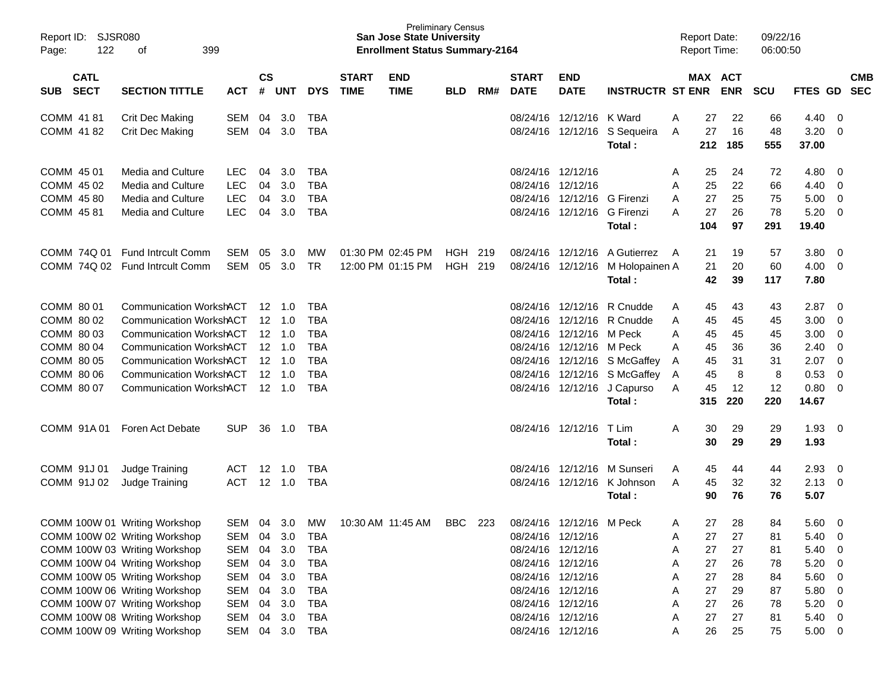Report ID: SJSR080
Page: 122 of 399

**Preliminary Census**
**San Jose State University**
**Enrollment Status Summary-2164**

Report Date: 09/22/16
Report Time: 06:00:50

| SUB | CATL SECT | SECTION TITTLE | ACT | CS # | UNT | DYS | START TIME | END TIME | BLD | RM# | START DATE | END DATE | INSTRUCTR | ST | MAX ENR | ACT ENR | SCU | FTES | GD | CMB SEC |
|---|---|---|---|---|---|---|---|---|---|---|---|---|---|---|---|---|---|---|---|---|
| COMM | 41 81 | Crit Dec Making | SEM | 04 | 3.0 | TBA | | | | | 08/24/16 | 12/12/16 | K Ward | A | 27 | 22 | 66 | 4.40 | 0 | |
| COMM | 41 82 | Crit Dec Making | SEM | 04 | 3.0 | TBA | | | | | 08/24/16 | 12/12/16 | S Sequeira | A | 27 | 16 | 48 | 3.20 | 0 | |
| | | | | | | | | | | | | | **Total :** | | **212** | **185** | **555** | **37.00** | | |
| COMM | 45 01 | Media and Culture | LEC | 04 | 3.0 | TBA | | | | | 08/24/16 | 12/12/16 | | A | 25 | 24 | 72 | 4.80 | 0 | |
| COMM | 45 02 | Media and Culture | LEC | 04 | 3.0 | TBA | | | | | 08/24/16 | 12/12/16 | | A | 25 | 22 | 66 | 4.40 | 0 | |
| COMM | 45 80 | Media and Culture | LEC | 04 | 3.0 | TBA | | | | | 08/24/16 | 12/12/16 | G Firenzi | A | 27 | 25 | 75 | 5.00 | 0 | |
| COMM | 45 81 | Media and Culture | LEC | 04 | 3.0 | TBA | | | | | 08/24/16 | 12/12/16 | G Firenzi | A | 27 | 26 | 78 | 5.20 | 0 | |
| | | | | | | | | | | | | | **Total :** | | **104** | **97** | **291** | **19.40** | | |
| COMM | 74Q 01 | Fund Intrcult Comm | SEM | 05 | 3.0 | MW | 01:30 PM | 02:45 PM | HGH | 219 | 08/24/16 | 12/12/16 | A Gutierrez | A | 21 | 19 | 57 | 3.80 | 0 | |
| COMM | 74Q 02 | Fund Intrcult Comm | SEM | 05 | 3.0 | TR | 12:00 PM | 01:15 PM | HGH | 219 | 08/24/16 | 12/12/16 | M Holopainen | A | 21 | 20 | 60 | 4.00 | 0 | |
| | | | | | | | | | | | | | **Total :** | | **42** | **39** | **117** | **7.80** | | |
| COMM | 80 01 | Communication WorkshACT | | 12 | 1.0 | TBA | | | | | 08/24/16 | 12/12/16 | R Cnudde | A | 45 | 43 | 43 | 2.87 | 0 | |
| COMM | 80 02 | Communication WorkshACT | | 12 | 1.0 | TBA | | | | | 08/24/16 | 12/12/16 | R Cnudde | A | 45 | 45 | 45 | 3.00 | 0 | |
| COMM | 80 03 | Communication WorkshACT | | 12 | 1.0 | TBA | | | | | 08/24/16 | 12/12/16 | M Peck | A | 45 | 45 | 45 | 3.00 | 0 | |
| COMM | 80 04 | Communication WorkshACT | | 12 | 1.0 | TBA | | | | | 08/24/16 | 12/12/16 | M Peck | A | 45 | 36 | 36 | 2.40 | 0 | |
| COMM | 80 05 | Communication WorkshACT | | 12 | 1.0 | TBA | | | | | 08/24/16 | 12/12/16 | S McGaffey | A | 45 | 31 | 31 | 2.07 | 0 | |
| COMM | 80 06 | Communication WorkshACT | | 12 | 1.0 | TBA | | | | | 08/24/16 | 12/12/16 | S McGaffey | A | 45 | 8 | 8 | 0.53 | 0 | |
| COMM | 80 07 | Communication WorkshACT | | 12 | 1.0 | TBA | | | | | 08/24/16 | 12/12/16 | J Capurso | A | 45 | 12 | 12 | 0.80 | 0 | |
| | | | | | | | | | | | | | **Total :** | | **315** | **220** | **220** | **14.67** | | |
| COMM | 91A 01 | Foren Act Debate | SUP | 36 | 1.0 | TBA | | | | | 08/24/16 | 12/12/16 | T Lim | A | 30 | 29 | 29 | 1.93 | 0 | |
| | | | | | | | | | | | | | **Total :** | | **30** | **29** | **29** | **1.93** | | |
| COMM | 91J 01 | Judge Training | ACT | 12 | 1.0 | TBA | | | | | 08/24/16 | 12/12/16 | M Sunseri | A | 45 | 44 | 44 | 2.93 | 0 | |
| COMM | 91J 02 | Judge Training | ACT | 12 | 1.0 | TBA | | | | | 08/24/16 | 12/12/16 | K Johnson | A | 45 | 32 | 32 | 2.13 | 0 | |
| | | | | | | | | | | | | | **Total :** | | **90** | **76** | **76** | **5.07** | | |
| COMM | 100W 01 | Writing Workshop | SEM | 04 | 3.0 | MW | 10:30 AM | 11:45 AM | BBC | 223 | 08/24/16 | 12/12/16 | M Peck | A | 27 | 28 | 84 | 5.60 | 0 | |
| COMM | 100W 02 | Writing Workshop | SEM | 04 | 3.0 | TBA | | | | | 08/24/16 | 12/12/16 | | A | 27 | 27 | 81 | 5.40 | 0 | |
| COMM | 100W 03 | Writing Workshop | SEM | 04 | 3.0 | TBA | | | | | 08/24/16 | 12/12/16 | | A | 27 | 27 | 81 | 5.40 | 0 | |
| COMM | 100W 04 | Writing Workshop | SEM | 04 | 3.0 | TBA | | | | | 08/24/16 | 12/12/16 | | A | 27 | 26 | 78 | 5.20 | 0 | |
| COMM | 100W 05 | Writing Workshop | SEM | 04 | 3.0 | TBA | | | | | 08/24/16 | 12/12/16 | | A | 27 | 28 | 84 | 5.60 | 0 | |
| COMM | 100W 06 | Writing Workshop | SEM | 04 | 3.0 | TBA | | | | | 08/24/16 | 12/12/16 | | A | 27 | 29 | 87 | 5.80 | 0 | |
| COMM | 100W 07 | Writing Workshop | SEM | 04 | 3.0 | TBA | | | | | 08/24/16 | 12/12/16 | | A | 27 | 26 | 78 | 5.20 | 0 | |
| COMM | 100W 08 | Writing Workshop | SEM | 04 | 3.0 | TBA | | | | | 08/24/16 | 12/12/16 | | A | 27 | 27 | 81 | 5.40 | 0 | |
| COMM | 100W 09 | Writing Workshop | SEM | 04 | 3.0 | TBA | | | | | 08/24/16 | 12/12/16 | | A | 26 | 25 | 75 | 5.00 | 0 | |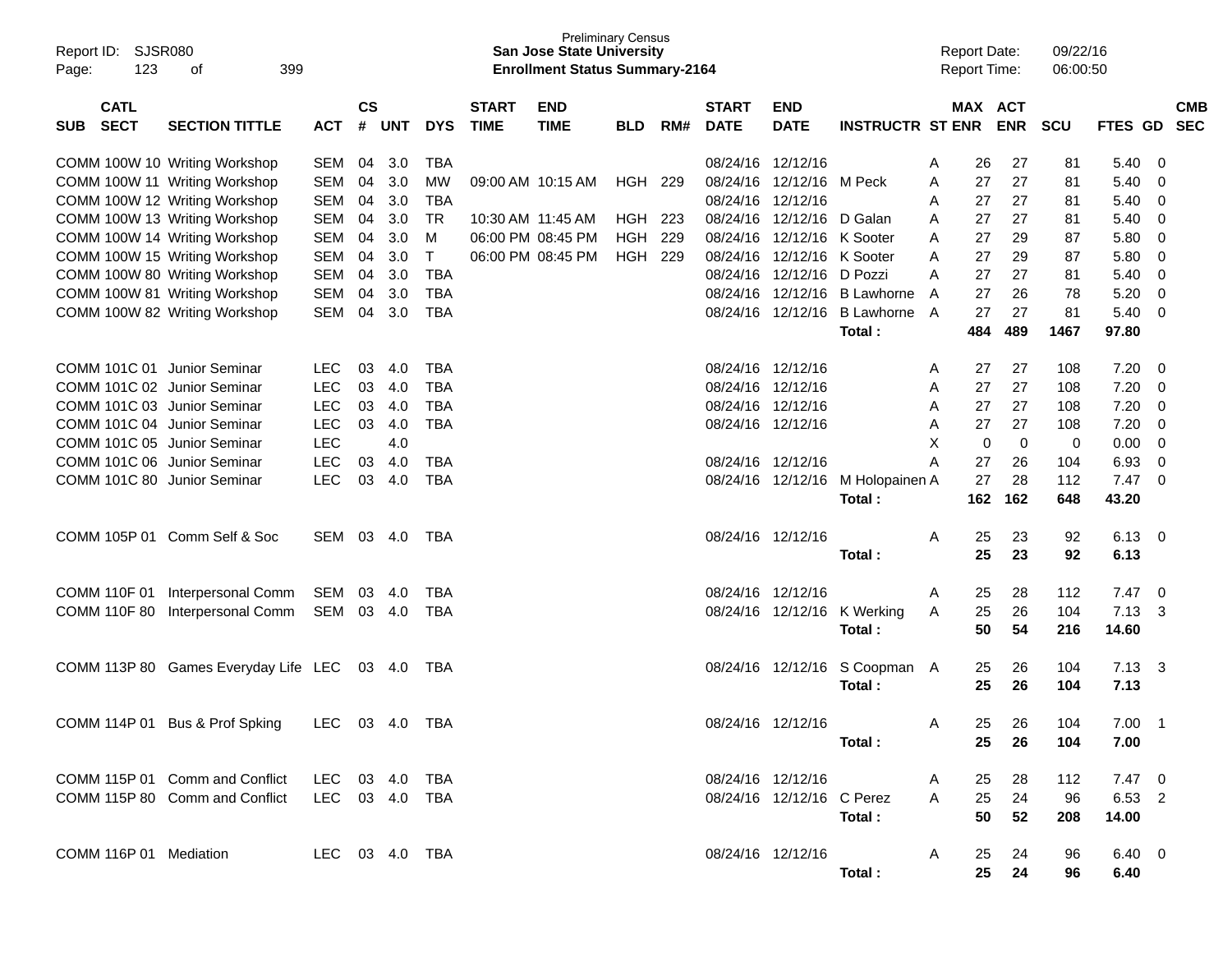Preliminary Census
**San Jose State University**
**Enrollment Status Summary-2164**

Report ID: SJSR080
Report Date: 09/22/16
Report Time: 06:00:50

| SUB | CATL SECT | SECTION TITTLE | ACT | CS # | UNT | DYS | START TIME | END TIME | BLD | RM# | START DATE | END DATE | INSTRUCTR | ST | MAX ENR | ACT ENR | SCU | FTES | GD | CMB SEC |
|---|---|---|---|---|---|---|---|---|---|---|---|---|---|---|---|---|---|---|---|---|
| COMM | 100W 10 | Writing Workshop | SEM | 04 | 3.0 | TBA | | | | | 08/24/16 | 12/12/16 | | A | 26 | 27 | 81 | 5.40 | 0 | |
| COMM | 100W 11 | Writing Workshop | SEM | 04 | 3.0 | MW | 09:00 AM | 10:15 AM | HGH | 229 | 08/24/16 | 12/12/16 | M Peck | A | 27 | 27 | 81 | 5.40 | 0 | |
| COMM | 100W 12 | Writing Workshop | SEM | 04 | 3.0 | TBA | | | | | 08/24/16 | 12/12/16 | | A | 27 | 27 | 81 | 5.40 | 0 | |
| COMM | 100W 13 | Writing Workshop | SEM | 04 | 3.0 | TR | 10:30 AM | 11:45 AM | HGH | 223 | 08/24/16 | 12/12/16 | D Galan | A | 27 | 27 | 81 | 5.40 | 0 | |
| COMM | 100W 14 | Writing Workshop | SEM | 04 | 3.0 | M | 06:00 PM | 08:45 PM | HGH | 229 | 08/24/16 | 12/12/16 | K Sooter | A | 27 | 29 | 87 | 5.80 | 0 | |
| COMM | 100W 15 | Writing Workshop | SEM | 04 | 3.0 | T | 06:00 PM | 08:45 PM | HGH | 229 | 08/24/16 | 12/12/16 | K Sooter | A | 27 | 29 | 87 | 5.80 | 0 | |
| COMM | 100W 80 | Writing Workshop | SEM | 04 | 3.0 | TBA | | | | | 08/24/16 | 12/12/16 | D Pozzi | A | 27 | 27 | 81 | 5.40 | 0 | |
| COMM | 100W 81 | Writing Workshop | SEM | 04 | 3.0 | TBA | | | | | 08/24/16 | 12/12/16 | B Lawhorne | A | 27 | 26 | 78 | 5.20 | 0 | |
| COMM | 100W 82 | Writing Workshop | SEM | 04 | 3.0 | TBA | | | | | 08/24/16 | 12/12/16 | B Lawhorne | A | 27 | 27 | 81 | 5.40 | 0 | |
| | | | | | | | | | | | | | **Total :** | | **484** | **489** | **1467** | **97.80** | | |
| COMM | 101C 01 | Junior Seminar | LEC | 03 | 4.0 | TBA | | | | | 08/24/16 | 12/12/16 | | A | 27 | 27 | 108 | 7.20 | 0 | |
| COMM | 101C 02 | Junior Seminar | LEC | 03 | 4.0 | TBA | | | | | 08/24/16 | 12/12/16 | | A | 27 | 27 | 108 | 7.20 | 0 | |
| COMM | 101C 03 | Junior Seminar | LEC | 03 | 4.0 | TBA | | | | | 08/24/16 | 12/12/16 | | A | 27 | 27 | 108 | 7.20 | 0 | |
| COMM | 101C 04 | Junior Seminar | LEC | 03 | 4.0 | TBA | | | | | 08/24/16 | 12/12/16 | | A | 27 | 27 | 108 | 7.20 | 0 | |
| COMM | 101C 05 | Junior Seminar | LEC | | 4.0 | | | | | | | | | X | 0 | 0 | 0 | 0.00 | 0 | |
| COMM | 101C 06 | Junior Seminar | LEC | 03 | 4.0 | TBA | | | | | 08/24/16 | 12/12/16 | | A | 27 | 26 | 104 | 6.93 | 0 | |
| COMM | 101C 80 | Junior Seminar | LEC | 03 | 4.0 | TBA | | | | | 08/24/16 | 12/12/16 | M Holopainen | A | 27 | 28 | 112 | 7.47 | 0 | |
| | | | | | | | | | | | | | **Total :** | | **162** | **162** | **648** | **43.20** | | |
| COMM | 105P 01 | Comm Self & Soc | SEM | 03 | 4.0 | TBA | | | | | 08/24/16 | 12/12/16 | | A | 25 | 23 | 92 | 6.13 | 0 | |
| | | | | | | | | | | | | | **Total :** | | **25** | **23** | **92** | **6.13** | | |
| COMM | 110F 01 | Interpersonal Comm | SEM | 03 | 4.0 | TBA | | | | | 08/24/16 | 12/12/16 | | A | 25 | 28 | 112 | 7.47 | 0 | |
| COMM | 110F 80 | Interpersonal Comm | SEM | 03 | 4.0 | TBA | | | | | 08/24/16 | 12/12/16 | K Werking | A | 25 | 26 | 104 | 7.13 | 3 | |
| | | | | | | | | | | | | | **Total :** | | **50** | **54** | **216** | **14.60** | | |
| COMM | 113P 80 | Games Everyday Life | LEC | 03 | 4.0 | TBA | | | | | 08/24/16 | 12/12/16 | S Coopman | A | 25 | 26 | 104 | 7.13 | 3 | |
| | | | | | | | | | | | | | **Total :** | | **25** | **26** | **104** | **7.13** | | |
| COMM | 114P 01 | Bus & Prof Spking | LEC | 03 | 4.0 | TBA | | | | | 08/24/16 | 12/12/16 | | A | 25 | 26 | 104 | 7.00 | 1 | |
| | | | | | | | | | | | | | **Total :** | | **25** | **26** | **104** | **7.00** | | |
| COMM | 115P 01 | Comm and Conflict | LEC | 03 | 4.0 | TBA | | | | | 08/24/16 | 12/12/16 | | A | 25 | 28 | 112 | 7.47 | 0 | |
| COMM | 115P 80 | Comm and Conflict | LEC | 03 | 4.0 | TBA | | | | | 08/24/16 | 12/12/16 | C Perez | A | 25 | 24 | 96 | 6.53 | 2 | |
| | | | | | | | | | | | | | **Total :** | | **50** | **52** | **208** | **14.00** | | |
| COMM | 116P 01 | Mediation | LEC | 03 | 4.0 | TBA | | | | | 08/24/16 | 12/12/16 | | A | 25 | 24 | 96 | 6.40 | 0 | |
| | | | | | | | | | | | | | **Total :** | | **25** | **24** | **96** | **6.40** | | |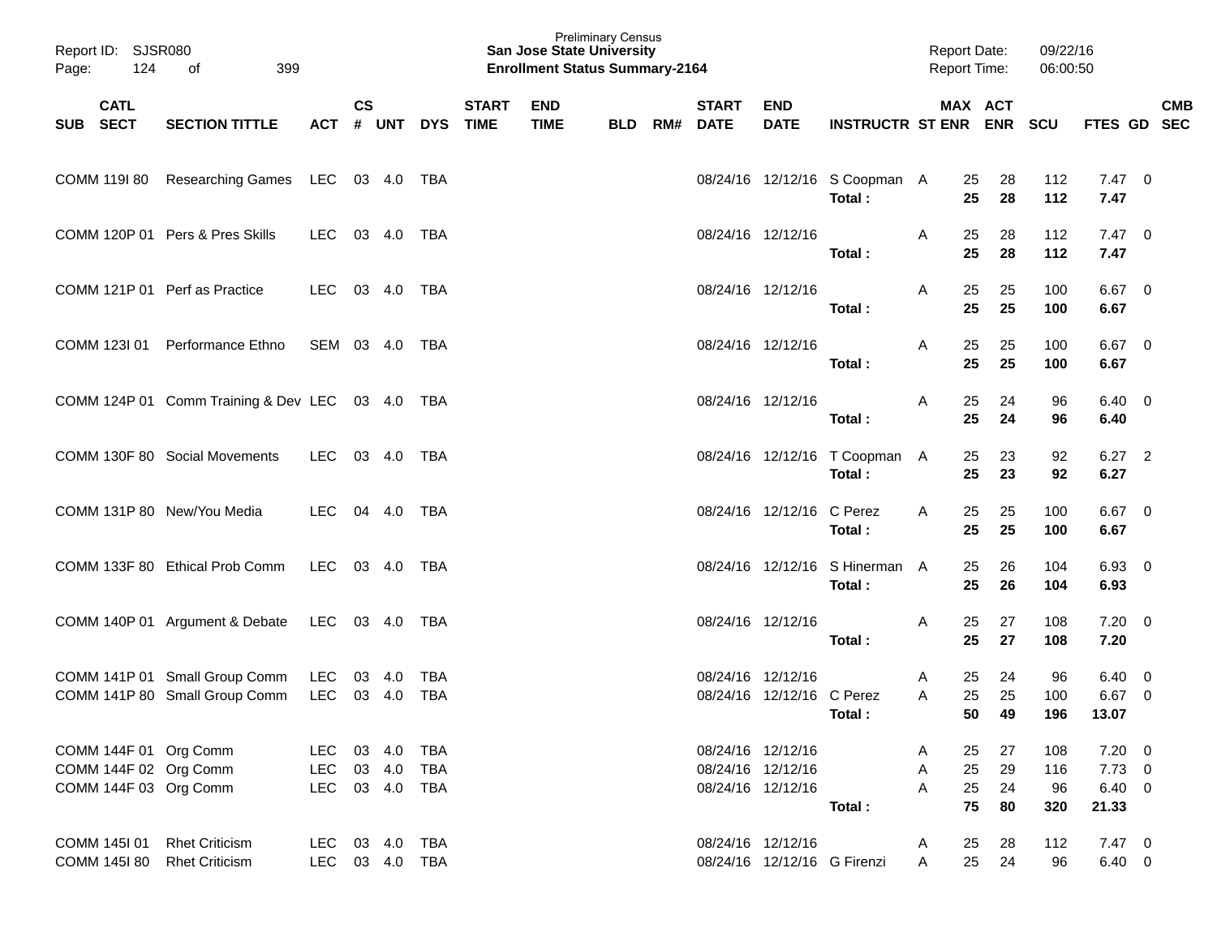Preliminary Census
**San Jose State University**
**Enrollment Status Summary-2164**

Report ID: SJSR080
Page: 124 of 399

Report Date: 09/22/16
Report Time: 06:00:50

| SUB | CATL SECT | SECTION TITTLE | ACT | CS # | UNT | DYS | START TIME | END TIME | BLD | RM# | START DATE | END DATE | INSTRUCTR | ST | MAX ENR | ACT ENR | SCU | FTES | GD | CMB SEC |
|---|---|---|---|---|---|---|---|---|---|---|---|---|---|---|---|---|---|---|---|---|
| COMM | 119I 80 | Researching Games | LEC | 03 | 4.0 | TBA | | | | | 08/24/16 | 12/12/16 | S Coopman | A | 25 | 28 | 112 | 7.47 | 0 | |
| | | | | | | | | | | | | | **Total :** | | **25** | **28** | **112** | **7.47** | | |
| COMM | 120P 01 | Pers & Pres Skills | LEC | 03 | 4.0 | TBA | | | | | 08/24/16 | 12/12/16 | | A | 25 | 28 | 112 | 7.47 | 0 | |
| | | | | | | | | | | | | | **Total :** | | **25** | **28** | **112** | **7.47** | | |
| COMM | 121P 01 | Perf as Practice | LEC | 03 | 4.0 | TBA | | | | | 08/24/16 | 12/12/16 | | A | 25 | 25 | 100 | 6.67 | 0 | |
| | | | | | | | | | | | | | **Total :** | | **25** | **25** | **100** | **6.67** | | |
| COMM | 123I 01 | Performance Ethno | SEM | 03 | 4.0 | TBA | | | | | 08/24/16 | 12/12/16 | | A | 25 | 25 | 100 | 6.67 | 0 | |
| | | | | | | | | | | | | | **Total :** | | **25** | **25** | **100** | **6.67** | | |
| COMM | 124P 01 | Comm Training & Dev | LEC | 03 | 4.0 | TBA | | | | | 08/24/16 | 12/12/16 | | A | 25 | 24 | 96 | 6.40 | 0 | |
| | | | | | | | | | | | | | **Total :** | | **25** | **24** | **96** | **6.40** | | |
| COMM | 130F 80 | Social Movements | LEC | 03 | 4.0 | TBA | | | | | 08/24/16 | 12/12/16 | T Coopman | A | 25 | 23 | 92 | 6.27 | 2 | |
| | | | | | | | | | | | | | **Total :** | | **25** | **23** | **92** | **6.27** | | |
| COMM | 131P 80 | New/You Media | LEC | 04 | 4.0 | TBA | | | | | 08/24/16 | 12/12/16 | C Perez | A | 25 | 25 | 100 | 6.67 | 0 | |
| | | | | | | | | | | | | | **Total :** | | **25** | **25** | **100** | **6.67** | | |
| COMM | 133F 80 | Ethical Prob Comm | LEC | 03 | 4.0 | TBA | | | | | 08/24/16 | 12/12/16 | S Hinerman | A | 25 | 26 | 104 | 6.93 | 0 | |
| | | | | | | | | | | | | | **Total :** | | **25** | **26** | **104** | **6.93** | | |
| COMM | 140P 01 | Argument & Debate | LEC | 03 | 4.0 | TBA | | | | | 08/24/16 | 12/12/16 | | A | 25 | 27 | 108 | 7.20 | 0 | |
| | | | | | | | | | | | | | **Total :** | | **25** | **27** | **108** | **7.20** | | |
| COMM | 141P 01 | Small Group Comm | LEC | 03 | 4.0 | TBA | | | | | 08/24/16 | 12/12/16 | | A | 25 | 24 | 96 | 6.40 | 0 | |
| COMM | 141P 80 | Small Group Comm | LEC | 03 | 4.0 | TBA | | | | | 08/24/16 | 12/12/16 | C Perez | A | 25 | 25 | 100 | 6.67 | 0 | |
| | | | | | | | | | | | | | **Total :** | | **50** | **49** | **196** | **13.07** | | |
| COMM | 144F 01 | Org Comm | LEC | 03 | 4.0 | TBA | | | | | 08/24/16 | 12/12/16 | | A | 25 | 27 | 108 | 7.20 | 0 | |
| COMM | 144F 02 | Org Comm | LEC | 03 | 4.0 | TBA | | | | | 08/24/16 | 12/12/16 | | A | 25 | 29 | 116 | 7.73 | 0 | |
| COMM | 144F 03 | Org Comm | LEC | 03 | 4.0 | TBA | | | | | 08/24/16 | 12/12/16 | | A | 25 | 24 | 96 | 6.40 | 0 | |
| | | | | | | | | | | | | | **Total :** | | **75** | **80** | **320** | **21.33** | | |
| COMM | 145I 01 | Rhet Criticism | LEC | 03 | 4.0 | TBA | | | | | 08/24/16 | 12/12/16 | | A | 25 | 28 | 112 | 7.47 | 0 | |
| COMM | 145I 80 | Rhet Criticism | LEC | 03 | 4.0 | TBA | | | | | 08/24/16 | 12/12/16 | G Firenzi | A | 25 | 24 | 96 | 6.40 | 0 | |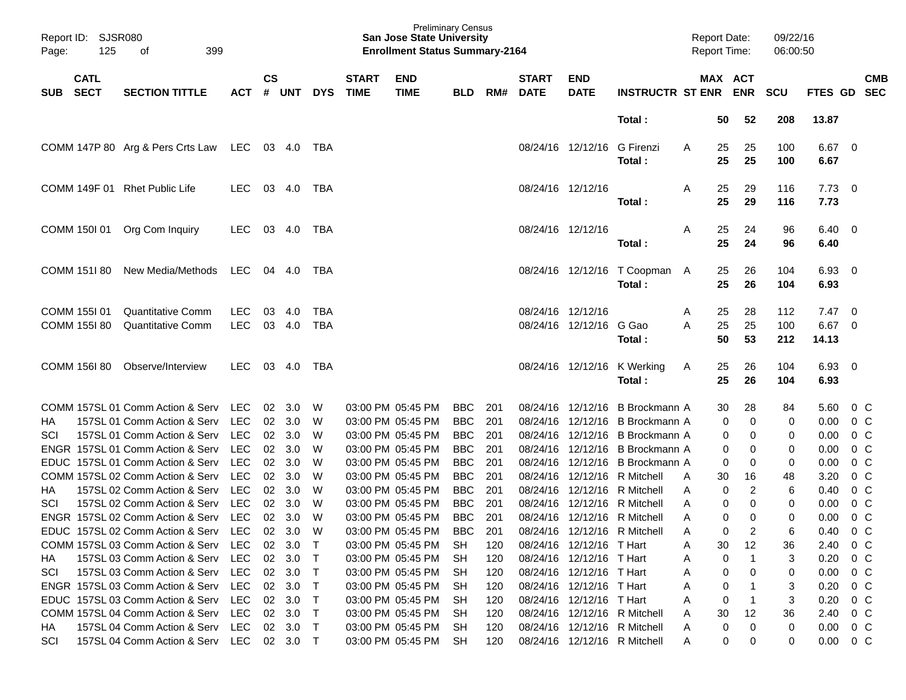Preliminary Census
**San Jose State University**
**Enrollment Status Summary-2164**

Report ID: SJSR080
Report Date: 09/22/16
Report Time: 06:00:50

| SUB | CATL SECT | SECTION TITTLE | ACT | CS # | UNT | DYS | START TIME | END TIME | BLD | RM# | START DATE | END DATE | INSTRUCTR | ST | MAX ENR | ACT ENR | SCU | FTES | GD | CMB SEC |
|---|---|---|---|---|---|---|---|---|---|---|---|---|---|---|---|---|---|---|---|---|
| | | | | | | | | | | | | | **Total :** | | **50** | **52** | **208** | **13.87** | | |
| COMM | 147P 80 | Arg & Pers Crts Law | LEC | 03 | 4.0 | TBA | | | | | 08/24/16 | 12/12/16 | G Firenzi | A | 25 | 25 | 100 | 6.67 | 0 | |
| | | | | | | | | | | | | | **Total :** | | **25** | **25** | **100** | **6.67** | | |
| COMM | 149F 01 | Rhet Public Life | LEC | 03 | 4.0 | TBA | | | | | 08/24/16 | 12/12/16 | | A | 25 | 29 | 116 | 7.73 | 0 | |
| | | | | | | | | | | | | | **Total :** | | **25** | **29** | **116** | **7.73** | | |
| COMM | 150I 01 | Org Com Inquiry | LEC | 03 | 4.0 | TBA | | | | | 08/24/16 | 12/12/16 | | A | 25 | 24 | 96 | 6.40 | 0 | |
| | | | | | | | | | | | | | **Total :** | | **25** | **24** | **96** | **6.40** | | |
| COMM | 151I 80 | New Media/Methods | LEC | 04 | 4.0 | TBA | | | | | 08/24/16 | 12/12/16 | T Coopman | A | 25 | 26 | 104 | 6.93 | 0 | |
| | | | | | | | | | | | | | **Total :** | | **25** | **26** | **104** | **6.93** | | |
| COMM | 155I 01 | Quantitative Comm | LEC | 03 | 4.0 | TBA | | | | | 08/24/16 | 12/12/16 | | A | 25 | 28 | 112 | 7.47 | 0 | |
| COMM | 155I 80 | Quantitative Comm | LEC | 03 | 4.0 | TBA | | | | | 08/24/16 | 12/12/16 | G Gao | A | 25 | 25 | 100 | 6.67 | 0 | |
| | | | | | | | | | | | | | **Total :** | | **50** | **53** | **212** | **14.13** | | |
| COMM | 156I 80 | Observe/Interview | LEC | 03 | 4.0 | TBA | | | | | 08/24/16 | 12/12/16 | K Werking | A | 25 | 26 | 104 | 6.93 | 0 | |
| | | | | | | | | | | | | | **Total :** | | **25** | **26** | **104** | **6.93** | | |
| COMM | 157SL 01 | Comm Action & Serv | LEC | 02 | 3.0 | W | 03:00 PM | 05:45 PM | BBC | 201 | 08/24/16 | 12/12/16 | B Brockmann | A | 30 | 28 | 84 | 5.60 | 0 | C |
| HA | 157SL 01 | Comm Action & Serv | LEC | 02 | 3.0 | W | 03:00 PM | 05:45 PM | BBC | 201 | 08/24/16 | 12/12/16 | B Brockmann | A | 0 | 0 | 0 | 0.00 | 0 | C |
| SCI | 157SL 01 | Comm Action & Serv | LEC | 02 | 3.0 | W | 03:00 PM | 05:45 PM | BBC | 201 | 08/24/16 | 12/12/16 | B Brockmann | A | 0 | 0 | 0 | 0.00 | 0 | C |
| ENGR | 157SL 01 | Comm Action & Serv | LEC | 02 | 3.0 | W | 03:00 PM | 05:45 PM | BBC | 201 | 08/24/16 | 12/12/16 | B Brockmann | A | 0 | 0 | 0 | 0.00 | 0 | C |
| EDUC | 157SL 01 | Comm Action & Serv | LEC | 02 | 3.0 | W | 03:00 PM | 05:45 PM | BBC | 201 | 08/24/16 | 12/12/16 | B Brockmann | A | 0 | 0 | 0 | 0.00 | 0 | C |
| COMM | 157SL 02 | Comm Action & Serv | LEC | 02 | 3.0 | W | 03:00 PM | 05:45 PM | BBC | 201 | 08/24/16 | 12/12/16 | R Mitchell | A | 30 | 16 | 48 | 3.20 | 0 | C |
| HA | 157SL 02 | Comm Action & Serv | LEC | 02 | 3.0 | W | 03:00 PM | 05:45 PM | BBC | 201 | 08/24/16 | 12/12/16 | R Mitchell | A | 0 | 2 | 6 | 0.40 | 0 | C |
| SCI | 157SL 02 | Comm Action & Serv | LEC | 02 | 3.0 | W | 03:00 PM | 05:45 PM | BBC | 201 | 08/24/16 | 12/12/16 | R Mitchell | A | 0 | 0 | 0 | 0.00 | 0 | C |
| ENGR | 157SL 02 | Comm Action & Serv | LEC | 02 | 3.0 | W | 03:00 PM | 05:45 PM | BBC | 201 | 08/24/16 | 12/12/16 | R Mitchell | A | 0 | 0 | 0 | 0.00 | 0 | C |
| EDUC | 157SL 02 | Comm Action & Serv | LEC | 02 | 3.0 | W | 03:00 PM | 05:45 PM | BBC | 201 | 08/24/16 | 12/12/16 | R Mitchell | A | 0 | 2 | 6 | 0.40 | 0 | C |
| COMM | 157SL 03 | Comm Action & Serv | LEC | 02 | 3.0 | T | 03:00 PM | 05:45 PM | SH | 120 | 08/24/16 | 12/12/16 | T Hart | A | 30 | 12 | 36 | 2.40 | 0 | C |
| HA | 157SL 03 | Comm Action & Serv | LEC | 02 | 3.0 | T | 03:00 PM | 05:45 PM | SH | 120 | 08/24/16 | 12/12/16 | T Hart | A | 0 | 1 | 3 | 0.20 | 0 | C |
| SCI | 157SL 03 | Comm Action & Serv | LEC | 02 | 3.0 | T | 03:00 PM | 05:45 PM | SH | 120 | 08/24/16 | 12/12/16 | T Hart | A | 0 | 0 | 0 | 0.00 | 0 | C |
| ENGR | 157SL 03 | Comm Action & Serv | LEC | 02 | 3.0 | T | 03:00 PM | 05:45 PM | SH | 120 | 08/24/16 | 12/12/16 | T Hart | A | 0 | 1 | 3 | 0.20 | 0 | C |
| EDUC | 157SL 03 | Comm Action & Serv | LEC | 02 | 3.0 | T | 03:00 PM | 05:45 PM | SH | 120 | 08/24/16 | 12/12/16 | T Hart | A | 0 | 1 | 3 | 0.20 | 0 | C |
| COMM | 157SL 04 | Comm Action & Serv | LEC | 02 | 3.0 | T | 03:00 PM | 05:45 PM | SH | 120 | 08/24/16 | 12/12/16 | R Mitchell | A | 30 | 12 | 36 | 2.40 | 0 | C |
| HA | 157SL 04 | Comm Action & Serv | LEC | 02 | 3.0 | T | 03:00 PM | 05:45 PM | SH | 120 | 08/24/16 | 12/12/16 | R Mitchell | A | 0 | 0 | 0 | 0.00 | 0 | C |
| SCI | 157SL 04 | Comm Action & Serv | LEC | 02 | 3.0 | T | 03:00 PM | 05:45 PM | SH | 120 | 08/24/16 | 12/12/16 | R Mitchell | A | 0 | 0 | 0 | 0.00 | 0 | C |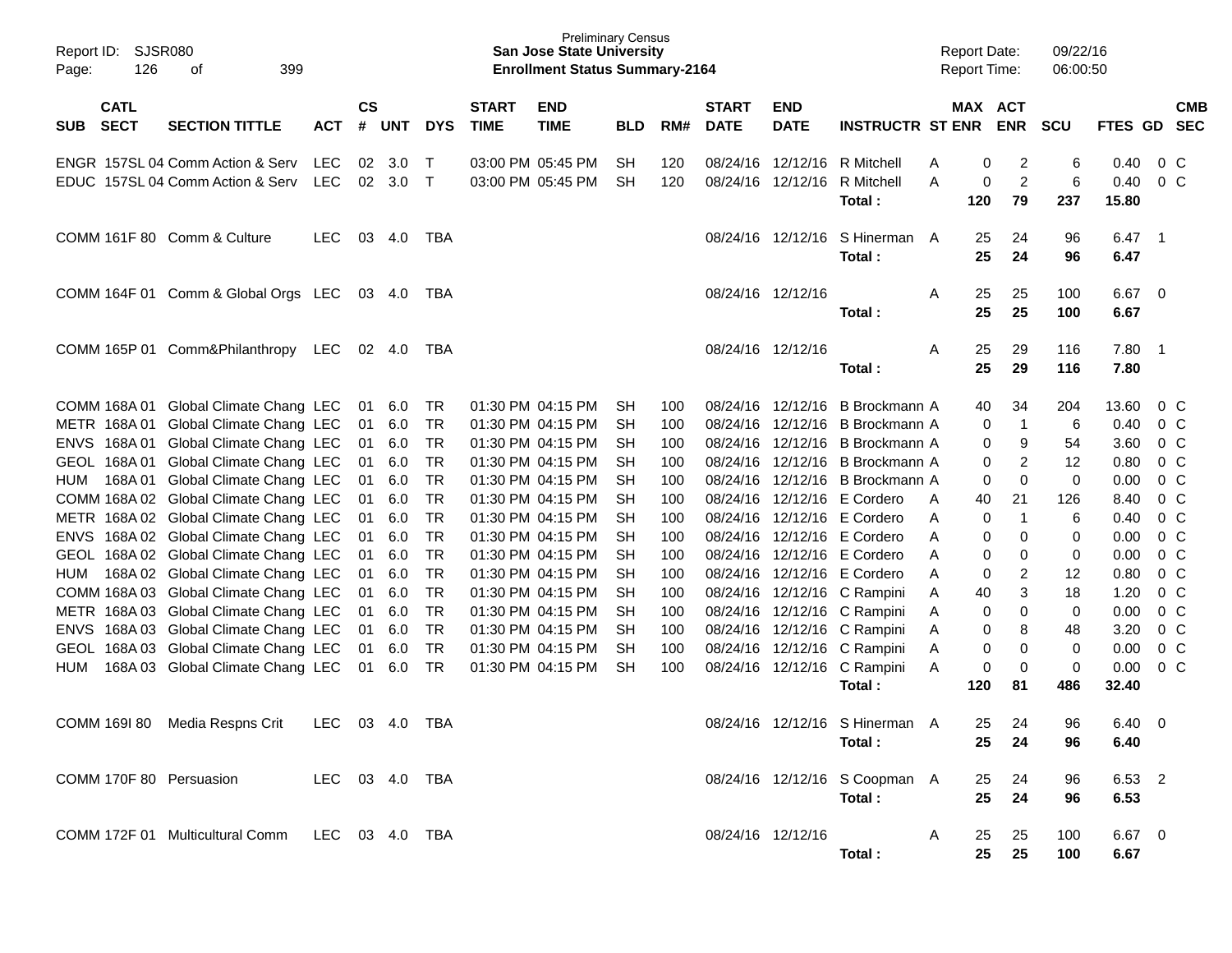Preliminary Census

**San Jose State University**

**Enrollment Status Summary-2164**

Report ID: SJSR080
Page: 126 of 399

Report Date: 09/22/16
Report Time: 06:00:50

| SUB | CATL SECT | SECTION TITTLE | ACT | CS # | UNT | DYS | START TIME | END TIME | BLD | RM# | START DATE | END DATE | INSTRUCTR | ST | MAX ENR | ACT ENR | SCU | FTES | GD | CMB SEC |
|---|---|---|---|---|---|---|---|---|---|---|---|---|---|---|---|---|---|---|---|---|
| ENGR | 157SL 04 | Comm Action & Serv | LEC | 02 | 3.0 | T | 03:00 PM | 05:45 PM | SH | 120 | 08/24/16 | 12/12/16 | R Mitchell | A | 0 | 2 | 6 | 0.40 | 0 | C |
| EDUC | 157SL 04 | Comm Action & Serv | LEC | 02 | 3.0 | T | 03:00 PM | 05:45 PM | SH | 120 | 08/24/16 | 12/12/16 | R Mitchell | A | 0 | 2 | 6 | 0.40 | 0 | C |
| | | | | | | | | | | | | | **Total :** | | **120** | **79** | **237** | **15.80** | | |
| COMM | 161F 80 | Comm & Culture | LEC | 03 | 4.0 | TBA | | | | | 08/24/16 | 12/12/16 | S Hinerman | A | 25 | 24 | 96 | 6.47 | 1 | |
| | | | | | | | | | | | | | **Total :** | | **25** | **24** | **96** | **6.47** | | |
| COMM | 164F 01 | Comm & Global Orgs | LEC | 03 | 4.0 | TBA | | | | | 08/24/16 | 12/12/16 | | A | 25 | 25 | 100 | 6.67 | 0 | |
| | | | | | | | | | | | | | **Total :** | | **25** | **25** | **100** | **6.67** | | |
| COMM | 165P 01 | Comm&Philanthropy | LEC | 02 | 4.0 | TBA | | | | | 08/24/16 | 12/12/16 | | A | 25 | 29 | 116 | 7.80 | 1 | |
| | | | | | | | | | | | | | **Total :** | | **25** | **29** | **116** | **7.80** | | |
| COMM | 168A 01 | Global Climate Chang | LEC | 01 | 6.0 | TR | 01:30 PM | 04:15 PM | SH | 100 | 08/24/16 | 12/12/16 | B Brockmann | A | 40 | 34 | 204 | 13.60 | 0 | C |
| METR | 168A 01 | Global Climate Chang | LEC | 01 | 6.0 | TR | 01:30 PM | 04:15 PM | SH | 100 | 08/24/16 | 12/12/16 | B Brockmann | A | 0 | 1 | 6 | 0.40 | 0 | C |
| ENVS | 168A 01 | Global Climate Chang | LEC | 01 | 6.0 | TR | 01:30 PM | 04:15 PM | SH | 100 | 08/24/16 | 12/12/16 | B Brockmann | A | 0 | 9 | 54 | 3.60 | 0 | C |
| GEOL | 168A 01 | Global Climate Chang | LEC | 01 | 6.0 | TR | 01:30 PM | 04:15 PM | SH | 100 | 08/24/16 | 12/12/16 | B Brockmann | A | 0 | 2 | 12 | 0.80 | 0 | C |
| HUM | 168A 01 | Global Climate Chang | LEC | 01 | 6.0 | TR | 01:30 PM | 04:15 PM | SH | 100 | 08/24/16 | 12/12/16 | B Brockmann | A | 0 | 0 | 0 | 0.00 | 0 | C |
| COMM | 168A 02 | Global Climate Chang | LEC | 01 | 6.0 | TR | 01:30 PM | 04:15 PM | SH | 100 | 08/24/16 | 12/12/16 | E Cordero | A | 40 | 21 | 126 | 8.40 | 0 | C |
| METR | 168A 02 | Global Climate Chang | LEC | 01 | 6.0 | TR | 01:30 PM | 04:15 PM | SH | 100 | 08/24/16 | 12/12/16 | E Cordero | A | 0 | 1 | 6 | 0.40 | 0 | C |
| ENVS | 168A 02 | Global Climate Chang | LEC | 01 | 6.0 | TR | 01:30 PM | 04:15 PM | SH | 100 | 08/24/16 | 12/12/16 | E Cordero | A | 0 | 0 | 0 | 0.00 | 0 | C |
| GEOL | 168A 02 | Global Climate Chang | LEC | 01 | 6.0 | TR | 01:30 PM | 04:15 PM | SH | 100 | 08/24/16 | 12/12/16 | E Cordero | A | 0 | 0 | 0 | 0.00 | 0 | C |
| HUM | 168A 02 | Global Climate Chang | LEC | 01 | 6.0 | TR | 01:30 PM | 04:15 PM | SH | 100 | 08/24/16 | 12/12/16 | E Cordero | A | 0 | 2 | 12 | 0.80 | 0 | C |
| COMM | 168A 03 | Global Climate Chang | LEC | 01 | 6.0 | TR | 01:30 PM | 04:15 PM | SH | 100 | 08/24/16 | 12/12/16 | C Rampini | A | 40 | 3 | 18 | 1.20 | 0 | C |
| METR | 168A 03 | Global Climate Chang | LEC | 01 | 6.0 | TR | 01:30 PM | 04:15 PM | SH | 100 | 08/24/16 | 12/12/16 | C Rampini | A | 0 | 0 | 0 | 0.00 | 0 | C |
| ENVS | 168A 03 | Global Climate Chang | LEC | 01 | 6.0 | TR | 01:30 PM | 04:15 PM | SH | 100 | 08/24/16 | 12/12/16 | C Rampini | A | 0 | 8 | 48 | 3.20 | 0 | C |
| GEOL | 168A 03 | Global Climate Chang | LEC | 01 | 6.0 | TR | 01:30 PM | 04:15 PM | SH | 100 | 08/24/16 | 12/12/16 | C Rampini | A | 0 | 0 | 0 | 0.00 | 0 | C |
| HUM | 168A 03 | Global Climate Chang | LEC | 01 | 6.0 | TR | 01:30 PM | 04:15 PM | SH | 100 | 08/24/16 | 12/12/16 | C Rampini | A | 0 | 0 | 0 | 0.00 | 0 | C |
| | | | | | | | | | | | | | **Total :** | | **120** | **81** | **486** | **32.40** | | |
| COMM | 169I 80 | Media Respns Crit | LEC | 03 | 4.0 | TBA | | | | | 08/24/16 | 12/12/16 | S Hinerman | A | 25 | 24 | 96 | 6.40 | 0 | |
| | | | | | | | | | | | | | **Total :** | | **25** | **24** | **96** | **6.40** | | |
| COMM | 170F 80 | Persuasion | LEC | 03 | 4.0 | TBA | | | | | 08/24/16 | 12/12/16 | S Coopman | A | 25 | 24 | 96 | 6.53 | 2 | |
| | | | | | | | | | | | | | **Total :** | | **25** | **24** | **96** | **6.53** | | |
| COMM | 172F 01 | Multicultural Comm | LEC | 03 | 4.0 | TBA | | | | | 08/24/16 | 12/12/16 | | A | 25 | 25 | 100 | 6.67 | 0 | |
| | | | | | | | | | | | | | **Total :** | | **25** | **25** | **100** | **6.67** | | |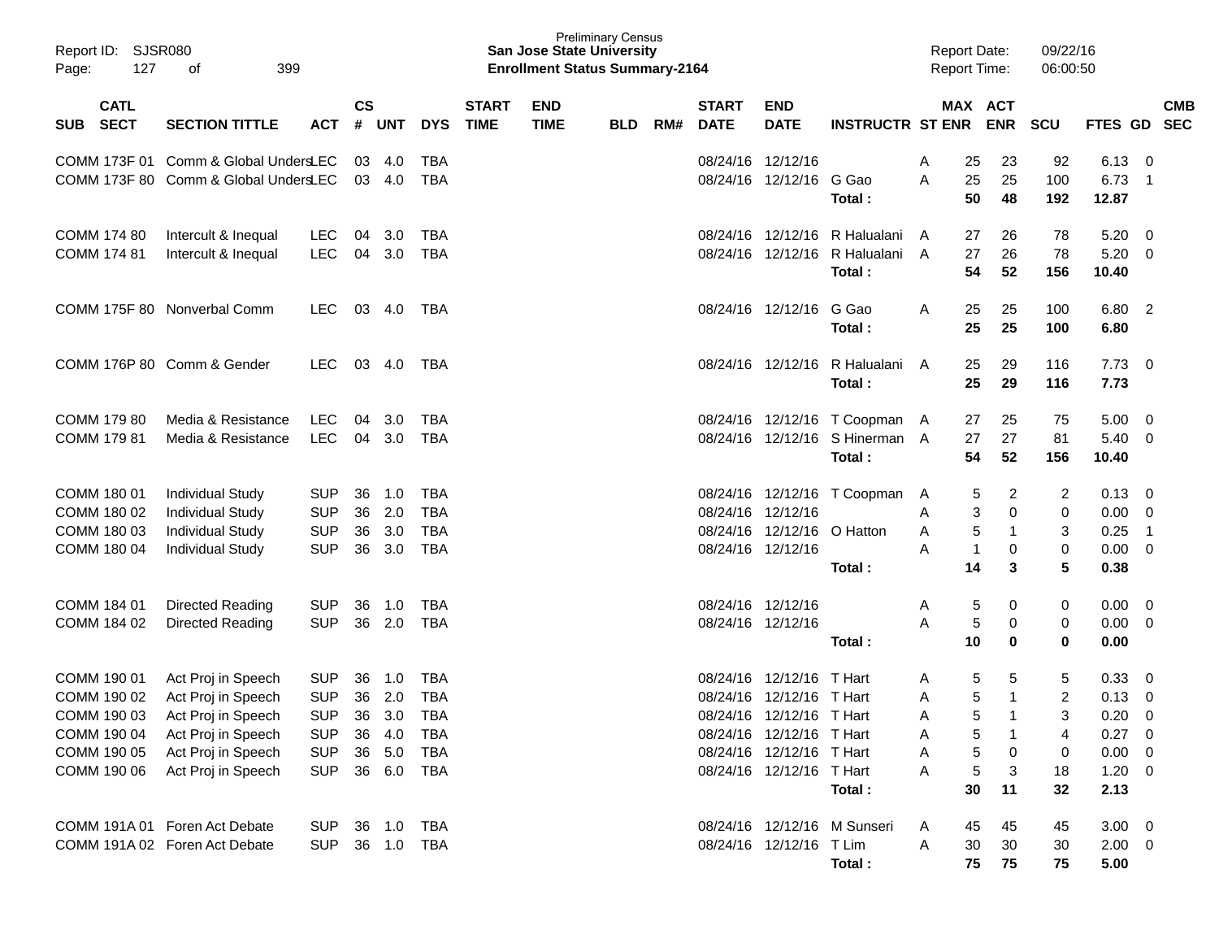Preliminary Census
**San Jose State University**
**Enrollment Status Summary-2164**

Report ID: SJSR080
Report Date: 09/22/16
Report Time: 06:00:50

| SUB | CATL SECT | SECTION TITTLE | ACT | CS # | UNT | DYS | START TIME | END TIME | BLD | RM# | START DATE | END DATE | INSTRUCTR | ST | MAX ENR | ACT ENR | SCU | FTES | GD | CMB SEC |
|---|---|---|---|---|---|---|---|---|---|---|---|---|---|---|---|---|---|---|---|---|
| COMM | 173F 01 | Comm & Global Unders | LEC | 03 | 4.0 | TBA | | | | | 08/24/16 | 12/12/16 | | A | 25 | 23 | 92 | 6.13 | 0 | |
| COMM | 173F 80 | Comm & Global Unders | LEC | 03 | 4.0 | TBA | | | | | 08/24/16 | 12/12/16 | G Gao | A | 25 | 25 | 100 | 6.73 | 1 | |
| | | | | | | | | | | | | | **Total :** | | **50** | **48** | **192** | **12.87** | | |
| COMM | 174 80 | Intercult & Inequal | LEC | 04 | 3.0 | TBA | | | | | 08/24/16 | 12/12/16 | R Halualani | A | 27 | 26 | 78 | 5.20 | 0 | |
| COMM | 174 81 | Intercult & Inequal | LEC | 04 | 3.0 | TBA | | | | | 08/24/16 | 12/12/16 | R Halualani | A | 27 | 26 | 78 | 5.20 | 0 | |
| | | | | | | | | | | | | | **Total :** | | **54** | **52** | **156** | **10.40** | | |
| COMM | 175F 80 | Nonverbal Comm | LEC | 03 | 4.0 | TBA | | | | | 08/24/16 | 12/12/16 | G Gao | A | 25 | 25 | 100 | 6.80 | 2 | |
| | | | | | | | | | | | | | **Total :** | | **25** | **25** | **100** | **6.80** | | |
| COMM | 176P 80 | Comm & Gender | LEC | 03 | 4.0 | TBA | | | | | 08/24/16 | 12/12/16 | R Halualani | A | 25 | 29 | 116 | 7.73 | 0 | |
| | | | | | | | | | | | | | **Total :** | | **25** | **29** | **116** | **7.73** | | |
| COMM | 179 80 | Media & Resistance | LEC | 04 | 3.0 | TBA | | | | | 08/24/16 | 12/12/16 | T Coopman | A | 27 | 25 | 75 | 5.00 | 0 | |
| COMM | 179 81 | Media & Resistance | LEC | 04 | 3.0 | TBA | | | | | 08/24/16 | 12/12/16 | S Hinerman | A | 27 | 27 | 81 | 5.40 | 0 | |
| | | | | | | | | | | | | | **Total :** | | **54** | **52** | **156** | **10.40** | | |
| COMM | 180 01 | Individual Study | SUP | 36 | 1.0 | TBA | | | | | 08/24/16 | 12/12/16 | T Coopman | A | 5 | 2 | 2 | 0.13 | 0 | |
| COMM | 180 02 | Individual Study | SUP | 36 | 2.0 | TBA | | | | | 08/24/16 | 12/12/16 | | A | 3 | 0 | 0 | 0.00 | 0 | |
| COMM | 180 03 | Individual Study | SUP | 36 | 3.0 | TBA | | | | | 08/24/16 | 12/12/16 | O Hatton | A | 5 | 1 | 3 | 0.25 | 1 | |
| COMM | 180 04 | Individual Study | SUP | 36 | 3.0 | TBA | | | | | 08/24/16 | 12/12/16 | | A | 1 | 0 | 0 | 0.00 | 0 | |
| | | | | | | | | | | | | | **Total :** | | **14** | **3** | **5** | **0.38** | | |
| COMM | 184 01 | Directed Reading | SUP | 36 | 1.0 | TBA | | | | | 08/24/16 | 12/12/16 | | A | 5 | 0 | 0 | 0.00 | 0 | |
| COMM | 184 02 | Directed Reading | SUP | 36 | 2.0 | TBA | | | | | 08/24/16 | 12/12/16 | | A | 5 | 0 | 0 | 0.00 | 0 | |
| | | | | | | | | | | | | | **Total :** | | **10** | **0** | **0** | **0.00** | | |
| COMM | 190 01 | Act Proj in Speech | SUP | 36 | 1.0 | TBA | | | | | 08/24/16 | 12/12/16 | T Hart | A | 5 | 5 | 5 | 0.33 | 0 | |
| COMM | 190 02 | Act Proj in Speech | SUP | 36 | 2.0 | TBA | | | | | 08/24/16 | 12/12/16 | T Hart | A | 5 | 1 | 2 | 0.13 | 0 | |
| COMM | 190 03 | Act Proj in Speech | SUP | 36 | 3.0 | TBA | | | | | 08/24/16 | 12/12/16 | T Hart | A | 5 | 1 | 3 | 0.20 | 0 | |
| COMM | 190 04 | Act Proj in Speech | SUP | 36 | 4.0 | TBA | | | | | 08/24/16 | 12/12/16 | T Hart | A | 5 | 1 | 4 | 0.27 | 0 | |
| COMM | 190 05 | Act Proj in Speech | SUP | 36 | 5.0 | TBA | | | | | 08/24/16 | 12/12/16 | T Hart | A | 5 | 0 | 0 | 0.00 | 0 | |
| COMM | 190 06 | Act Proj in Speech | SUP | 36 | 6.0 | TBA | | | | | 08/24/16 | 12/12/16 | T Hart | A | 5 | 3 | 18 | 1.20 | 0 | |
| | | | | | | | | | | | | | **Total :** | | **30** | **11** | **32** | **2.13** | | |
| COMM | 191A 01 | Foren Act Debate | SUP | 36 | 1.0 | TBA | | | | | 08/24/16 | 12/12/16 | M Sunseri | A | 45 | 45 | 45 | 3.00 | 0 | |
| COMM | 191A 02 | Foren Act Debate | SUP | 36 | 1.0 | TBA | | | | | 08/24/16 | 12/12/16 | T Lim | A | 30 | 30 | 30 | 2.00 | 0 | |
| | | | | | | | | | | | | | **Total :** | | **75** | **75** | **75** | **5.00** | | |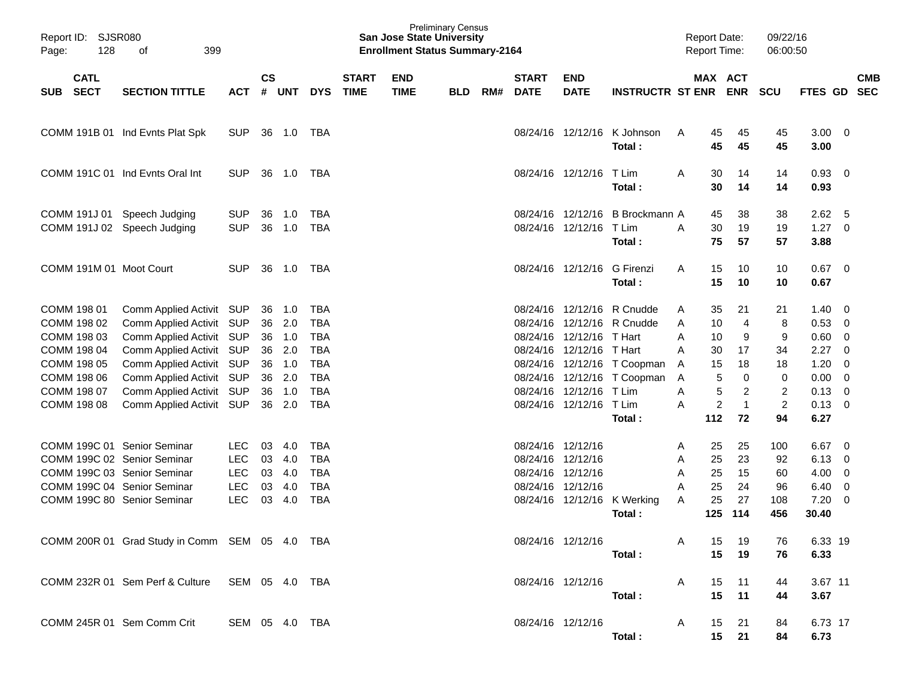| SUB | CATL SECT | SECTION TITTLE | ACT | CS # | UNT | DYS | START TIME | END TIME | BLD | RM# | START DATE | END DATE | INSTRUCTR | ST | MAX ENR | ACT ENR | SCU | FTES | GD | CMB SEC |
|---|---|---|---|---|---|---|---|---|---|---|---|---|---|---|---|---|---|---|---|---|
| COMM | 191B 01 | Ind Evnts Plat Spk | SUP | 36 | 1.0 | TBA | | | | | 08/24/16 | 12/12/16 | K Johnson | A | 45 | 45 | 45 | 3.00 | 0 | |
| | | | | | | | | | | | | | **Total :** | | **45** | **45** | **45** | **3.00** | | |
| COMM | 191C 01 | Ind Evnts Oral Int | SUP | 36 | 1.0 | TBA | | | | | 08/24/16 | 12/12/16 | T Lim | A | 30 | 14 | 14 | 0.93 | 0 | |
| | | | | | | | | | | | | | **Total :** | | **30** | **14** | **14** | **0.93** | | |
| COMM | 191J 01 | Speech Judging | SUP | 36 | 1.0 | TBA | | | | | 08/24/16 | 12/12/16 | B Brockmann | A | 45 | 38 | 38 | 2.62 | 5 | |
| COMM | 191J 02 | Speech Judging | SUP | 36 | 1.0 | TBA | | | | | 08/24/16 | 12/12/16 | T Lim | A | 30 | 19 | 19 | 1.27 | 0 | |
| | | | | | | | | | | | | | **Total :** | | **75** | **57** | **57** | **3.88** | | |
| COMM | 191M 01 | Moot Court | SUP | 36 | 1.0 | TBA | | | | | 08/24/16 | 12/12/16 | G Firenzi | A | 15 | 10 | 10 | 0.67 | 0 | |
| | | | | | | | | | | | | | **Total :** | | **15** | **10** | **10** | **0.67** | | |
| COMM | 198 01 | Comm Applied Activit | SUP | 36 | 1.0 | TBA | | | | | 08/24/16 | 12/12/16 | R Cnudde | A | 35 | 21 | 21 | 1.40 | 0 | |
| COMM | 198 02 | Comm Applied Activit | SUP | 36 | 2.0 | TBA | | | | | 08/24/16 | 12/12/16 | R Cnudde | A | 10 | 4 | 8 | 0.53 | 0 | |
| COMM | 198 03 | Comm Applied Activit | SUP | 36 | 1.0 | TBA | | | | | 08/24/16 | 12/12/16 | T Hart | A | 10 | 9 | 9 | 0.60 | 0 | |
| COMM | 198 04 | Comm Applied Activit | SUP | 36 | 2.0 | TBA | | | | | 08/24/16 | 12/12/16 | T Hart | A | 30 | 17 | 34 | 2.27 | 0 | |
| COMM | 198 05 | Comm Applied Activit | SUP | 36 | 1.0 | TBA | | | | | 08/24/16 | 12/12/16 | T Coopman | A | 15 | 18 | 18 | 1.20 | 0 | |
| COMM | 198 06 | Comm Applied Activit | SUP | 36 | 2.0 | TBA | | | | | 08/24/16 | 12/12/16 | T Coopman | A | 5 | 0 | 0 | 0.00 | 0 | |
| COMM | 198 07 | Comm Applied Activit | SUP | 36 | 1.0 | TBA | | | | | 08/24/16 | 12/12/16 | T Lim | A | 5 | 2 | 2 | 0.13 | 0 | |
| COMM | 198 08 | Comm Applied Activit | SUP | 36 | 2.0 | TBA | | | | | 08/24/16 | 12/12/16 | T Lim | A | 2 | 1 | 2 | 0.13 | 0 | |
| | | | | | | | | | | | | | **Total :** | | **112** | **72** | **94** | **6.27** | | |
| COMM | 199C 01 | Senior Seminar | LEC | 03 | 4.0 | TBA | | | | | 08/24/16 | 12/12/16 | | A | 25 | 25 | 100 | 6.67 | 0 | |
| COMM | 199C 02 | Senior Seminar | LEC | 03 | 4.0 | TBA | | | | | 08/24/16 | 12/12/16 | | A | 25 | 23 | 92 | 6.13 | 0 | |
| COMM | 199C 03 | Senior Seminar | LEC | 03 | 4.0 | TBA | | | | | 08/24/16 | 12/12/16 | | A | 25 | 15 | 60 | 4.00 | 0 | |
| COMM | 199C 04 | Senior Seminar | LEC | 03 | 4.0 | TBA | | | | | 08/24/16 | 12/12/16 | | A | 25 | 24 | 96 | 6.40 | 0 | |
| COMM | 199C 80 | Senior Seminar | LEC | 03 | 4.0 | TBA | | | | | 08/24/16 | 12/12/16 | K Werking | A | 25 | 27 | 108 | 7.20 | 0 | |
| | | | | | | | | | | | | | **Total :** | | **125** | **114** | **456** | **30.40** | | |
| COMM | 200R 01 | Grad Study in Comm | SEM | 05 | 4.0 | TBA | | | | | 08/24/16 | 12/12/16 | | A | 15 | 19 | 76 | 6.33 | 19 | |
| | | | | | | | | | | | | | **Total :** | | **15** | **19** | **76** | **6.33** | | |
| COMM | 232R 01 | Sem Perf & Culture | SEM | 05 | 4.0 | TBA | | | | | 08/24/16 | 12/12/16 | | A | 15 | 11 | 44 | 3.67 | 11 | |
| | | | | | | | | | | | | | **Total :** | | **15** | **11** | **44** | **3.67** | | |
| COMM | 245R 01 | Sem Comm Crit | SEM | 05 | 4.0 | TBA | | | | | 08/24/16 | 12/12/16 | | A | 15 | 21 | 84 | 6.73 | 17 | |
| | | | | | | | | | | | | | **Total :** | | **15** | **21** | **84** | **6.73** | | |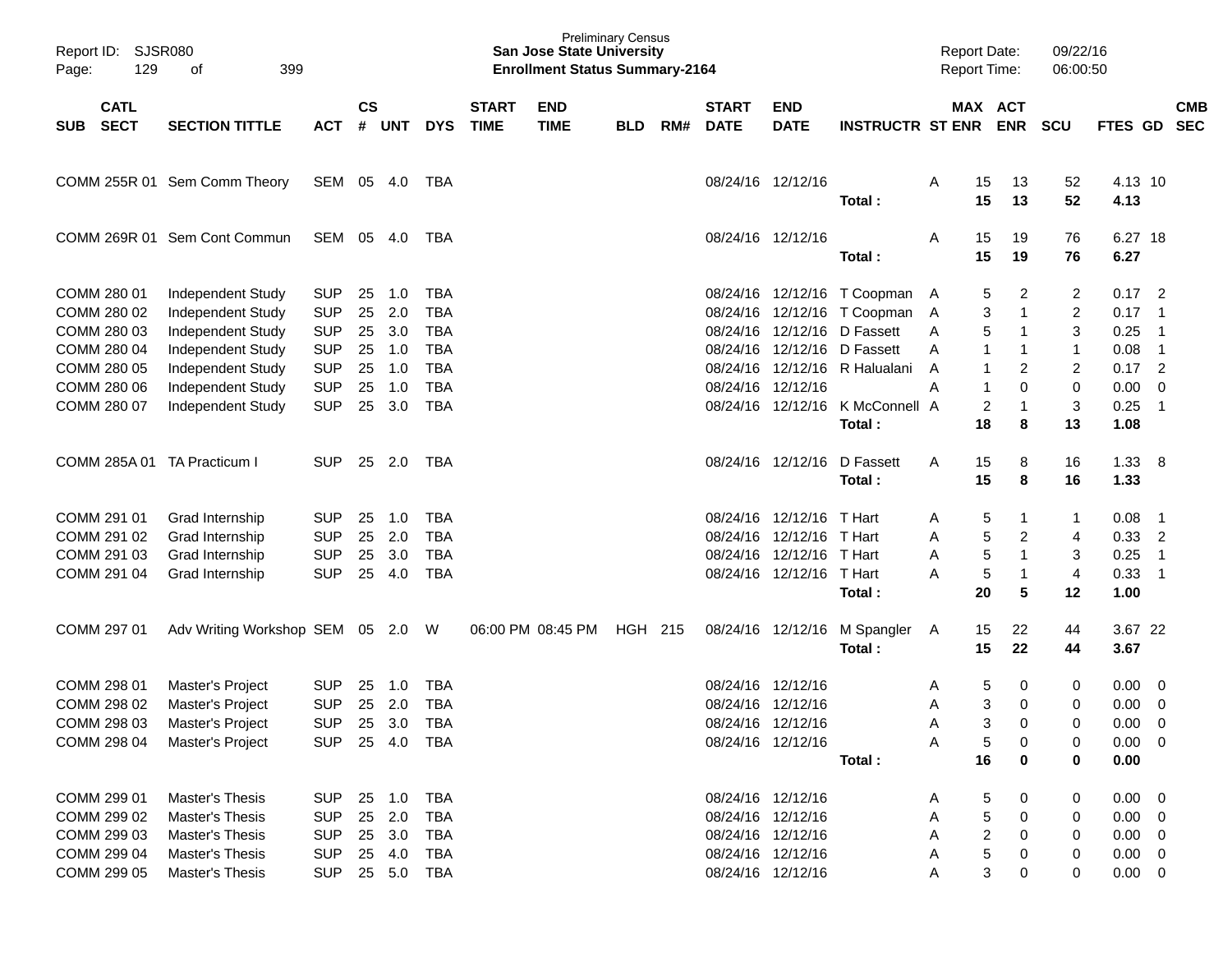Preliminary Census
**San Jose State University**
**Enrollment Status Summary-2164**

Report ID: SJSR080
Report Date: 09/22/16
Report Time: 06:00:50

| SUB | CATL SECT | SECTION TITTLE | ACT | CS # | UNT | DYS | START TIME | END TIME | BLD | RM# | START DATE | END DATE | INSTRUCTR | ST | MAX ENR | ACT ENR | SCU | FTES | GD | CMB SEC |
|---|---|---|---|---|---|---|---|---|---|---|---|---|---|---|---|---|---|---|---|---|
| COMM | 255R 01 | Sem Comm Theory | SEM | 05 | 4.0 | TBA | | | | | 08/24/16 | 12/12/16 | | A | 15 | 13 | 52 | 4.13 | 10 | |
| | | | | | | | | | | | | | **Total :** | | **15** | **13** | **52** | **4.13** | | |
| COMM | 269R 01 | Sem Cont Commun | SEM | 05 | 4.0 | TBA | | | | | 08/24/16 | 12/12/16 | | A | 15 | 19 | 76 | 6.27 | 18 | |
| | | | | | | | | | | | | | **Total :** | | **15** | **19** | **76** | **6.27** | | |
| COMM | 280 01 | Independent Study | SUP | 25 | 1.0 | TBA | | | | | 08/24/16 | 12/12/16 | T Coopman | A | 5 | 2 | 2 | 0.17 | 2 | |
| COMM | 280 02 | Independent Study | SUP | 25 | 2.0 | TBA | | | | | 08/24/16 | 12/12/16 | T Coopman | A | 3 | 1 | 2 | 0.17 | 1 | |
| COMM | 280 03 | Independent Study | SUP | 25 | 3.0 | TBA | | | | | 08/24/16 | 12/12/16 | D Fassett | A | 5 | 1 | 3 | 0.25 | 1 | |
| COMM | 280 04 | Independent Study | SUP | 25 | 1.0 | TBA | | | | | 08/24/16 | 12/12/16 | D Fassett | A | 1 | 1 | 1 | 0.08 | 1 | |
| COMM | 280 05 | Independent Study | SUP | 25 | 1.0 | TBA | | | | | 08/24/16 | 12/12/16 | R Halualani | A | 1 | 2 | 2 | 0.17 | 2 | |
| COMM | 280 06 | Independent Study | SUP | 25 | 1.0 | TBA | | | | | 08/24/16 | 12/12/16 | | A | 1 | 0 | 0 | 0.00 | 0 | |
| COMM | 280 07 | Independent Study | SUP | 25 | 3.0 | TBA | | | | | 08/24/16 | 12/12/16 | K McConnell | A | 2 | 1 | 3 | 0.25 | 1 | |
| | | | | | | | | | | | | | **Total :** | | **18** | **8** | **13** | **1.08** | | |
| COMM | 285A 01 | TA Practicum I | SUP | 25 | 2.0 | TBA | | | | | 08/24/16 | 12/12/16 | D Fassett | A | 15 | 8 | 16 | 1.33 | 8 | |
| | | | | | | | | | | | | | **Total :** | | **15** | **8** | **16** | **1.33** | | |
| COMM | 291 01 | Grad Internship | SUP | 25 | 1.0 | TBA | | | | | 08/24/16 | 12/12/16 | T Hart | A | 5 | 1 | 1 | 0.08 | 1 | |
| COMM | 291 02 | Grad Internship | SUP | 25 | 2.0 | TBA | | | | | 08/24/16 | 12/12/16 | T Hart | A | 5 | 2 | 4 | 0.33 | 2 | |
| COMM | 291 03 | Grad Internship | SUP | 25 | 3.0 | TBA | | | | | 08/24/16 | 12/12/16 | T Hart | A | 5 | 1 | 3 | 0.25 | 1 | |
| COMM | 291 04 | Grad Internship | SUP | 25 | 4.0 | TBA | | | | | 08/24/16 | 12/12/16 | T Hart | A | 5 | 1 | 4 | 0.33 | 1 | |
| | | | | | | | | | | | | | **Total :** | | **20** | **5** | **12** | **1.00** | | |
| COMM | 297 01 | Adv Writing Workshop | SEM | 05 | 2.0 | W | 06:00 PM | 08:45 PM | HGH | 215 | 08/24/16 | 12/12/16 | M Spangler | A | 15 | 22 | 44 | 3.67 | 22 | |
| | | | | | | | | | | | | | **Total :** | | **15** | **22** | **44** | **3.67** | | |
| COMM | 298 01 | Master's Project | SUP | 25 | 1.0 | TBA | | | | | 08/24/16 | 12/12/16 | | A | 5 | 0 | 0 | 0.00 | 0 | |
| COMM | 298 02 | Master's Project | SUP | 25 | 2.0 | TBA | | | | | 08/24/16 | 12/12/16 | | A | 3 | 0 | 0 | 0.00 | 0 | |
| COMM | 298 03 | Master's Project | SUP | 25 | 3.0 | TBA | | | | | 08/24/16 | 12/12/16 | | A | 3 | 0 | 0 | 0.00 | 0 | |
| COMM | 298 04 | Master's Project | SUP | 25 | 4.0 | TBA | | | | | 08/24/16 | 12/12/16 | | A | 5 | 0 | 0 | 0.00 | 0 | |
| | | | | | | | | | | | | | **Total :** | | **16** | **0** | **0** | **0.00** | | |
| COMM | 299 01 | Master's Thesis | SUP | 25 | 1.0 | TBA | | | | | 08/24/16 | 12/12/16 | | A | 5 | 0 | 0 | 0.00 | 0 | |
| COMM | 299 02 | Master's Thesis | SUP | 25 | 2.0 | TBA | | | | | 08/24/16 | 12/12/16 | | A | 5 | 0 | 0 | 0.00 | 0 | |
| COMM | 299 03 | Master's Thesis | SUP | 25 | 3.0 | TBA | | | | | 08/24/16 | 12/12/16 | | A | 2 | 0 | 0 | 0.00 | 0 | |
| COMM | 299 04 | Master's Thesis | SUP | 25 | 4.0 | TBA | | | | | 08/24/16 | 12/12/16 | | A | 5 | 0 | 0 | 0.00 | 0 | |
| COMM | 299 05 | Master's Thesis | SUP | 25 | 5.0 | TBA | | | | | 08/24/16 | 12/12/16 | | A | 3 | 0 | 0 | 0.00 | 0 | |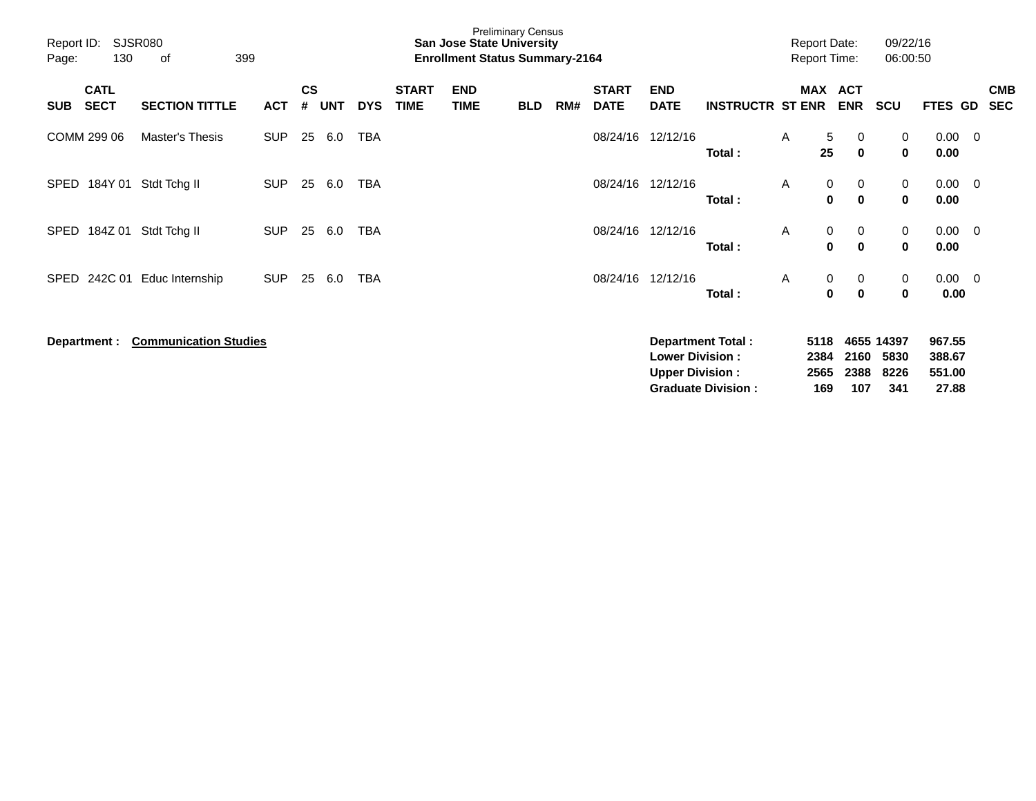Preliminary Census

**San Jose State University**

**Enrollment Status Summary-2164**

Report ID: SJSR080

Report Date: 09/22/16

Report Time: 06:00:50

| SUB | CATL SECT | SECTION TITTLE | ACT | CS # | UNT | DYS | START TIME | END TIME | BLD | RM# | START DATE | END DATE | INSTRUCTR | ST | MAX ENR | ACT ENR | SCU | FTES | GD | CMB SEC |
|---|---|---|---|---|---|---|---|---|---|---|---|---|---|---|---|---|---|---|---|---|
| COMM | 299 06 | Master's Thesis | SUP | 25 | 6.0 | TBA | | | | | 08/24/16 | 12/12/16 | | A | 5 | 0 | 0 | 0.00 | 0 | |
| | | | | | | | | | | | | | **Total :** | | **25** | **0** | **0** | **0.00** | | |
| SPED | 184Y 01 | Stdt Tchg II | SUP | 25 | 6.0 | TBA | | | | | 08/24/16 | 12/12/16 | | A | 0 | 0 | 0 | 0.00 | 0 | |
| | | | | | | | | | | | | | **Total :** | | **0** | **0** | **0** | **0.00** | | |
| SPED | 184Z 01 | Stdt Tchg II | SUP | 25 | 6.0 | TBA | | | | | 08/24/16 | 12/12/16 | | A | 0 | 0 | 0 | 0.00 | 0 | |
| | | | | | | | | | | | | | **Total :** | | **0** | **0** | **0** | **0.00** | | |
| SPED | 242C 01 | Educ Internship | SUP | 25 | 6.0 | TBA | | | | | 08/24/16 | 12/12/16 | | A | 0 | 0 | 0 | 0.00 | 0 | |
| | | | | | | | | | | | | | **Total :** | | **0** | **0** | **0** | **0.00** | | |

**Department :** **Communication Studies**

| | MAX ENR | ACT ENR | SCU | FTES |
|---|---|---|---|---|
| **Department Total :** | **5118** | **4655** | **14397** | **967.55** |
| **Lower Division :** | **2384** | **2160** | **5830** | **388.67** |
| **Upper Division :** | **2565** | **2388** | **8226** | **551.00** |
| **Graduate Division :** | **169** | **107** | **341** | **27.88** |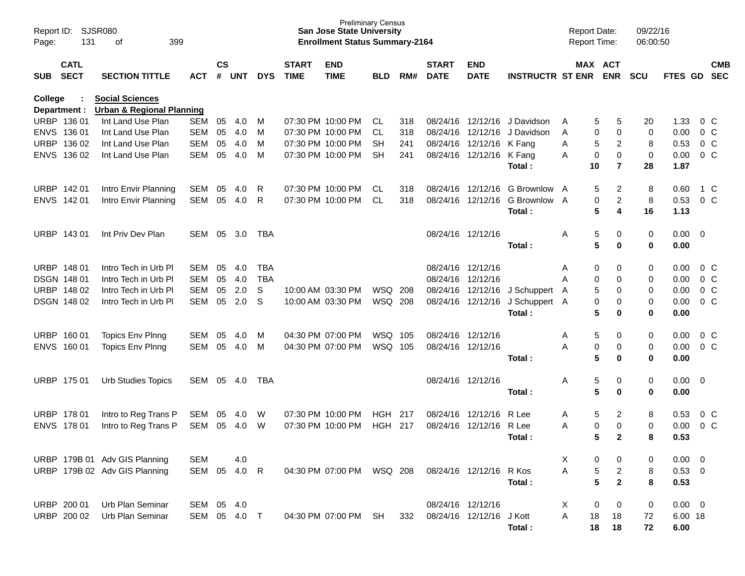Preliminary Census
**San Jose State University**
**Enrollment Status Summary-2164**

Report ID: SJSR080
Report Date: 09/22/16
Report Time: 06:00:50

**College : Social Sciences**
**Department : Urban & Regional Planning**

| SUB | CATL SECT | SECTION TITTLE | ACT | CS # | UNT | DYS | START TIME | END TIME | BLD | RM# | START DATE | END DATE | INSTRUCTR | ST | MAX ENR | ACT ENR | SCU | FTES | GD | CMB SEC |
|---|---|---|---|---|---|---|---|---|---|---|---|---|---|---|---|---|---|---|---|---|
| URBP | 136 01 | Int Land Use Plan | SEM | 05 | 4.0 | M | 07:30 PM | 10:00 PM | CL | 318 | 08/24/16 | 12/12/16 | J Davidson | A | 5 | 5 | 20 | 1.33 | 0 | C |
| ENVS | 136 01 | Int Land Use Plan | SEM | 05 | 4.0 | M | 07:30 PM | 10:00 PM | CL | 318 | 08/24/16 | 12/12/16 | J Davidson | A | 0 | 0 | 0 | 0.00 | 0 | C |
| URBP | 136 02 | Int Land Use Plan | SEM | 05 | 4.0 | M | 07:30 PM | 10:00 PM | SH | 241 | 08/24/16 | 12/12/16 | K Fang | A | 5 | 2 | 8 | 0.53 | 0 | C |
| ENVS | 136 02 | Int Land Use Plan | SEM | 05 | 4.0 | M | 07:30 PM | 10:00 PM | SH | 241 | 08/24/16 | 12/12/16 | K Fang | A | 0 | 0 | 0 | 0.00 | 0 | C |
| | | | | | | | | | | | | | **Total :** | | **10** | **7** | **28** | **1.87** | | |
| URBP | 142 01 | Intro Envir Planning | SEM | 05 | 4.0 | R | 07:30 PM | 10:00 PM | CL | 318 | 08/24/16 | 12/12/16 | G Brownlow | A | 5 | 2 | 8 | 0.60 | 1 | C |
| ENVS | 142 01 | Intro Envir Planning | SEM | 05 | 4.0 | R | 07:30 PM | 10:00 PM | CL | 318 | 08/24/16 | 12/12/16 | G Brownlow | A | 0 | 2 | 8 | 0.53 | 0 | C |
| | | | | | | | | | | | | | **Total :** | | **5** | **4** | **16** | **1.13** | | |
| URBP | 143 01 | Int Priv Dev Plan | SEM | 05 | 3.0 | TBA | | | | | 08/24/16 | 12/12/16 | | A | 5 | 0 | 0 | 0.00 | 0 | |
| | | | | | | | | | | | | | **Total :** | | **5** | **0** | **0** | **0.00** | | |
| URBP | 148 01 | Intro Tech in Urb Pl | SEM | 05 | 4.0 | TBA | | | | | 08/24/16 | 12/12/16 | | A | 0 | 0 | 0 | 0.00 | 0 | C |
| DSGN | 148 01 | Intro Tech in Urb Pl | SEM | 05 | 4.0 | TBA | | | | | 08/24/16 | 12/12/16 | | A | 0 | 0 | 0 | 0.00 | 0 | C |
| URBP | 148 02 | Intro Tech in Urb Pl | SEM | 05 | 2.0 | S | 10:00 AM | 03:30 PM | WSQ | 208 | 08/24/16 | 12/12/16 | J Schuppert | A | 5 | 0 | 0 | 0.00 | 0 | C |
| DSGN | 148 02 | Intro Tech in Urb Pl | SEM | 05 | 2.0 | S | 10:00 AM | 03:30 PM | WSQ | 208 | 08/24/16 | 12/12/16 | J Schuppert | A | 0 | 0 | 0 | 0.00 | 0 | C |
| | | | | | | | | | | | | | **Total :** | | **5** | **0** | **0** | **0.00** | | |
| URBP | 160 01 | Topics Env Plnng | SEM | 05 | 4.0 | M | 04:30 PM | 07:00 PM | WSQ | 105 | 08/24/16 | 12/12/16 | | A | 5 | 0 | 0 | 0.00 | 0 | C |
| ENVS | 160 01 | Topics Env Plnng | SEM | 05 | 4.0 | M | 04:30 PM | 07:00 PM | WSQ | 105 | 08/24/16 | 12/12/16 | | A | 0 | 0 | 0 | 0.00 | 0 | C |
| | | | | | | | | | | | | | **Total :** | | **5** | **0** | **0** | **0.00** | | |
| URBP | 175 01 | Urb Studies Topics | SEM | 05 | 4.0 | TBA | | | | | 08/24/16 | 12/12/16 | | A | 5 | 0 | 0 | 0.00 | 0 | |
| | | | | | | | | | | | | | **Total :** | | **5** | **0** | **0** | **0.00** | | |
| URBP | 178 01 | Intro to Reg Trans P | SEM | 05 | 4.0 | W | 07:30 PM | 10:00 PM | HGH | 217 | 08/24/16 | 12/12/16 | R Lee | A | 5 | 2 | 8 | 0.53 | 0 | C |
| ENVS | 178 01 | Intro to Reg Trans P | SEM | 05 | 4.0 | W | 07:30 PM | 10:00 PM | HGH | 217 | 08/24/16 | 12/12/16 | R Lee | A | 0 | 0 | 0 | 0.00 | 0 | C |
| | | | | | | | | | | | | | **Total :** | | **5** | **2** | **8** | **0.53** | | |
| URBP | 179B 01 | Adv GIS Planning | SEM | | 4.0 | | | | | | | | | X | 0 | 0 | 0 | 0.00 | 0 | |
| URBP | 179B 02 | Adv GIS Planning | SEM | 05 | 4.0 | R | 04:30 PM | 07:00 PM | WSQ | 208 | 08/24/16 | 12/12/16 | R Kos | A | 5 | 2 | 8 | 0.53 | 0 | |
| | | | | | | | | | | | | | **Total :** | | **5** | **2** | **8** | **0.53** | | |
| URBP | 200 01 | Urb Plan Seminar | SEM | 05 | 4.0 | | | | | | 08/24/16 | 12/12/16 | | X | 0 | 0 | 0 | 0.00 | 0 | |
| URBP | 200 02 | Urb Plan Seminar | SEM | 05 | 4.0 | T | 04:30 PM | 07:00 PM | SH | 332 | 08/24/16 | 12/12/16 | J Kott | A | 18 | 18 | 72 | 6.00 | 18 | |
| | | | | | | | | | | | | | **Total :** | | **18** | **18** | **72** | **6.00** | | |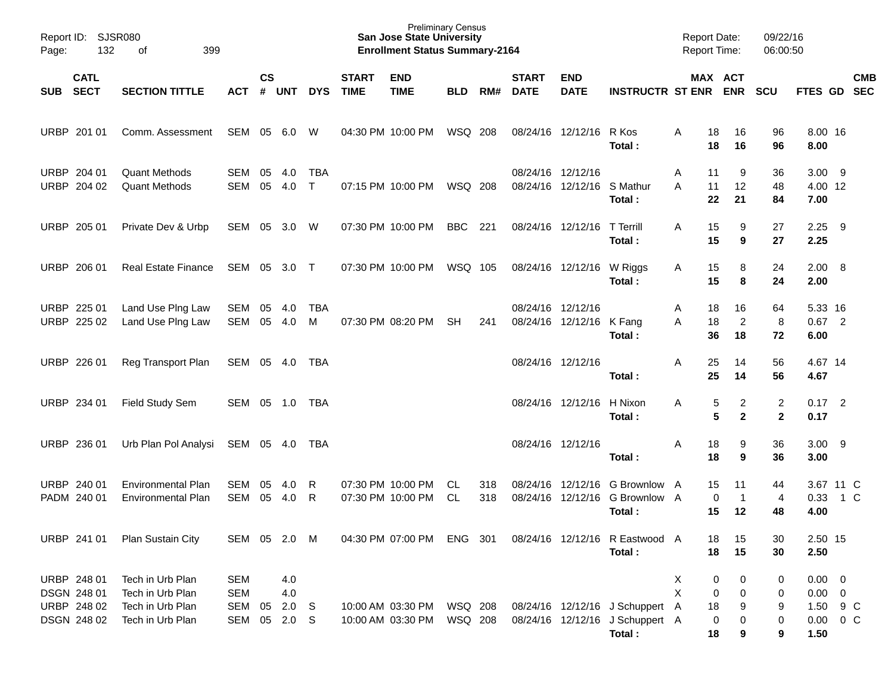Report ID: SJSR080
Page: 132 of 399

Preliminary Census
**San Jose State University**
**Enrollment Status Summary-2164**

Report Date: 09/22/16
Report Time: 06:00:50

| SUB | CATL SECT | SECTION TITTLE | ACT | CS # | UNT | DYS | START TIME | END TIME | BLD | RM# | START DATE | END DATE | INSTRUCTR | ST | MAX ENR | ACT ENR | SCU | FTES | GD | CMB SEC |
|---|---|---|---|---|---|---|---|---|---|---|---|---|---|---|---|---|---|---|---|---|
| URBP | 201 01 | Comm. Assessment | SEM | 05 | 6.0 | W | 04:30 PM | 10:00 PM | WSQ | 208 | 08/24/16 | 12/12/16 | R Kos | A | 18 | 16 | 96 | 8.00 | 16 | |
| | | | | | | | | | | | | | **Total :** | | **18** | **16** | **96** | **8.00** | | |
| URBP | 204 01 | Quant Methods | SEM | 05 | 4.0 | TBA | | | | | 08/24/16 | 12/12/16 | | A | 11 | 9 | 36 | 3.00 | 9 | |
| URBP | 204 02 | Quant Methods | SEM | 05 | 4.0 | T | 07:15 PM | 10:00 PM | WSQ | 208 | 08/24/16 | 12/12/16 | S Mathur | A | 11 | 12 | 48 | 4.00 | 12 | |
| | | | | | | | | | | | | | **Total :** | | **22** | **21** | **84** | **7.00** | | |
| URBP | 205 01 | Private Dev & Urbp | SEM | 05 | 3.0 | W | 07:30 PM | 10:00 PM | BBC | 221 | 08/24/16 | 12/12/16 | T Terrill | A | 15 | 9 | 27 | 2.25 | 9 | |
| | | | | | | | | | | | | | **Total :** | | **15** | **9** | **27** | **2.25** | | |
| URBP | 206 01 | Real Estate Finance | SEM | 05 | 3.0 | T | 07:30 PM | 10:00 PM | WSQ | 105 | 08/24/16 | 12/12/16 | W Riggs | A | 15 | 8 | 24 | 2.00 | 8 | |
| | | | | | | | | | | | | | **Total :** | | **15** | **8** | **24** | **2.00** | | |
| URBP | 225 01 | Land Use Plng Law | SEM | 05 | 4.0 | TBA | | | | | 08/24/16 | 12/12/16 | | A | 18 | 16 | 64 | 5.33 | 16 | |
| URBP | 225 02 | Land Use Plng Law | SEM | 05 | 4.0 | M | 07:30 PM | 08:20 PM | SH | 241 | 08/24/16 | 12/12/16 | K Fang | A | 18 | 2 | 8 | 0.67 | 2 | |
| | | | | | | | | | | | | | **Total :** | | **36** | **18** | **72** | **6.00** | | |
| URBP | 226 01 | Reg Transport Plan | SEM | 05 | 4.0 | TBA | | | | | 08/24/16 | 12/12/16 | | A | 25 | 14 | 56 | 4.67 | 14 | |
| | | | | | | | | | | | | | **Total :** | | **25** | **14** | **56** | **4.67** | | |
| URBP | 234 01 | Field Study Sem | SEM | 05 | 1.0 | TBA | | | | | 08/24/16 | 12/12/16 | H Nixon | A | 5 | 2 | 2 | 0.17 | 2 | |
| | | | | | | | | | | | | | **Total :** | | **5** | **2** | **2** | **0.17** | | |
| URBP | 236 01 | Urb Plan Pol Analysi | SEM | 05 | 4.0 | TBA | | | | | 08/24/16 | 12/12/16 | | A | 18 | 9 | 36 | 3.00 | 9 | |
| | | | | | | | | | | | | | **Total :** | | **18** | **9** | **36** | **3.00** | | |
| URBP | 240 01 | Environmental Plan | SEM | 05 | 4.0 | R | 07:30 PM | 10:00 PM | CL | 318 | 08/24/16 | 12/12/16 | G Brownlow | A | 15 | 11 | 44 | 3.67 | 11 | C |
| PADM | 240 01 | Environmental Plan | SEM | 05 | 4.0 | R | 07:30 PM | 10:00 PM | CL | 318 | 08/24/16 | 12/12/16 | G Brownlow | A | 0 | 1 | 4 | 0.33 | 1 | C |
| | | | | | | | | | | | | | **Total :** | | **15** | **12** | **48** | **4.00** | | |
| URBP | 241 01 | Plan Sustain City | SEM | 05 | 2.0 | M | 04:30 PM | 07:00 PM | ENG | 301 | 08/24/16 | 12/12/16 | R Eastwood | A | 18 | 15 | 30 | 2.50 | 15 | |
| | | | | | | | | | | | | | **Total :** | | **18** | **15** | **30** | **2.50** | | |
| URBP | 248 01 | Tech in Urb Plan | SEM | | 4.0 | | | | | | | | | X | 0 | 0 | 0 | 0.00 | 0 | |
| DSGN | 248 01 | Tech in Urb Plan | SEM | | 4.0 | | | | | | | | | X | 0 | 0 | 0 | 0.00 | 0 | |
| URBP | 248 02 | Tech in Urb Plan | SEM | 05 | 2.0 | S | 10:00 AM | 03:30 PM | WSQ | 208 | 08/24/16 | 12/12/16 | J Schuppert | A | 18 | 9 | 9 | 1.50 | 9 | C |
| DSGN | 248 02 | Tech in Urb Plan | SEM | 05 | 2.0 | S | 10:00 AM | 03:30 PM | WSQ | 208 | 08/24/16 | 12/12/16 | J Schuppert | A | 0 | 0 | 0 | 0.00 | 0 | C |
| | | | | | | | | | | | | | **Total :** | | **18** | **9** | **9** | **1.50** | | |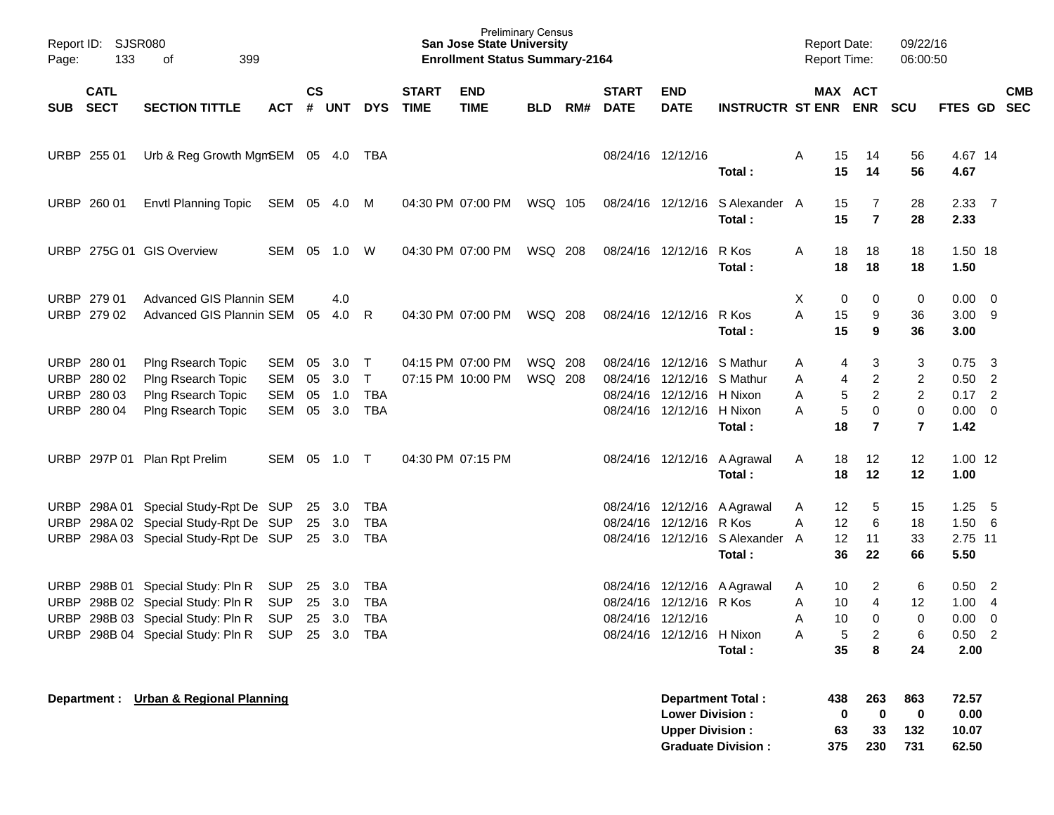Preliminary Census
**San Jose State University**
**Enrollment Status Summary-2164**

Report ID: SJSR080
Report Date: 09/22/16
Report Time: 06:00:50

| SUB | CATL SECT | SECTION TITTLE | ACT | CS # | UNT | DYS | START TIME | END TIME | BLD | RM# | START DATE | END DATE | INSTRUCTR | ST | MAX ENR | ACT ENR | SCU | FTES | GD | CMB SEC |
|---|---|---|---|---|---|---|---|---|---|---|---|---|---|---|---|---|---|---|---|---|
| URBP | 255 01 | Urb & Reg Growth Mgm | SEM | 05 | 4.0 | TBA | | | | | 08/24/16 | 12/12/16 | | A | 15 | 14 | 56 | 4.67 | 14 | |
| | | | | | | | | | | | | | **Total :** | | **15** | **14** | **56** | **4.67** | | |
| URBP | 260 01 | Envtl Planning Topic | SEM | 05 | 4.0 | M | 04:30 PM | 07:00 PM | WSQ | 105 | 08/24/16 | 12/12/16 | S Alexander | A | 15 | 7 | 28 | 2.33 | 7 | |
| | | | | | | | | | | | | | **Total :** | | **15** | **7** | **28** | **2.33** | | |
| URBP | 275G 01 | GIS Overview | SEM | 05 | 1.0 | W | 04:30 PM | 07:00 PM | WSQ | 208 | 08/24/16 | 12/12/16 | R Kos | A | 18 | 18 | 18 | 1.50 | 18 | |
| | | | | | | | | | | | | | **Total :** | | **18** | **18** | **18** | **1.50** | | |
| URBP | 279 01 | Advanced GIS Plannin | SEM | | 4.0 | | | | | | | | | X | 0 | 0 | 0 | 0.00 | 0 | |
| URBP | 279 02 | Advanced GIS Plannin | SEM | 05 | 4.0 | R | 04:30 PM | 07:00 PM | WSQ | 208 | 08/24/16 | 12/12/16 | R Kos | A | 15 | 9 | 36 | 3.00 | 9 | |
| | | | | | | | | | | | | | **Total :** | | **15** | **9** | **36** | **3.00** | | |
| URBP | 280 01 | Plng Rsearch Topic | SEM | 05 | 3.0 | T | 04:15 PM | 07:00 PM | WSQ | 208 | 08/24/16 | 12/12/16 | S Mathur | A | 4 | 3 | 3 | 0.75 | 3 | |
| URBP | 280 02 | Plng Rsearch Topic | SEM | 05 | 3.0 | T | 07:15 PM | 10:00 PM | WSQ | 208 | 08/24/16 | 12/12/16 | S Mathur | A | 4 | 2 | 2 | 0.50 | 2 | |
| URBP | 280 03 | Plng Rsearch Topic | SEM | 05 | 1.0 | TBA | | | | | 08/24/16 | 12/12/16 | H Nixon | A | 5 | 2 | 2 | 0.17 | 2 | |
| URBP | 280 04 | Plng Rsearch Topic | SEM | 05 | 3.0 | TBA | | | | | 08/24/16 | 12/12/16 | H Nixon | A | 5 | 0 | 0 | 0.00 | 0 | |
| | | | | | | | | | | | | | **Total :** | | **18** | **7** | **7** | **1.42** | | |
| URBP | 297P 01 | Plan Rpt Prelim | SEM | 05 | 1.0 | T | 04:30 PM | 07:15 PM | | | 08/24/16 | 12/12/16 | A Agrawal | A | 18 | 12 | 12 | 1.00 | 12 | |
| | | | | | | | | | | | | | **Total :** | | **18** | **12** | **12** | **1.00** | | |
| URBP | 298A 01 | Special Study-Rpt De | SUP | 25 | 3.0 | TBA | | | | | 08/24/16 | 12/12/16 | A Agrawal | A | 12 | 5 | 15 | 1.25 | 5 | |
| URBP | 298A 02 | Special Study-Rpt De | SUP | 25 | 3.0 | TBA | | | | | 08/24/16 | 12/12/16 | R Kos | A | 12 | 6 | 18 | 1.50 | 6 | |
| URBP | 298A 03 | Special Study-Rpt De | SUP | 25 | 3.0 | TBA | | | | | 08/24/16 | 12/12/16 | S Alexander | A | 12 | 11 | 33 | 2.75 | 11 | |
| | | | | | | | | | | | | | **Total :** | | **36** | **22** | **66** | **5.50** | | |
| URBP | 298B 01 | Special Study: Pln R | SUP | 25 | 3.0 | TBA | | | | | 08/24/16 | 12/12/16 | A Agrawal | A | 10 | 2 | 6 | 0.50 | 2 | |
| URBP | 298B 02 | Special Study: Pln R | SUP | 25 | 3.0 | TBA | | | | | 08/24/16 | 12/12/16 | R Kos | A | 10 | 4 | 12 | 1.00 | 4 | |
| URBP | 298B 03 | Special Study: Pln R | SUP | 25 | 3.0 | TBA | | | | | 08/24/16 | 12/12/16 | | A | 10 | 0 | 0 | 0.00 | 0 | |
| URBP | 298B 04 | Special Study: Pln R | SUP | 25 | 3.0 | TBA | | | | | 08/24/16 | 12/12/16 | H Nixon | A | 5 | 2 | 6 | 0.50 | 2 | |
| | | | | | | | | | | | | | **Total :** | | **35** | **8** | **24** | **2.00** | | |

**Department : Urban & Regional Planning**

| | MAX ENR | ACT ENR | SCU | FTES |
|---|---|---|---|---|
| **Department Total :** | **438** | **263** | **863** | **72.57** |
| **Lower Division :** | **0** | **0** | **0** | **0.00** |
| **Upper Division :** | **63** | **33** | **132** | **10.07** |
| **Graduate Division :** | **375** | **230** | **731** | **62.50** |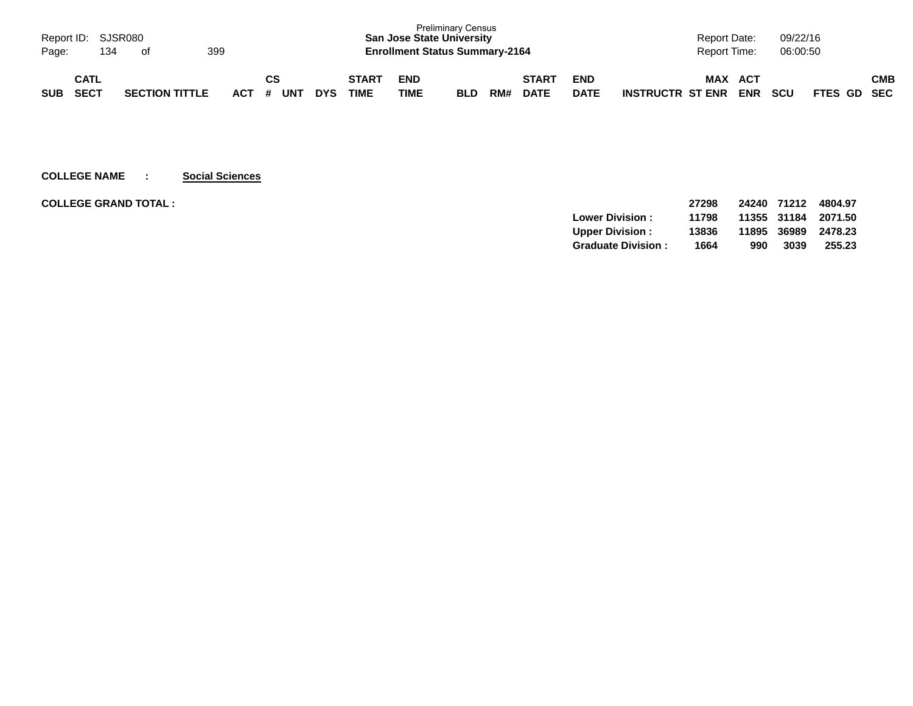| SUB | CATL SECT | SECTION TITTLE | ACT | CS # | UNT | DYS | START TIME | END TIME | BLD | RM# | START DATE | END DATE | INSTRUCTR | MAX ST ENR | ACT ENR | SCU | FTES | GD | CMB SEC |
|---|---|---|---|---|---|---|---|---|---|---|---|---|---|---|---|---|---|---|---|

**COLLEGE NAME : Social Sciences**

| | | | | | |
|---|---|---|---|---|---|
| **COLLEGE GRAND TOTAL :** | | **27298** | **24240** | **71212** | **4804.97** |
| | **Lower Division :** | **11798** | **11355** | **31184** | **2071.50** |
| | **Upper Division :** | **13836** | **11895** | **36989** | **2478.23** |
| | **Graduate Division :** | **1664** | **990** | **3039** | **255.23** |